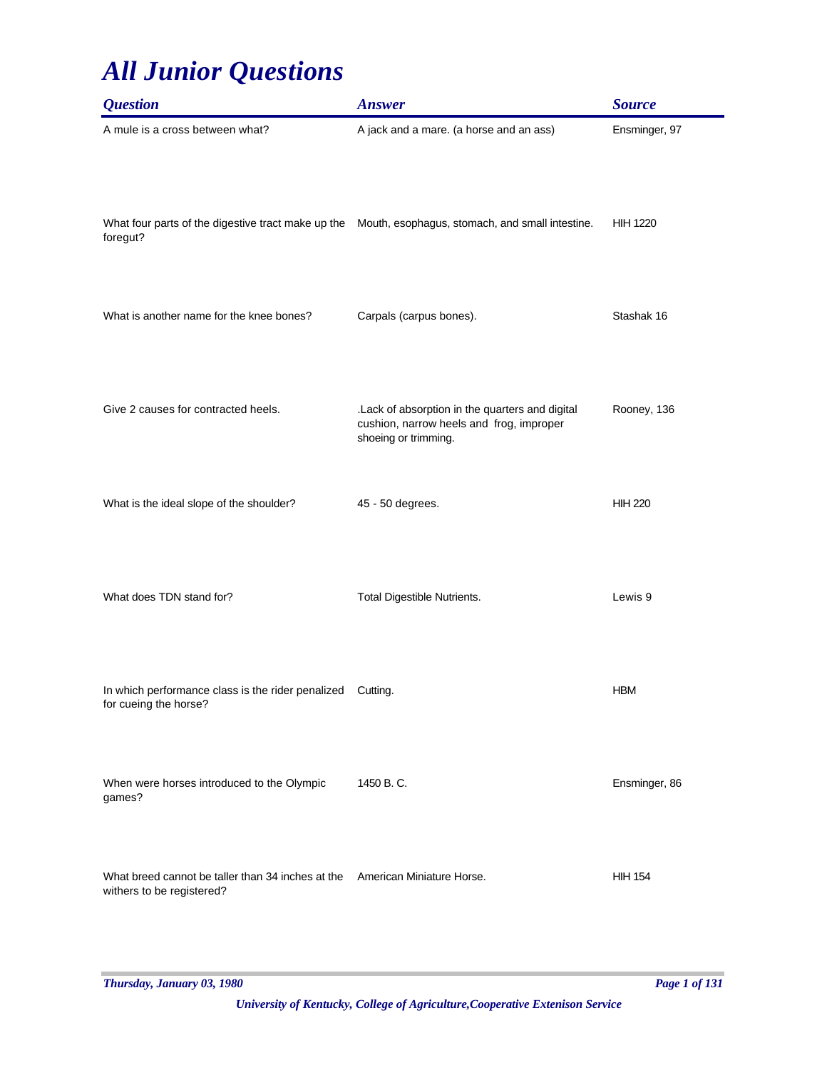# All Junior Questions

| Question | Answer | Source |
|---|---|---|
| A mule is a cross between what? | A jack and a mare. (a horse and an ass) | Ensminger, 97 |
| What four parts of the digestive tract make up the foregut? | Mouth, esophagus, stomach, and small intestine. | HIH 1220 |
| What is another name for the knee bones? | Carpals (carpus bones). | Stashak 16 |
| Give 2 causes for contracted heels. | .Lack of absorption in the quarters and digital cushion, narrow heels and frog, improper shoeing or trimming. | Rooney, 136 |
| What is the ideal slope of the shoulder? | 45 - 50 degrees. | HIH 220 |
| What does TDN stand for? | Total Digestible Nutrients. | Lewis 9 |
| In which performance class is the rider penalized for cueing the horse? | Cutting. | HBM |
| When were horses introduced to the Olympic games? | 1450 B. C. | Ensminger, 86 |
| What breed cannot be taller than 34 inches at the withers to be registered? | American Miniature Horse. | HIH 154 |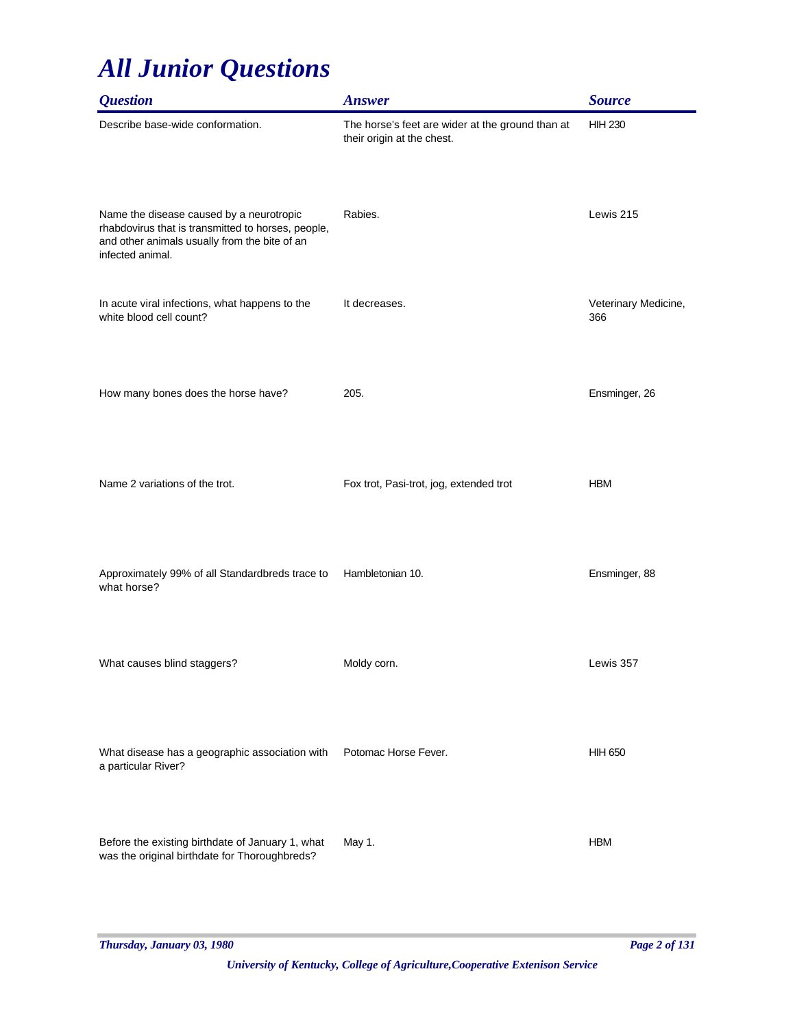# *All Junior Questions*

| *Question* | *Answer* | *Source* |
|---|---|---|
| Describe base-wide conformation. | The horse's feet are wider at the ground than at their origin at the chest. | HIH 230 |
| Name the disease caused by a neurotropic rhabdovirus that is transmitted to horses, people, and other animals usually from the bite of an infected animal. | Rabies. | Lewis 215 |
| In acute viral infections, what happens to the white blood cell count? | It decreases. | Veterinary Medicine, 366 |
| How many bones does the horse have? | 205. | Ensminger, 26 |
| Name 2 variations of the trot. | Fox trot, Pasi-trot, jog, extended trot | HBM |
| Approximately 99% of all Standardbreds trace to what horse? | Hambletonian 10. | Ensminger, 88 |
| What causes blind staggers? | Moldy corn. | Lewis 357 |
| What disease has a geographic association with a particular River? | Potomac Horse Fever. | HIH 650 |
| Before the existing birthdate of January 1, what was the original birthdate for Thoroughbreds? | May 1. | HBM |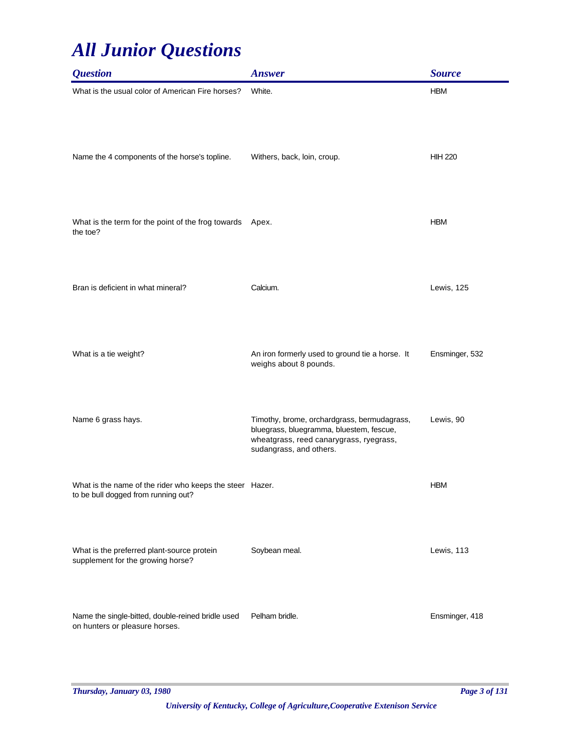# All Junior Questions

| Question | Answer | Source |
| --- | --- | --- |
| What is the usual color of American Fire horses? | White. | HBM |
| Name the 4 components of the horse's topline. | Withers, back, loin, croup. | HIH 220 |
| What is the term for the point of the frog towards the toe? | Apex. | HBM |
| Bran is deficient in what mineral? | Calcium. | Lewis, 125 |
| What is a tie weight? | An iron formerly used to ground tie a horse. It weighs about 8 pounds. | Ensminger, 532 |
| Name 6 grass hays. | Timothy, brome, orchardgrass, bermudagrass, bluegrass, bluegramma, bluestem, fescue, wheatgrass, reed canarygrass, ryegrass, sudangrass, and others. | Lewis, 90 |
| What is the name of the rider who keeps the steer to be bull dogged from running out? | Hazer. | HBM |
| What is the preferred plant-source protein supplement for the growing horse? | Soybean meal. | Lewis, 113 |
| Name the single-bitted, double-reined bridle used on hunters or pleasure horses. | Pelham bridle. | Ensminger, 418 |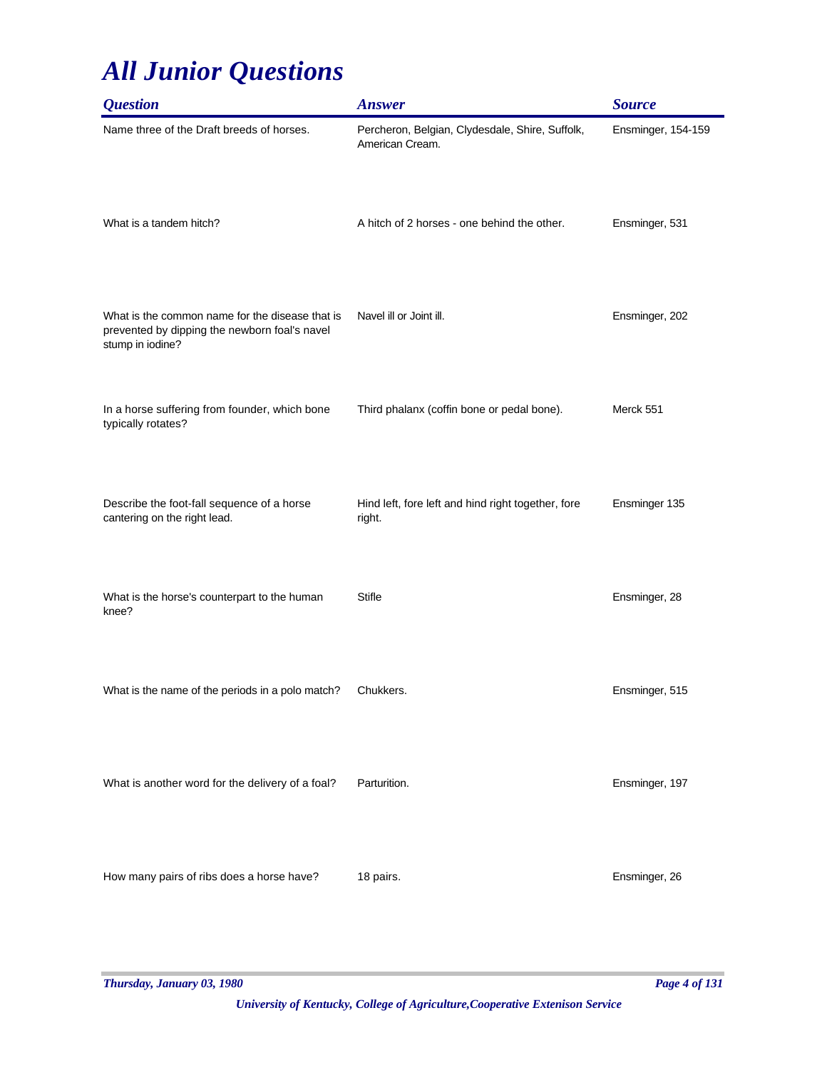# *All Junior Questions*

| *Question* | *Answer* | *Source* |
|---|---|---|
| Name three of the Draft breeds of horses. | Percheron, Belgian, Clydesdale, Shire, Suffolk, American Cream. | Ensminger, 154-159 |
| What is a tandem hitch? | A hitch of 2 horses - one behind the other. | Ensminger, 531 |
| What is the common name for the disease that is prevented by dipping the newborn foal's navel stump in iodine? | Navel ill or Joint ill. | Ensminger, 202 |
| In a horse suffering from founder, which bone typically rotates? | Third phalanx (coffin bone or pedal bone). | Merck 551 |
| Describe the foot-fall sequence of a horse cantering on the right lead. | Hind left, fore left and hind right together, fore right. | Ensminger 135 |
| What is the horse's counterpart to the human knee? | Stifle | Ensminger, 28 |
| What is the name of the periods in a polo match? | Chukkers. | Ensminger, 515 |
| What is another word for the delivery of a foal? | Parturition. | Ensminger, 197 |
| How many pairs of ribs does a horse have? | 18 pairs. | Ensminger, 26 |

*University of Kentucky, College of Agriculture,Cooperative Extenison Service*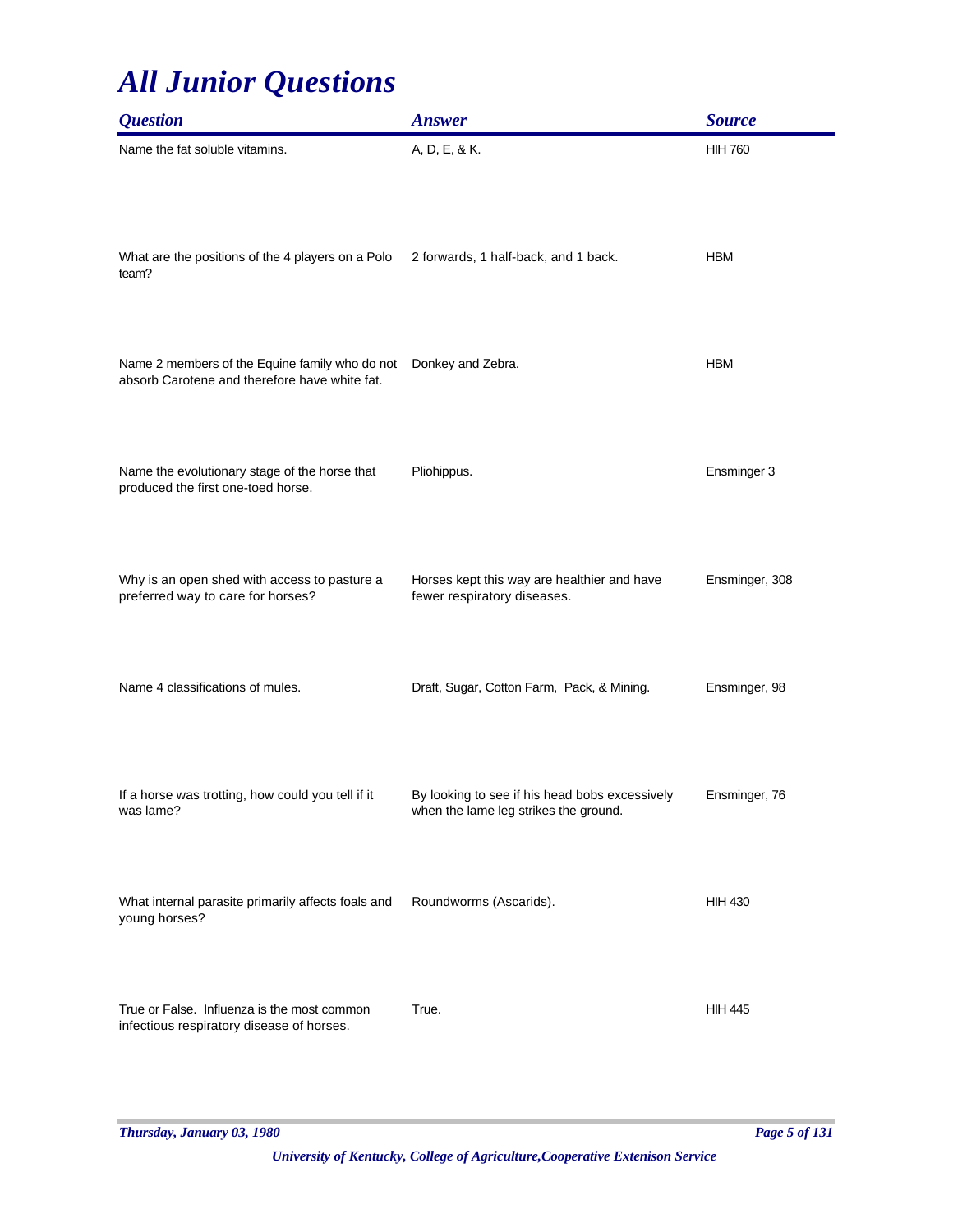# All Junior Questions

| Question | Answer | Source |
|---|---|---|
| Name the fat soluble vitamins. | A, D, E, & K. | HIH 760 |
| What are the positions of the 4 players on a Polo team? | 2 forwards, 1 half-back, and 1 back. | HBM |
| Name 2 members of the Equine family who do not absorb Carotene and therefore have white fat. | Donkey and Zebra. | HBM |
| Name the evolutionary stage of the horse that produced the first one-toed horse. | Pliohippus. | Ensminger 3 |
| Why is an open shed with access to pasture a preferred way to care for horses? | Horses kept this way are healthier and have fewer respiratory diseases. | Ensminger, 308 |
| Name 4 classifications of mules. | Draft, Sugar, Cotton Farm, Pack, & Mining. | Ensminger, 98 |
| If a horse was trotting, how could you tell if it was lame? | By looking to see if his head bobs excessively when the lame leg strikes the ground. | Ensminger, 76 |
| What internal parasite primarily affects foals and young horses? | Roundworms (Ascarids). | HIH 430 |
| True or False. Influenza is the most common infectious respiratory disease of horses. | True. | HIH 445 |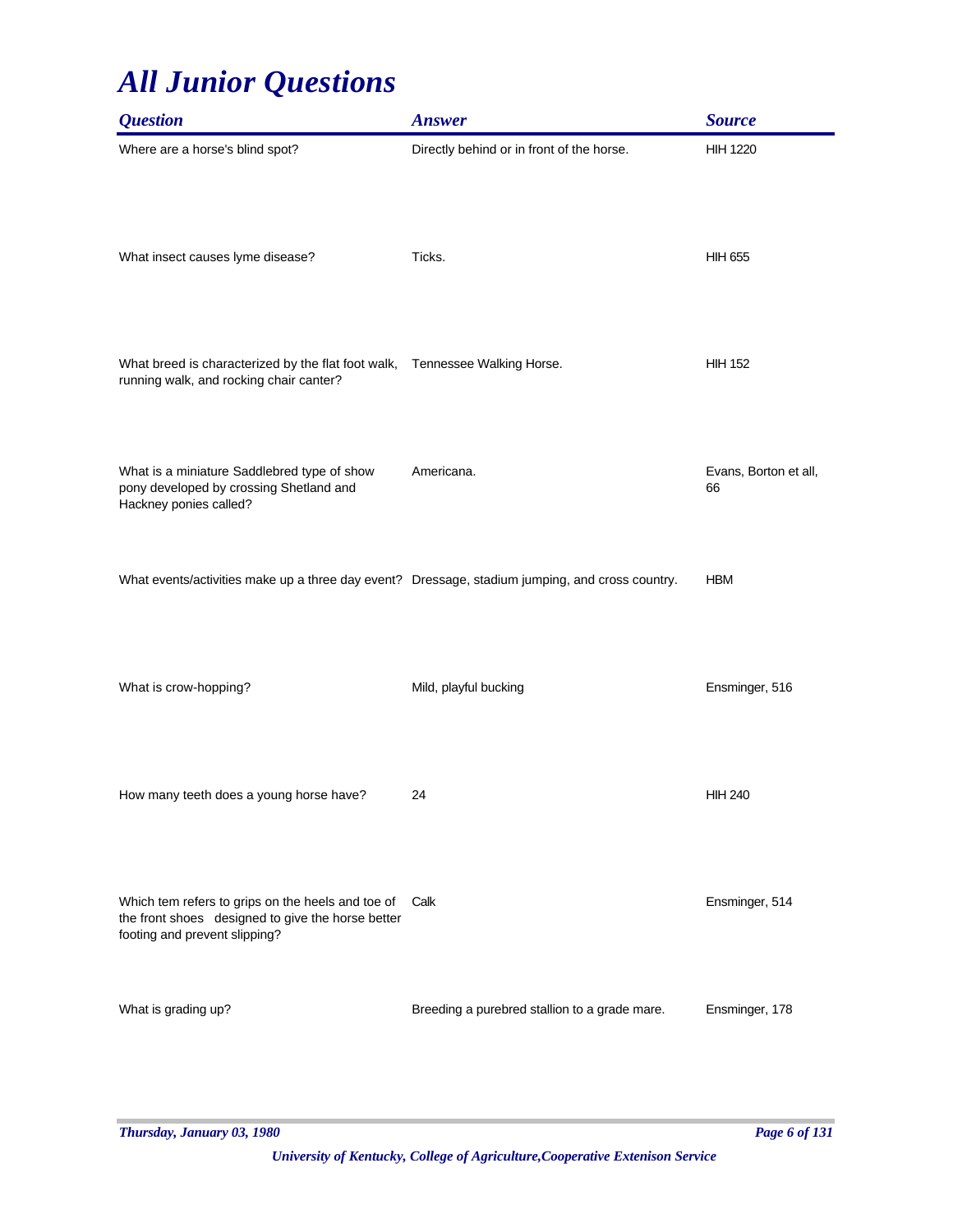# All Junior Questions

| Question | Answer | Source |
|---|---|---|
| Where are a horse's blind spot? | Directly behind or in front of the horse. | HIH 1220 |
| What insect causes lyme disease? | Ticks. | HIH 655 |
| What breed is characterized by the flat foot walk, running walk, and rocking chair canter? | Tennessee Walking Horse. | HIH 152 |
| What is a miniature Saddlebred type of show pony developed by crossing Shetland and Hackney ponies called? | Americana. | Evans, Borton et all, 66 |
| What events/activities make up a three day event? | Dressage, stadium jumping, and cross country. | HBM |
| What is crow-hopping? | Mild, playful bucking | Ensminger, 516 |
| How many teeth does a young horse have? | 24 | HIH 240 |
| Which tem refers to grips on the heels and toe of the front shoes designed to give the horse better footing and prevent slipping? | Calk | Ensminger, 514 |
| What is grading up? | Breeding a purebred stallion to a grade mare. | Ensminger, 178 |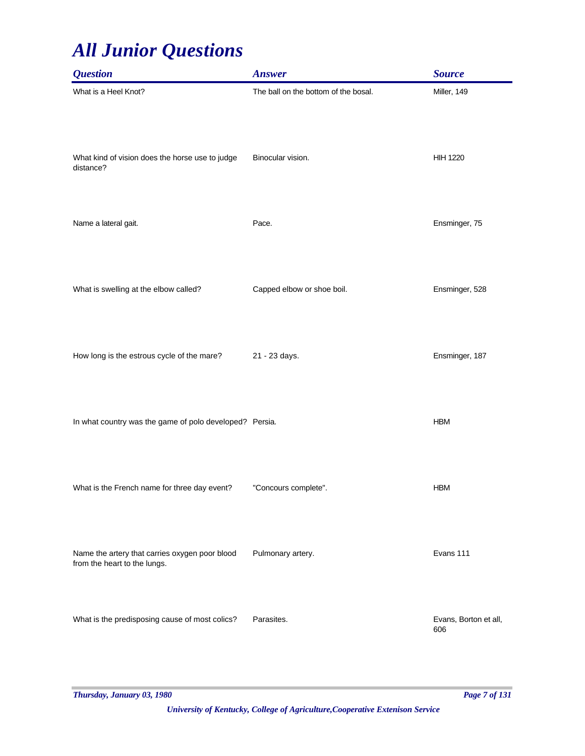# All Junior Questions

| Question | Answer | Source |
|---|---|---|
| What is a Heel Knot? | The ball on the bottom of the bosal. | Miller, 149 |
| What kind of vision does the horse use to judge distance? | Binocular vision. | HIH 1220 |
| Name a lateral gait. | Pace. | Ensminger, 75 |
| What is swelling at the elbow called? | Capped elbow or shoe boil. | Ensminger, 528 |
| How long is the estrous cycle of the mare? | 21 - 23 days. | Ensminger, 187 |
| In what country was the game of polo developed? | Persia. | HBM |
| What is the French name for three day event? | "Concours complete". | HBM |
| Name the artery that carries oxygen poor blood from the heart to the lungs. | Pulmonary artery. | Evans 111 |
| What is the predisposing cause of most colics? | Parasites. | Evans, Borton et all, 606 |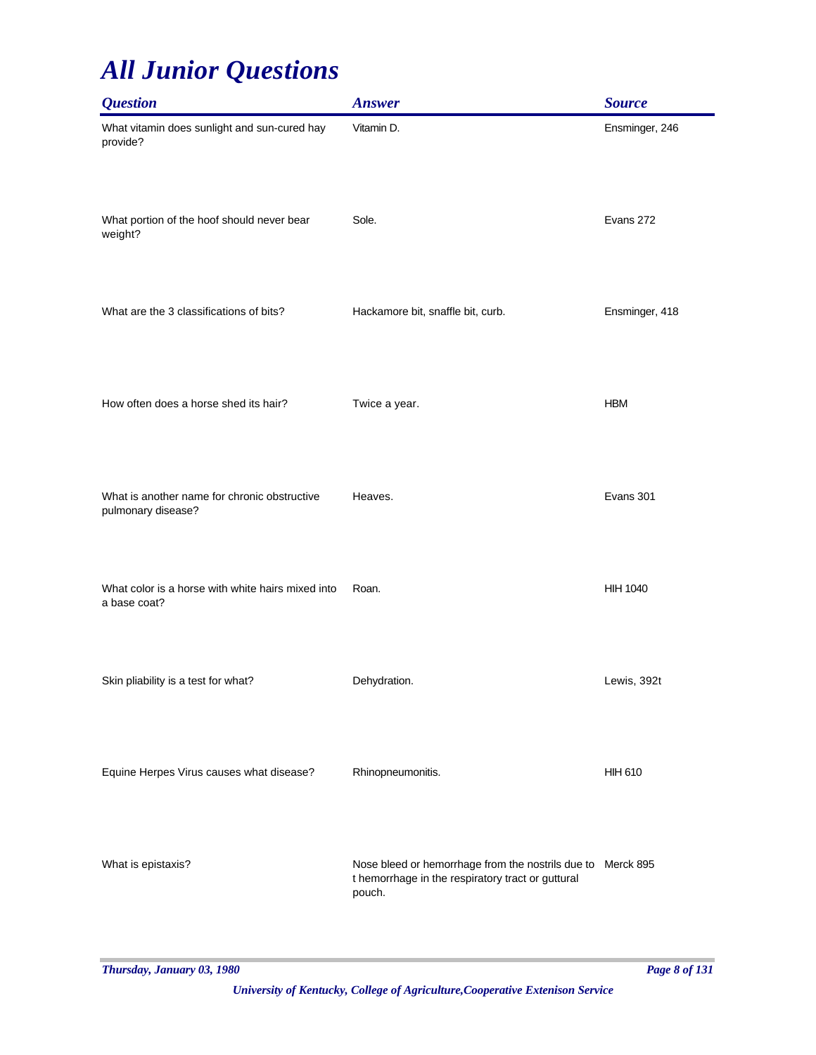# All Junior Questions

| Question | Answer | Source |
| --- | --- | --- |
| What vitamin does sunlight and sun-cured hay provide? | Vitamin D. | Ensminger, 246 |
| What portion of the hoof should never bear weight? | Sole. | Evans 272 |
| What are the 3 classifications of bits? | Hackamore bit, snaffle bit, curb. | Ensminger, 418 |
| How often does a horse shed its hair? | Twice a year. | HBM |
| What is another name for chronic obstructive pulmonary disease? | Heaves. | Evans 301 |
| What color is a horse with white hairs mixed into a base coat? | Roan. | HIH 1040 |
| Skin pliability is a test for what? | Dehydration. | Lewis, 392t |
| Equine Herpes Virus causes what disease? | Rhinopneumonitis. | HIH 610 |
| What is epistaxis? | Nose bleed or hemorrhage from the nostrils due to t hemorrhage in the respiratory tract or guttural pouch. | Merck 895 |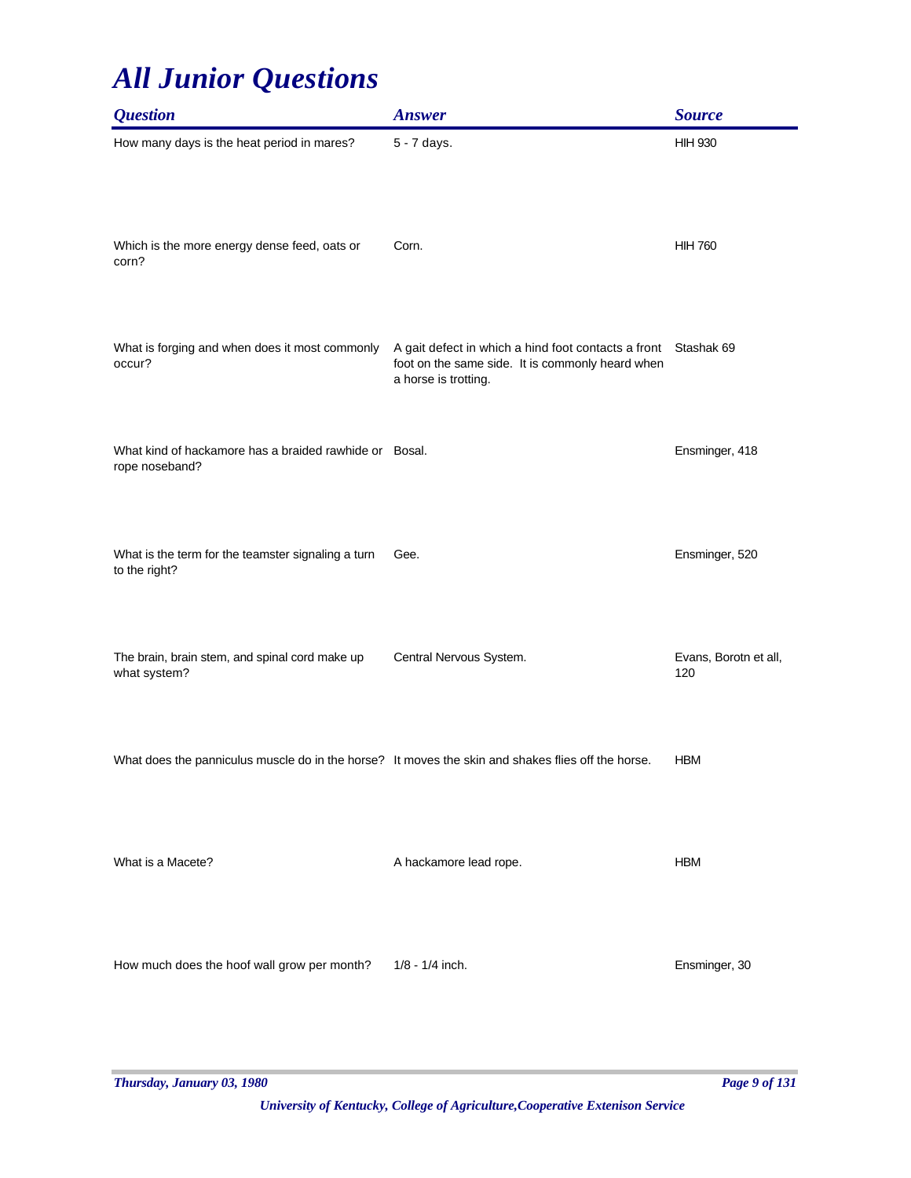# All Junior Questions

| Question | Answer | Source |
|---|---|---|
| How many days is the heat period in mares? | 5 - 7 days. | HIH 930 |
| Which is the more energy dense feed, oats or corn? | Corn. | HIH 760 |
| What is forging and when does it most commonly occur? | A gait defect in which a hind foot contacts a front foot on the same side. It is commonly heard when a horse is trotting. | Stashak 69 |
| What kind of hackamore has a braided rawhide or rope noseband? | Bosal. | Ensminger, 418 |
| What is the term for the teamster signaling a turn to the right? | Gee. | Ensminger, 520 |
| The brain, brain stem, and spinal cord make up what system? | Central Nervous System. | Evans, Borotn et all, 120 |
| What does the panniculus muscle do in the horse? | It moves the skin and shakes flies off the horse. | HBM |
| What is a Macete? | A hackamore lead rope. | HBM |
| How much does the hoof wall grow per month? | 1/8 - 1/4 inch. | Ensminger, 30 |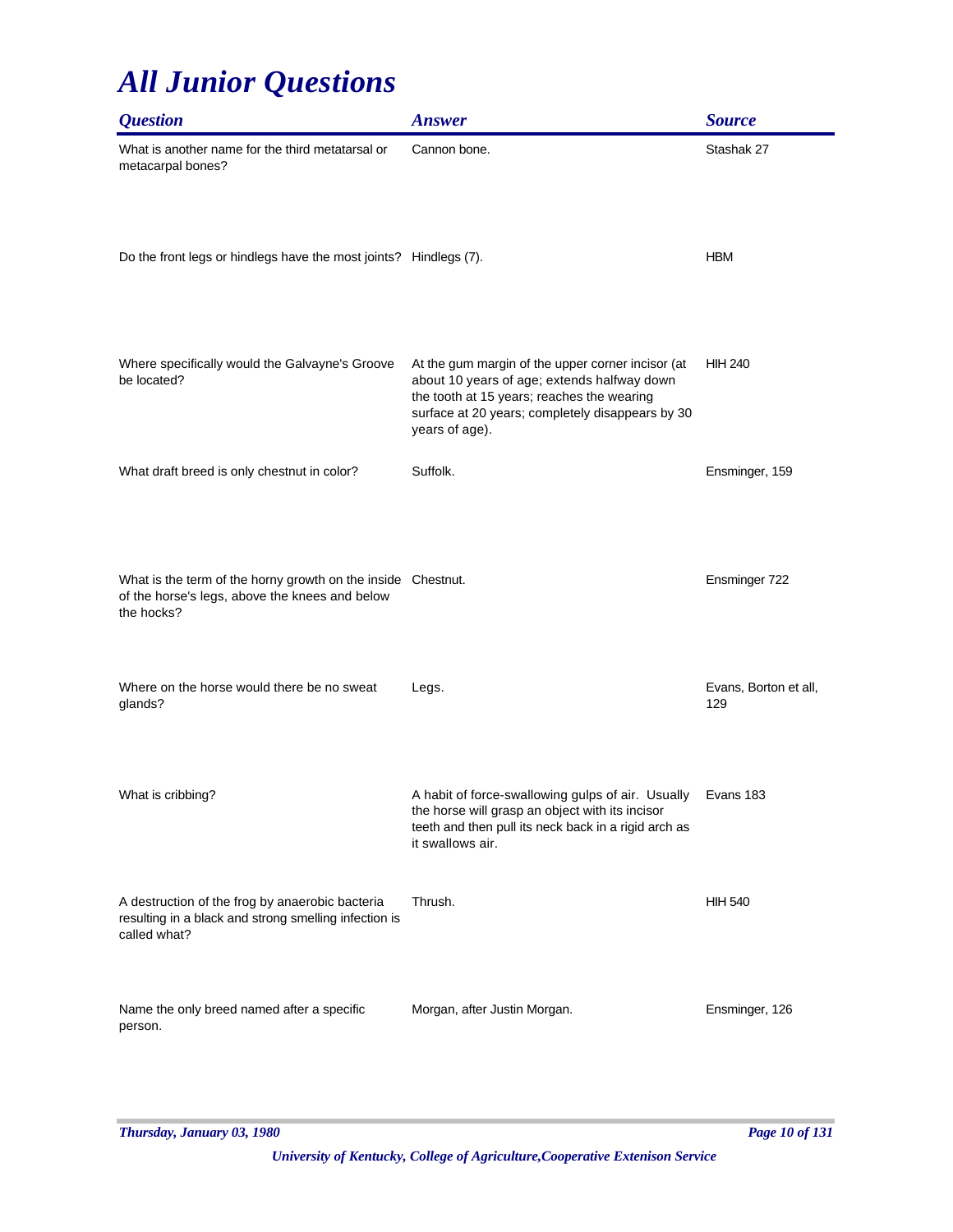# All Junior Questions

| Question | Answer | Source |
| --- | --- | --- |
| What is another name for the third metatarsal or metacarpal bones? | Cannon bone. | Stashak 27 |
| Do the front legs or hindlegs have the most joints? | Hindlegs (7). | HBM |
| Where specifically would the Galvayne's Groove be located? | At the gum margin of the upper corner incisor (at about 10 years of age; extends halfway down the tooth at 15 years; reaches the wearing surface at 20 years; completely disappears by 30 years of age). | HIH 240 |
| What draft breed is only chestnut in color? | Suffolk. | Ensminger, 159 |
| What is the term of the horny growth on the inside of the horse's legs, above the knees and below the hocks? | Chestnut. | Ensminger 722 |
| Where on the horse would there be no sweat glands? | Legs. | Evans, Borton et all, 129 |
| What is cribbing? | A habit of force-swallowing gulps of air. Usually the horse will grasp an object with its incisor teeth and then pull its neck back in a rigid arch as it swallows air. | Evans 183 |
| A destruction of the frog by anaerobic bacteria resulting in a black and strong smelling infection is called what? | Thrush. | HIH 540 |
| Name the only breed named after a specific person. | Morgan, after Justin Morgan. | Ensminger, 126 |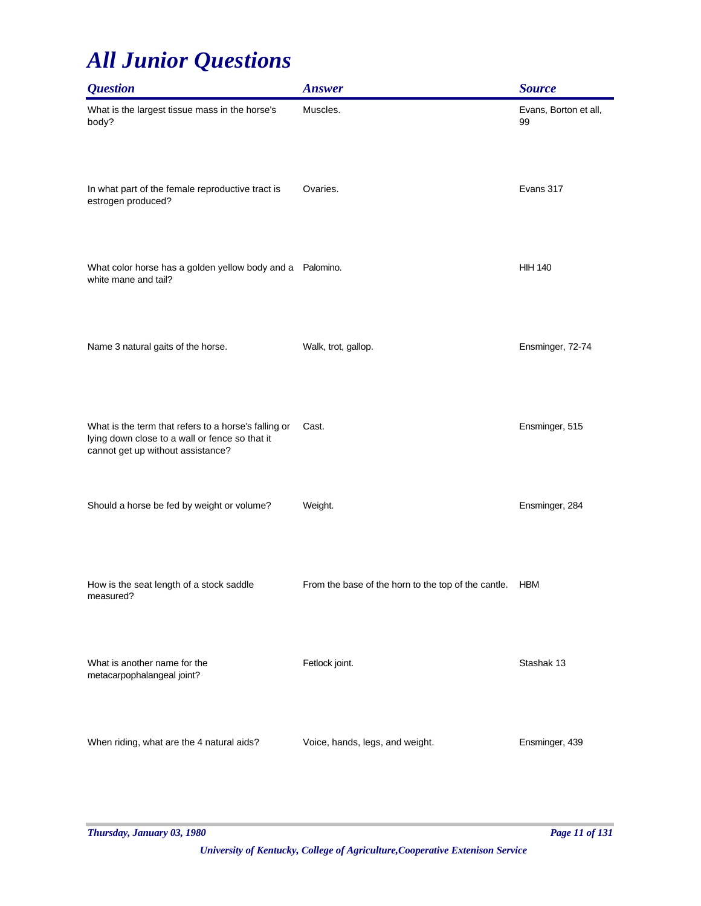# All Junior Questions

| Question | Answer | Source |
| --- | --- | --- |
| What is the largest tissue mass in the horse's body? | Muscles. | Evans, Borton et all, 99 |
| In what part of the female reproductive tract is estrogen produced? | Ovaries. | Evans 317 |
| What color horse has a golden yellow body and a white mane and tail? | Palomino. | HIH 140 |
| Name 3 natural gaits of the horse. | Walk, trot, gallop. | Ensminger, 72-74 |
| What is the term that refers to a horse's falling or lying down close to a wall or fence so that it cannot get up without assistance? | Cast. | Ensminger, 515 |
| Should a horse be fed by weight or volume? | Weight. | Ensminger, 284 |
| How is the seat length of a stock saddle measured? | From the base of the horn to the top of the cantle. | HBM |
| What is another name for the metacarpophalangeal joint? | Fetlock joint. | Stashak 13 |
| When riding, what are the 4 natural aids? | Voice, hands, legs, and weight. | Ensminger, 439 |

*University of Kentucky, College of Agriculture,Cooperative Extenison Service*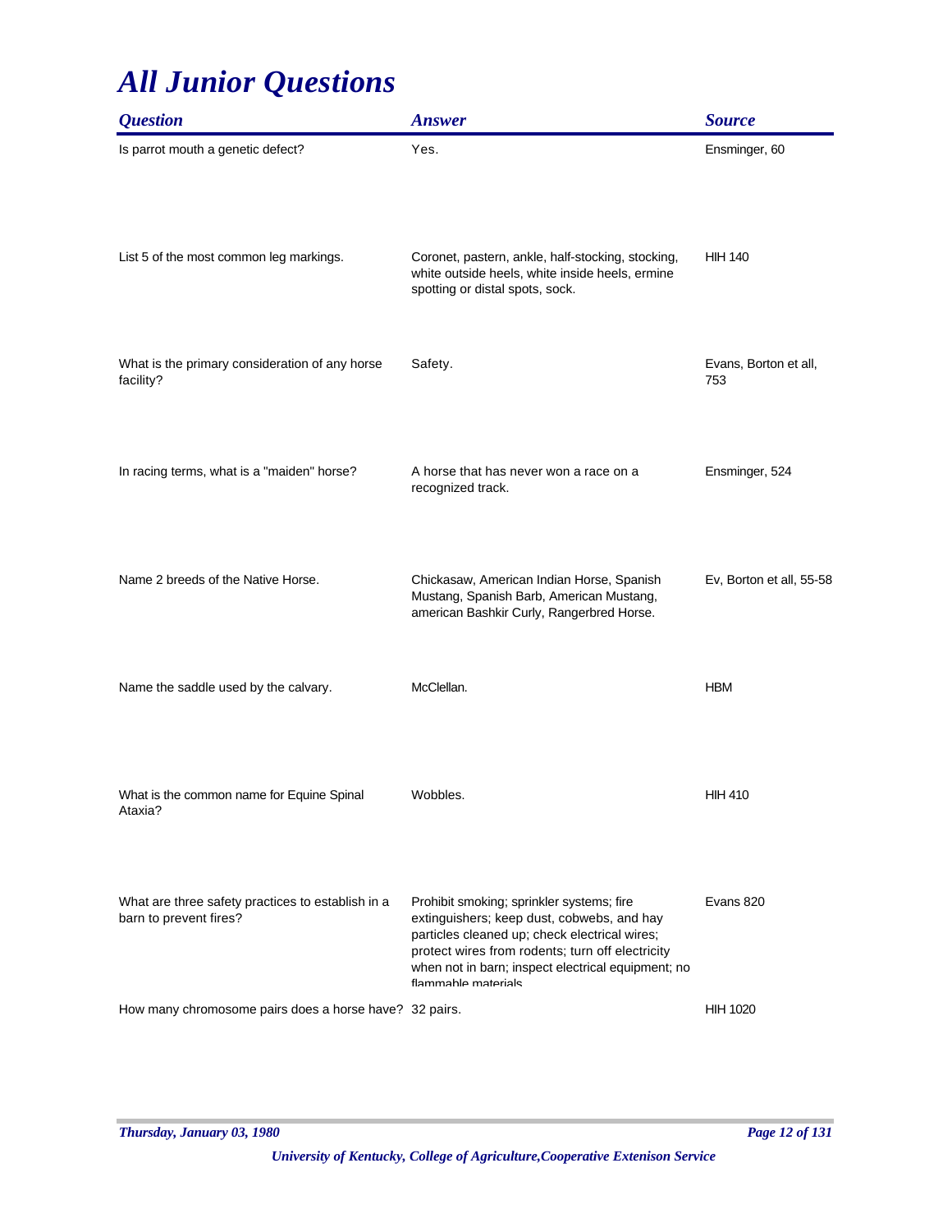# All Junior Questions

| Question | Answer | Source |
|---|---|---|
| Is parrot mouth a genetic defect? | Yes. | Ensminger, 60 |
| List 5 of the most common leg markings. | Coronet, pastern, ankle, half-stocking, stocking, white outside heels, white inside heels, ermine spotting or distal spots, sock. | HIH 140 |
| What is the primary consideration of any horse facility? | Safety. | Evans, Borton et all, 753 |
| In racing terms, what is a "maiden" horse? | A horse that has never won a race on a recognized track. | Ensminger, 524 |
| Name 2 breeds of the Native Horse. | Chickasaw, American Indian Horse, Spanish Mustang, Spanish Barb, American Mustang, american Bashkir Curly, Rangerbred Horse. | Ev, Borton et all, 55-58 |
| Name the saddle used by the calvary. | McClellan. | HBM |
| What is the common name for Equine Spinal Ataxia? | Wobbles. | HIH 410 |
| What are three safety practices to establish in a barn to prevent fires? | Prohibit smoking; sprinkler systems; fire extinguishers; keep dust, cobwebs, and hay particles cleaned up; check electrical wires; protect wires from rodents; turn off electricity when not in barn; inspect electrical equipment; no flammable materials | Evans 820 |
| How many chromosome pairs does a horse have? | 32 pairs. | HIH 1020 |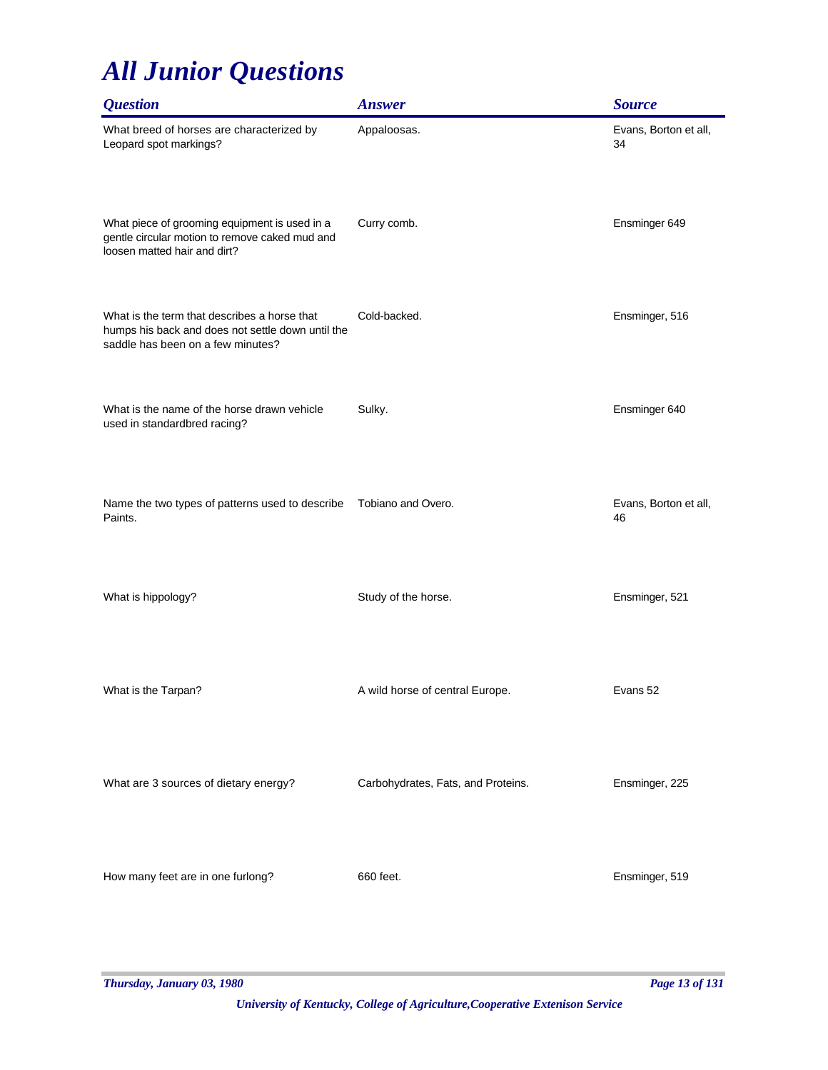# *All Junior Questions*

| *Question* | *Answer* | *Source* |
| --- | --- | --- |
| What breed of horses are characterized by Leopard spot markings? | Appaloosas. | Evans, Borton et all, 34 |
| What piece of grooming equipment is used in a gentle circular motion to remove caked mud and loosen matted hair and dirt? | Curry comb. | Ensminger 649 |
| What is the term that describes a horse that humps his back and does not settle down until the saddle has been on a few minutes? | Cold-backed. | Ensminger, 516 |
| What is the name of the horse drawn vehicle used in standardbred racing? | Sulky. | Ensminger 640 |
| Name the two types of patterns used to describe Paints. | Tobiano and Overo. | Evans, Borton et all, 46 |
| What is hippology? | Study of the horse. | Ensminger, 521 |
| What is the Tarpan? | A wild horse of central Europe. | Evans 52 |
| What are 3 sources of dietary energy? | Carbohydrates, Fats, and Proteins. | Ensminger, 225 |
| How many feet are in one furlong? | 660 feet. | Ensminger, 519 |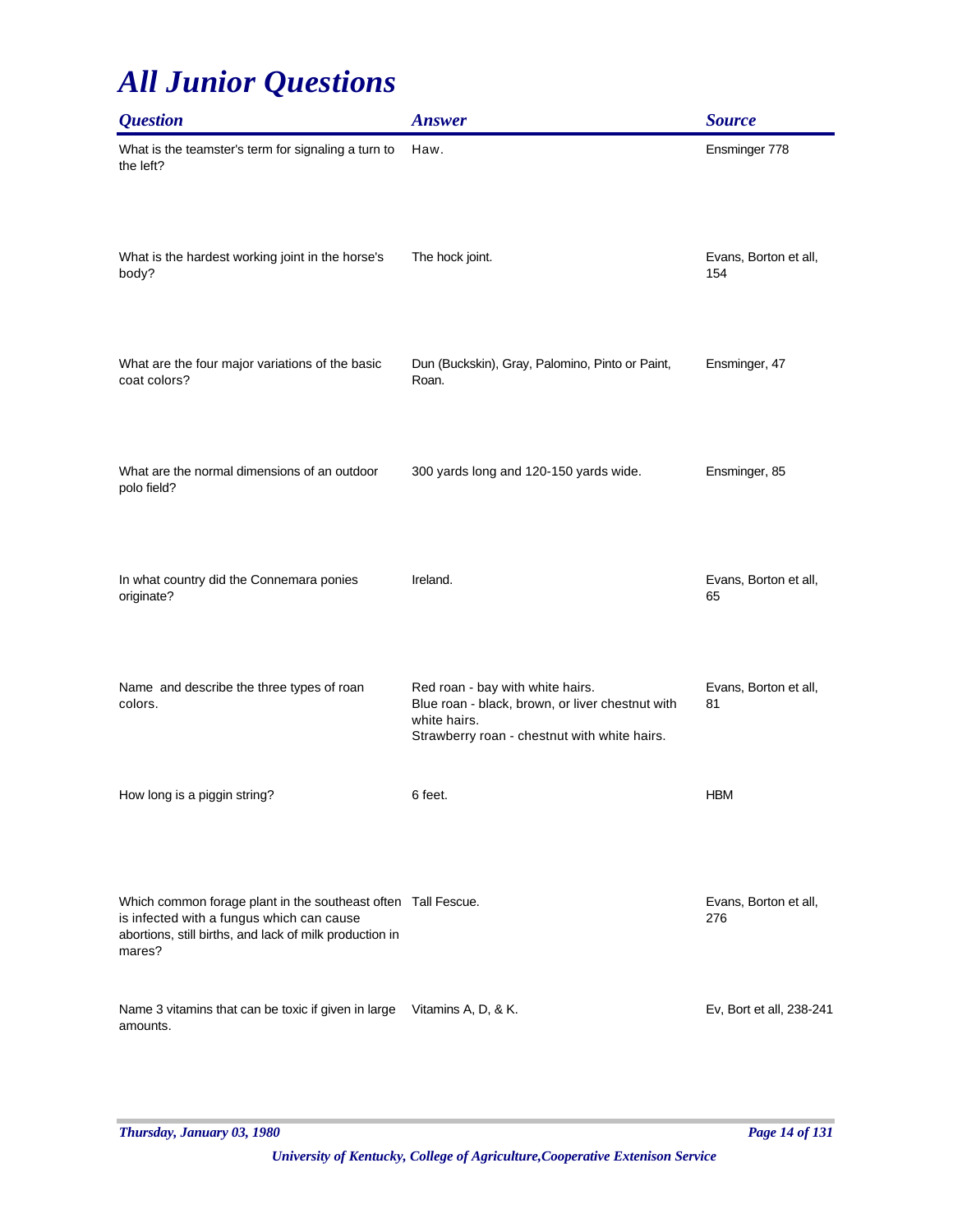# All Junior Questions

| Question | Answer | Source |
|---|---|---|
| What is the teamster's term for signaling a turn to the left? | Haw. | Ensminger 778 |
| What is the hardest working joint in the horse's body? | The hock joint. | Evans, Borton et all, 154 |
| What are the four major variations of the basic coat colors? | Dun (Buckskin), Gray, Palomino, Pinto or Paint, Roan. | Ensminger, 47 |
| What are the normal dimensions of an outdoor polo field? | 300 yards long and 120-150 yards wide. | Ensminger, 85 |
| In what country did the Connemara ponies originate? | Ireland. | Evans, Borton et all, 65 |
| Name and describe the three types of roan colors. | Red roan - bay with white hairs.<br>Blue roan - black, brown, or liver chestnut with white hairs.<br>Strawberry roan - chestnut with white hairs. | Evans, Borton et all, 81 |
| How long is a piggin string? | 6 feet. | HBM |
| Which common forage plant in the southeast often is infected with a fungus which can cause abortions, still births, and lack of milk production in mares? | Tall Fescue. | Evans, Borton et all, 276 |
| Name 3 vitamins that can be toxic if given in large amounts. | Vitamins A, D, & K. | Ev, Bort et all, 238-241 |

*University of Kentucky, College of Agriculture,Cooperative Extension Service*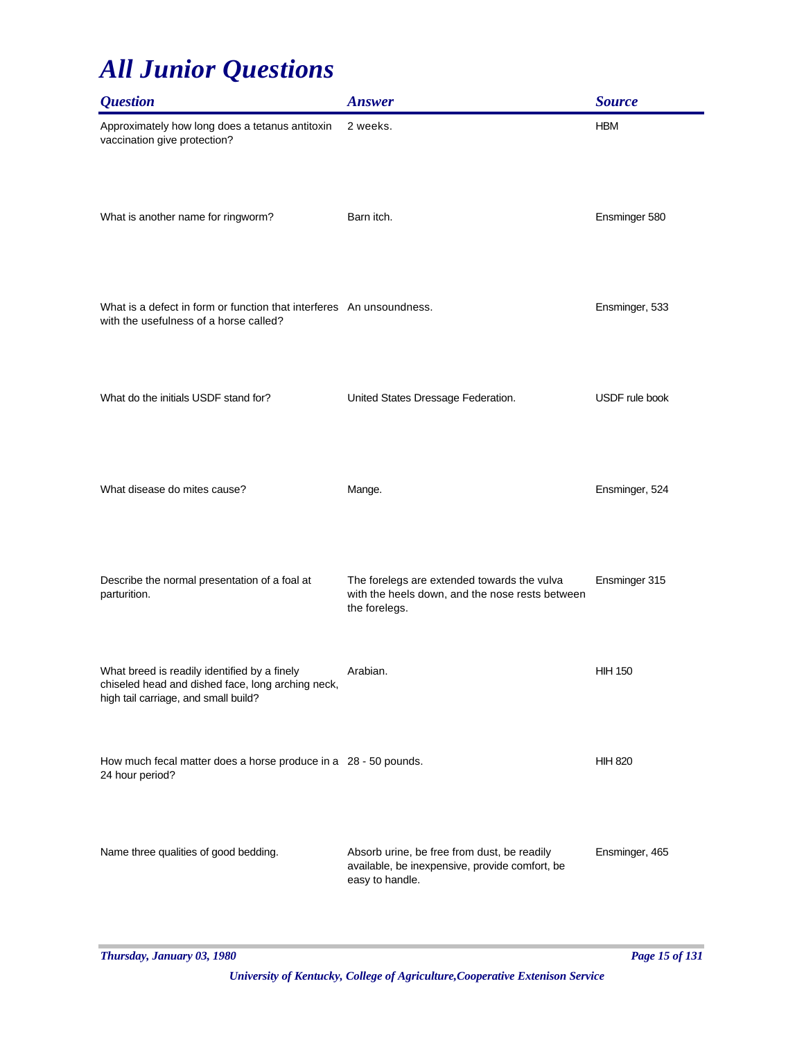# All Junior Questions

| Question | Answer | Source |
|---|---|---|
| Approximately how long does a tetanus antitoxin vaccination give protection? | 2 weeks. | HBM |
| What is another name for ringworm? | Barn itch. | Ensminger 580 |
| What is a defect in form or function that interferes with the usefulness of a horse called? | An unsoundness. | Ensminger, 533 |
| What do the initials USDF stand for? | United States Dressage Federation. | USDF rule book |
| What disease do mites cause? | Mange. | Ensminger, 524 |
| Describe the normal presentation of a foal at parturition. | The forelegs are extended towards the vulva with the heels down, and the nose rests between the forelegs. | Ensminger 315 |
| What breed is readily identified by a finely chiseled head and dished face, long arching neck, high tail carriage, and small build? | Arabian. | HIH 150 |
| How much fecal matter does a horse produce in a 24 hour period? | 28 - 50 pounds. | HIH 820 |
| Name three qualities of good bedding. | Absorb urine, be free from dust, be readily available, be inexpensive, provide comfort, be easy to handle. | Ensminger, 465 |

*Thursday, January 03, 1980*

*University of Kentucky, College of Agriculture,Cooperative Extenison Service*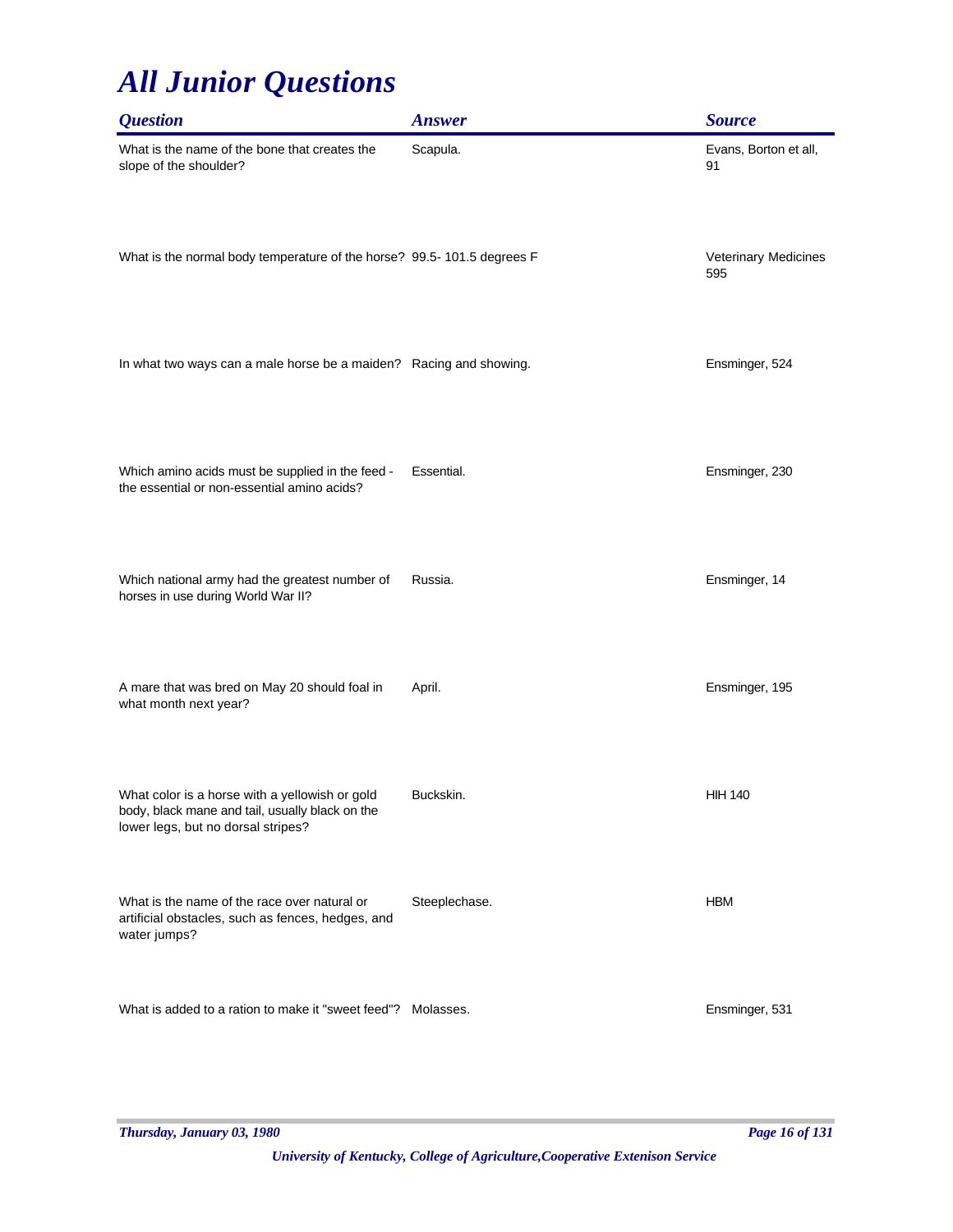# All Junior Questions

| Question | Answer | Source |
| --- | --- | --- |
| What is the name of the bone that creates the slope of the shoulder? | Scapula. | Evans, Borton et all, 91 |
| What is the normal body temperature of the horse? | 99.5- 101.5 degrees F | Veterinary Medicines 595 |
| In what two ways can a male horse be a maiden? | Racing and showing. | Ensminger, 524 |
| Which amino acids must be supplied in the feed - the essential or non-essential amino acids? | Essential. | Ensminger, 230 |
| Which national army had the greatest number of horses in use during World War II? | Russia. | Ensminger, 14 |
| A mare that was bred on May 20 should foal in what month next year? | April. | Ensminger, 195 |
| What color is a horse with a yellowish or gold body, black mane and tail, usually black on the lower legs, but no dorsal stripes? | Buckskin. | HIH 140 |
| What is the name of the race over natural or artificial obstacles, such as fences, hedges, and water jumps? | Steeplechase. | HBM |
| What is added to a ration to make it "sweet feed"? | Molasses. | Ensminger, 531 |

*Thursday, January 03, 1980*

*University of Kentucky, College of Agriculture,Cooperative Extenison Service*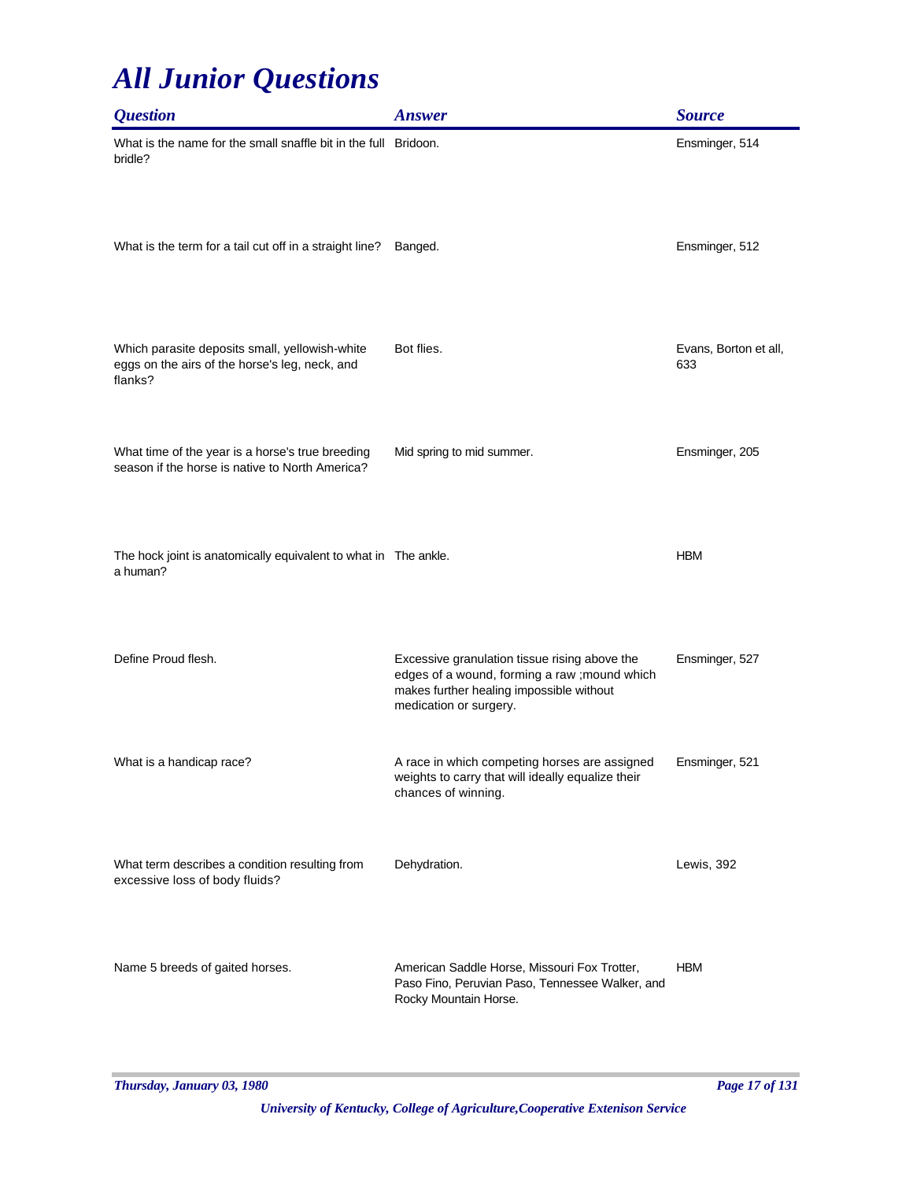# All Junior Questions

| Question | Answer | Source |
|---|---|---|
| What is the name for the small snaffle bit in the full bridle? | Bridoon. | Ensminger, 514 |
| What is the term for a tail cut off in a straight line? | Banged. | Ensminger, 512 |
| Which parasite deposits small, yellowish-white eggs on the airs of the horse's leg, neck, and flanks? | Bot flies. | Evans, Borton et all, 633 |
| What time of the year is a horse's true breeding season if the horse is native to North America? | Mid spring to mid summer. | Ensminger, 205 |
| The hock joint is anatomically equivalent to what in a human? | The ankle. | HBM |
| Define Proud flesh. | Excessive granulation tissue rising above the edges of a wound, forming a raw ;mound which makes further healing impossible without medication or surgery. | Ensminger, 527 |
| What is a handicap race? | A race in which competing horses are assigned weights to carry that will ideally equalize their chances of winning. | Ensminger, 521 |
| What term describes a condition resulting from excessive loss of body fluids? | Dehydration. | Lewis, 392 |
| Name 5 breeds of gaited horses. | American Saddle Horse, Missouri Fox Trotter, Paso Fino, Peruvian Paso, Tennessee Walker, and Rocky Mountain Horse. | HBM |

*Thursday, January 03, 1980*

*University of Kentucky, College of Agriculture,Cooperative Extenison Service*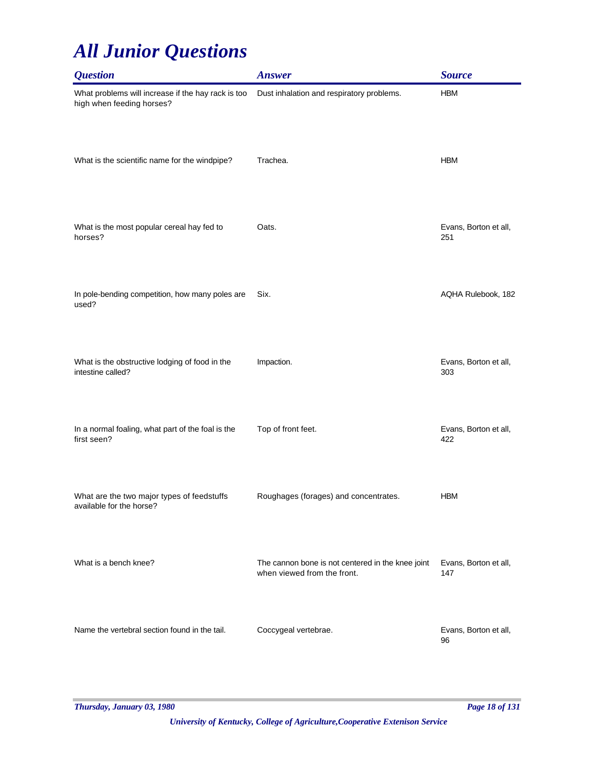# All Junior Questions

| Question | Answer | Source |
|---|---|---|
| What problems will increase if the hay rack is too high when feeding horses? | Dust inhalation and respiratory problems. | HBM |
| What is the scientific name for the windpipe? | Trachea. | HBM |
| What is the most popular cereal hay fed to horses? | Oats. | Evans, Borton et all, 251 |
| In pole-bending competition, how many poles are used? | Six. | AQHA Rulebook, 182 |
| What is the obstructive lodging of food in the intestine called? | Impaction. | Evans, Borton et all, 303 |
| In a normal foaling, what part of the foal is the first seen? | Top of front feet. | Evans, Borton et all, 422 |
| What are the two major types of feedstuffs available for the horse? | Roughages (forages) and concentrates. | HBM |
| What is a bench knee? | The cannon bone is not centered in the knee joint when viewed from the front. | Evans, Borton et all, 147 |
| Name the vertebral section found in the tail. | Coccygeal vertebrae. | Evans, Borton et all, 96 |

*University of Kentucky, College of Agriculture,Cooperative Extenison Service*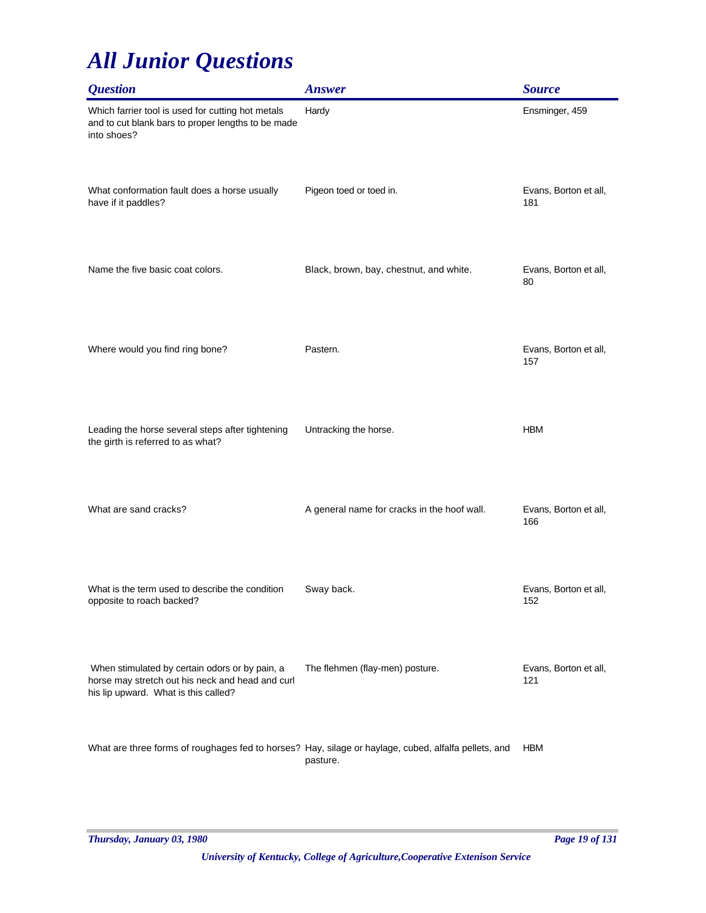# *All Junior Questions*

| *Question* | *Answer* | *Source* |
| --- | --- | --- |
| Which farrier tool is used for cutting hot metals and to cut blank bars to proper lengths to be made into shoes? | Hardy | Ensminger, 459 |
| What conformation fault does a horse usually have if it paddles? | Pigeon toed or toed in. | Evans, Borton et all, 181 |
| Name the five basic coat colors. | Black, brown, bay, chestnut, and white. | Evans, Borton et all, 80 |
| Where would you find ring bone? | Pastern. | Evans, Borton et all, 157 |
| Leading the horse several steps after tightening the girth is referred to as what? | Untracking the horse. | HBM |
| What are sand cracks? | A general name for cracks in the hoof wall. | Evans, Borton et all, 166 |
| What is the term used to describe the condition opposite to roach backed? | Sway back. | Evans, Borton et all, 152 |
| When stimulated by certain odors or by pain, a horse may stretch out his neck and head and curl his lip upward. What is this called? | The flehmen (flay-men) posture. | Evans, Borton et all, 121 |
| What are three forms of roughages fed to horses? | Hay, silage or haylage, cubed, alfalfa pellets, and pasture. | HBM |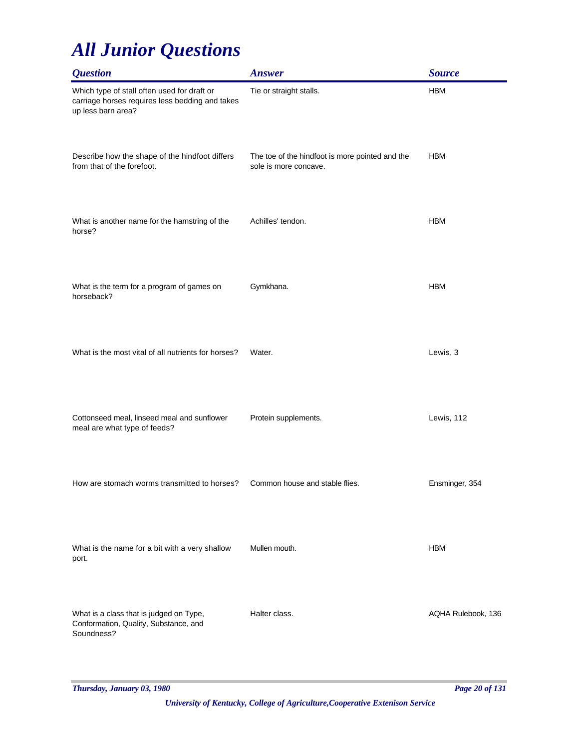# All Junior Questions

| Question | Answer | Source |
|---|---|---|
| Which type of stall often used for draft or carriage horses requires less bedding and takes up less barn area? | Tie or straight stalls. | HBM |
| Describe how the shape of the hindfoot differs from that of the forefoot. | The toe of the hindfoot is more pointed and the sole is more concave. | HBM |
| What is another name for the hamstring of the horse? | Achilles' tendon. | HBM |
| What is the term for a program of games on horseback? | Gymkhana. | HBM |
| What is the most vital of all nutrients for horses? | Water. | Lewis, 3 |
| Cottonseed meal, linseed meal and sunflower meal are what type of feeds? | Protein supplements. | Lewis, 112 |
| How are stomach worms transmitted to horses? | Common house and stable flies. | Ensminger, 354 |
| What is the name for a bit with a very shallow port. | Mullen mouth. | HBM |
| What is a class that is judged on Type, Conformation, Quality, Substance, and Soundness? | Halter class. | AQHA Rulebook, 136 |

*Thursday, January 03, 1980*

*University of Kentucky, College of Agriculture,Cooperative Extenison Service*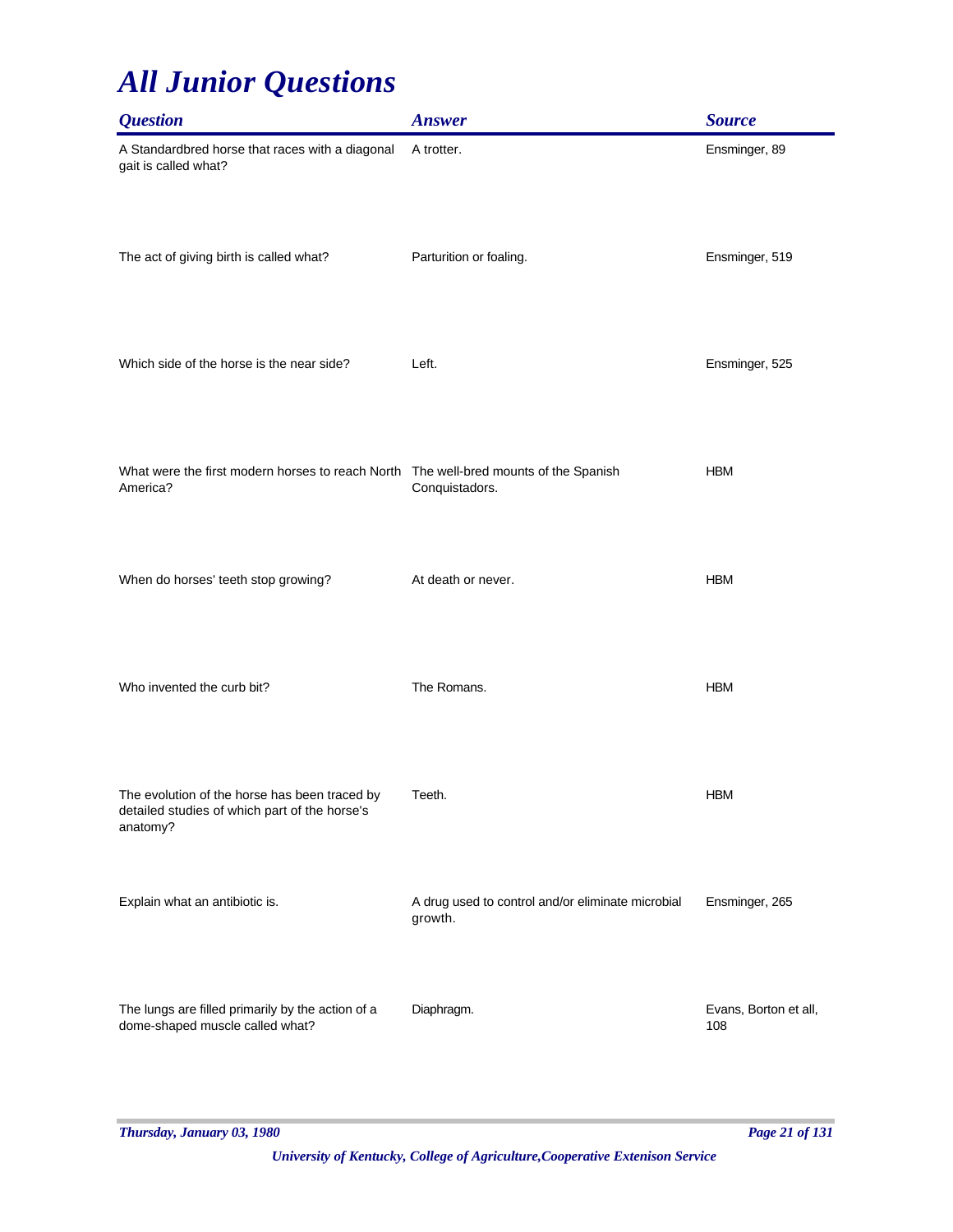# All Junior Questions

| Question | Answer | Source |
|---|---|---|
| A Standardbred horse that races with a diagonal gait is called what? | A trotter. | Ensminger, 89 |
| The act of giving birth is called what? | Parturition or foaling. | Ensminger, 519 |
| Which side of the horse is the near side? | Left. | Ensminger, 525 |
| What were the first modern horses to reach North America? | The well-bred mounts of the Spanish Conquistadors. | HBM |
| When do horses' teeth stop growing? | At death or never. | HBM |
| Who invented the curb bit? | The Romans. | HBM |
| The evolution of the horse has been traced by detailed studies of which part of the horse's anatomy? | Teeth. | HBM |
| Explain what an antibiotic is. | A drug used to control and/or eliminate microbial growth. | Ensminger, 265 |
| The lungs are filled primarily by the action of a dome-shaped muscle called what? | Diaphragm. | Evans, Borton et all, 108 |

*Thursday, January 03, 1980*

*University of Kentucky, College of Agriculture,Cooperative Extenison Service*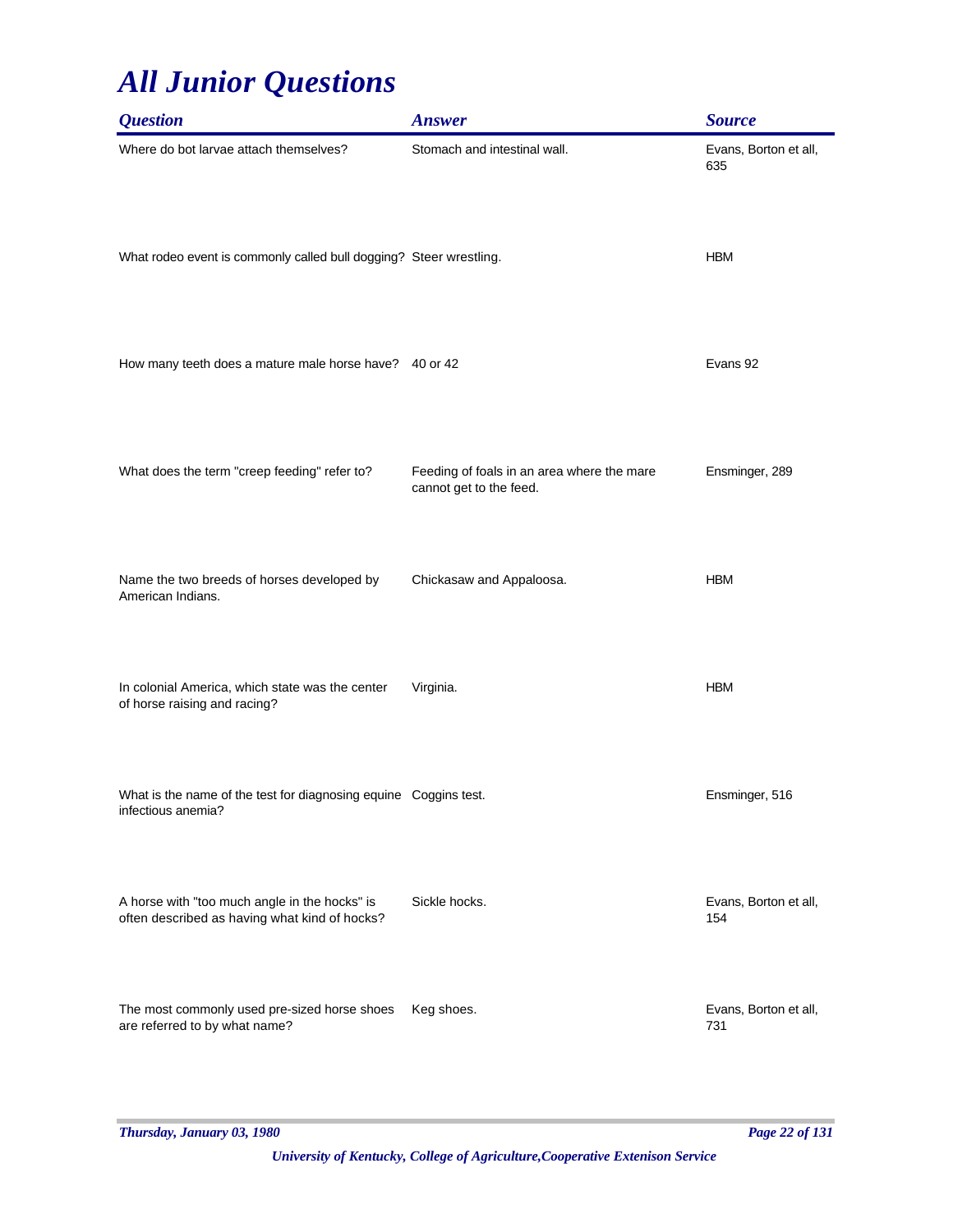# All Junior Questions

| Question | Answer | Source |
|---|---|---|
| Where do bot larvae attach themselves? | Stomach and intestinal wall. | Evans, Borton et all, 635 |
| What rodeo event is commonly called bull dogging? | Steer wrestling. | HBM |
| How many teeth does a mature male horse have? | 40 or 42 | Evans 92 |
| What does the term "creep feeding" refer to? | Feeding of foals in an area where the mare cannot get to the feed. | Ensminger, 289 |
| Name the two breeds of horses developed by American Indians. | Chickasaw and Appaloosa. | HBM |
| In colonial America, which state was the center of horse raising and racing? | Virginia. | HBM |
| What is the name of the test for diagnosing equine infectious anemia? | Coggins test. | Ensminger, 516 |
| A horse with "too much angle in the hocks" is often described as having what kind of hocks? | Sickle hocks. | Evans, Borton et all, 154 |
| The most commonly used pre-sized horse shoes are referred to by what name? | Keg shoes. | Evans, Borton et all, 731 |

*Thursday, January 03, 1980*

*University of Kentucky, College of Agriculture,Cooperative Extenison Service*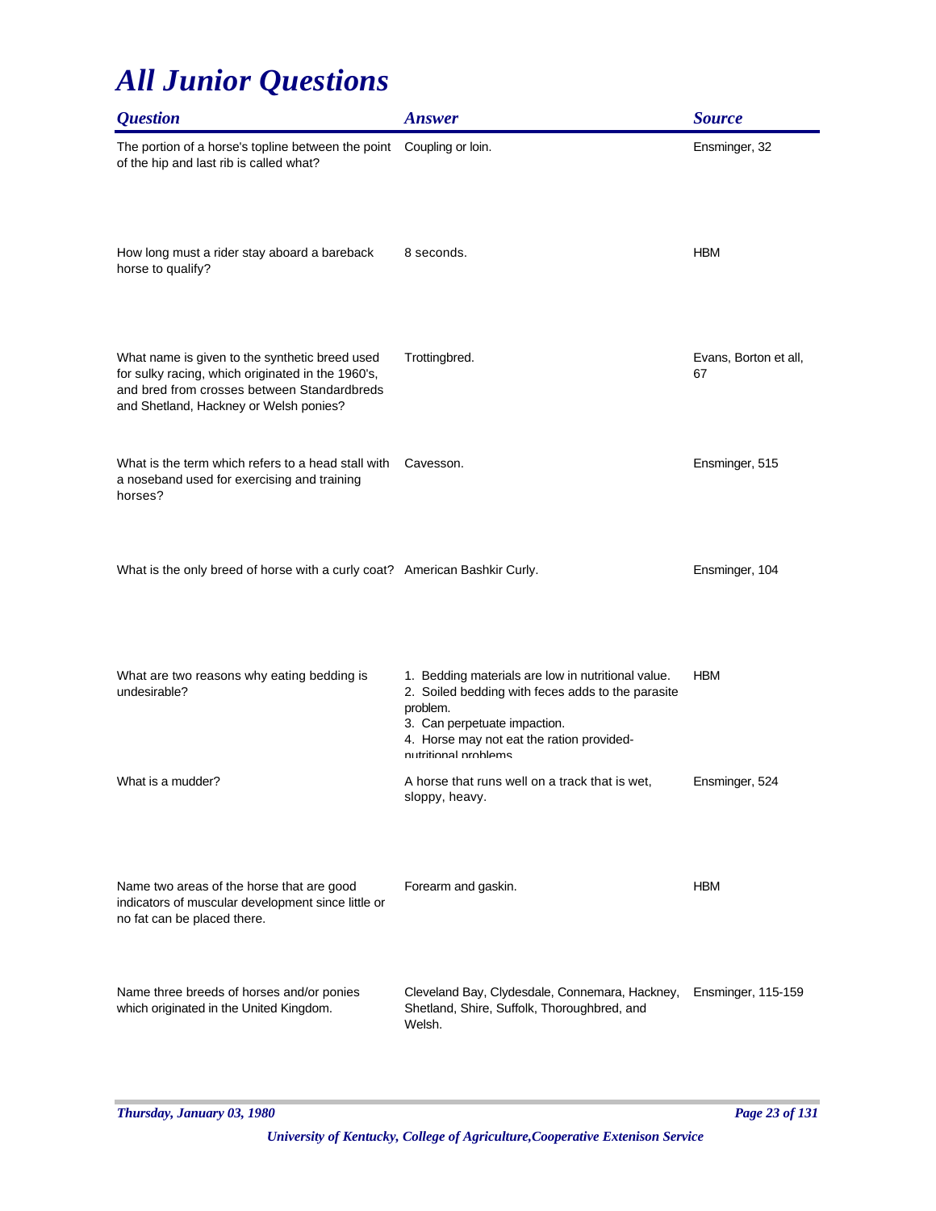# All Junior Questions

| Question | Answer | Source |
|---|---|---|
| The portion of a horse's topline between the point of the hip and last rib is called what? | Coupling or loin. | Ensminger, 32 |
| How long must a rider stay aboard a bareback horse to qualify? | 8 seconds. | HBM |
| What name is given to the synthetic breed used for sulky racing, which originated in the 1960's, and bred from crosses between Standardbreds and Shetland, Hackney or Welsh ponies? | Trottingbred. | Evans, Borton et all, 67 |
| What is the term which refers to a head stall with a noseband used for exercising and training horses? | Cavesson. | Ensminger, 515 |
| What is the only breed of horse with a curly coat? | American Bashkir Curly. | Ensminger, 104 |
| What are two reasons why eating bedding is undesirable? | 1. Bedding materials are low in nutritional value.<br>2. Soiled bedding with feces adds to the parasite problem.<br>3. Can perpetuate impaction.<br>4. Horse may not eat the ration provided- nutritional problems | HBM |
| What is a mudder? | A horse that runs well on a track that is wet, sloppy, heavy. | Ensminger, 524 |
| Name two areas of the horse that are good indicators of muscular development since little or no fat can be placed there. | Forearm and gaskin. | HBM |
| Name three breeds of horses and/or ponies which originated in the United Kingdom. | Cleveland Bay, Clydesdale, Connemara, Hackney, Shetland, Shire, Suffolk, Thoroughbred, and Welsh. | Ensminger, 115-159 |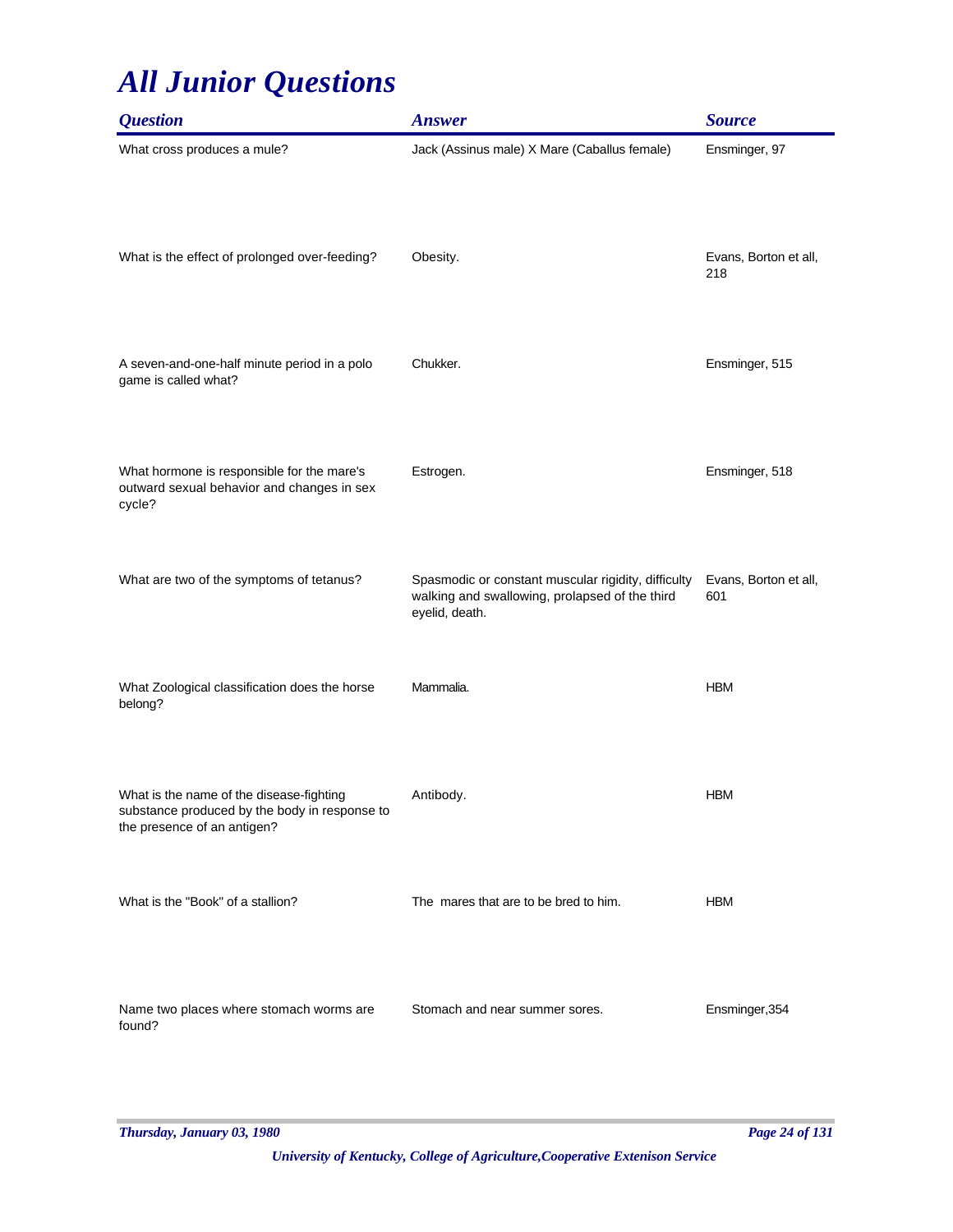# *All Junior Questions*

| *Question* | *Answer* | *Source* |
|---|---|---|
| What cross produces a mule? | Jack (Assinus male) X Mare (Caballus female) | Ensminger, 97 |
| What is the effect of prolonged over-feeding? | Obesity. | Evans, Borton et all, 218 |
| A seven-and-one-half minute period in a polo game is called what? | Chukker. | Ensminger, 515 |
| What hormone is responsible for the mare's outward sexual behavior and changes in sex cycle? | Estrogen. | Ensminger, 518 |
| What are two of the symptoms of tetanus? | Spasmodic or constant muscular rigidity, difficulty walking and swallowing, prolapsed of the third eyelid, death. | Evans, Borton et all, 601 |
| What Zoological classification does the horse belong? | Mammalia. | HBM |
| What is the name of the disease-fighting substance produced by the body in response to the presence of an antigen? | Antibody. | HBM |
| What is the "Book" of a stallion? | The mares that are to be bred to him. | HBM |
| Name two places where stomach worms are found? | Stomach and near summer sores. | Ensminger,354 |

*University of Kentucky, College of Agriculture,Cooperative Extenison Service*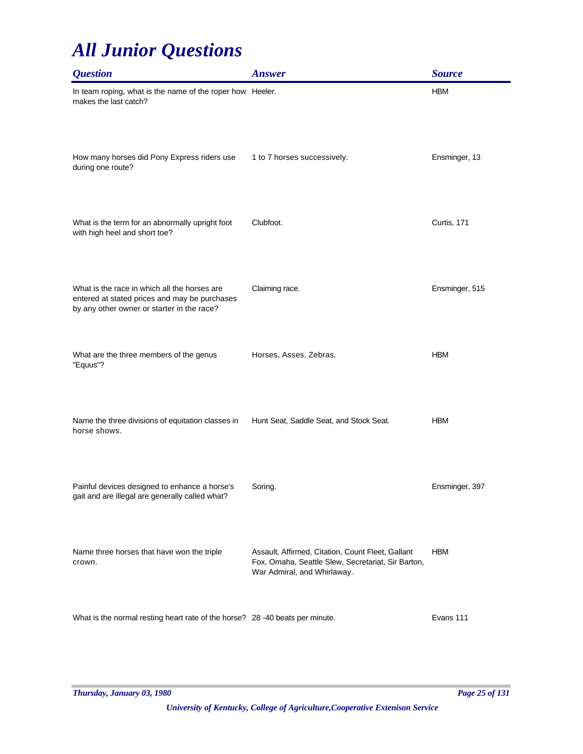# All Junior Questions

| Question | Answer | Source |
|---|---|---|
| In team roping, what is the name of the roper how makes the last catch? | Heeler. | HBM |
| How many horses did Pony Express riders use during one route? | 1 to 7 horses successively. | Ensminger, 13 |
| What is the term for an abnormally upright foot with high heel and short toe? | Clubfoot. | Curtis, 171 |
| What is the race in which all the horses are entered at stated prices and may be purchases by any other owner or starter in the race? | Claiming race. | Ensminger, 515 |
| What are the three members of the genus "Equus"? | Horses, Asses, Zebras. | HBM |
| Name the three divisions of equitation classes in horse shows. | Hunt Seat, Saddle Seat, and Stock Seat. | HBM |
| Painful devices designed to enhance a horse's gait and are illegal are generally called what? | Soring. | Ensminger, 397 |
| Name three horses that have won the triple crown. | Assault, Affirmed, Citation, Count Fleet, Gallant Fox, Omaha, Seattle Slew, Secretariat, Sir Barton, War Admiral, and Whirlaway. | HBM |
| What is the normal resting heart rate of the horse? | 28 -40 beats per minute. | Evans 111 |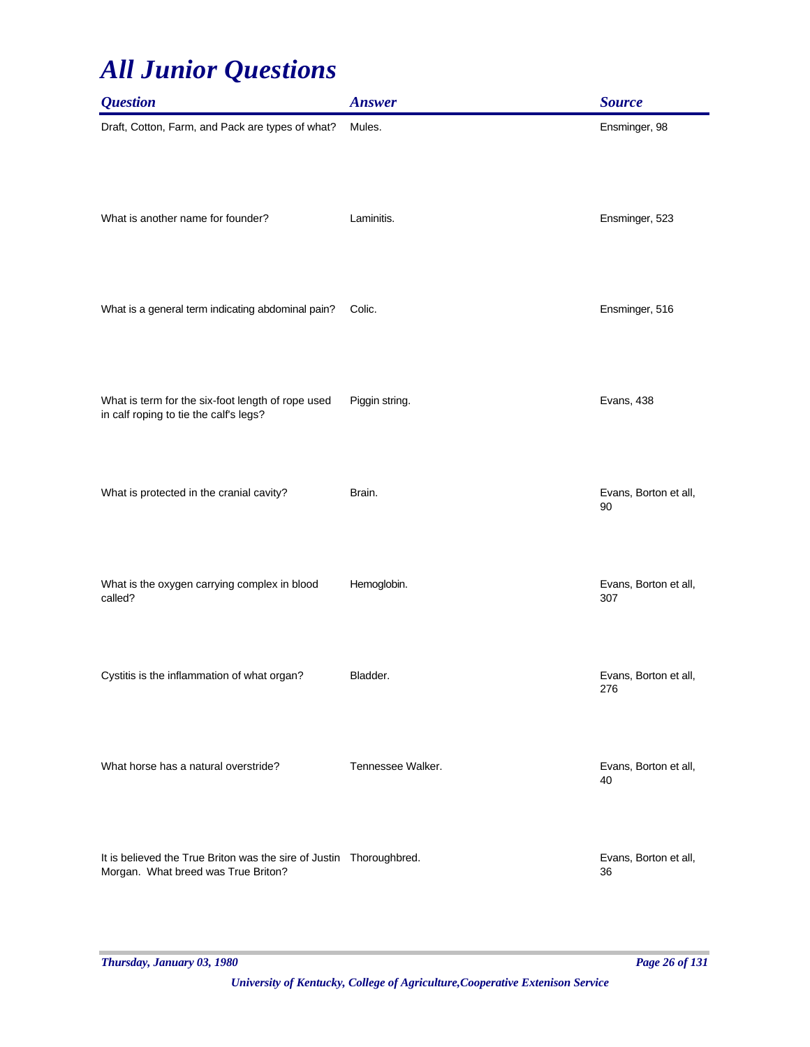# All Junior Questions

| Question | Answer | Source |
|---|---|---|
| Draft, Cotton, Farm, and Pack are types of what? | Mules. | Ensminger, 98 |
| What is another name for founder? | Laminitis. | Ensminger, 523 |
| What is a general term indicating abdominal pain? | Colic. | Ensminger, 516 |
| What is term for the six-foot length of rope used in calf roping to tie the calf's legs? | Piggin string. | Evans, 438 |
| What is protected in the cranial cavity? | Brain. | Evans, Borton et all, 90 |
| What is the oxygen carrying complex in blood called? | Hemoglobin. | Evans, Borton et all, 307 |
| Cystitis is the inflammation of what organ? | Bladder. | Evans, Borton et all, 276 |
| What horse has a natural overstride? | Tennessee Walker. | Evans, Borton et all, 40 |
| It is believed the True Briton was the sire of Justin Morgan. What breed was True Briton? | Thoroughbred. | Evans, Borton et all, 36 |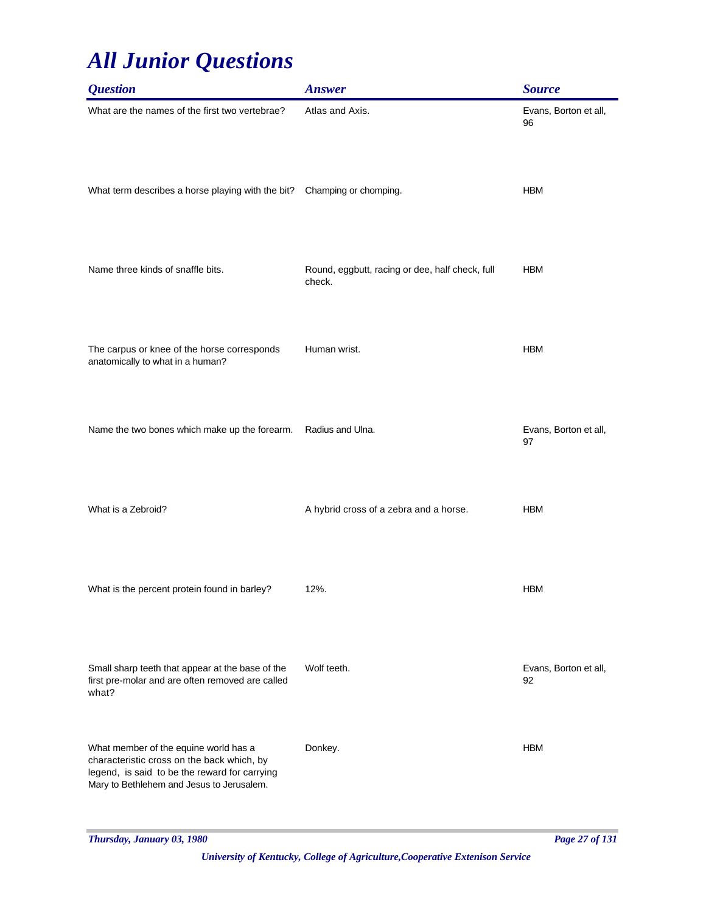# All Junior Questions

| Question | Answer | Source |
|---|---|---|
| What are the names of the first two vertebrae? | Atlas and Axis. | Evans, Borton et all, 96 |
| What term describes a horse playing with the bit? | Champing or chomping. | HBM |
| Name three kinds of snaffle bits. | Round, eggbutt, racing or dee, half check, full check. | HBM |
| The carpus or knee of the horse corresponds anatomically to what in a human? | Human wrist. | HBM |
| Name the two bones which make up the forearm. | Radius and Ulna. | Evans, Borton et all, 97 |
| What is a Zebroid? | A hybrid cross of a zebra and a horse. | HBM |
| What is the percent protein found in barley? | 12%. | HBM |
| Small sharp teeth that appear at the base of the first pre-molar and are often removed are called what? | Wolf teeth. | Evans, Borton et all, 92 |
| What member of the equine world has a characteristic cross on the back which, by legend, is said to be the reward for carrying Mary to Bethlehem and Jesus to Jerusalem. | Donkey. | HBM |

*Thursday, January 03, 1980*

*University of Kentucky, College of Agriculture,Cooperative Extenison Service*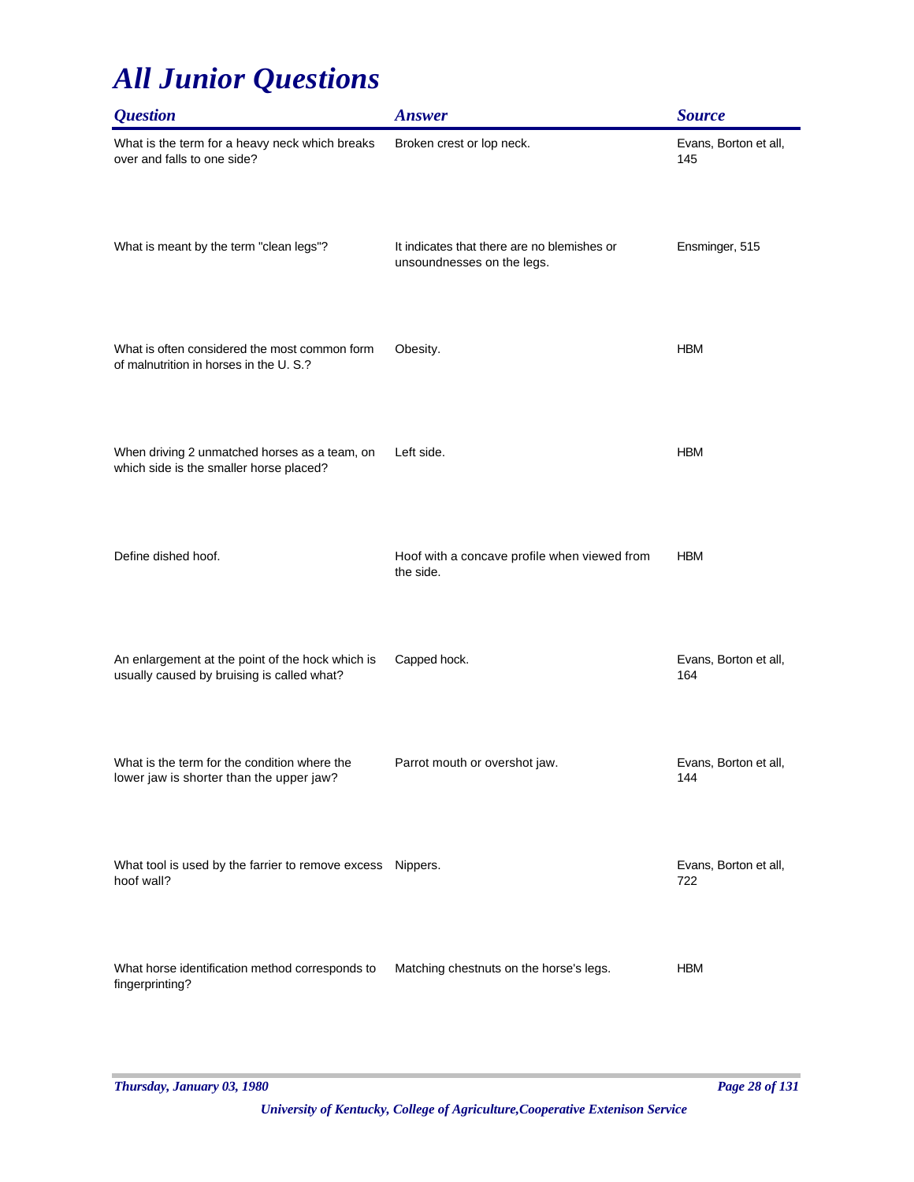# All Junior Questions

| Question | Answer | Source |
|---|---|---|
| What is the term for a heavy neck which breaks over and falls to one side? | Broken crest or lop neck. | Evans, Borton et all, 145 |
| What is meant by the term "clean legs"? | It indicates that there are no blemishes or unsoundnesses on the legs. | Ensminger, 515 |
| What is often considered the most common form of malnutrition in horses in the U. S.? | Obesity. | HBM |
| When driving 2 unmatched horses as a team, on which side is the smaller horse placed? | Left side. | HBM |
| Define dished hoof. | Hoof with a concave profile when viewed from the side. | HBM |
| An enlargement at the point of the hock which is usually caused by bruising is called what? | Capped hock. | Evans, Borton et all, 164 |
| What is the term for the condition where the lower jaw is shorter than the upper jaw? | Parrot mouth or overshot jaw. | Evans, Borton et all, 144 |
| What tool is used by the farrier to remove excess hoof wall? | Nippers. | Evans, Borton et all, 722 |
| What horse identification method corresponds to fingerprinting? | Matching chestnuts on the horse's legs. | HBM |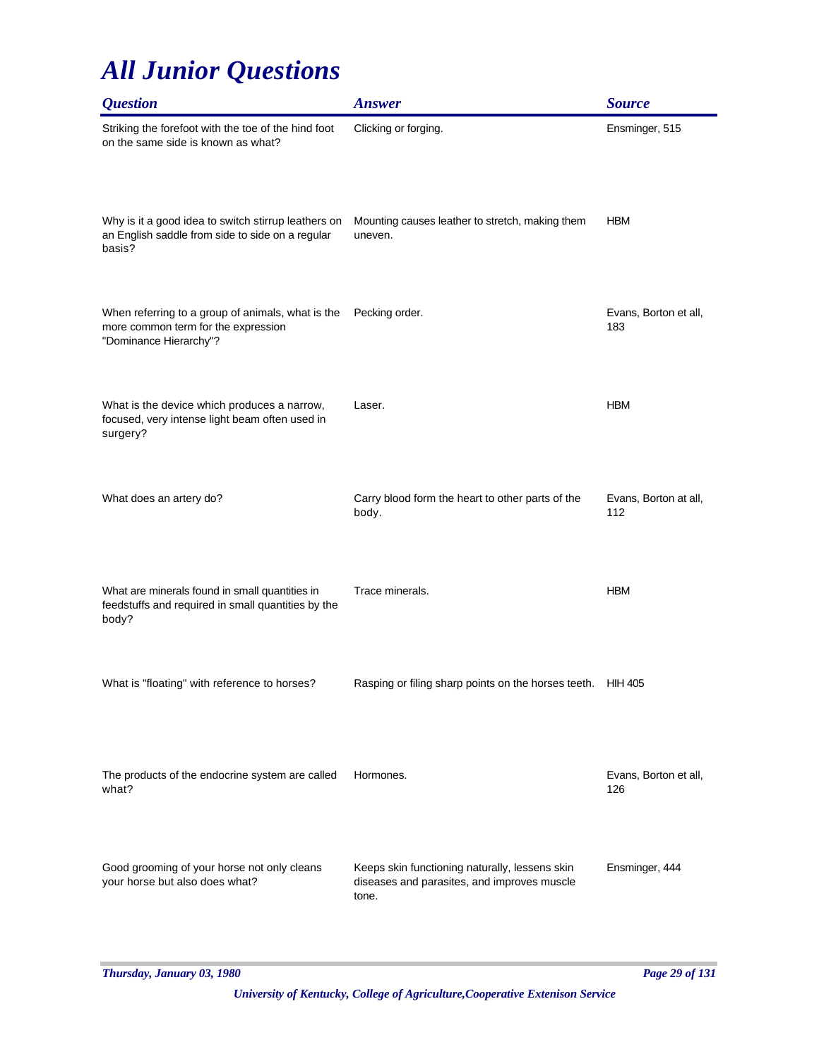# All Junior Questions

| Question | Answer | Source |
|---|---|---|
| Striking the forefoot with the toe of the hind foot on the same side is known as what? | Clicking or forging. | Ensminger, 515 |
| Why is it a good idea to switch stirrup leathers on an English saddle from side to side on a regular basis? | Mounting causes leather to stretch, making them uneven. | HBM |
| When referring to a group of animals, what is the more common term for the expression "Dominance Hierarchy"? | Pecking order. | Evans, Borton et all, 183 |
| What is the device which produces a narrow, focused, very intense light beam often used in surgery? | Laser. | HBM |
| What does an artery do? | Carry blood form the heart to other parts of the body. | Evans, Borton at all, 112 |
| What are minerals found in small quantities in feedstuffs and required in small quantities by the body? | Trace minerals. | HBM |
| What is "floating" with reference to horses? | Rasping or filing sharp points on the horses teeth. | HIH 405 |
| The products of the endocrine system are called what? | Hormones. | Evans, Borton et all, 126 |
| Good grooming of your horse not only cleans your horse but also does what? | Keeps skin functioning naturally, lessens skin diseases and parasites, and improves muscle tone. | Ensminger, 444 |

*Thursday, January 03, 1980*

*University of Kentucky, College of Agriculture,Cooperative Extenison Service*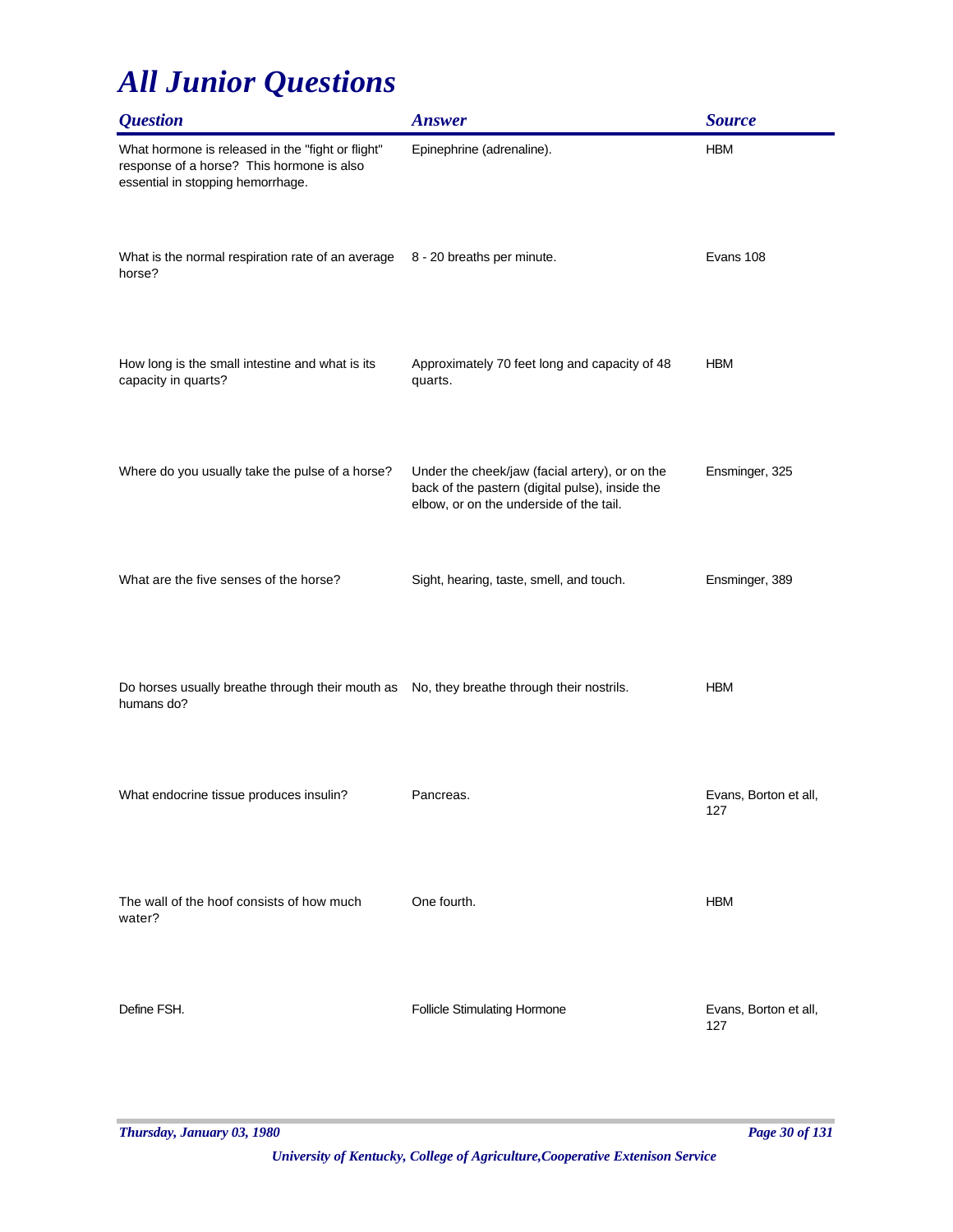# All Junior Questions

| Question | Answer | Source |
|---|---|---|
| What hormone is released in the "fight or flight" response of a horse? This hormone is also essential in stopping hemorrhage. | Epinephrine (adrenaline). | HBM |
| What is the normal respiration rate of an average horse? | 8 - 20 breaths per minute. | Evans 108 |
| How long is the small intestine and what is its capacity in quarts? | Approximately 70 feet long and capacity of 48 quarts. | HBM |
| Where do you usually take the pulse of a horse? | Under the cheek/jaw (facial artery), or on the back of the pastern (digital pulse), inside the elbow, or on the underside of the tail. | Ensminger, 325 |
| What are the five senses of the horse? | Sight, hearing, taste, smell, and touch. | Ensminger, 389 |
| Do horses usually breathe through their mouth as humans do? | No, they breathe through their nostrils. | HBM |
| What endocrine tissue produces insulin? | Pancreas. | Evans, Borton et all, 127 |
| The wall of the hoof consists of how much water? | One fourth. | HBM |
| Define FSH. | Follicle Stimulating Hormone | Evans, Borton et all, 127 |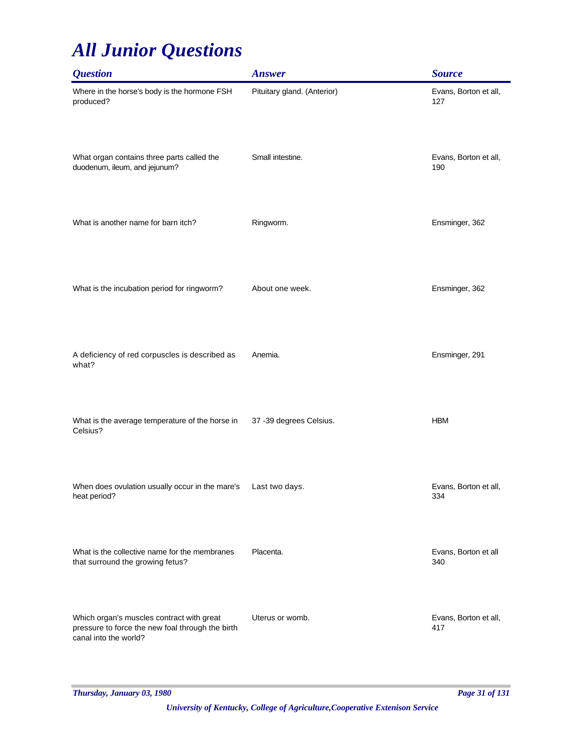# All Junior Questions

| Question | Answer | Source |
| --- | --- | --- |
| Where in the horse's body is the hormone FSH produced? | Pituitary gland. (Anterior) | Evans, Borton et all, 127 |
| What organ contains three parts called the duodenum, ileum, and jejunum? | Small intestine. | Evans, Borton et all, 190 |
| What is another name for barn itch? | Ringworm. | Ensminger, 362 |
| What is the incubation period for ringworm? | About one week. | Ensminger, 362 |
| A deficiency of red corpuscles is described as what? | Anemia. | Ensminger, 291 |
| What is the average temperature of the horse in Celsius? | 37 -39 degrees Celsius. | HBM |
| When does ovulation usually occur in the mare's heat period? | Last two days. | Evans, Borton et all, 334 |
| What is the collective name for the membranes that surround the growing fetus? | Placenta. | Evans, Borton et all 340 |
| Which organ's muscles contract with great pressure to force the new foal through the birth canal into the world? | Uterus or womb. | Evans, Borton et all, 417 |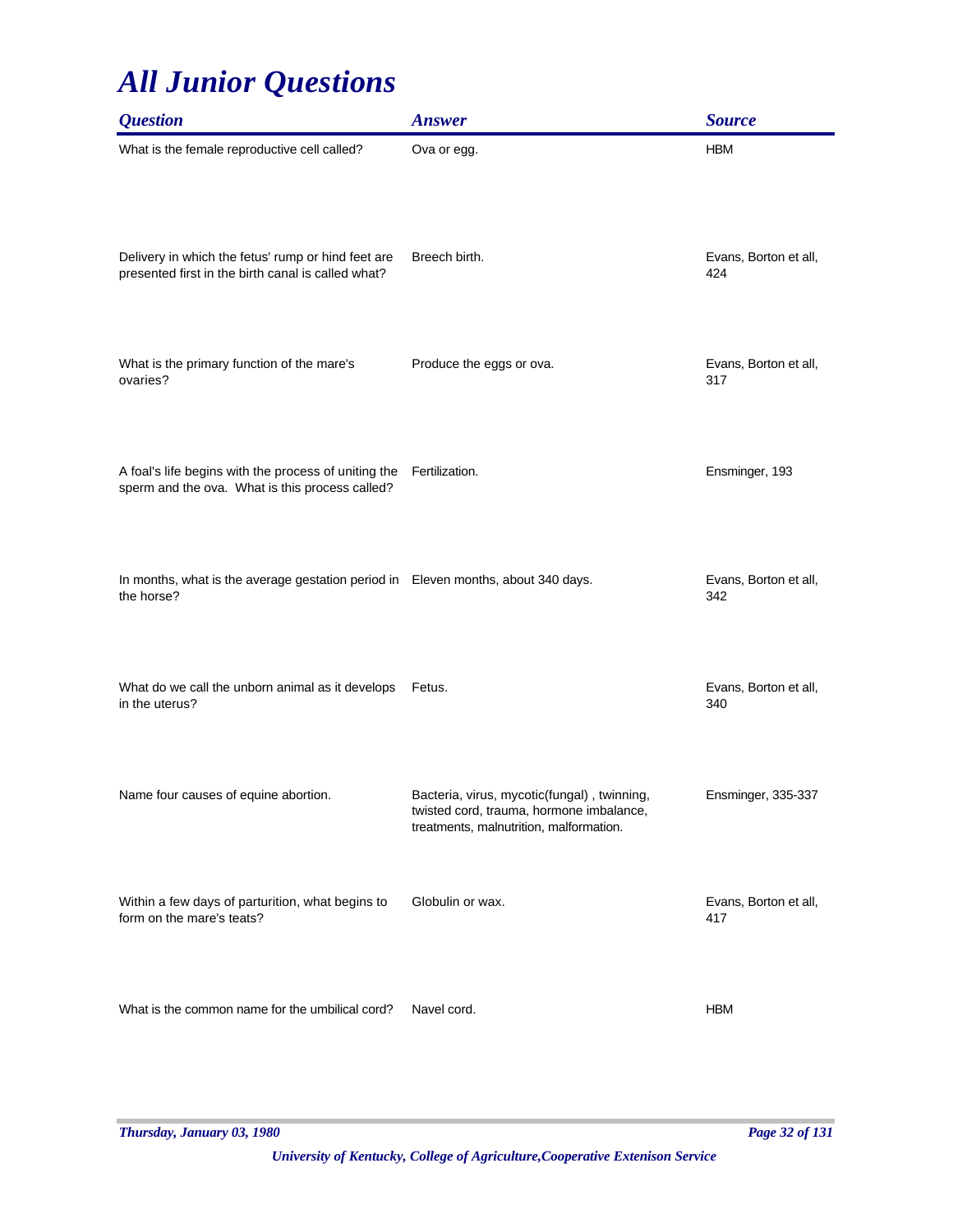# All Junior Questions

| Question | Answer | Source |
|---|---|---|
| What is the female reproductive cell called? | Ova or egg. | HBM |
| Delivery in which the fetus' rump or hind feet are presented first in the birth canal is called what? | Breech birth. | Evans, Borton et all, 424 |
| What is the primary function of the mare's ovaries? | Produce the eggs or ova. | Evans, Borton et all, 317 |
| A foal's life begins with the process of uniting the sperm and the ova. What is this process called? | Fertilization. | Ensminger, 193 |
| In months, what is the average gestation period in the horse? | Eleven months, about 340 days. | Evans, Borton et all, 342 |
| What do we call the unborn animal as it develops in the uterus? | Fetus. | Evans, Borton et all, 340 |
| Name four causes of equine abortion. | Bacteria, virus, mycotic(fungal) , twinning, twisted cord, trauma, hormone imbalance, treatments, malnutrition, malformation. | Ensminger, 335-337 |
| Within a few days of parturition, what begins to form on the mare's teats? | Globulin or wax. | Evans, Borton et all, 417 |
| What is the common name for the umbilical cord? | Navel cord. | HBM |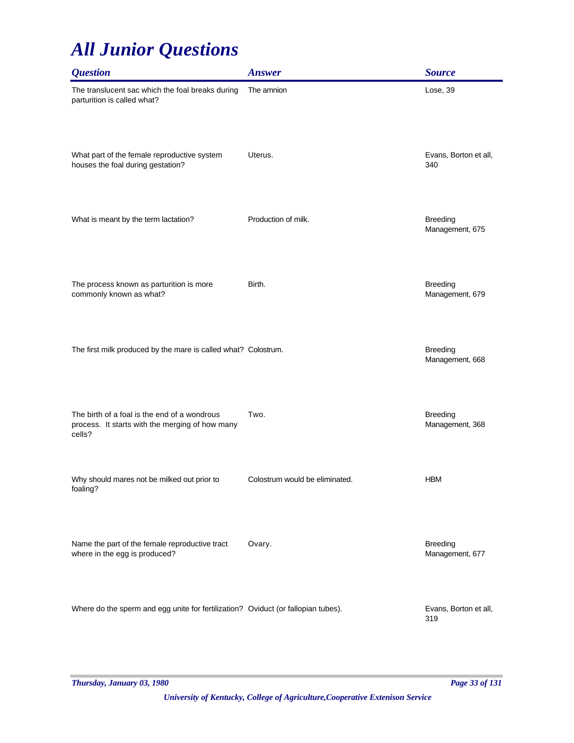# *All Junior Questions*

| *Question* | *Answer* | *Source* |
| --- | --- | --- |
| The translucent sac which the foal breaks during parturition is called what? | The amnion | Lose, 39 |
| What part of the female reproductive system houses the foal during gestation? | Uterus. | Evans, Borton et all, 340 |
| What is meant by the term lactation? | Production of milk. | Breeding Management, 675 |
| The process known as parturition is more commonly known as what? | Birth. | Breeding Management, 679 |
| The first milk produced by the mare is called what? | Colostrum. | Breeding Management, 668 |
| The birth of a foal is the end of a wondrous process. It starts with the merging of how many cells? | Two. | Breeding Management, 368 |
| Why should mares not be milked out prior to foaling? | Colostrum would be eliminated. | HBM |
| Name the part of the female reproductive tract where in the egg is produced? | Ovary. | Breeding Management, 677 |
| Where do the sperm and egg unite for fertilization? | Oviduct (or fallopian tubes). | Evans, Borton et all, 319 |

*Thursday, January 03, 1980*

*University of Kentucky, College of Agriculture,Cooperative Extenison Service*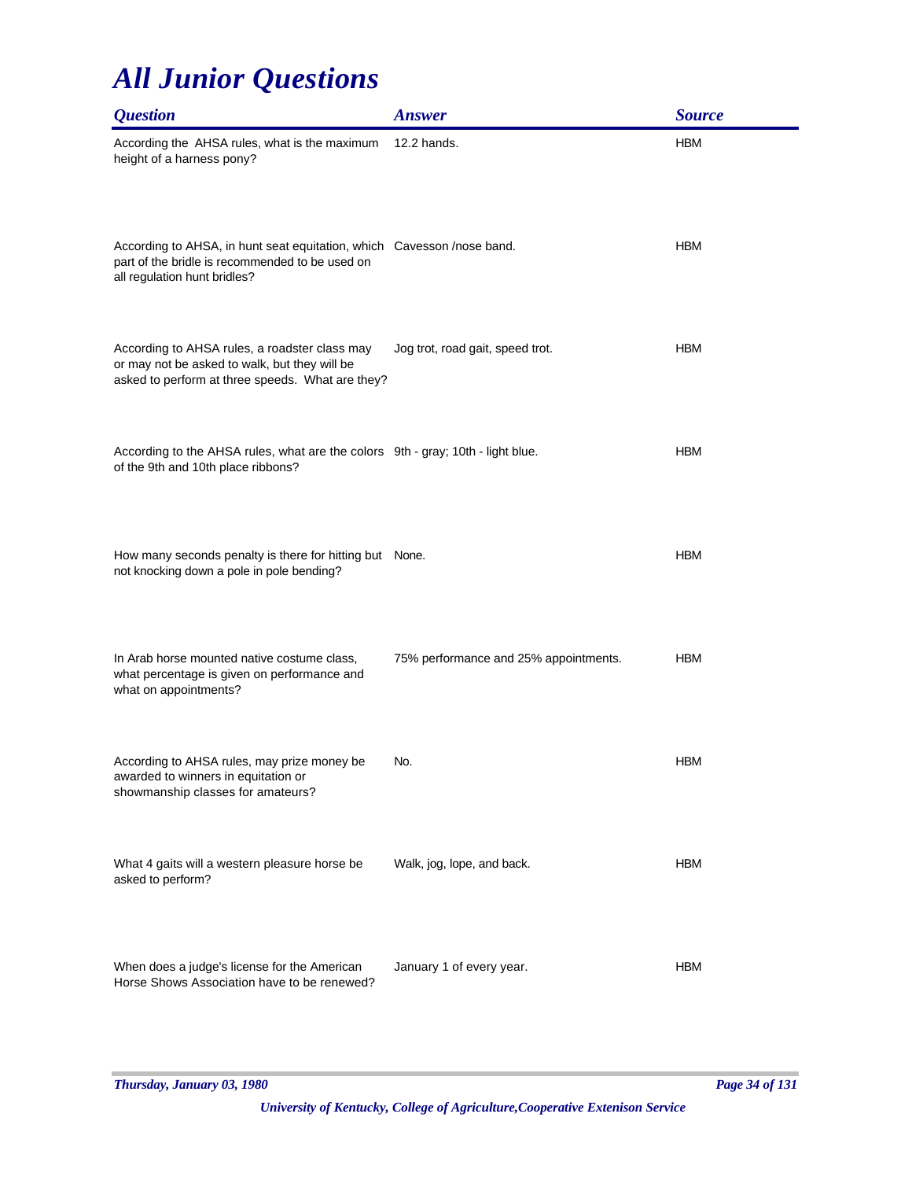# All Junior Questions

| Question | Answer | Source |
|---|---|---|
| According the  AHSA rules, what is the maximum height of a harness pony? | 12.2 hands. | HBM |
| According to AHSA, in hunt seat equitation, which part of the bridle is recommended to be used on all regulation hunt bridles? | Cavesson /nose band. | HBM |
| According to AHSA rules, a roadster class may or may not be asked to walk, but they will be asked to perform at three speeds.  What are they? | Jog trot, road gait, speed trot. | HBM |
| According to the AHSA rules, what are the colors of the 9th and 10th place ribbons? | 9th - gray; 10th - light blue. | HBM |
| How many seconds penalty is there for hitting but not knocking down a pole in pole bending? | None. | HBM |
| In Arab horse mounted native costume class, what percentage is given on performance and what on appointments? | 75% performance and 25% appointments. | HBM |
| According to AHSA rules, may prize money be awarded to winners in equitation or showmanship classes for amateurs? | No. | HBM |
| What 4 gaits will a western pleasure horse be asked to perform? | Walk, jog, lope, and back. | HBM |
| When does a judge's license for the American Horse Shows Association have to be renewed? | January 1 of every year. | HBM |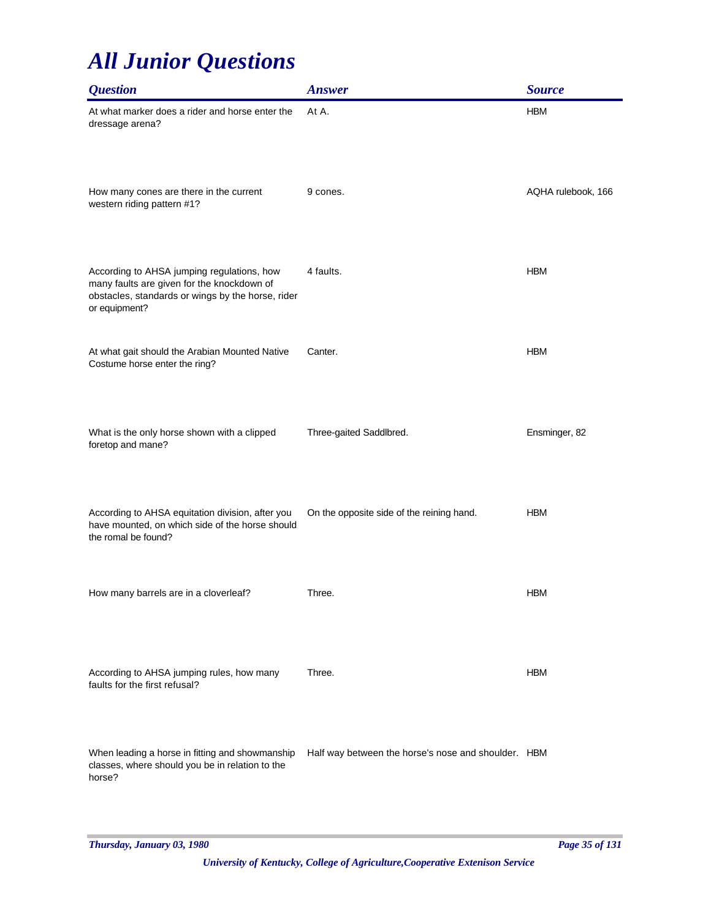# All Junior Questions

| Question | Answer | Source |
|---|---|---|
| At what marker does a rider and horse enter the dressage arena? | At A. | HBM |
| How many cones are there in the current western riding pattern #1? | 9 cones. | AQHA rulebook, 166 |
| According to AHSA jumping regulations, how many faults are given for the knockdown of obstacles, standards or wings by the horse, rider or equipment? | 4 faults. | HBM |
| At what gait should the Arabian Mounted Native Costume horse enter the ring? | Canter. | HBM |
| What is the only horse shown with a clipped foretop and mane? | Three-gaited Saddlbred. | Ensminger, 82 |
| According to AHSA equitation division, after you have mounted, on which side of the horse should the romal be found? | On the opposite side of the reining hand. | HBM |
| How many barrels are in a cloverleaf? | Three. | HBM |
| According to AHSA jumping rules, how many faults for the first refusal? | Three. | HBM |
| When leading a horse in fitting and showmanship classes, where should you be in relation to the horse? | Half way between the horse's nose and shoulder. | HBM |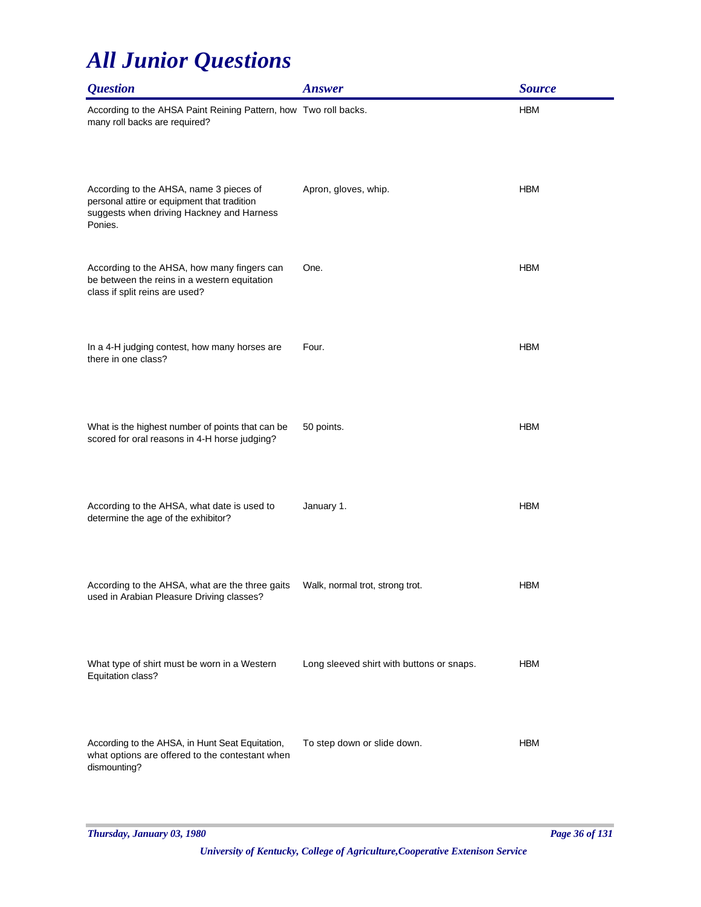# All Junior Questions

| Question | Answer | Source |
| --- | --- | --- |
| According to the AHSA Paint Reining Pattern, how many roll backs are required? | Two roll backs. | HBM |
| According to the AHSA, name 3 pieces of personal attire or equipment that tradition suggests when driving Hackney and Harness Ponies. | Apron, gloves, whip. | HBM |
| According to the AHSA, how many fingers can be between the reins in a western equitation class if split reins are used? | One. | HBM |
| In a 4-H judging contest, how many horses are there in one class? | Four. | HBM |
| What is the highest number of points that can be scored for oral reasons in 4-H horse judging? | 50 points. | HBM |
| According to the AHSA, what date is used to determine the age of the exhibitor? | January 1. | HBM |
| According to the AHSA, what are the three gaits used in Arabian Pleasure Driving classes? | Walk, normal trot, strong trot. | HBM |
| What type of shirt must be worn in a Western Equitation class? | Long sleeved shirt with buttons or snaps. | HBM |
| According to the AHSA, in Hunt Seat Equitation, what options are offered to the contestant when dismounting? | To step down or slide down. | HBM |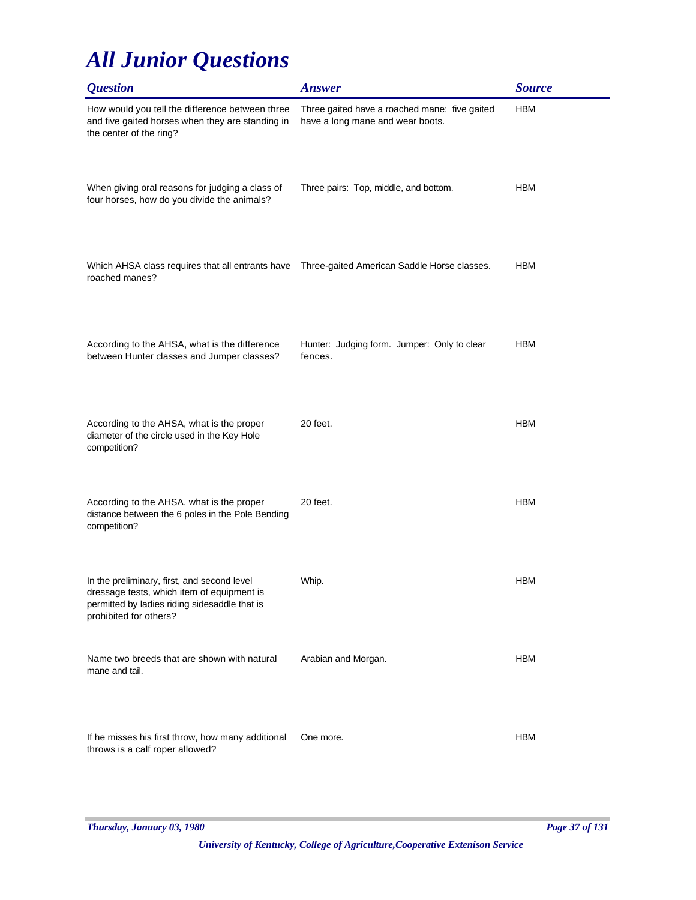# All Junior Questions

| Question | Answer | Source |
|---|---|---|
| How would you tell the difference between three and five gaited horses when they are standing in the center of the ring? | Three gaited have a roached mane; five gaited have a long mane and wear boots. | HBM |
| When giving oral reasons for judging a class of four horses, how do you divide the animals? | Three pairs: Top, middle, and bottom. | HBM |
| Which AHSA class requires that all entrants have roached manes? | Three-gaited American Saddle Horse classes. | HBM |
| According to the AHSA, what is the difference between Hunter classes and Jumper classes? | Hunter: Judging form. Jumper: Only to clear fences. | HBM |
| According to the AHSA, what is the proper diameter of the circle used in the Key Hole competition? | 20 feet. | HBM |
| According to the AHSA, what is the proper distance between the 6 poles in the Pole Bending competition? | 20 feet. | HBM |
| In the preliminary, first, and second level dressage tests, which item of equipment is permitted by ladies riding sidesaddle that is prohibited for others? | Whip. | HBM |
| Name two breeds that are shown with natural mane and tail. | Arabian and Morgan. | HBM |
| If he misses his first throw, how many additional throws is a calf roper allowed? | One more. | HBM |

*Thursday, January 03, 1980*

*University of Kentucky, College of Agriculture,Cooperative Extenison Service*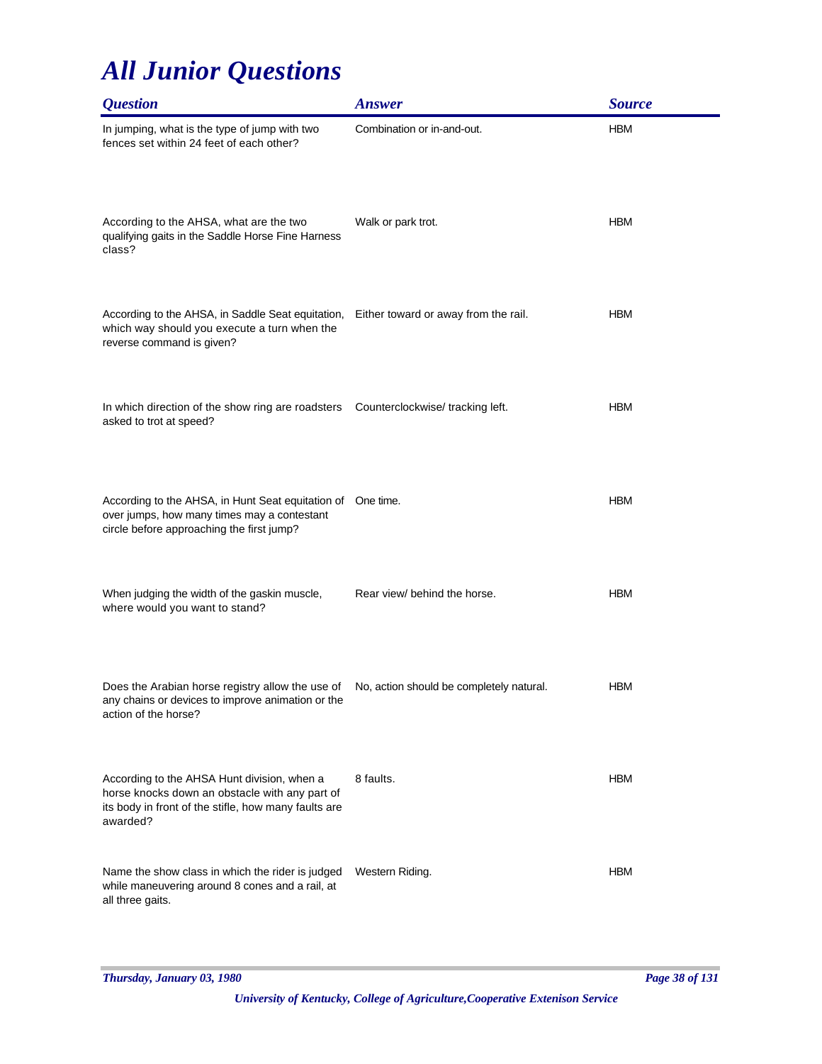# *All Junior Questions*

| *Question* | *Answer* | *Source* |
|---|---|---|
| In jumping, what is the type of jump with two fences set within 24 feet of each other? | Combination or in-and-out. | HBM |
| According to the AHSA, what are the two qualifying gaits in the Saddle Horse Fine Harness class? | Walk or park trot. | HBM |
| According to the AHSA, in Saddle Seat equitation, which way should you execute a turn when the reverse command is given? | Either toward or away from the rail. | HBM |
| In which direction of the show ring are roadsters asked to trot at speed? | Counterclockwise/ tracking left. | HBM |
| According to the AHSA, in Hunt Seat equitation of over jumps, how many times may a contestant circle before approaching the first jump? | One time. | HBM |
| When judging the width of the gaskin muscle, where would you want to stand? | Rear view/ behind the horse. | HBM |
| Does the Arabian horse registry allow the use of any chains or devices to improve animation or the action of the horse? | No, action should be completely natural. | HBM |
| According to the AHSA Hunt division, when a horse knocks down an obstacle with any part of its body in front of the stifle, how many faults are awarded? | 8 faults. | HBM |
| Name the show class in which the rider is judged while maneuvering around 8 cones and a rail, at all three gaits. | Western Riding. | HBM |

*Thursday, January 03, 1980*

*University of Kentucky, College of Agriculture,Cooperative Extenison Service*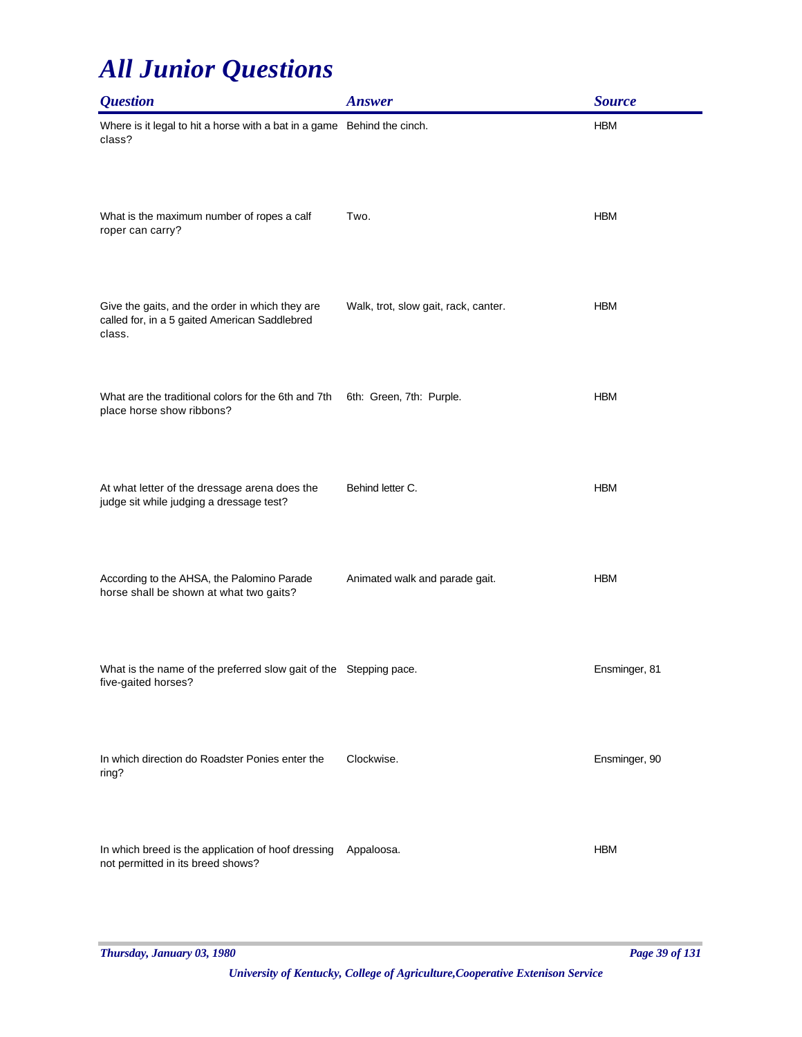# All Junior Questions

| Question | Answer | Source |
|---|---|---|
| Where is it legal to hit a horse with a bat in a game class? | Behind the cinch. | HBM |
| What is the maximum number of ropes a calf roper can carry? | Two. | HBM |
| Give the gaits, and the order in which they are called for, in a 5 gaited American Saddlebred class. | Walk, trot, slow gait, rack, canter. | HBM |
| What are the traditional colors for the 6th and 7th place horse show ribbons? | 6th: Green, 7th: Purple. | HBM |
| At what letter of the dressage arena does the judge sit while judging a dressage test? | Behind letter C. | HBM |
| According to the AHSA, the Palomino Parade horse shall be shown at what two gaits? | Animated walk and parade gait. | HBM |
| What is the name of the preferred slow gait of the five-gaited horses? | Stepping pace. | Ensminger, 81 |
| In which direction do Roadster Ponies enter the ring? | Clockwise. | Ensminger, 90 |
| In which breed is the application of hoof dressing not permitted in its breed shows? | Appaloosa. | HBM |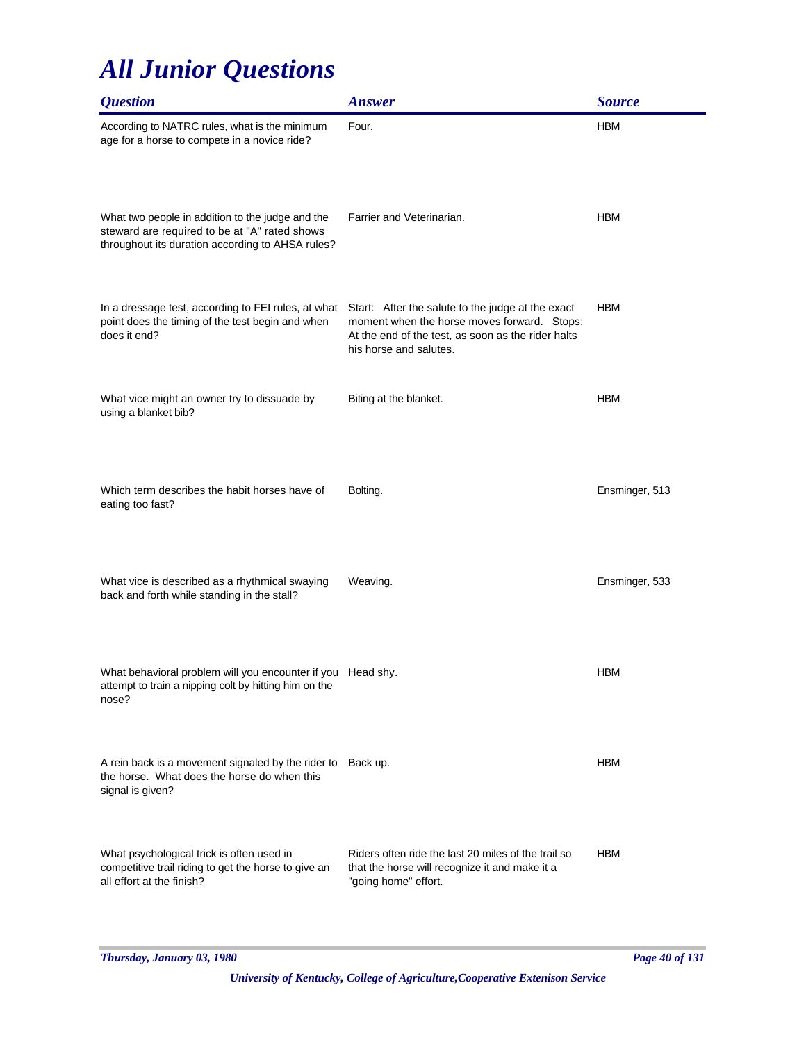# *All Junior Questions*

| *Question* | *Answer* | *Source* |
|---|---|---|
| According to NATRC rules, what is the minimum age for a horse to compete in a novice ride? | Four. | HBM |
| What two people in addition to the judge and the steward are required to be at "A" rated shows throughout its duration according to AHSA rules? | Farrier and Veterinarian. | HBM |
| In a dressage test, according to FEI rules, at what point does the timing of the test begin and when does it end? | Start: After the salute to the judge at the exact moment when the horse moves forward. Stops: At the end of the test, as soon as the rider halts his horse and salutes. | HBM |
| What vice might an owner try to dissuade by using a blanket bib? | Biting at the blanket. | HBM |
| Which term describes the habit horses have of eating too fast? | Bolting. | Ensminger, 513 |
| What vice is described as a rhythmical swaying back and forth while standing in the stall? | Weaving. | Ensminger, 533 |
| What behavioral problem will you encounter if you attempt to train a nipping colt by hitting him on the nose? | Head shy. | HBM |
| A rein back is a movement signaled by the rider to the horse. What does the horse do when this signal is given? | Back up. | HBM |
| What psychological trick is often used in competitive trail riding to get the horse to give an all effort at the finish? | Riders often ride the last 20 miles of the trail so that the horse will recognize it and make it a "going home" effort. | HBM |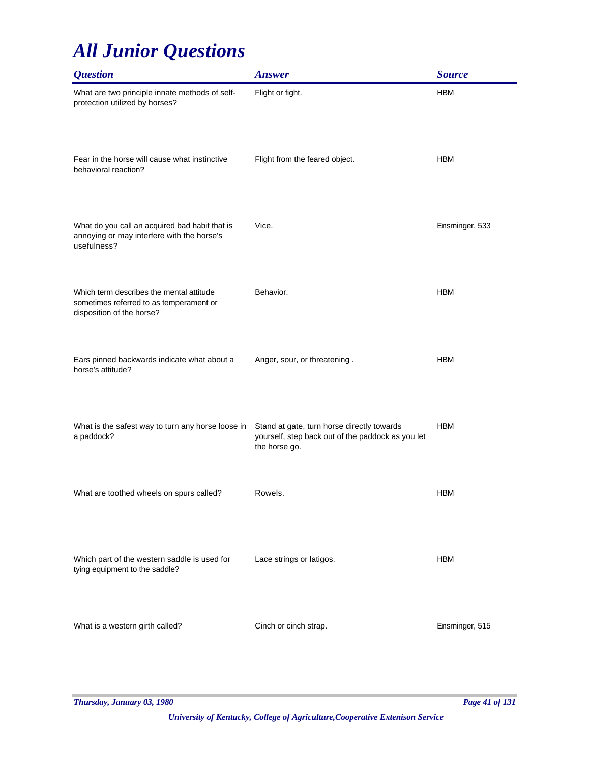# All Junior Questions

| Question | Answer | Source |
|---|---|---|
| What are two principle innate methods of self-protection utilized by horses? | Flight or fight. | HBM |
| Fear in the horse will cause what instinctive behavioral reaction? | Flight from the feared object. | HBM |
| What do you call an acquired bad habit that is annoying or may interfere with the horse's usefulness? | Vice. | Ensminger, 533 |
| Which term describes the mental attitude sometimes referred to as temperament or disposition of the horse? | Behavior. | HBM |
| Ears pinned backwards indicate what about a horse's attitude? | Anger, sour, or threatening . | HBM |
| What is the safest way to turn any horse loose in a paddock? | Stand at gate, turn horse directly towards yourself, step back out of the paddock as you let the horse go. | HBM |
| What are toothed wheels on spurs called? | Rowels. | HBM |
| Which part of the western saddle is used for tying equipment to the saddle? | Lace strings or latigos. | HBM |
| What is a western girth called? | Cinch or cinch strap. | Ensminger, 515 |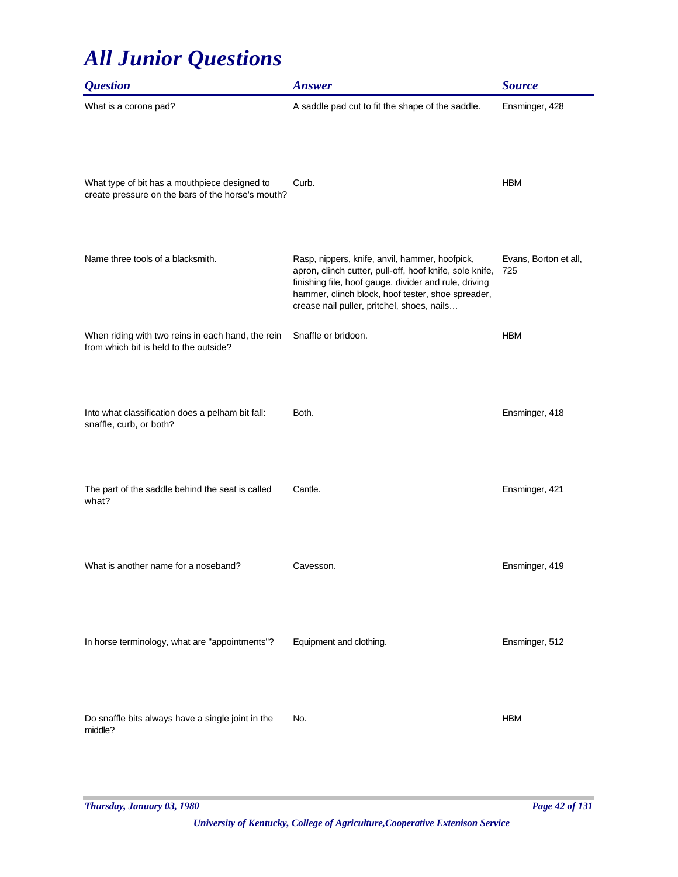# All Junior Questions

| Question | Answer | Source |
| --- | --- | --- |
| What is a corona pad? | A saddle pad cut to fit the shape of the saddle. | Ensminger, 428 |
| What type of bit has a mouthpiece designed to create pressure on the bars of the horse's mouth? | Curb. | HBM |
| Name three tools of a blacksmith. | Rasp, nippers, knife, anvil, hammer, hoofpick, apron, clinch cutter, pull-off, hoof knife, sole knife, finishing file, hoof gauge, divider and rule, driving hammer, clinch block, hoof tester, shoe spreader, crease nail puller, pritchel, shoes, nails… | Evans, Borton et all, 725 |
| When riding with two reins in each hand, the rein from which bit is held to the outside? | Snaffle or bridoon. | HBM |
| Into what classification does a pelham bit fall: snaffle, curb, or both? | Both. | Ensminger, 418 |
| The part of the saddle behind the seat is called what? | Cantle. | Ensminger, 421 |
| What is another name for a noseband? | Cavesson. | Ensminger, 419 |
| In horse terminology, what are "appointments"? | Equipment and clothing. | Ensminger, 512 |
| Do snaffle bits always have a single joint in the middle? | No. | HBM |

*Thursday, January 03, 1980*

*University of Kentucky, College of Agriculture,Cooperative Extenison Service*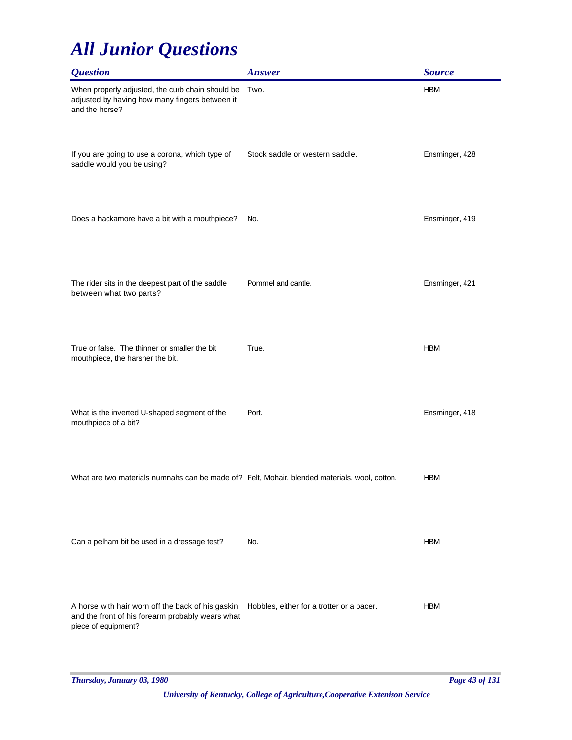# All Junior Questions

| Question | Answer | Source |
| --- | --- | --- |
| When properly adjusted, the curb chain should be adjusted by having how many fingers between it and the horse? | Two. | HBM |
| If you are going to use a corona, which type of saddle would you be using? | Stock saddle or western saddle. | Ensminger, 428 |
| Does a hackamore have a bit with a mouthpiece? | No. | Ensminger, 419 |
| The rider sits in the deepest part of the saddle between what two parts? | Pommel and cantle. | Ensminger, 421 |
| True or false. The thinner or smaller the bit mouthpiece, the harsher the bit. | True. | HBM |
| What is the inverted U-shaped segment of the mouthpiece of a bit? | Port. | Ensminger, 418 |
| What are two materials numnahs can be made of? | Felt, Mohair, blended materials, wool, cotton. | HBM |
| Can a pelham bit be used in a dressage test? | No. | HBM |
| A horse with hair worn off the back of his gaskin and the front of his forearm probably wears what piece of equipment? | Hobbles, either for a trotter or a pacer. | HBM |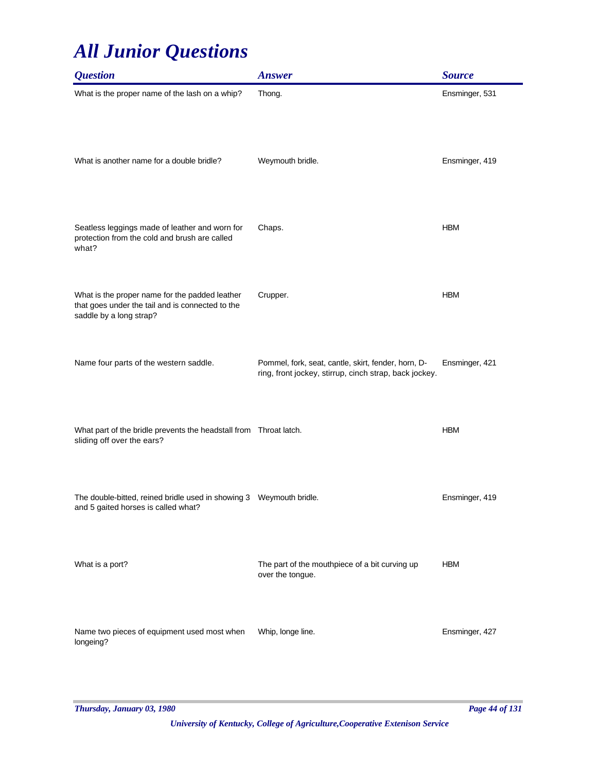# *All Junior Questions*

| *Question* | *Answer* | *Source* |
|---|---|---|
| What is the proper name of the lash on a whip? | Thong. | Ensminger, 531 |
| What is another name for a double bridle? | Weymouth bridle. | Ensminger, 419 |
| Seatless leggings made of leather and worn for protection from the cold and brush are called what? | Chaps. | HBM |
| What is the proper name for the padded leather that goes under the tail and is connected to the saddle by a long strap? | Crupper. | HBM |
| Name four parts of the western saddle. | Pommel, fork, seat, cantle, skirt, fender, horn, D-ring, front jockey, stirrup, cinch strap, back jockey. | Ensminger, 421 |
| What part of the bridle prevents the headstall from sliding off over the ears? | Throat latch. | HBM |
| The double-bitted, reined bridle used in showing 3 and 5 gaited horses is called what? | Weymouth bridle. | Ensminger, 419 |
| What is a port? | The part of the mouthpiece of a bit curving up over the tongue. | HBM |
| Name two pieces of equipment used most when longeing? | Whip, longe line. | Ensminger, 427 |

*University of Kentucky, College of Agriculture,Cooperative Extenison Service*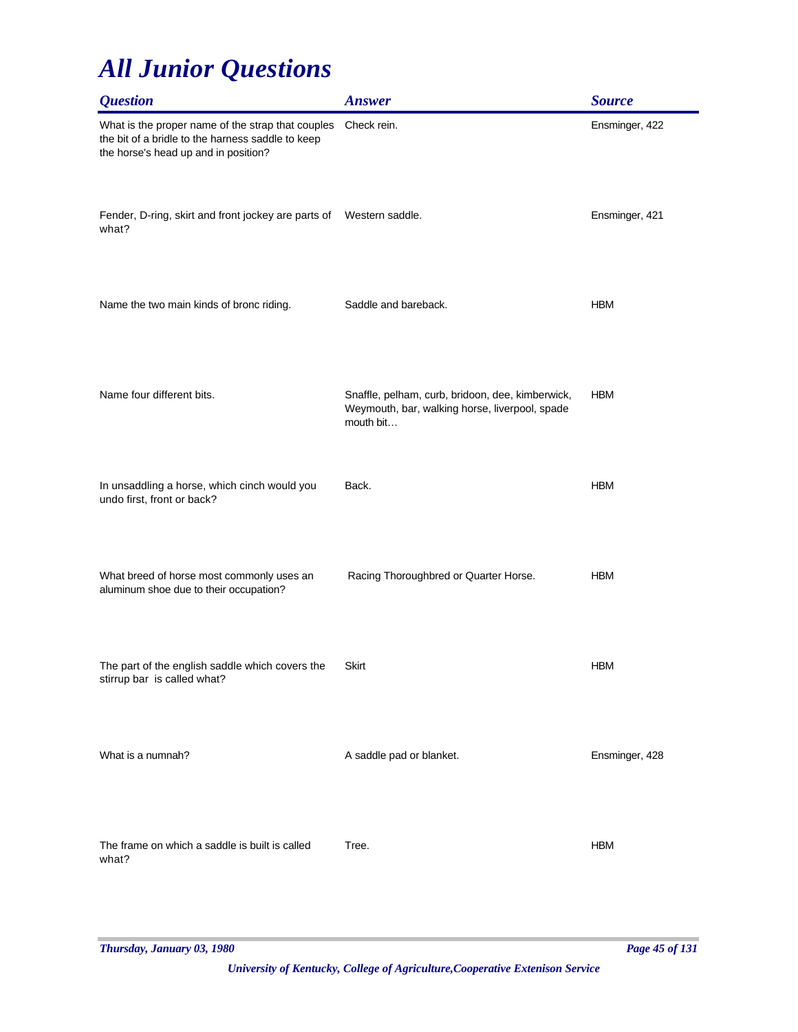# All Junior Questions

| Question | Answer | Source |
| --- | --- | --- |
| What is the proper name of the strap that couples the bit of a bridle to the harness saddle to keep the horse's head up and in position? | Check rein. | Ensminger, 422 |
| Fender, D-ring, skirt and front jockey are parts of what? | Western saddle. | Ensminger, 421 |
| Name the two main kinds of bronc riding. | Saddle and bareback. | HBM |
| Name four different bits. | Snaffle, pelham, curb, bridoon, dee, kimberwick, Weymouth, bar, walking horse, liverpool, spade mouth bit… | HBM |
| In unsaddling a horse, which cinch would you undo first, front or back? | Back. | HBM |
| What breed of horse most commonly uses an aluminum shoe due to their occupation? | Racing Thoroughbred or Quarter Horse. | HBM |
| The part of the english saddle which covers the stirrup bar is called what? | Skirt | HBM |
| What is a numnah? | A saddle pad or blanket. | Ensminger, 428 |
| The frame on which a saddle is built is called what? | Tree. | HBM |

*Thursday, January 03, 1980*

*University of Kentucky, College of Agriculture,Cooperative Extenison Service*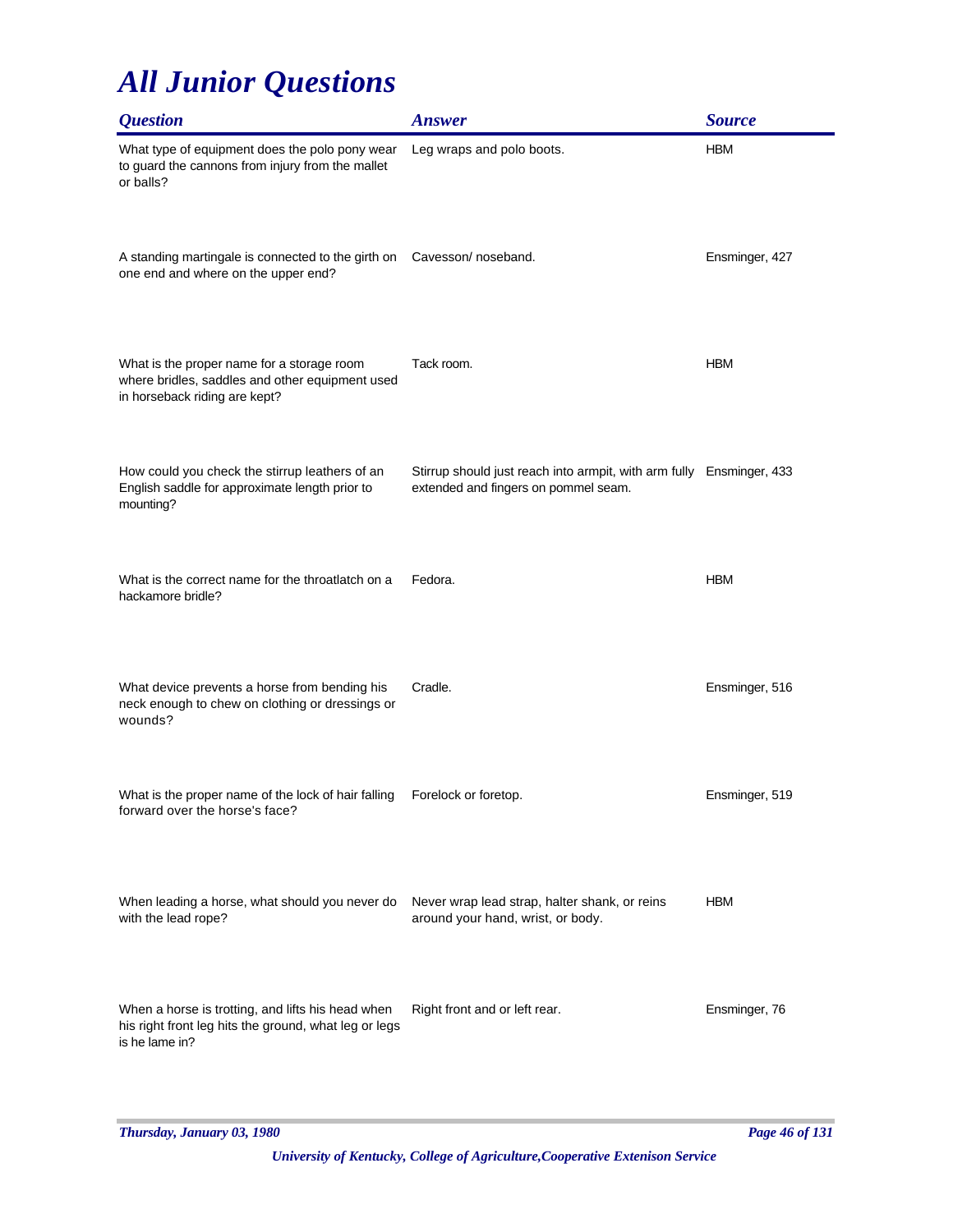# All Junior Questions

| Question | Answer | Source |
|---|---|---|
| What type of equipment does the polo pony wear to guard the cannons from injury from the mallet or balls? | Leg wraps and polo boots. | HBM |
| A standing martingale is connected to the girth on one end and where on the upper end? | Cavesson/ noseband. | Ensminger, 427 |
| What is the proper name for a storage room where bridles, saddles and other equipment used in horseback riding are kept? | Tack room. | HBM |
| How could you check the stirrup leathers of an English saddle for approximate length prior to mounting? | Stirrup should just reach into armpit, with arm fully extended and fingers on pommel seam. | Ensminger, 433 |
| What is the correct name for the throatlatch on a hackamore bridle? | Fedora. | HBM |
| What device prevents a horse from bending his neck enough to chew on clothing or dressings or wounds? | Cradle. | Ensminger, 516 |
| What is the proper name of the lock of hair falling forward over the horse's face? | Forelock or foretop. | Ensminger, 519 |
| When leading a horse, what should you never do with the lead rope? | Never wrap lead strap, halter shank, or reins around your hand, wrist, or body. | HBM |
| When a horse is trotting, and lifts his head when his right front leg hits the ground, what leg or legs is he lame in? | Right front and or left rear. | Ensminger, 76 |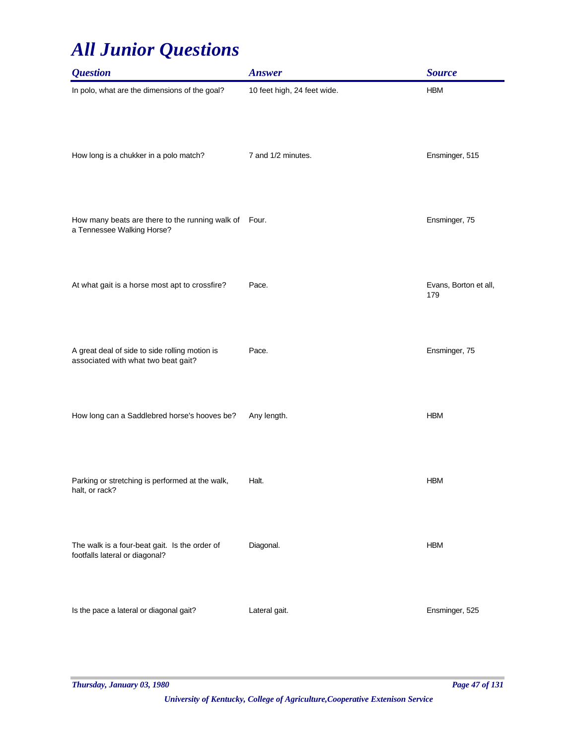# All Junior Questions

| Question | Answer | Source |
|---|---|---|
| In polo, what are the dimensions of the goal? | 10 feet high, 24 feet wide. | HBM |
| How long is a chukker in a polo match? | 7 and 1/2 minutes. | Ensminger, 515 |
| How many beats are there to the running walk of a Tennessee Walking Horse? | Four. | Ensminger, 75 |
| At what gait is a horse most apt to crossfire? | Pace. | Evans, Borton et all, 179 |
| A great deal of side to side rolling motion is associated with what two beat gait? | Pace. | Ensminger, 75 |
| How long can a Saddlebred horse's hooves be? | Any length. | HBM |
| Parking or stretching is performed at the walk, halt, or rack? | Halt. | HBM |
| The walk is a four-beat gait. Is the order of footfalls lateral or diagonal? | Diagonal. | HBM |
| Is the pace a lateral or diagonal gait? | Lateral gait. | Ensminger, 525 |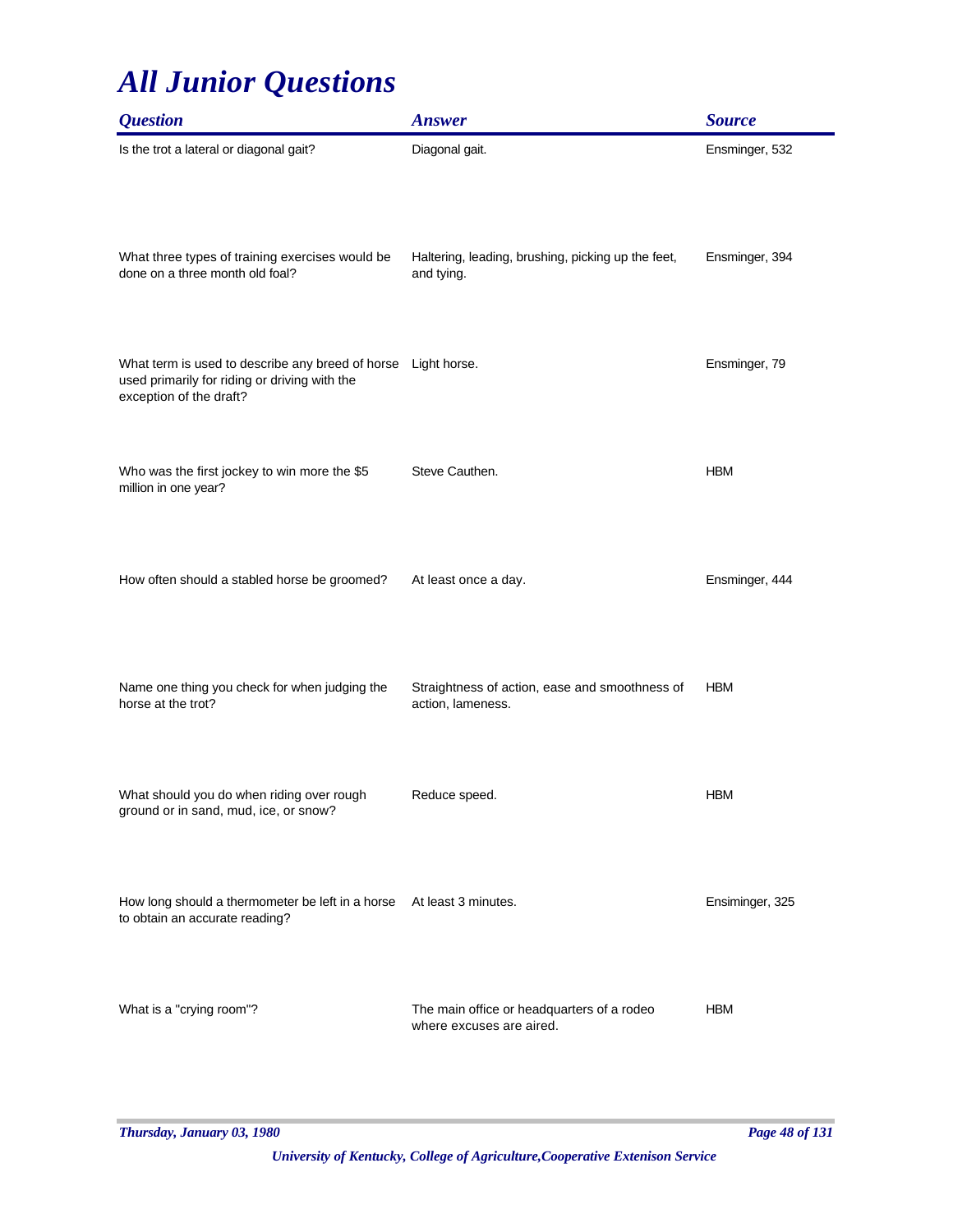# *All Junior Questions*

| *Question* | *Answer* | *Source* |
|---|---|---|
| Is the trot a lateral or diagonal gait? | Diagonal gait. | Ensminger, 532 |
| What three types of training exercises would be done on a three month old foal? | Haltering, leading, brushing, picking up the feet, and tying. | Ensminger, 394 |
| What term is used to describe any breed of horse used primarily for riding or driving with the exception of the draft? | Light horse. | Ensminger, 79 |
| Who was the first jockey to win more the $5 million in one year? | Steve Cauthen. | HBM |
| How often should a stabled horse be groomed? | At least once a day. | Ensminger, 444 |
| Name one thing you check for when judging the horse at the trot? | Straightness of action, ease and smoothness of action, lameness. | HBM |
| What should you do when riding over rough ground or in sand, mud, ice, or snow? | Reduce speed. | HBM |
| How long should a thermometer be left in a horse to obtain an accurate reading? | At least 3 minutes. | Ensiminger, 325 |
| What is a "crying room"? | The main office or headquarters of a rodeo where excuses are aired. | HBM |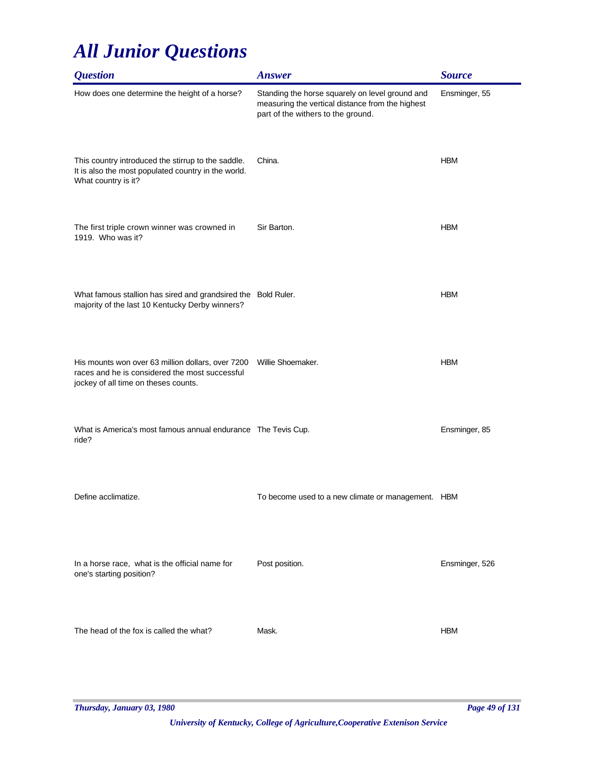# All Junior Questions

| Question | Answer | Source |
|---|---|---|
| How does one determine the height of a horse? | Standing the horse squarely on level ground and measuring the vertical distance from the highest part of the withers to the ground. | Ensminger, 55 |
| This country introduced the stirrup to the saddle. It is also the most populated country in the world. What country is it? | China. | HBM |
| The first triple crown winner was crowned in 1919. Who was it? | Sir Barton. | HBM |
| What famous stallion has sired and grandsired the majority of the last 10 Kentucky Derby winners? | Bold Ruler. | HBM |
| His mounts won over 63 million dollars, over 7200 races and he is considered the most successful jockey of all time on theses counts. | Willie Shoemaker. | HBM |
| What is America's most famous annual endurance ride? | The Tevis Cup. | Ensminger, 85 |
| Define acclimatize. | To become used to a new climate or management. | HBM |
| In a horse race, what is the official name for one's starting position? | Post position. | Ensminger, 526 |
| The head of the fox is called the what? | Mask. | HBM |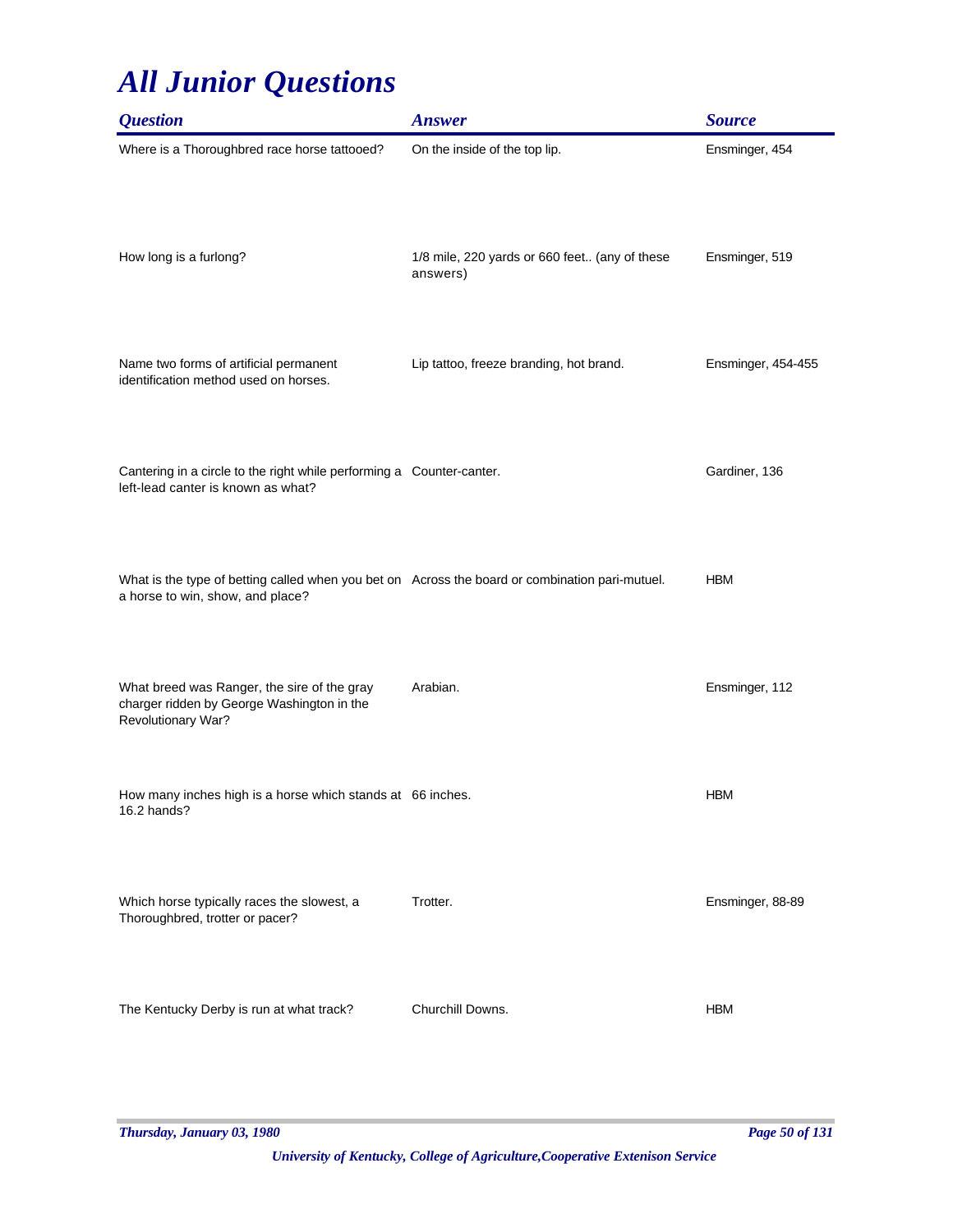# *All Junior Questions*

| *Question* | *Answer* | *Source* |
|---|---|---|
| Where is a Thoroughbred race horse tattooed? | On the inside of the top lip. | Ensminger, 454 |
| How long is a furlong? | 1/8 mile, 220 yards or 660 feet.. (any of these answers) | Ensminger, 519 |
| Name two forms of artificial permanent identification method used on horses. | Lip tattoo, freeze branding, hot brand. | Ensminger, 454-455 |
| Cantering in a circle to the right while performing a left-lead canter is known as what? | Counter-canter. | Gardiner, 136 |
| What is the type of betting called when you bet on a horse to win, show, and place? | Across the board or combination pari-mutuel. | HBM |
| What breed was Ranger, the sire of the gray charger ridden by George Washington in the Revolutionary War? | Arabian. | Ensminger, 112 |
| How many inches high is a horse which stands at 16.2 hands? | 66 inches. | HBM |
| Which horse typically races the slowest, a Thoroughbred, trotter or pacer? | Trotter. | Ensminger, 88-89 |
| The Kentucky Derby is run at what track? | Churchill Downs. | HBM |

*Thursday, January 03, 1980*

*University of Kentucky, College of Agriculture,Cooperative Extenison Service*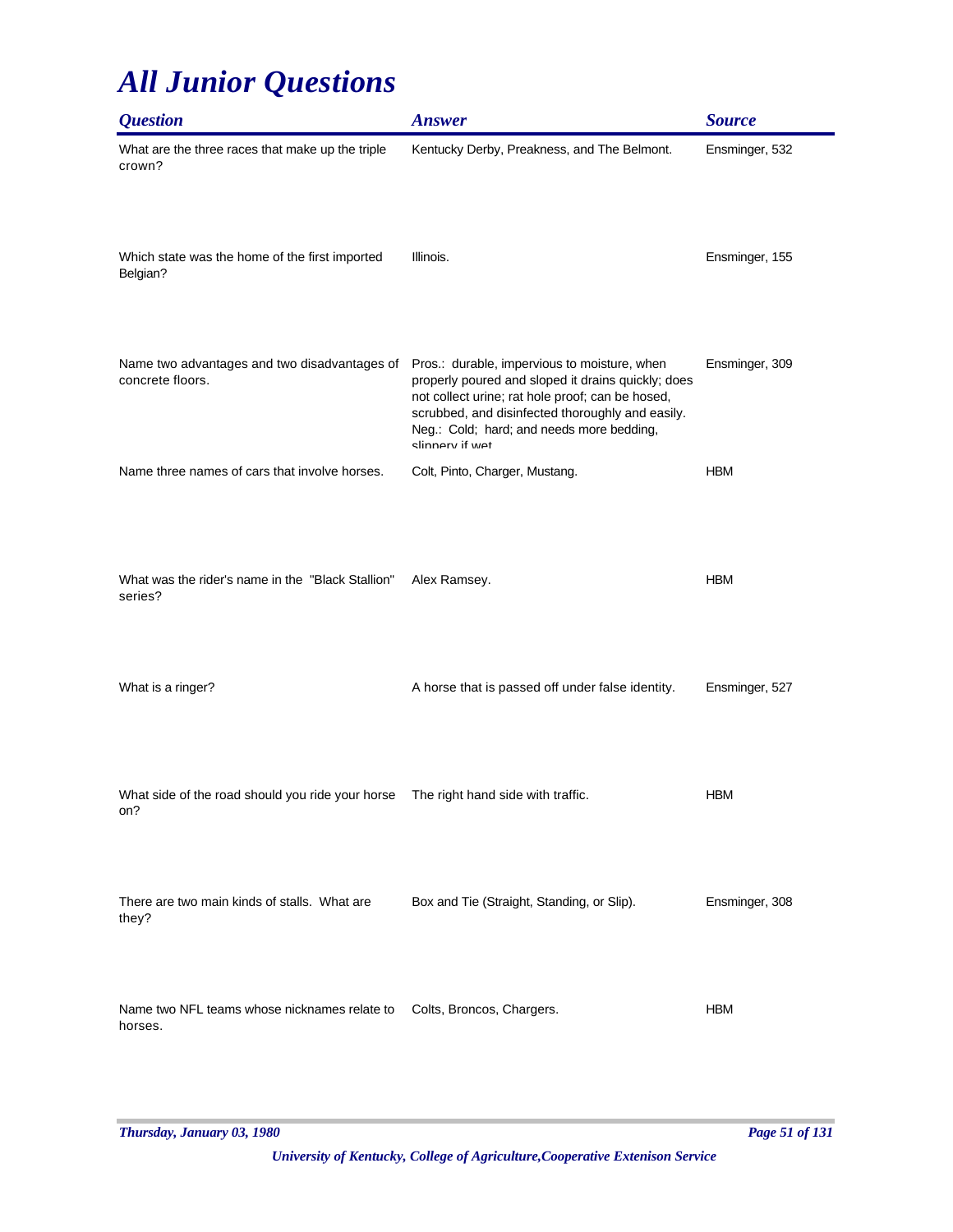# *All Junior Questions*

| *Question* | *Answer* | *Source* |
|---|---|---|
| What are the three races that make up the triple crown? | Kentucky Derby, Preakness, and The Belmont. | Ensminger, 532 |
| Which state was the home of the first imported Belgian? | Illinois. | Ensminger, 155 |
| Name two advantages and two disadvantages of concrete floors. | Pros.: durable, impervious to moisture, when properly poured and sloped it drains quickly; does not collect urine; rat hole proof; can be hosed, scrubbed, and disinfected thoroughly and easily. Neg.: Cold; hard; and needs more bedding, slippery if wet | Ensminger, 309 |
| Name three names of cars that involve horses. | Colt, Pinto, Charger, Mustang. | HBM |
| What was the rider's name in the "Black Stallion" series? | Alex Ramsey. | HBM |
| What is a ringer? | A horse that is passed off under false identity. | Ensminger, 527 |
| What side of the road should you ride your horse on? | The right hand side with traffic. | HBM |
| There are two main kinds of stalls. What are they? | Box and Tie (Straight, Standing, or Slip). | Ensminger, 308 |
| Name two NFL teams whose nicknames relate to horses. | Colts, Broncos, Chargers. | HBM |

*Thursday, January 03, 1980*

*University of Kentucky, College of Agriculture,Cooperative Extenison Service*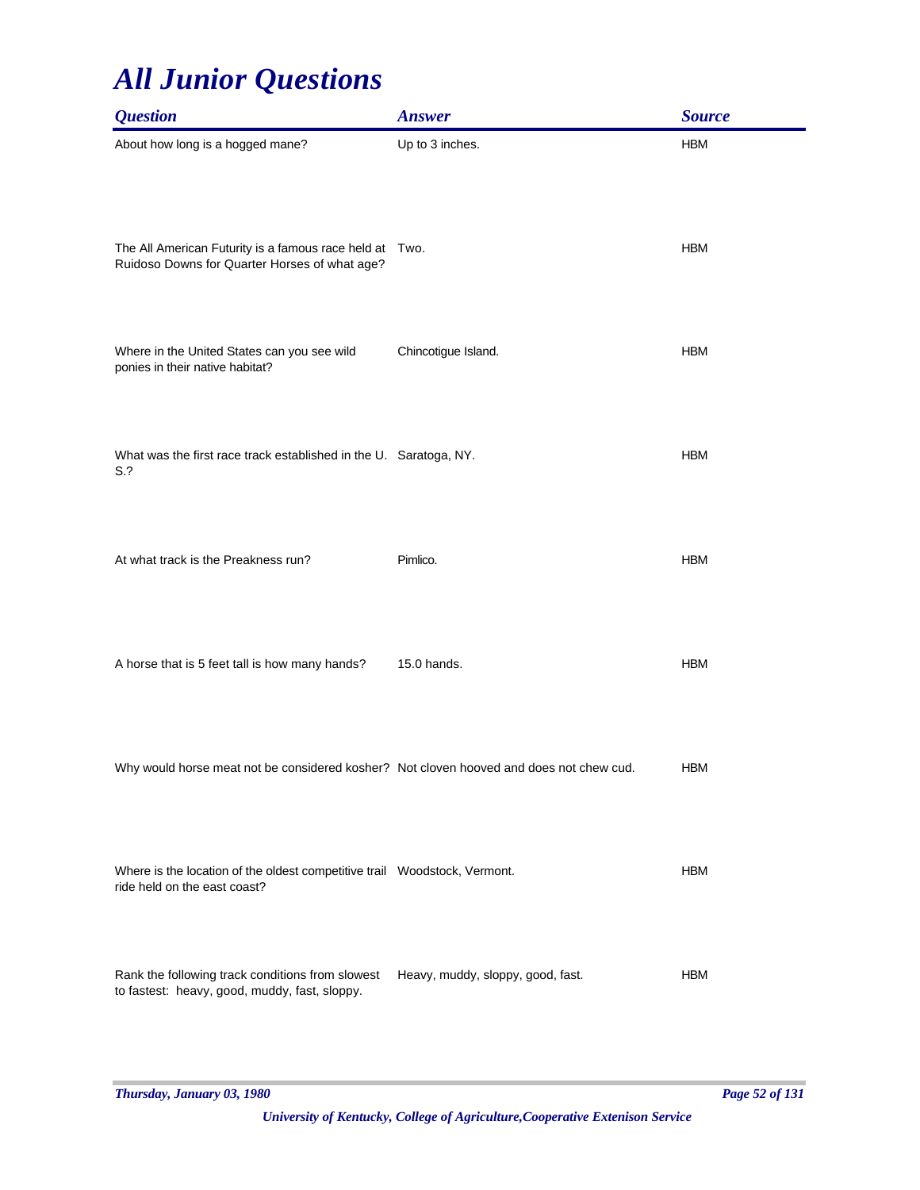# All Junior Questions

| Question | Answer | Source |
| --- | --- | --- |
| About how long is a hogged mane? | Up to 3 inches. | HBM |
| The All American Futurity is a famous race held at Ruidoso Downs for Quarter Horses of what age? | Two. | HBM |
| Where in the United States can you see wild ponies in their native habitat? | Chincotigue Island. | HBM |
| What was the first race track established in the U. S.? | Saratoga, NY. | HBM |
| At what track is the Preakness run? | Pimlico. | HBM |
| A horse that is 5 feet tall is how many hands? | 15.0 hands. | HBM |
| Why would horse meat not be considered kosher? | Not cloven hooved and does not chew cud. | HBM |
| Where is the location of the oldest competitive trail ride held on the east coast? | Woodstock, Vermont. | HBM |
| Rank the following track conditions from slowest to fastest: heavy, good, muddy, fast, sloppy. | Heavy, muddy, sloppy, good, fast. | HBM |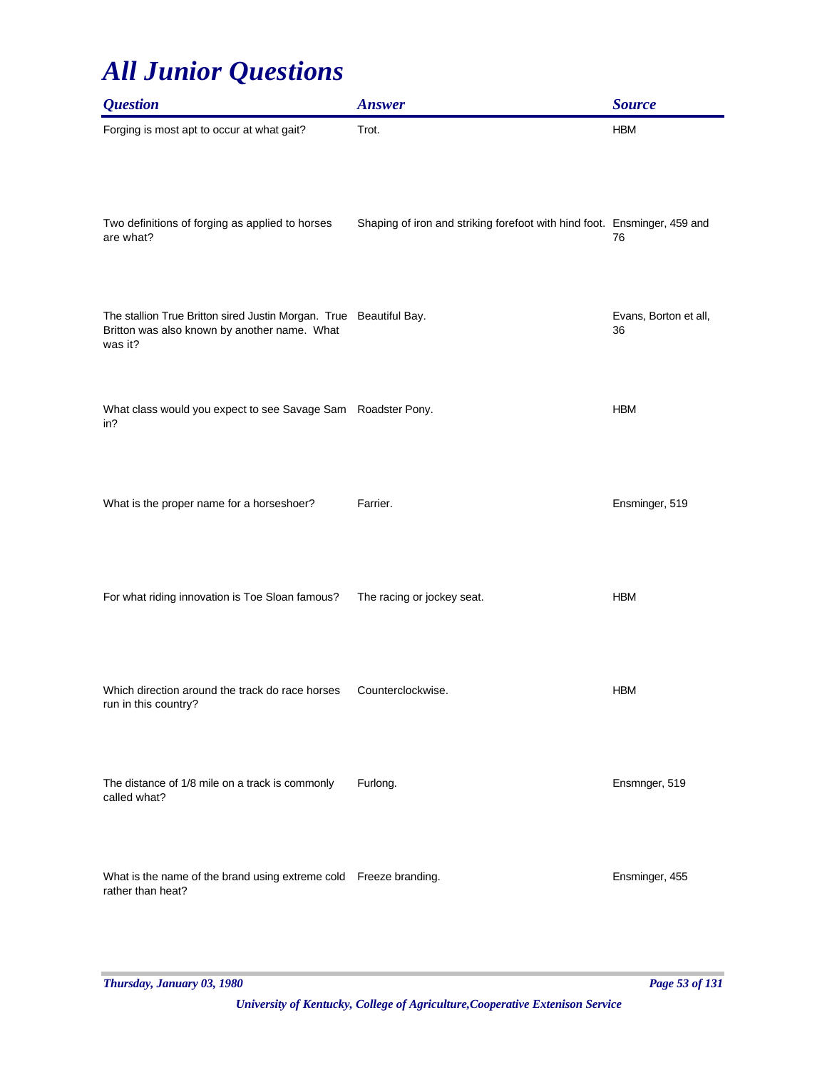# All Junior Questions

| Question | Answer | Source |
|---|---|---|
| Forging is most apt to occur at what gait? | Trot. | HBM |
| Two definitions of forging as applied to horses are what? | Shaping of iron and striking forefoot with hind foot. | Ensminger, 459 and 76 |
| The stallion True Britton sired Justin Morgan. True Britton was also known by another name. What was it? | Beautiful Bay. | Evans, Borton et all, 36 |
| What class would you expect to see Savage Sam in? | Roadster Pony. | HBM |
| What is the proper name for a horseshoer? | Farrier. | Ensminger, 519 |
| For what riding innovation is Toe Sloan famous? | The racing or jockey seat. | HBM |
| Which direction around the track do race horses run in this country? | Counterclockwise. | HBM |
| The distance of 1/8 mile on a track is commonly called what? | Furlong. | Ensmnger, 519 |
| What is the name of the brand using extreme cold rather than heat? | Freeze branding. | Ensminger, 455 |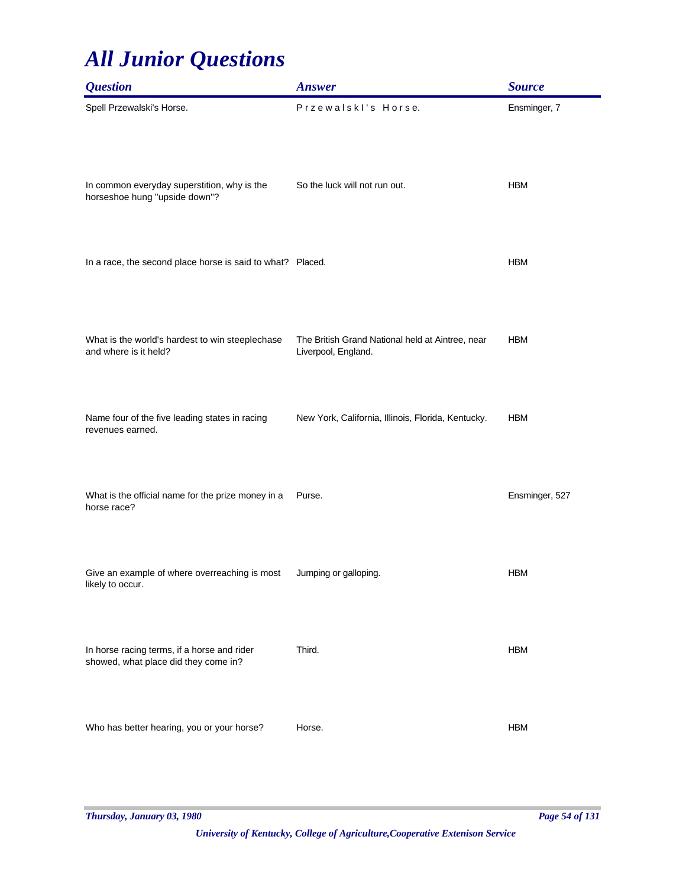# All Junior Questions

| Question | Answer | Source |
|---|---|---|
| Spell Przewalski's Horse. | P r z e w a l s k I ' s H o r s e. | Ensminger, 7 |
| In common everyday superstition, why is the horseshoe hung "upside down"? | So the luck will not run out. | HBM |
| In a race, the second place horse is said to what? | Placed. | HBM |
| What is the world's hardest to win steeplechase and where is it held? | The British Grand National held at Aintree, near Liverpool, England. | HBM |
| Name four of the five leading states in racing revenues earned. | New York, California, Illinois, Florida, Kentucky. | HBM |
| What is the official name for the prize money in a horse race? | Purse. | Ensminger, 527 |
| Give an example of where overreaching is most likely to occur. | Jumping or galloping. | HBM |
| In horse racing terms, if a horse and rider showed, what place did they come in? | Third. | HBM |
| Who has better hearing, you or your horse? | Horse. | HBM |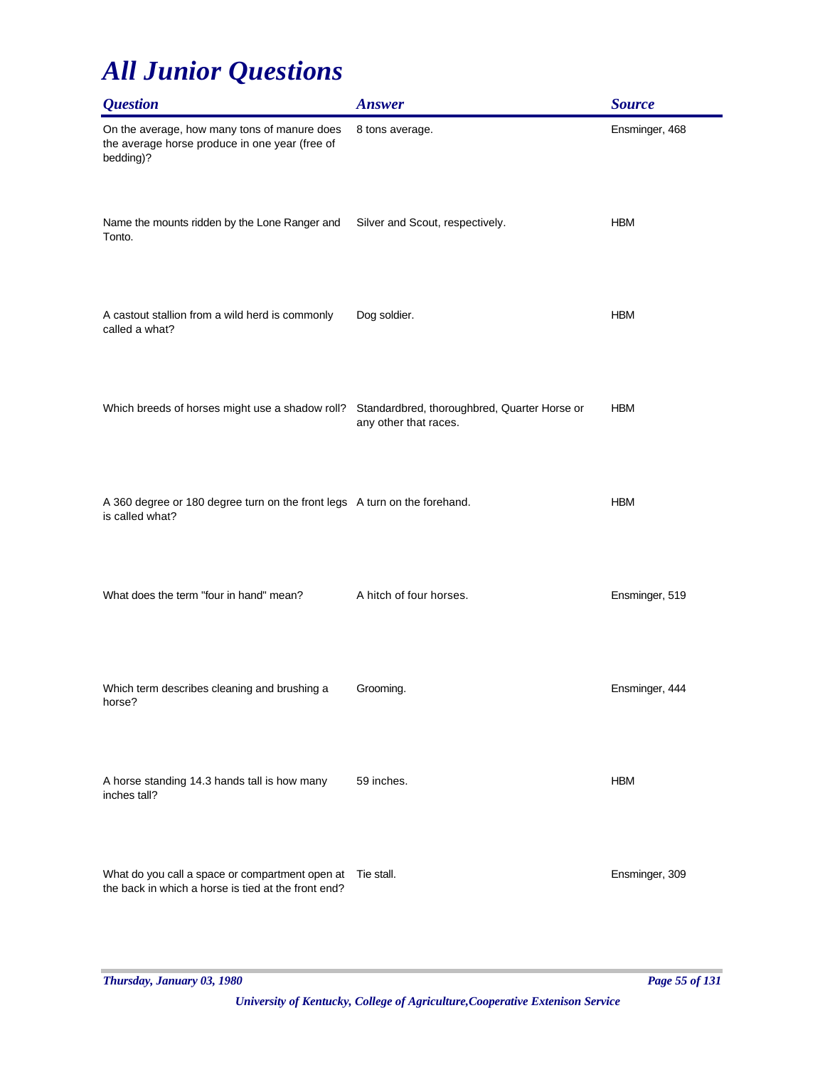# All Junior Questions

| Question | Answer | Source |
|---|---|---|
| On the average, how many tons of manure does the average horse produce in one year (free of bedding)? | 8 tons average. | Ensminger, 468 |
| Name the mounts ridden by the Lone Ranger and Tonto. | Silver and Scout, respectively. | HBM |
| A castout stallion from a wild herd is commonly called a what? | Dog soldier. | HBM |
| Which breeds of horses might use a shadow roll? | Standardbred, thoroughbred, Quarter Horse or any other that races. | HBM |
| A 360 degree or 180 degree turn on the front legs is called what? | A turn on the forehand. | HBM |
| What does the term "four in hand" mean? | A hitch of four horses. | Ensminger, 519 |
| Which term describes cleaning and brushing a horse? | Grooming. | Ensminger, 444 |
| A horse standing 14.3 hands tall is how many inches tall? | 59 inches. | HBM |
| What do you call a space or compartment open at the back in which a horse is tied at the front end? | Tie stall. | Ensminger, 309 |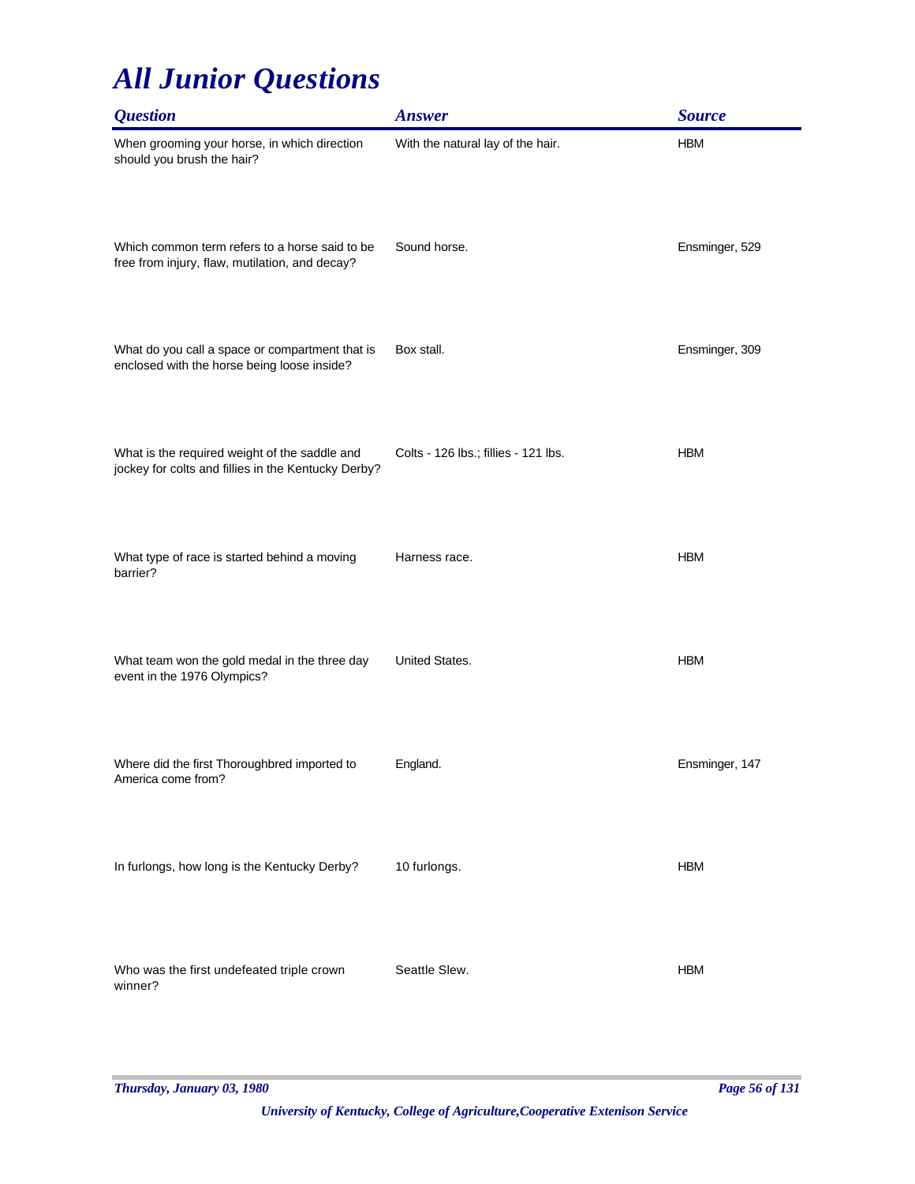# All Junior Questions

| Question | Answer | Source |
|---|---|---|
| When grooming your horse, in which direction should you brush the hair? | With the natural lay of the hair. | HBM |
| Which common term refers to a horse said to be free from injury, flaw, mutilation, and decay? | Sound horse. | Ensminger, 529 |
| What do you call a space or compartment that is enclosed with the horse being loose inside? | Box stall. | Ensminger, 309 |
| What is the required weight of the saddle and jockey for colts and fillies in the Kentucky Derby? | Colts - 126 lbs.; fillies - 121 lbs. | HBM |
| What type of race is started behind a moving barrier? | Harness race. | HBM |
| What team won the gold medal in the three day event in the 1976 Olympics? | United States. | HBM |
| Where did the first Thoroughbred imported to America come from? | England. | Ensminger, 147 |
| In furlongs, how long is the Kentucky Derby? | 10 furlongs. | HBM |
| Who was the first undefeated triple crown winner? | Seattle Slew. | HBM |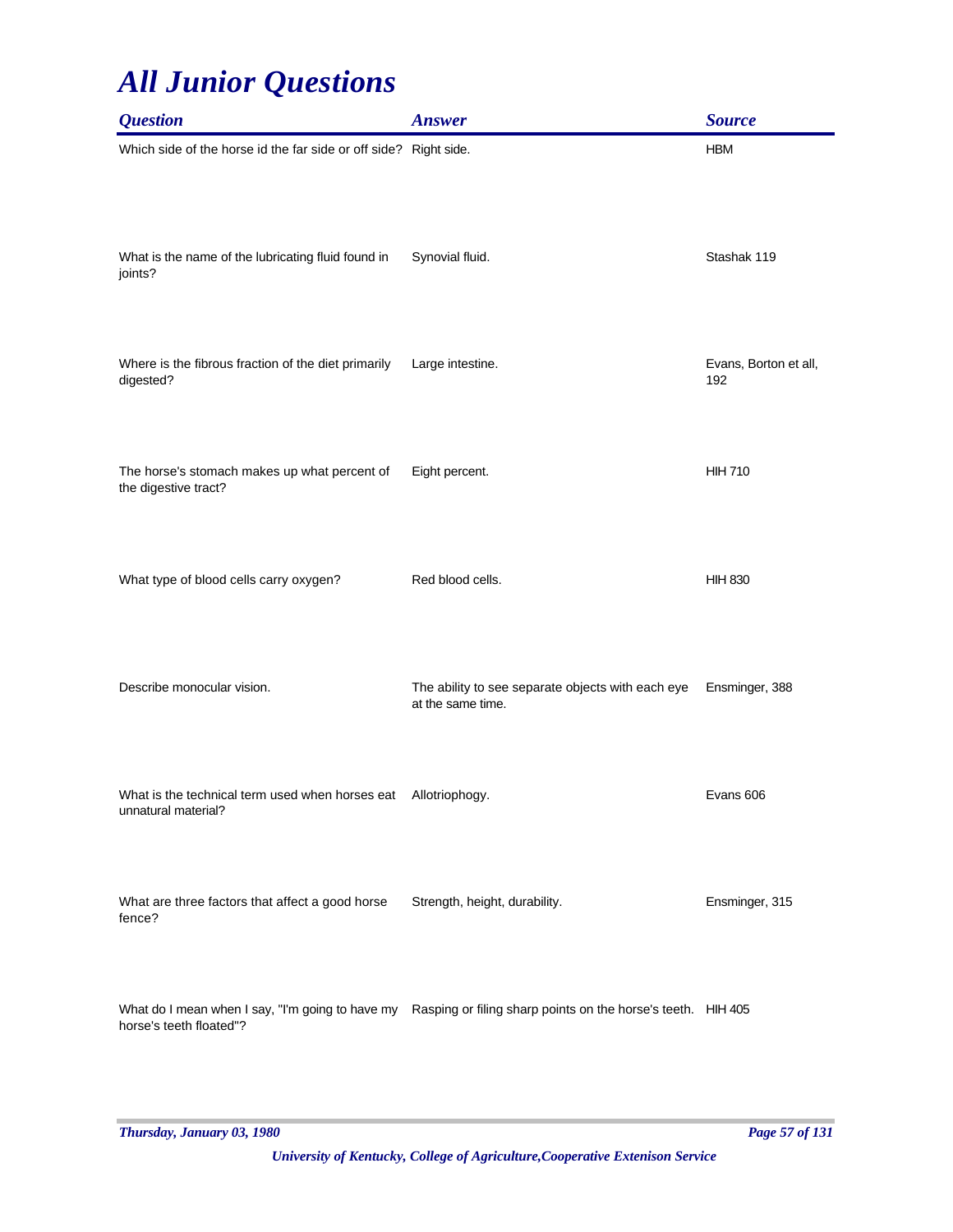# *All Junior Questions*

| *Question* | *Answer* | *Source* |
| --- | --- | --- |
| Which side of the horse id the far side or off side? | Right side. | HBM |
| What is the name of the lubricating fluid found in joints? | Synovial fluid. | Stashak 119 |
| Where is the fibrous fraction of the diet primarily digested? | Large intestine. | Evans, Borton et all, 192 |
| The horse's stomach makes up what percent of the digestive tract? | Eight percent. | HIH 710 |
| What type of blood cells carry oxygen? | Red blood cells. | HIH 830 |
| Describe monocular vision. | The ability to see separate objects with each eye at the same time. | Ensminger, 388 |
| What is the technical term used when horses eat unnatural material? | Allotriophogy. | Evans 606 |
| What are three factors that affect a good horse fence? | Strength, height, durability. | Ensminger, 315 |
| What do I mean when I say, "I'm going to have my horse's teeth floated"? | Rasping or filing sharp points on the horse's teeth. | HIH 405 |

*Thursday, January 03, 1980*

*University of Kentucky, College of Agriculture,Cooperative Extenison Service*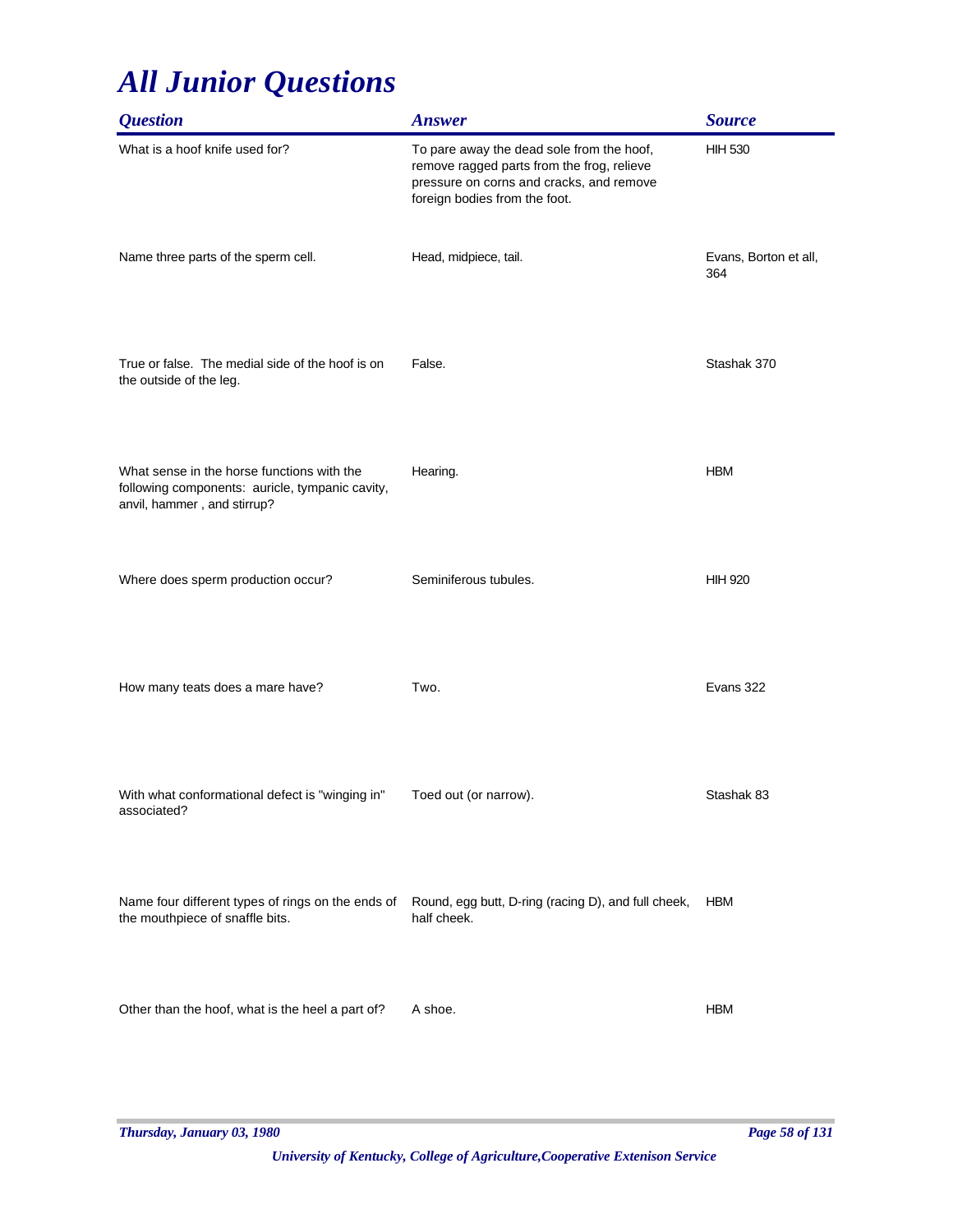# *All Junior Questions*

| *Question* | *Answer* | *Source* |
|---|---|---|
| What is a hoof knife used for? | To pare away the dead sole from the hoof, remove ragged parts from the frog, relieve pressure on corns and cracks, and remove foreign bodies from the foot. | HIH 530 |
| Name three parts of the sperm cell. | Head, midpiece, tail. | Evans, Borton et all, 364 |
| True or false.  The medial side of the hoof is on the outside of the leg. | False. | Stashak 370 |
| What sense in the horse functions with the following components:  auricle, tympanic cavity, anvil, hammer , and stirrup? | Hearing. | HBM |
| Where does sperm production occur? | Seminiferous tubules. | HIH 920 |
| How many teats does a mare have? | Two. | Evans 322 |
| With what conformational defect is "winging in" associated? | Toed out (or narrow). | Stashak 83 |
| Name four different types of rings on the ends of the mouthpiece of snaffle bits. | Round, egg butt, D-ring (racing D), and full cheek, half cheek. | HBM |
| Other than the hoof, what is the heel a part of? | A shoe. | HBM |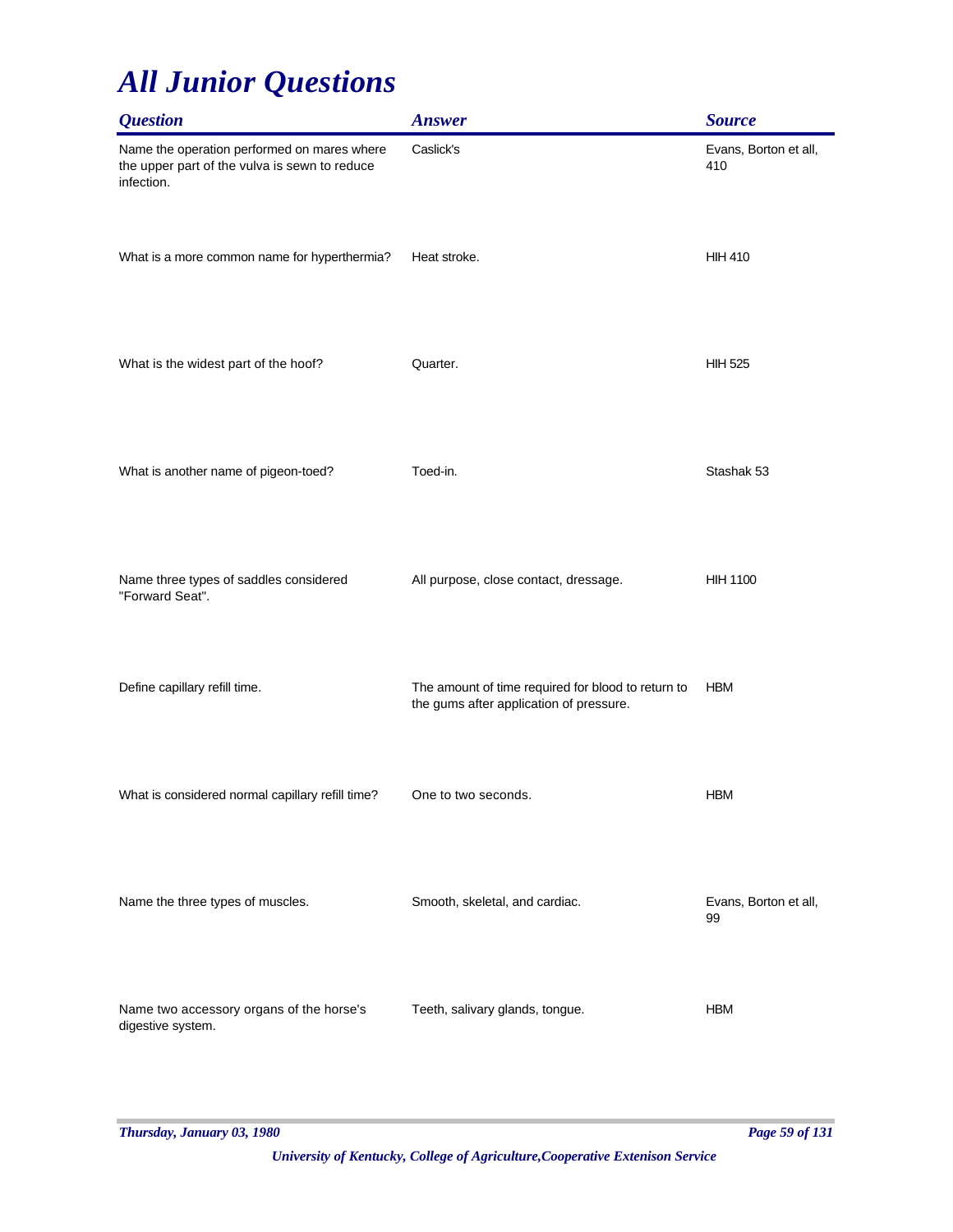# All Junior Questions

| Question | Answer | Source |
| --- | --- | --- |
| Name the operation performed on mares where the upper part of the vulva is sewn to reduce infection. | Caslick's | Evans, Borton et all, 410 |
| What is a more common name for hyperthermia? | Heat stroke. | HIH 410 |
| What is the widest part of the hoof? | Quarter. | HIH 525 |
| What is another name of pigeon-toed? | Toed-in. | Stashak 53 |
| Name three types of saddles considered "Forward Seat". | All purpose, close contact, dressage. | HIH 1100 |
| Define capillary refill time. | The amount of time required for blood to return to the gums after application of pressure. | HBM |
| What is considered normal capillary refill time? | One to two seconds. | HBM |
| Name the three types of muscles. | Smooth, skeletal, and cardiac. | Evans, Borton et all, 99 |
| Name two accessory organs of the horse's digestive system. | Teeth, salivary glands, tongue. | HBM |

*University of Kentucky, College of Agriculture,Cooperative Extenison Service*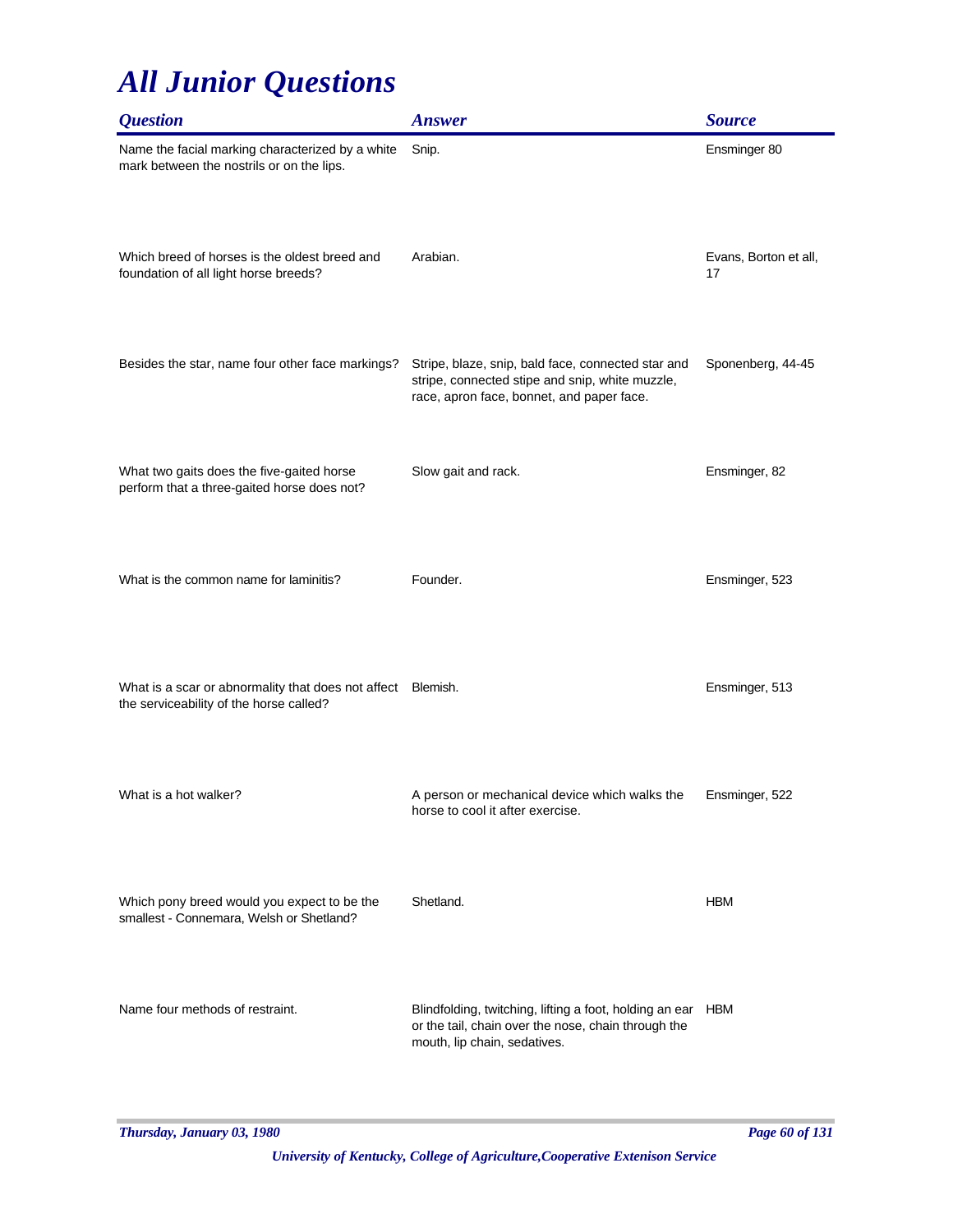# *All Junior Questions*

| *Question* | *Answer* | *Source* |
|---|---|---|
| Name the facial marking characterized by a white mark between the nostrils or on the lips. | Snip. | Ensminger 80 |
| Which breed of horses is the oldest breed and foundation of all light horse breeds? | Arabian. | Evans, Borton et all, 17 |
| Besides the star, name four other face markings? | Stripe, blaze, snip, bald face, connected star and stripe, connected stipe and snip, white muzzle, race, apron face, bonnet, and paper face. | Sponenberg, 44-45 |
| What two gaits does the five-gaited horse perform that a three-gaited horse does not? | Slow gait and rack. | Ensminger, 82 |
| What is the common name for laminitis? | Founder. | Ensminger, 523 |
| What is a scar or abnormality that does not affect the serviceability of the horse called? | Blemish. | Ensminger, 513 |
| What is a hot walker? | A person or mechanical device which walks the horse to cool it after exercise. | Ensminger, 522 |
| Which pony breed would you expect to be the smallest - Connemara, Welsh or Shetland? | Shetland. | HBM |
| Name four methods of restraint. | Blindfolding, twitching, lifting a foot, holding an ear or the tail, chain over the nose, chain through the mouth, lip chain, sedatives. | HBM |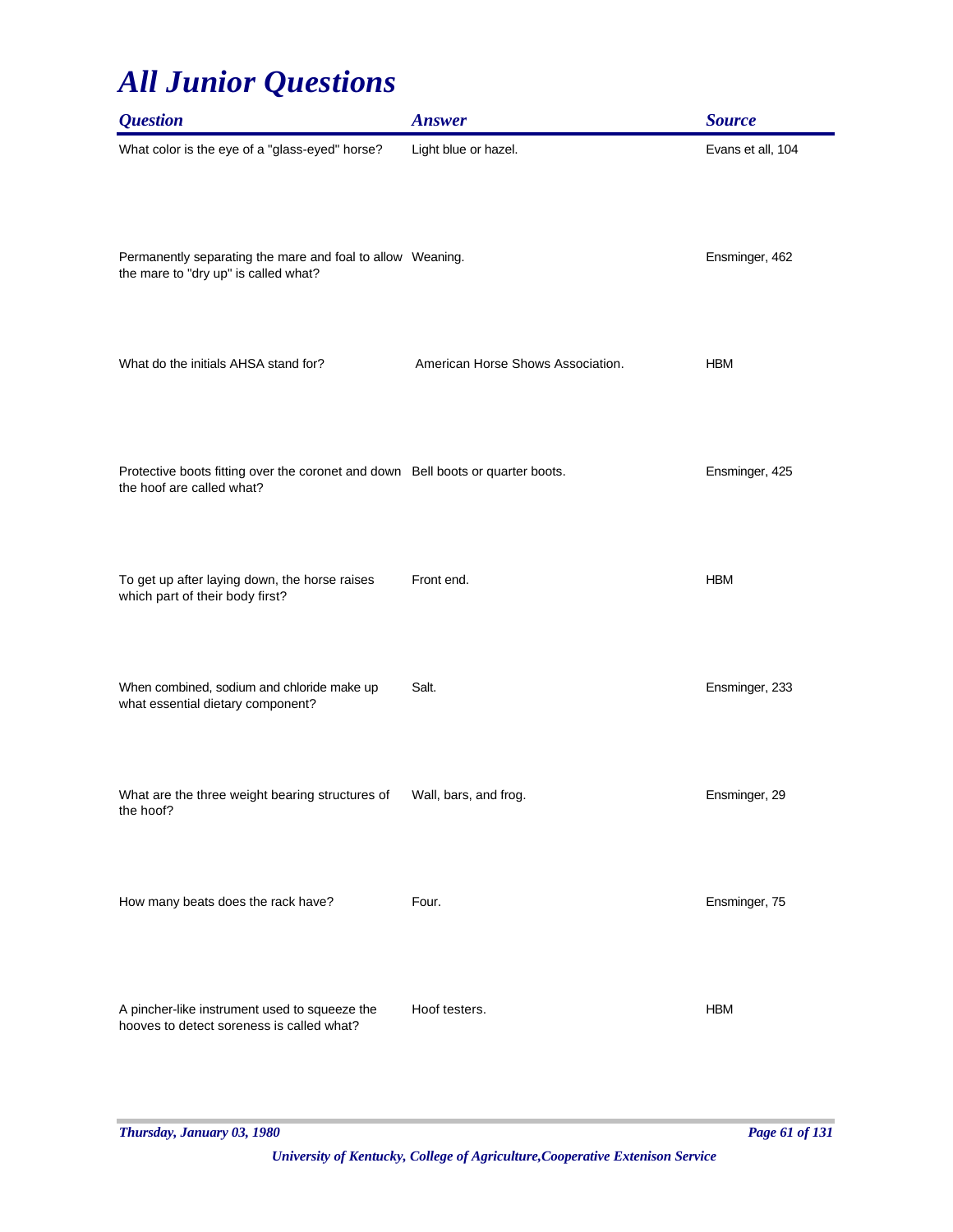# All Junior Questions

| Question | Answer | Source |
|---|---|---|
| What color is the eye of a "glass-eyed" horse? | Light blue or hazel. | Evans et all, 104 |
| Permanently separating the mare and foal to allow the mare to "dry up" is called what? | Weaning. | Ensminger, 462 |
| What do the initials AHSA stand for? | American Horse Shows Association. | HBM |
| Protective boots fitting over the coronet and down the hoof are called what? | Bell boots or quarter boots. | Ensminger, 425 |
| To get up after laying down, the horse raises which part of their body first? | Front end. | HBM |
| When combined, sodium and chloride make up what essential dietary component? | Salt. | Ensminger, 233 |
| What are the three weight bearing structures of the hoof? | Wall, bars, and frog. | Ensminger, 29 |
| How many beats does the rack have? | Four. | Ensminger, 75 |
| A pincher-like instrument used to squeeze the hooves to detect soreness is called what? | Hoof testers. | HBM |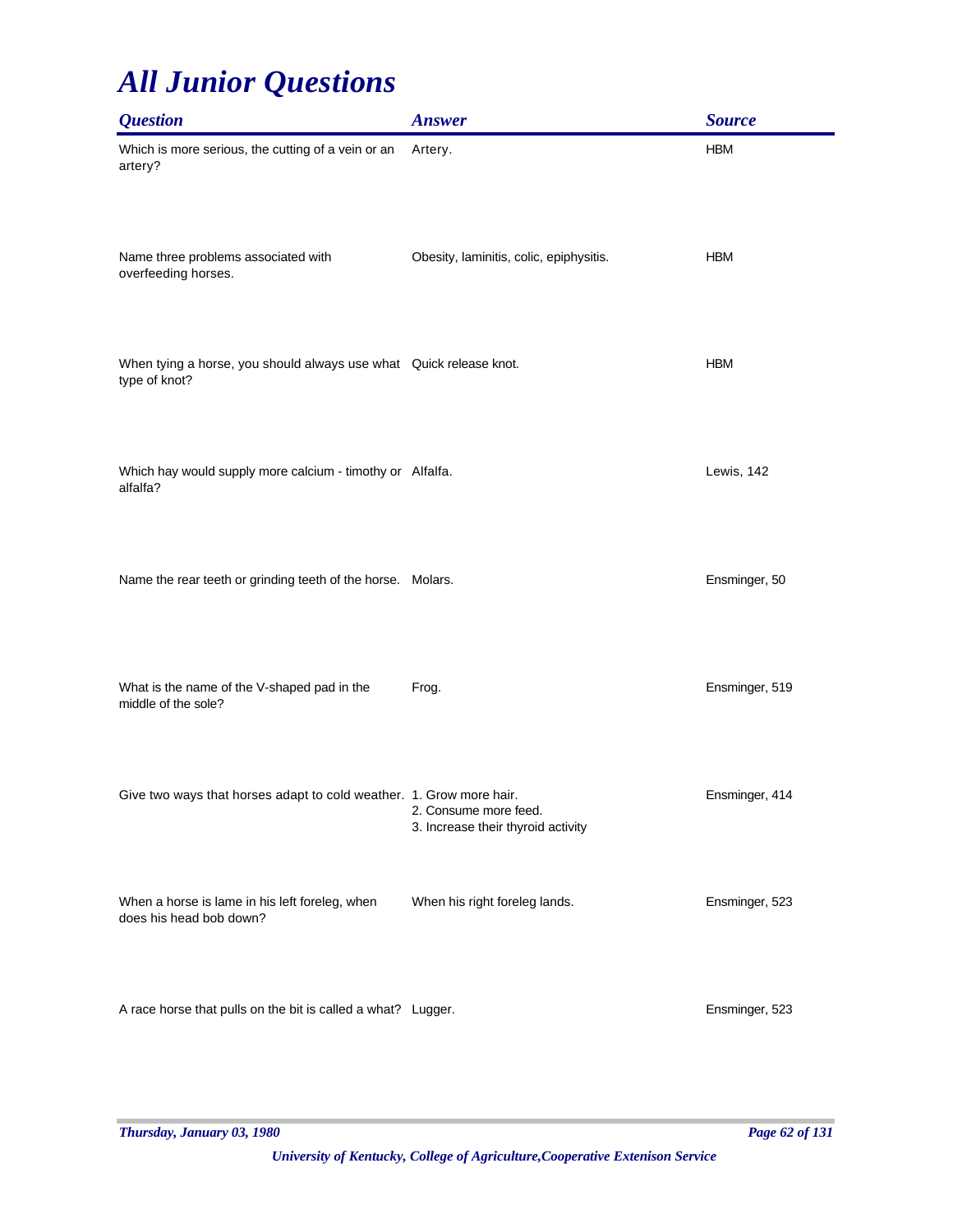# All Junior Questions

| Question | Answer | Source |
|---|---|---|
| Which is more serious, the cutting of a vein or an artery? | Artery. | HBM |
| Name three problems associated with overfeeding horses. | Obesity, laminitis, colic, epiphysitis. | HBM |
| When tying a horse, you should always use what type of knot? | Quick release knot. | HBM |
| Which hay would supply more calcium - timothy or alfalfa? | Alfalfa. | Lewis, 142 |
| Name the rear teeth or grinding teeth of the horse. | Molars. | Ensminger, 50 |
| What is the name of the V-shaped pad in the middle of the sole? | Frog. | Ensminger, 519 |
| Give two ways that horses adapt to cold weather. | 1. Grow more hair.<br>2. Consume more feed.<br>3. Increase their thyroid activity | Ensminger, 414 |
| When a horse is lame in his left foreleg, when does his head bob down? | When his right foreleg lands. | Ensminger, 523 |
| A race horse that pulls on the bit is called a what? | Lugger. | Ensminger, 523 |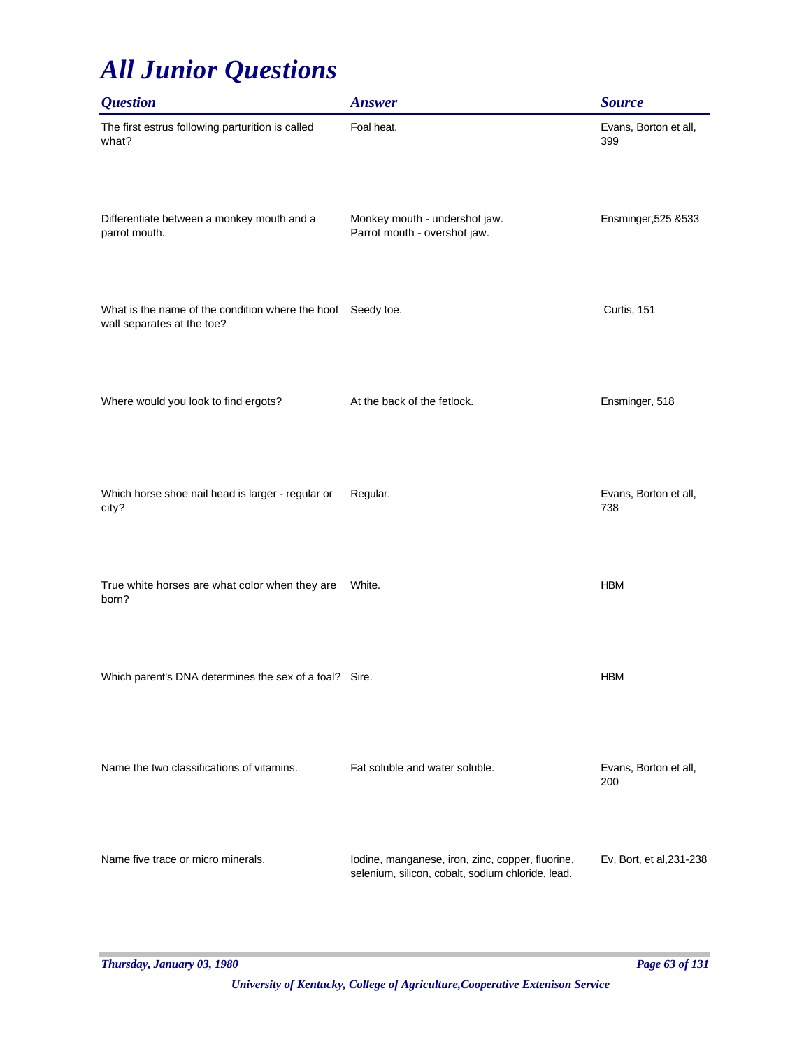# All Junior Questions

| Question | Answer | Source |
| --- | --- | --- |
| The first estrus following parturition is called what? | Foal heat. | Evans, Borton et all, 399 |
| Differentiate between a monkey mouth and a parrot mouth. | Monkey mouth - undershot jaw. Parrot mouth - overshot jaw. | Ensminger,525 &533 |
| What is the name of the condition where the hoof wall separates at the toe? | Seedy toe. | Curtis, 151 |
| Where would you look to find ergots? | At the back of the fetlock. | Ensminger, 518 |
| Which horse shoe nail head is larger - regular or city? | Regular. | Evans, Borton et all, 738 |
| True white horses are what color when they are born? | White. | HBM |
| Which parent's DNA determines the sex of a foal? | Sire. | HBM |
| Name the two classifications of vitamins. | Fat soluble and water soluble. | Evans, Borton et all, 200 |
| Name five trace or micro minerals. | Iodine, manganese, iron, zinc, copper, fluorine, selenium, silicon, cobalt, sodium chloride, lead. | Ev, Bort, et al,231-238 |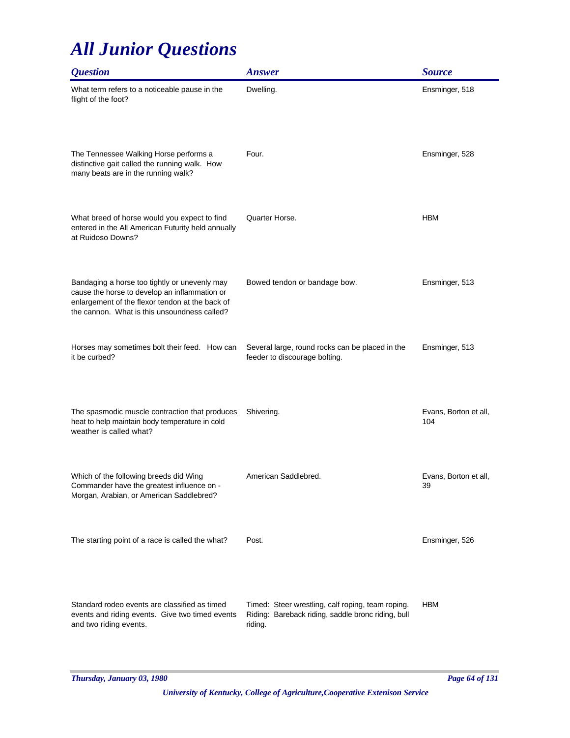# All Junior Questions

| Question | Answer | Source |
|---|---|---|
| What term refers to a noticeable pause in the flight of the foot? | Dwelling. | Ensminger, 518 |
| The Tennessee Walking Horse performs a distinctive gait called the running walk. How many beats are in the running walk? | Four. | Ensminger, 528 |
| What breed of horse would you expect to find entered in the All American Futurity held annually at Ruidoso Downs? | Quarter Horse. | HBM |
| Bandaging a horse too tightly or unevenly may cause the horse to develop an inflammation or enlargement of the flexor tendon at the back of the cannon. What is this unsoundness called? | Bowed tendon or bandage bow. | Ensminger, 513 |
| Horses may sometimes bolt their feed. How can it be curbed? | Several large, round rocks can be placed in the feeder to discourage bolting. | Ensminger, 513 |
| The spasmodic muscle contraction that produces heat to help maintain body temperature in cold weather is called what? | Shivering. | Evans, Borton et all, 104 |
| Which of the following breeds did Wing Commander have the greatest influence on - Morgan, Arabian, or American Saddlebred? | American Saddlebred. | Evans, Borton et all, 39 |
| The starting point of a race is called the what? | Post. | Ensminger, 526 |
| Standard rodeo events are classified as timed events and riding events. Give two timed events and two riding events. | Timed: Steer wrestling, calf roping, team roping. Riding: Bareback riding, saddle bronc riding, bull riding. | HBM |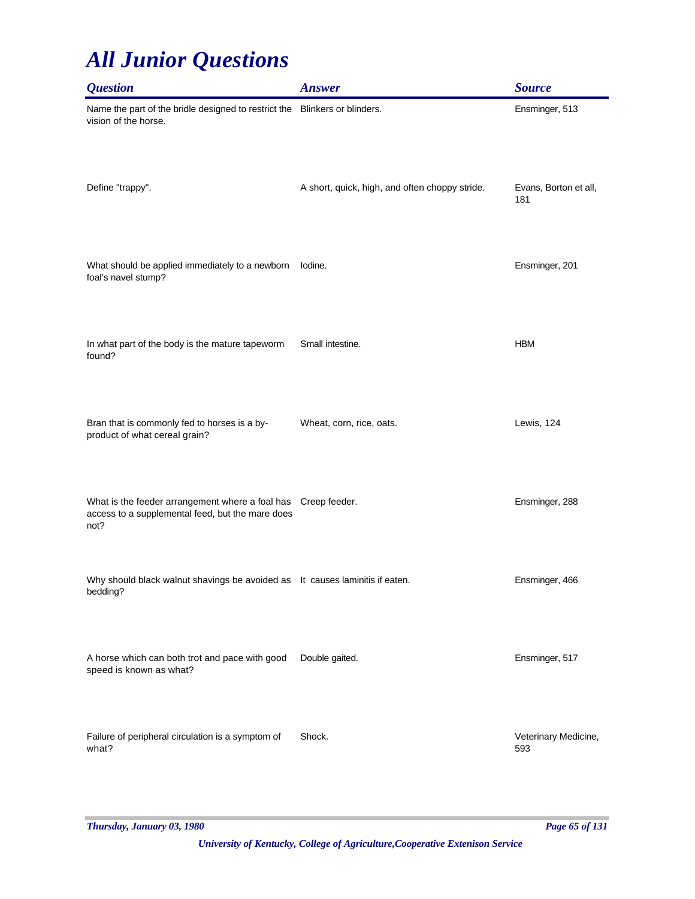# All Junior Questions

| Question | Answer | Source |
|---|---|---|
| Name the part of the bridle designed to restrict the vision of the horse. | Blinkers or blinders. | Ensminger, 513 |
| Define "trappy". | A short, quick, high, and often choppy stride. | Evans, Borton et all, 181 |
| What should be applied immediately to a newborn foal's navel stump? | Iodine. | Ensminger, 201 |
| In what part of the body is the mature tapeworm found? | Small intestine. | HBM |
| Bran that is commonly fed to horses is a by-product of what cereal grain? | Wheat, corn, rice, oats. | Lewis, 124 |
| What is the feeder arrangement where a foal has access to a supplemental feed, but the mare does not? | Creep feeder. | Ensminger, 288 |
| Why should black walnut shavings be avoided as bedding? | It causes laminitis if eaten. | Ensminger, 466 |
| A horse which can both trot and pace with good speed is known as what? | Double gaited. | Ensminger, 517 |
| Failure of peripheral circulation is a symptom of what? | Shock. | Veterinary Medicine, 593 |

*Thursday, January 03, 1980*

*University of Kentucky, College of Agriculture,Cooperative Extenison Service*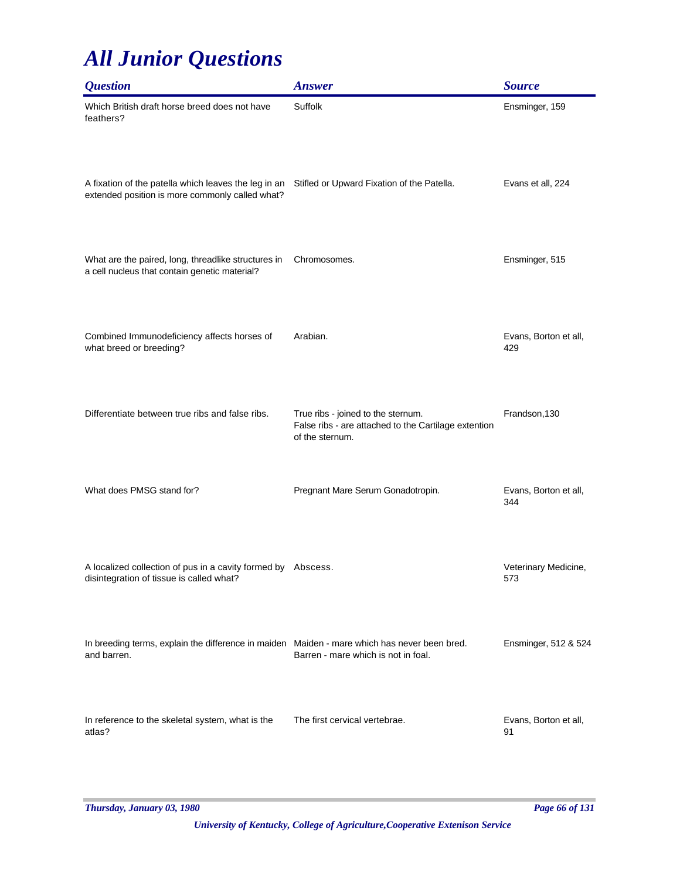# All Junior Questions

| Question | Answer | Source |
|---|---|---|
| Which British draft horse breed does not have feathers? | Suffolk | Ensminger, 159 |
| A fixation of the patella which leaves the leg in an extended position is more commonly called what? | Stifled or Upward Fixation of the Patella. | Evans et all, 224 |
| What are the paired, long, threadlike structures in a cell nucleus that contain genetic material? | Chromosomes. | Ensminger, 515 |
| Combined Immunodeficiency affects horses of what breed or breeding? | Arabian. | Evans, Borton et all, 429 |
| Differentiate between true ribs and false ribs. | True ribs - joined to the sternum.<br>False ribs - are attached to the Cartilage extention of the sternum. | Frandson,130 |
| What does PMSG stand for? | Pregnant Mare Serum Gonadotropin. | Evans, Borton et all, 344 |
| A localized collection of pus in a cavity formed by disintegration of tissue is called what? | Abscess. | Veterinary Medicine, 573 |
| In breeding terms, explain the difference in maiden and barren. | Maiden - mare which has never been bred.<br>Barren - mare which is not in foal. | Ensminger, 512 & 524 |
| In reference to the skeletal system, what is the atlas? | The first cervical vertebrae. | Evans, Borton et all, 91 |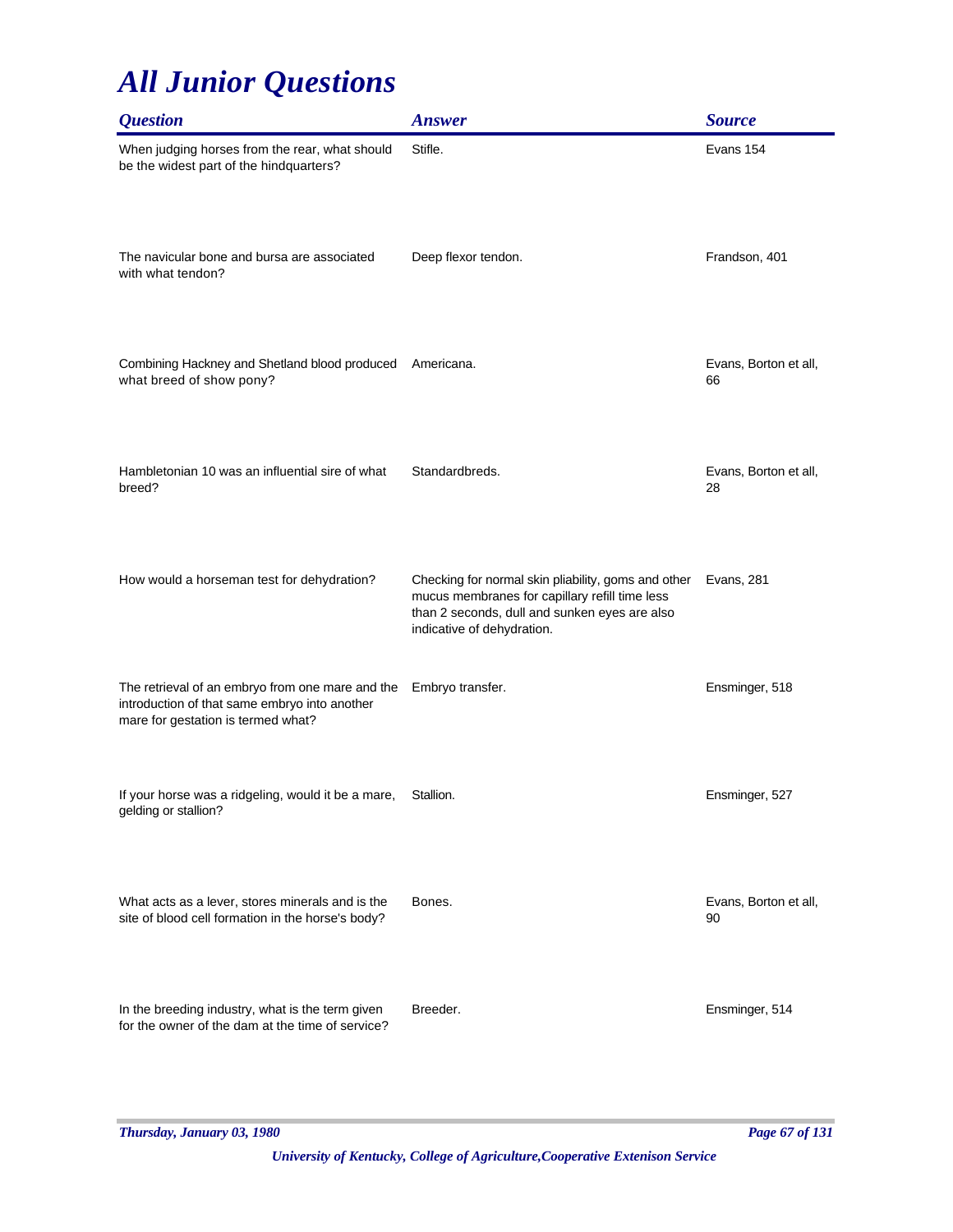# All Junior Questions

| Question | Answer | Source |
|---|---|---|
| When judging horses from the rear, what should be the widest part of the hindquarters? | Stifle. | Evans 154 |
| The navicular bone and bursa are associated with what tendon? | Deep flexor tendon. | Frandson, 401 |
| Combining Hackney and Shetland blood produced what breed of show pony? | Americana. | Evans, Borton et all, 66 |
| Hambletonian 10 was an influential sire of what breed? | Standardbreds. | Evans, Borton et all, 28 |
| How would a horseman test for dehydration? | Checking for normal skin pliability, goms and other mucus membranes for capillary refill time less than 2 seconds, dull and sunken eyes are also indicative of dehydration. | Evans, 281 |
| The retrieval of an embryo from one mare and the introduction of that same embryo into another mare for gestation is termed what? | Embryo transfer. | Ensminger, 518 |
| If your horse was a ridgeling, would it be a mare, gelding or stallion? | Stallion. | Ensminger, 527 |
| What acts as a lever, stores minerals and is the site of blood cell formation in the horse's body? | Bones. | Evans, Borton et all, 90 |
| In the breeding industry, what is the term given for the owner of the dam at the time of service? | Breeder. | Ensminger, 514 |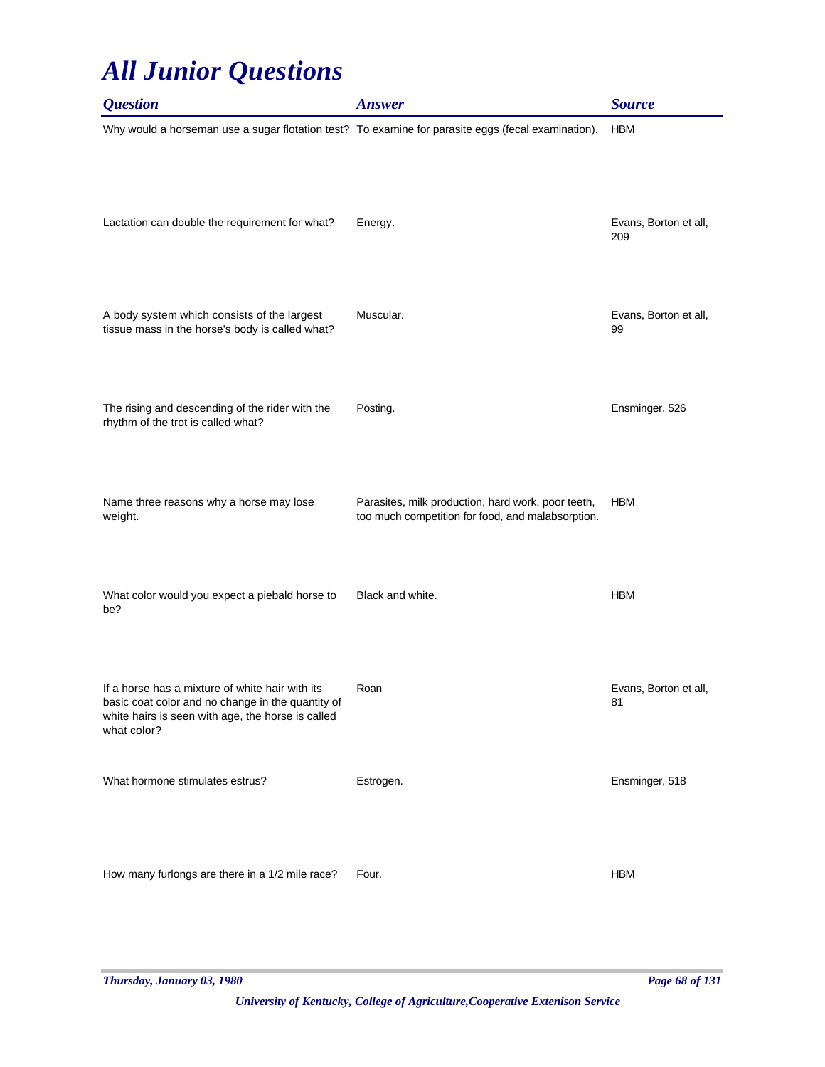# All Junior Questions

| Question | Answer | Source |
| --- | --- | --- |
| Why would a horseman use a sugar flotation test? | To examine for parasite eggs (fecal examination). | HBM |
| Lactation can double the requirement for what? | Energy. | Evans, Borton et all, 209 |
| A body system which consists of the largest tissue mass in the horse's body is called what? | Muscular. | Evans, Borton et all, 99 |
| The rising and descending of the rider with the rhythm of the trot is called what? | Posting. | Ensminger, 526 |
| Name three reasons why a horse may lose weight. | Parasites, milk production, hard work, poor teeth, too much competition for food, and malabsorption. | HBM |
| What color would you expect a piebald horse to be? | Black and white. | HBM |
| If a horse has a mixture of white hair with its basic coat color and no change in the quantity of white hairs is seen with age, the horse is called what color? | Roan | Evans, Borton et all, 81 |
| What hormone stimulates estrus? | Estrogen. | Ensminger, 518 |
| How many furlongs are there in a 1/2 mile race? | Four. | HBM |

*University of Kentucky, College of Agriculture,Cooperative Extenison Service*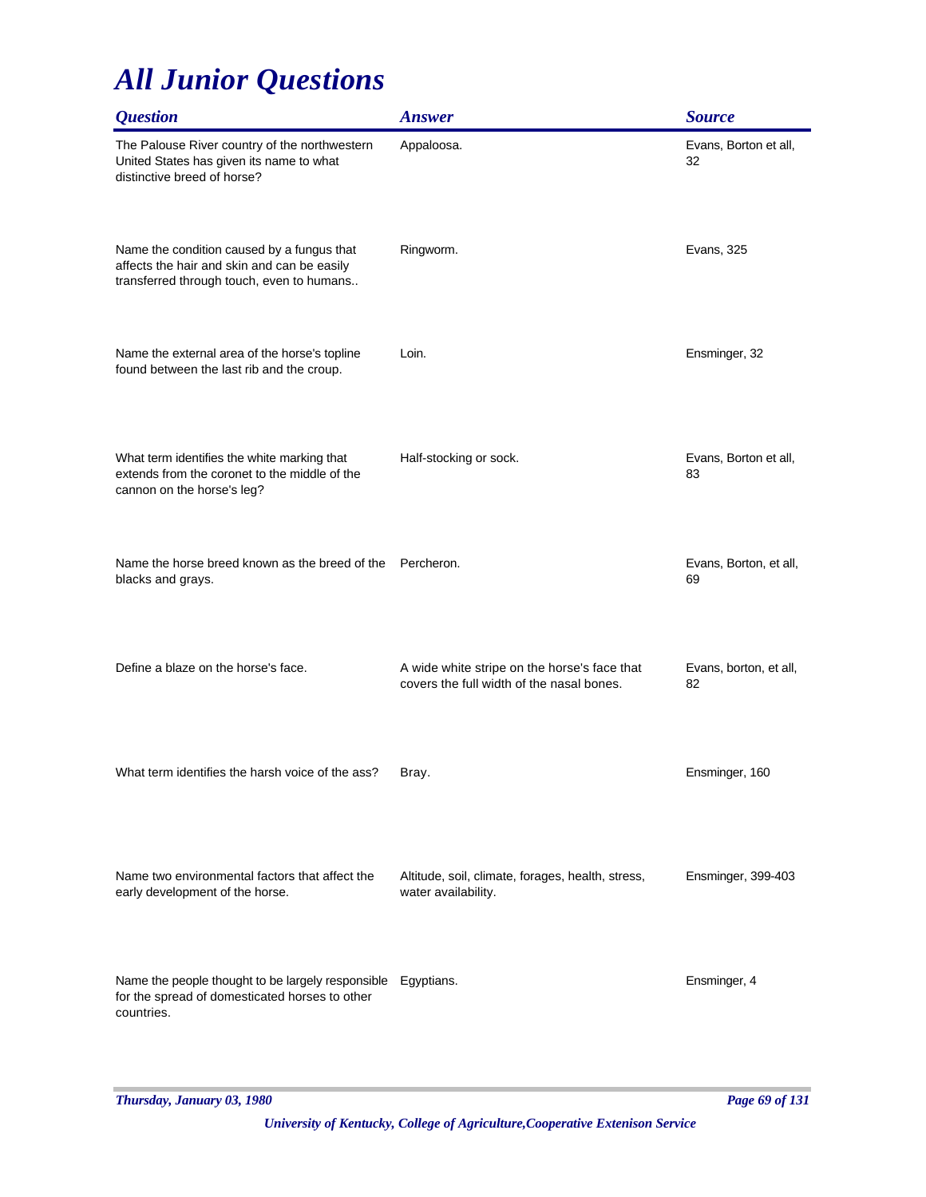# *All Junior Questions*

| *Question* | *Answer* | *Source* |
|---|---|---|
| The Palouse River country of the northwestern United States has given its name to what distinctive breed of horse? | Appaloosa. | Evans, Borton et all, 32 |
| Name the condition caused by a fungus that affects the hair and skin and can be easily transferred through touch, even to humans.. | Ringworm. | Evans, 325 |
| Name the external area of the horse's topline found between the last rib and the croup. | Loin. | Ensminger, 32 |
| What term identifies the white marking that extends from the coronet to the middle of the cannon on the horse's leg? | Half-stocking or sock. | Evans, Borton et all, 83 |
| Name the horse breed known as the breed of the blacks and grays. | Percheron. | Evans, Borton, et all, 69 |
| Define a blaze on the horse's face. | A wide white stripe on the horse's face that covers the full width of the nasal bones. | Evans, borton, et all, 82 |
| What term identifies the harsh voice of the ass? | Bray. | Ensminger, 160 |
| Name two environmental factors that affect the early development of the horse. | Altitude, soil, climate, forages, health, stress, water availability. | Ensminger, 399-403 |
| Name the people thought to be largely responsible for the spread of domesticated horses to other countries. | Egyptians. | Ensminger, 4 |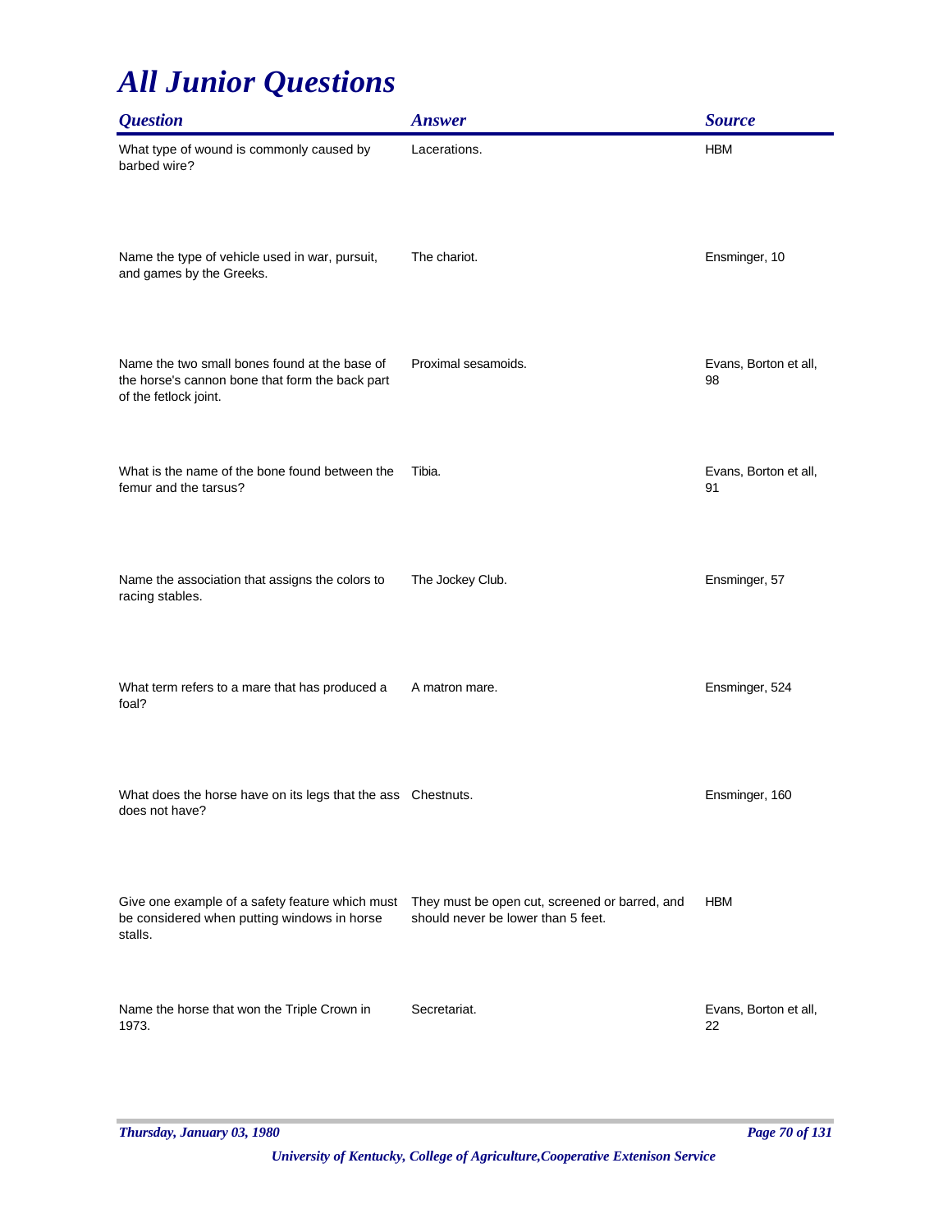# *All Junior Questions*

| *Question* | *Answer* | *Source* |
|---|---|---|
| What type of wound is commonly caused by barbed wire? | Lacerations. | HBM |
| Name the type of vehicle used in war, pursuit, and games by the Greeks. | The chariot. | Ensminger, 10 |
| Name the two small bones found at the base of the horse's cannon bone that form the back part of the fetlock joint. | Proximal sesamoids. | Evans, Borton et all, 98 |
| What is the name of the bone found between the femur and the tarsus? | Tibia. | Evans, Borton et all, 91 |
| Name the association that assigns the colors to racing stables. | The Jockey Club. | Ensminger, 57 |
| What term refers to a mare that has produced a foal? | A matron mare. | Ensminger, 524 |
| What does the horse have on its legs that the ass does not have? | Chestnuts. | Ensminger, 160 |
| Give one example of a safety feature which must be considered when putting windows in horse stalls. | They must be open cut, screened or barred, and should never be lower than 5 feet. | HBM |
| Name the horse that won the Triple Crown in 1973. | Secretariat. | Evans, Borton et all, 22 |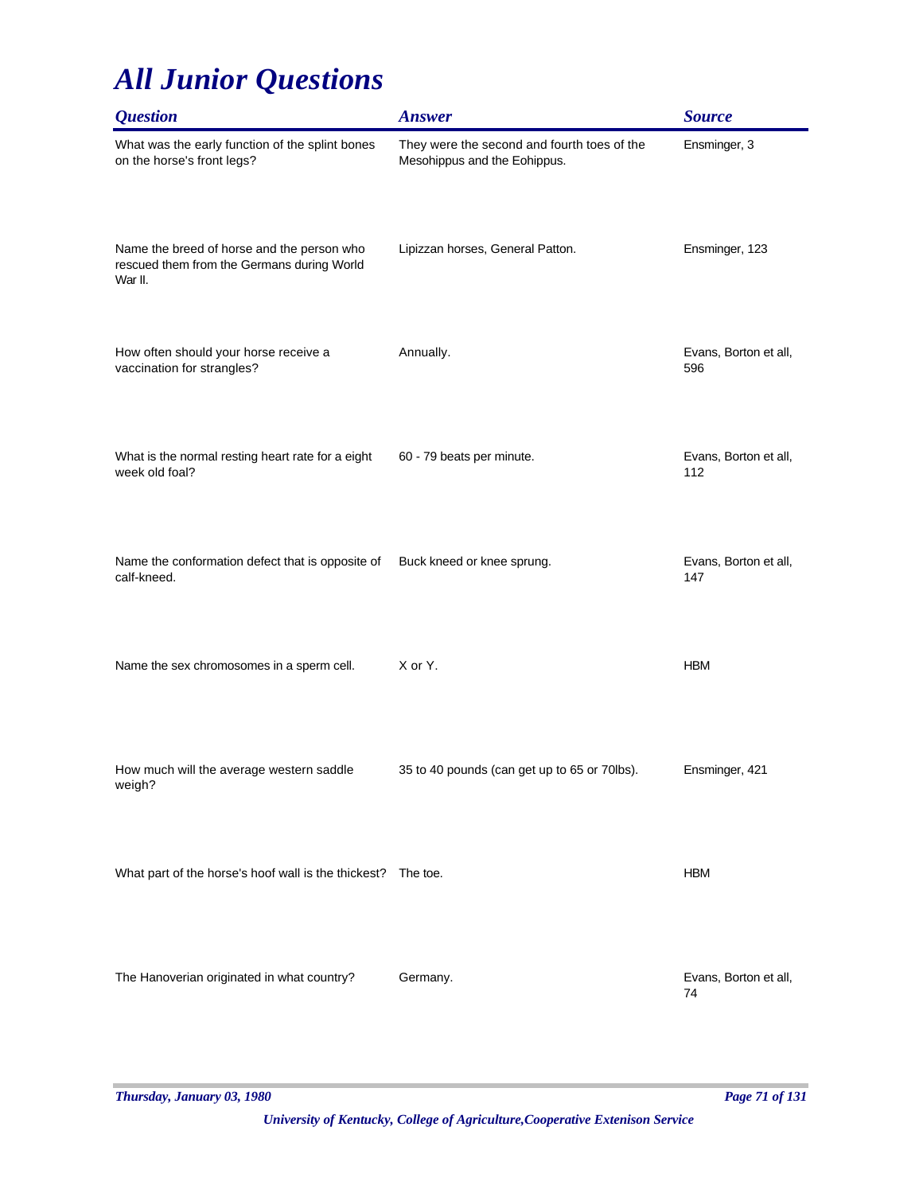# All Junior Questions

| Question | Answer | Source |
|---|---|---|
| What was the early function of the splint bones on the horse's front legs? | They were the second and fourth toes of the Mesohippus and the Eohippus. | Ensminger, 3 |
| Name the breed of horse and the person who rescued them from the Germans during World War II. | Lipizzan horses, General Patton. | Ensminger, 123 |
| How often should your horse receive a vaccination for strangles? | Annually. | Evans, Borton et all, 596 |
| What is the normal resting heart rate for a eight week old foal? | 60 - 79 beats per minute. | Evans, Borton et all, 112 |
| Name the conformation defect that is opposite of calf-kneed. | Buck kneed or knee sprung. | Evans, Borton et all, 147 |
| Name the sex chromosomes in a sperm cell. | X or Y. | HBM |
| How much will the average western saddle weigh? | 35 to 40 pounds (can get up to 65 or 70lbs). | Ensminger, 421 |
| What part of the horse's hoof wall is the thickest? | The toe. | HBM |
| The Hanoverian originated in what country? | Germany. | Evans, Borton et all, 74 |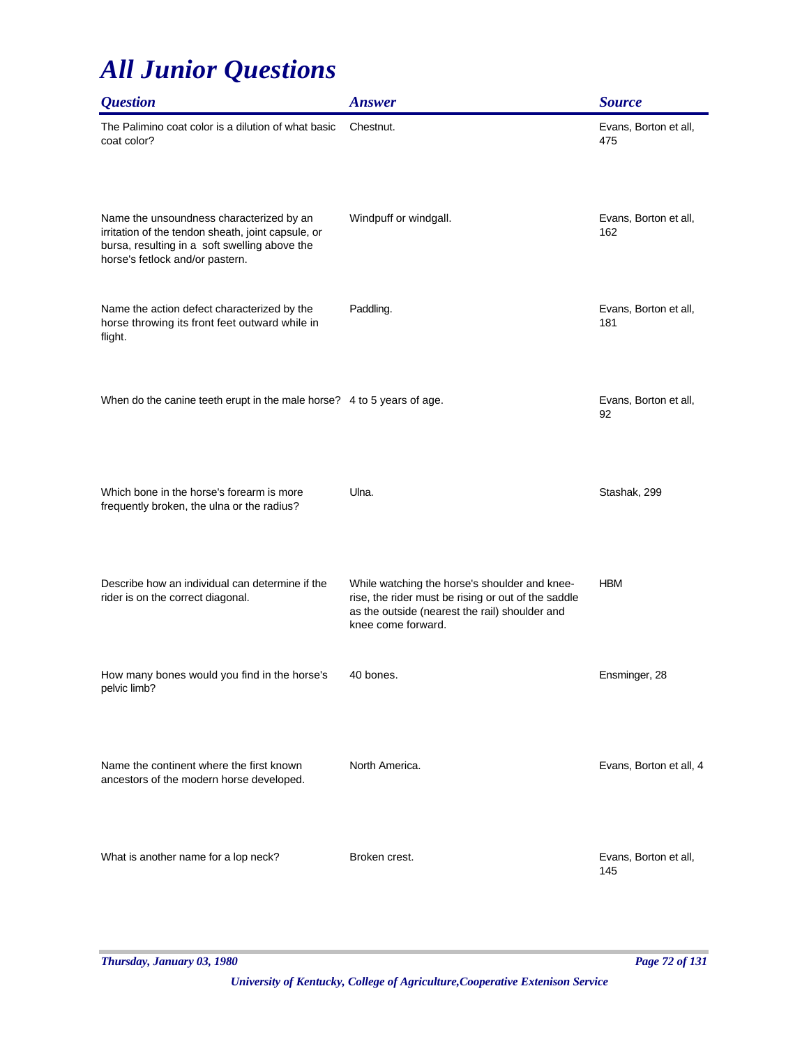# All Junior Questions

| Question | Answer | Source |
| --- | --- | --- |
| The Palimino coat color is a dilution of what basic coat color? | Chestnut. | Evans, Borton et all, 475 |
| Name the unsoundness characterized by an irritation of the tendon sheath, joint capsule, or bursa, resulting in a soft swelling above the horse's fetlock and/or pastern. | Windpuff or windgall. | Evans, Borton et all, 162 |
| Name the action defect characterized by the horse throwing its front feet outward while in flight. | Paddling. | Evans, Borton et all, 181 |
| When do the canine teeth erupt in the male horse? | 4 to 5 years of age. | Evans, Borton et all, 92 |
| Which bone in the horse's forearm is more frequently broken, the ulna or the radius? | Ulna. | Stashak, 299 |
| Describe how an individual can determine if the rider is on the correct diagonal. | While watching the horse's shoulder and knee-rise, the rider must be rising or out of the saddle as the outside (nearest the rail) shoulder and knee come forward. | HBM |
| How many bones would you find in the horse's pelvic limb? | 40 bones. | Ensminger, 28 |
| Name the continent where the first known ancestors of the modern horse developed. | North America. | Evans, Borton et all, 4 |
| What is another name for a lop neck? | Broken crest. | Evans, Borton et all, 145 |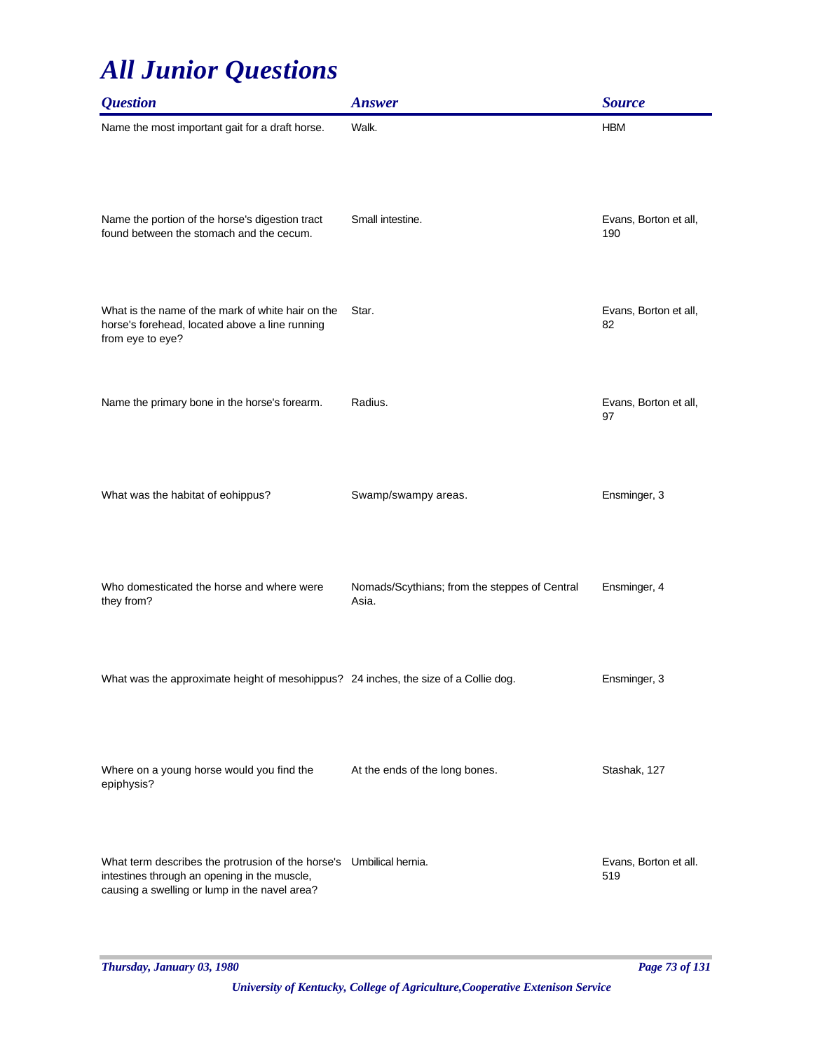# All Junior Questions

| Question | Answer | Source |
|---|---|---|
| Name the most important gait for a draft horse. | Walk. | HBM |
| Name the portion of the horse's digestion tract found between the stomach and the cecum. | Small intestine. | Evans, Borton et all, 190 |
| What is the name of the mark of white hair on the horse's forehead, located above a line running from eye to eye? | Star. | Evans, Borton et all, 82 |
| Name the primary bone in the horse's forearm. | Radius. | Evans, Borton et all, 97 |
| What was the habitat of eohippus? | Swamp/swampy areas. | Ensminger, 3 |
| Who domesticated the horse and where were they from? | Nomads/Scythians; from the steppes of Central Asia. | Ensminger, 4 |
| What was the approximate height of mesohippus? | 24 inches, the size of a Collie dog. | Ensminger, 3 |
| Where on a young horse would you find the epiphysis? | At the ends of the long bones. | Stashak, 127 |
| What term describes the protrusion of the horse's intestines through an opening in the muscle, causing a swelling or lump in the navel area? | Umbilical hernia. | Evans, Borton et all. 519 |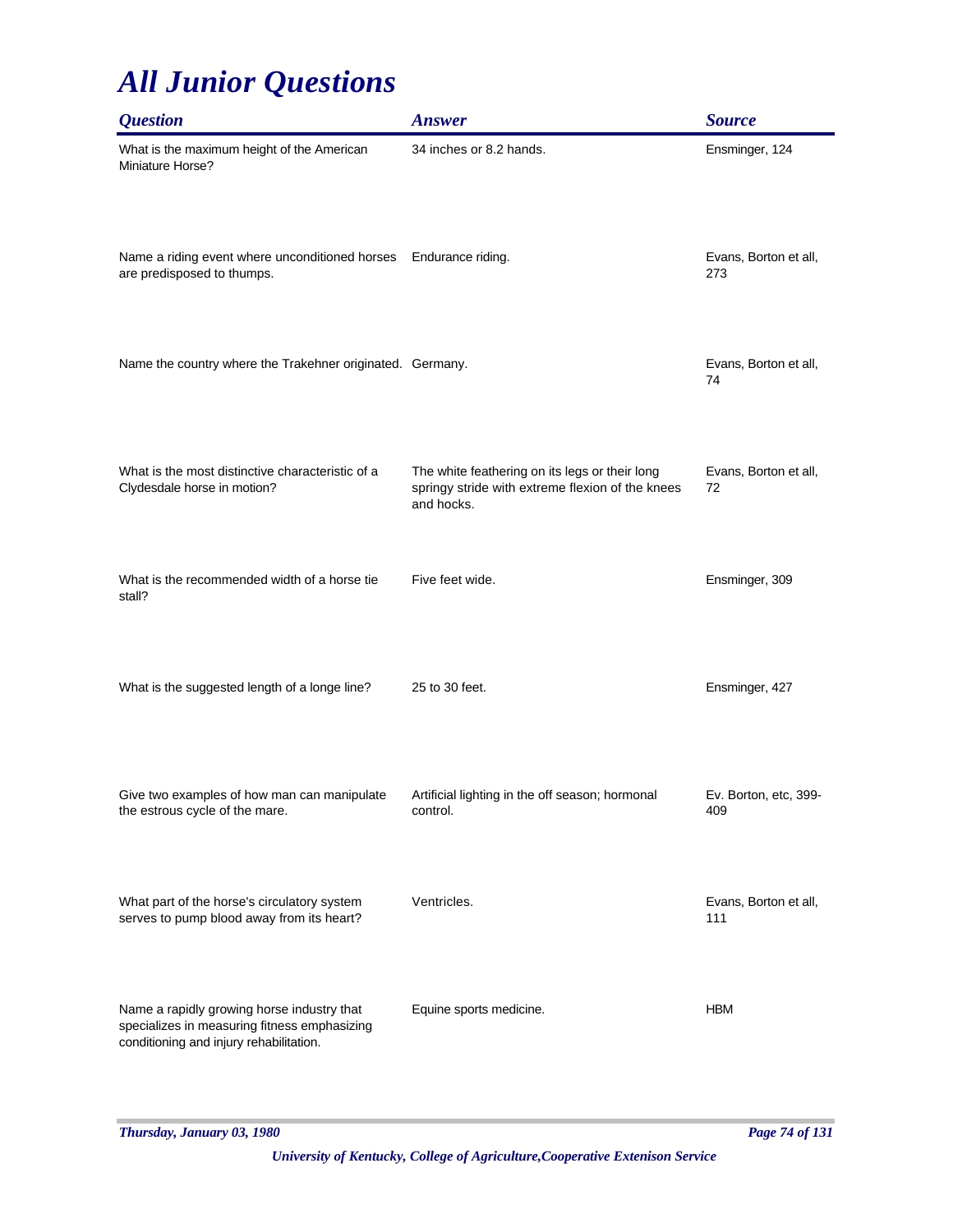# *All Junior Questions*

| *Question* | *Answer* | *Source* |
|---|---|---|
| What is the maximum height of the American Miniature Horse? | 34 inches or 8.2 hands. | Ensminger, 124 |
| Name a riding event where unconditioned horses are predisposed to thumps. | Endurance riding. | Evans, Borton et all, 273 |
| Name the country where the Trakehner originated. | Germany. | Evans, Borton et all, 74 |
| What is the most distinctive characteristic of a Clydesdale horse in motion? | The white feathering on its legs or their long springy stride with extreme flexion of the knees and hocks. | Evans, Borton et all, 72 |
| What is the recommended width of a horse tie stall? | Five feet wide. | Ensminger, 309 |
| What is the suggested length of a longe line? | 25 to 30 feet. | Ensminger, 427 |
| Give two examples of how man can manipulate the estrous cycle of the mare. | Artificial lighting in the off season; hormonal control. | Ev. Borton, etc, 399-409 |
| What part of the horse's circulatory system serves to pump blood away from its heart? | Ventricles. | Evans, Borton et all, 111 |
| Name a rapidly growing horse industry that specializes in measuring fitness emphasizing conditioning and injury rehabilitation. | Equine sports medicine. | HBM |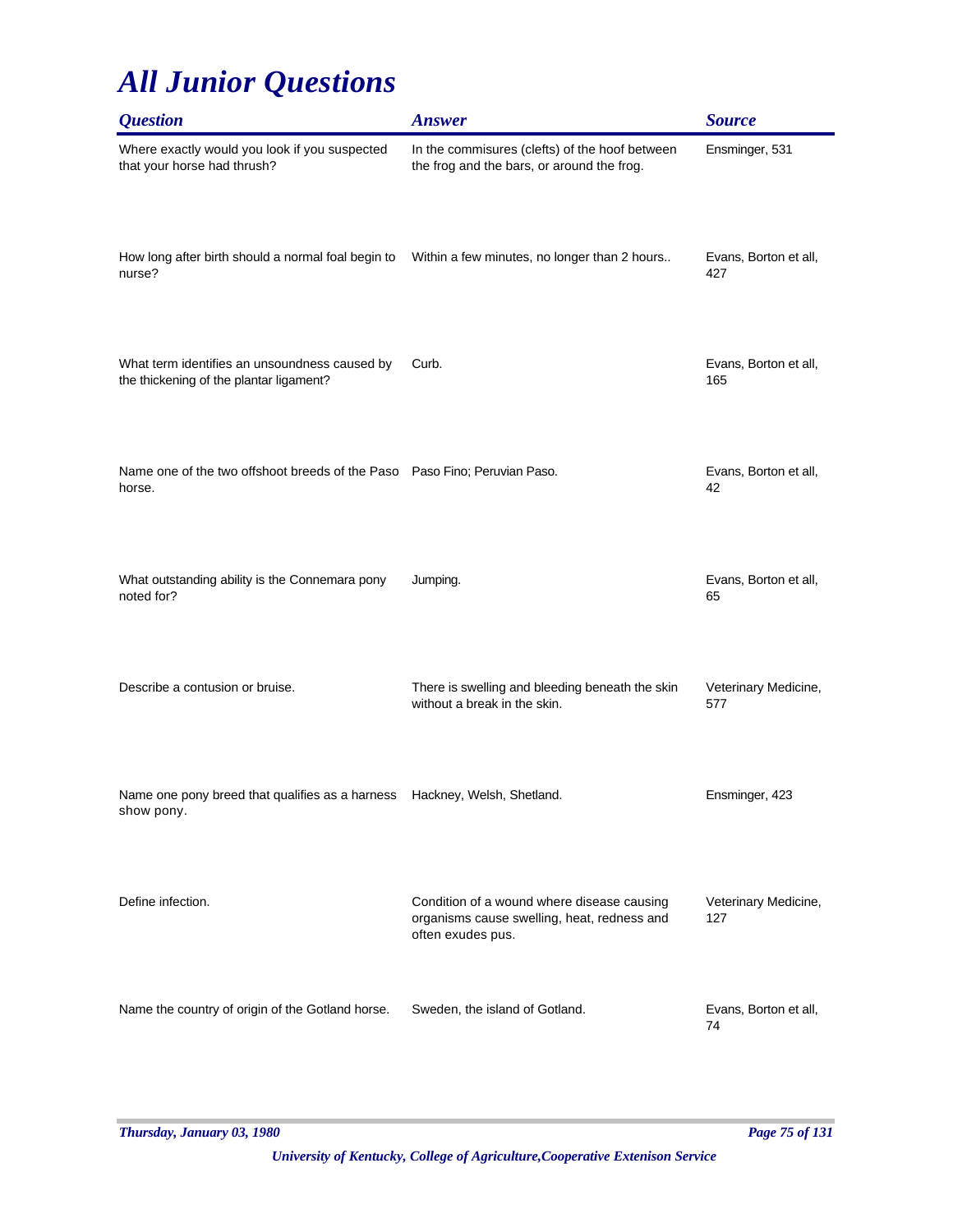# All Junior Questions

| Question | Answer | Source |
|---|---|---|
| Where exactly would you look if you suspected that your horse had thrush? | In the commisures (clefts) of the hoof between the frog and the bars, or around the frog. | Ensminger, 531 |
| How long after birth should a normal foal begin to nurse? | Within a few minutes, no longer than 2 hours.. | Evans, Borton et all, 427 |
| What term identifies an unsoundness caused by the thickening of the plantar ligament? | Curb. | Evans, Borton et all, 165 |
| Name one of the two offshoot breeds of the Paso horse. | Paso Fino; Peruvian Paso. | Evans, Borton et all, 42 |
| What outstanding ability is the Connemara pony noted for? | Jumping. | Evans, Borton et all, 65 |
| Describe a contusion or bruise. | There is swelling and bleeding beneath the skin without a break in the skin. | Veterinary Medicine, 577 |
| Name one pony breed that qualifies as a harness show pony. | Hackney, Welsh, Shetland. | Ensminger, 423 |
| Define infection. | Condition of a wound where disease causing organisms cause swelling, heat, redness and often exudes pus. | Veterinary Medicine, 127 |
| Name the country of origin of the Gotland horse. | Sweden, the island of Gotland. | Evans, Borton et all, 74 |

*Thursday, January 03, 1980*

*University of Kentucky, College of Agriculture,Cooperative Extenison Service*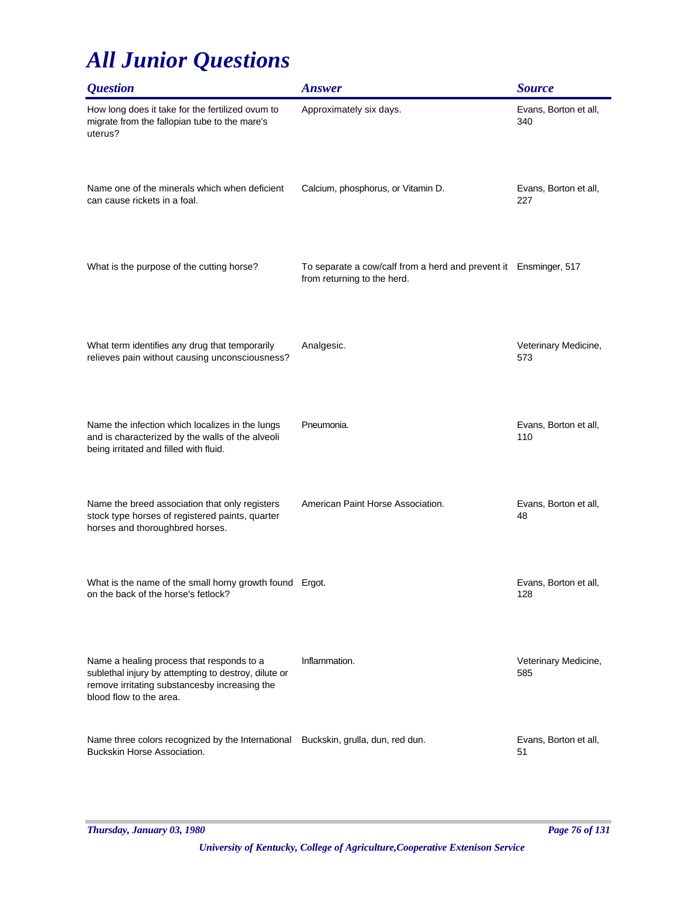# All Junior Questions

| Question | Answer | Source |
| --- | --- | --- |
| How long does it take for the fertilized ovum to migrate from the fallopian tube to the mare's uterus? | Approximately six days. | Evans, Borton et all, 340 |
| Name one of the minerals which when deficient can cause rickets in a foal. | Calcium, phosphorus, or Vitamin D. | Evans, Borton et all, 227 |
| What is the purpose of the cutting horse? | To separate a cow/calf from a herd and prevent it from returning to the herd. | Ensminger, 517 |
| What term identifies any drug that temporarily relieves pain without causing unconsciousness? | Analgesic. | Veterinary Medicine, 573 |
| Name the infection which localizes in the lungs and is characterized by the walls of the alveoli being irritated and filled with fluid. | Pneumonia. | Evans, Borton et all, 110 |
| Name the breed association that only registers stock type horses of registered paints, quarter horses and thoroughbred horses. | American Paint Horse Association. | Evans, Borton et all, 48 |
| What is the name of the small horny growth found on the back of the horse's fetlock? | Ergot. | Evans, Borton et all, 128 |
| Name a healing process that responds to a sublethal injury by attempting to destroy, dilute or remove irritating substancesby increasing the blood flow to the area. | Inflammation. | Veterinary Medicine, 585 |
| Name three colors recognized by the International Buckskin Horse Association. | Buckskin, grulla, dun, red dun. | Evans, Borton et all, 51 |

*Thursday, January 03, 1980*

*University of Kentucky, College of Agriculture,Cooperative Extenison Service*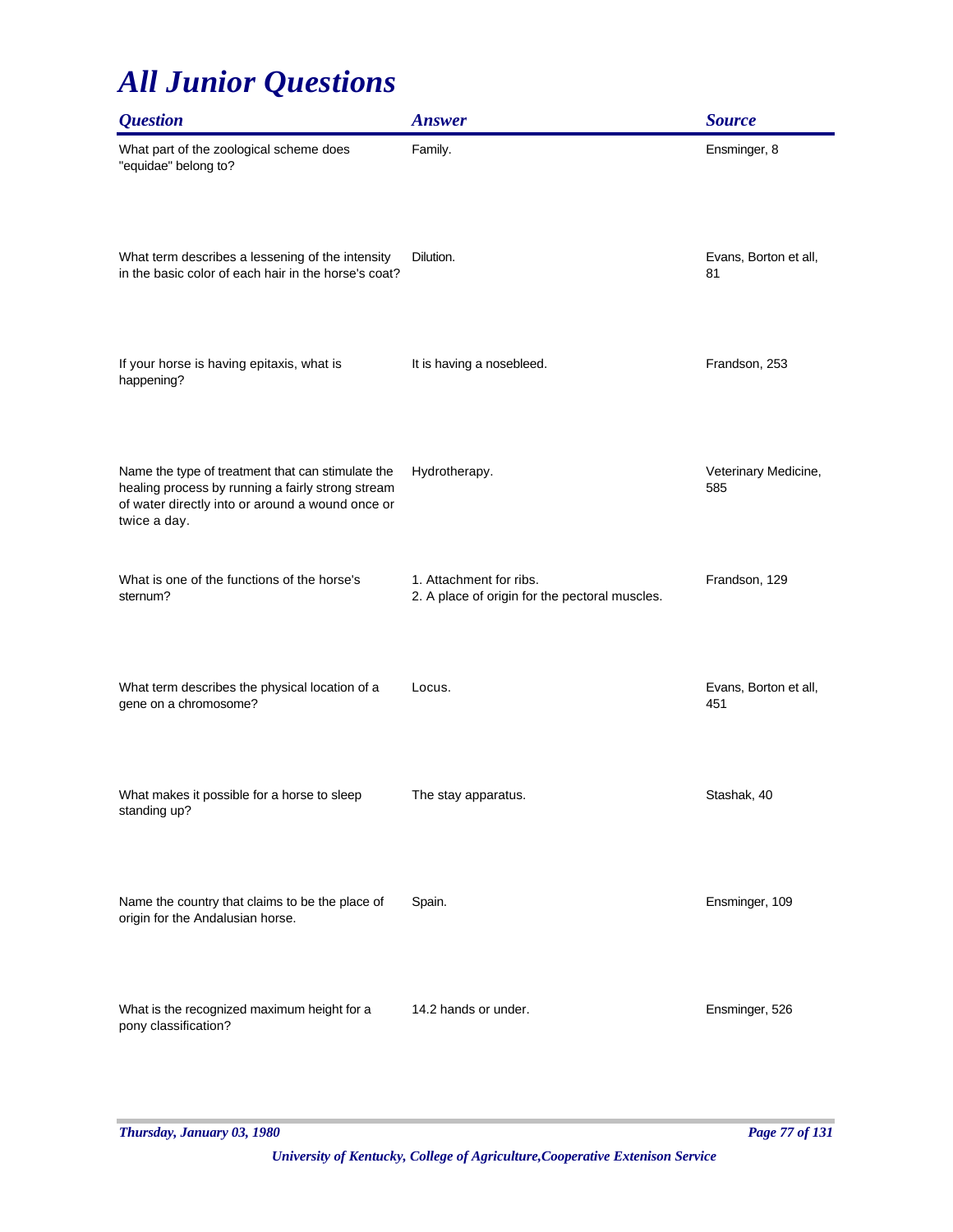# All Junior Questions

| Question | Answer | Source |
|---|---|---|
| What part of the zoological scheme does "equidae" belong to? | Family. | Ensminger, 8 |
| What term describes a lessening of the intensity in the basic color of each hair in the horse's coat? | Dilution. | Evans, Borton et all, 81 |
| If your horse is having epitaxis, what is happening? | It is having a nosebleed. | Frandson, 253 |
| Name the type of treatment that can stimulate the healing process by running a fairly strong stream of water directly into or around a wound once or twice a day. | Hydrotherapy. | Veterinary Medicine, 585 |
| What is one of the functions of the horse's sternum? | 1. Attachment for ribs.<br>2. A place of origin for the pectoral muscles. | Frandson, 129 |
| What term describes the physical location of a gene on a chromosome? | Locus. | Evans, Borton et all, 451 |
| What makes it possible for a horse to sleep standing up? | The stay apparatus. | Stashak, 40 |
| Name the country that claims to be the place of origin for the Andalusian horse. | Spain. | Ensminger, 109 |
| What is the recognized maximum height for a pony classification? | 14.2 hands or under. | Ensminger, 526 |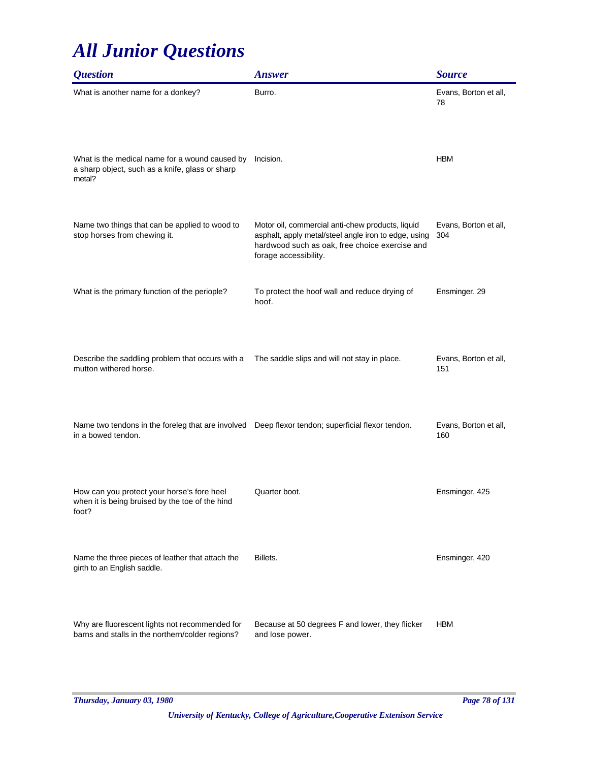# *All Junior Questions*

| *Question* | *Answer* | *Source* |
|---|---|---|
| What is another name for a donkey? | Burro. | Evans, Borton et all, 78 |
| What is the medical name for a wound caused by a sharp object, such as a knife, glass or sharp metal? | Incision. | HBM |
| Name two things that can be applied to wood to stop horses from chewing it. | Motor oil, commercial anti-chew products, liquid asphalt, apply metal/steel angle iron to edge, using hardwood such as oak, free choice exercise and forage accessibility. | Evans, Borton et all, 304 |
| What is the primary function of the periople? | To protect the hoof wall and reduce drying of hoof. | Ensminger, 29 |
| Describe the saddling problem that occurs with a mutton withered horse. | The saddle slips and will not stay in place. | Evans, Borton et all, 151 |
| Name two tendons in the foreleg that are involved in a bowed tendon. | Deep flexor tendon; superficial flexor tendon. | Evans, Borton et all, 160 |
| How can you protect your horse's fore heel when it is being bruised by the toe of the hind foot? | Quarter boot. | Ensminger, 425 |
| Name the three pieces of leather that attach the girth to an English saddle. | Billets. | Ensminger, 420 |
| Why are fluorescent lights not recommended for barns and stalls in the northern/colder regions? | Because at 50 degrees F and lower, they flicker and lose power. | HBM |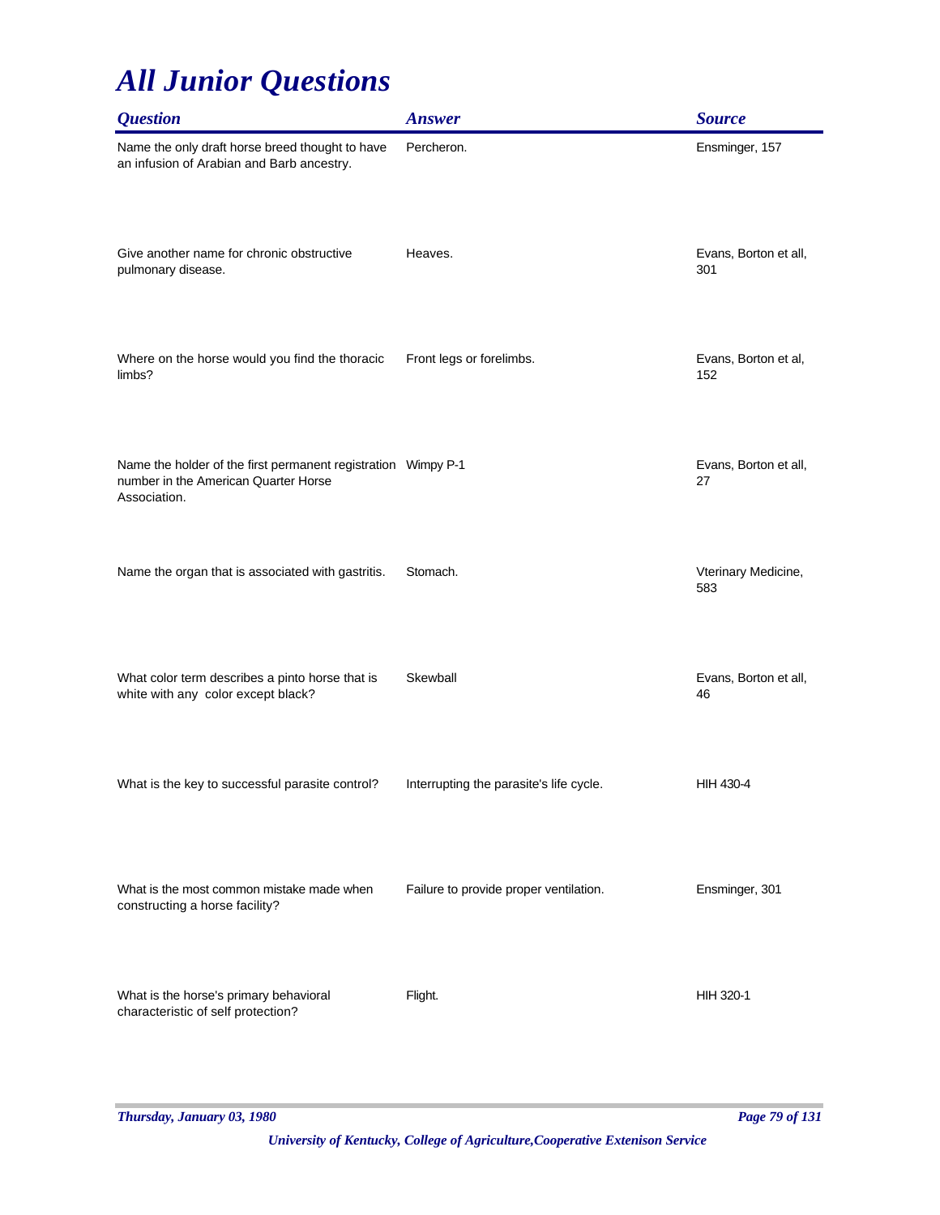# *All Junior Questions*

| Question | Answer | Source |
|---|---|---|
| Name the only draft horse breed thought to have an infusion of Arabian and Barb ancestry. | Percheron. | Ensminger, 157 |
| Give another name for chronic obstructive pulmonary disease. | Heaves. | Evans, Borton et all, 301 |
| Where on the horse would you find the thoracic limbs? | Front legs or forelimbs. | Evans, Borton et al, 152 |
| Name the holder of the first permanent registration number in the American Quarter Horse Association. | Wimpy P-1 | Evans, Borton et all, 27 |
| Name the organ that is associated with gastritis. | Stomach. | Vterinary Medicine, 583 |
| What color term describes a pinto horse that is white with any color except black? | Skewball | Evans, Borton et all, 46 |
| What is the key to successful parasite control? | Interrupting the parasite's life cycle. | HIH 430-4 |
| What is the most common mistake made when constructing a horse facility? | Failure to provide proper ventilation. | Ensminger, 301 |
| What is the horse's primary behavioral characteristic of self protection? | Flight. | HIH 320-1 |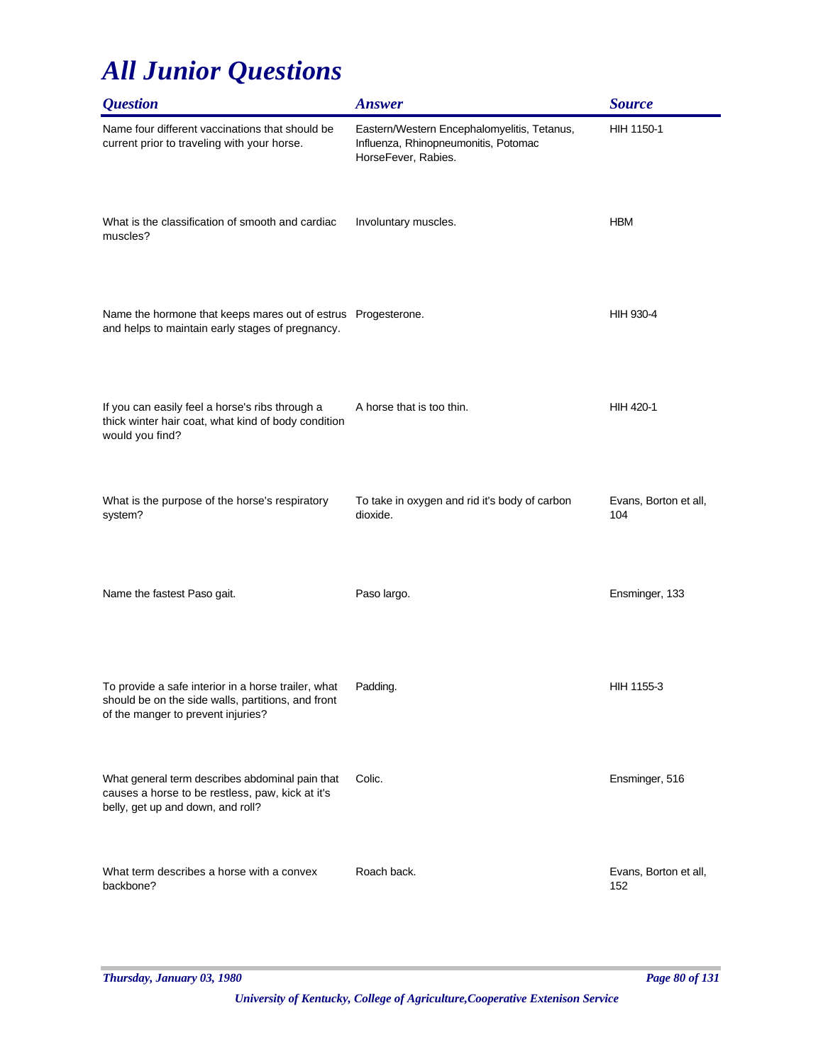# All Junior Questions

| Question | Answer | Source |
|---|---|---|
| Name four different vaccinations that should be current prior to traveling with your horse. | Eastern/Western Encephalomyelitis, Tetanus, Influenza, Rhinopneumonitis, Potomac HorseFever, Rabies. | HIH 1150-1 |
| What is the classification of smooth and cardiac muscles? | Involuntary muscles. | HBM |
| Name the hormone that keeps mares out of estrus and helps to maintain early stages of pregnancy. | Progesterone. | HIH 930-4 |
| If you can easily feel a horse's ribs through a thick winter hair coat, what kind of body condition would you find? | A horse that is too thin. | HIH 420-1 |
| What is the purpose of the horse's respiratory system? | To take in oxygen and rid it's body of carbon dioxide. | Evans, Borton et all, 104 |
| Name the fastest Paso gait. | Paso largo. | Ensminger, 133 |
| To provide a safe interior in a horse trailer, what should be on the side walls, partitions, and front of the manger to prevent injuries? | Padding. | HIH 1155-3 |
| What general term describes abdominal pain that causes a horse to be restless, paw, kick at it's belly, get up and down, and roll? | Colic. | Ensminger, 516 |
| What term describes a horse with a convex backbone? | Roach back. | Evans, Borton et all, 152 |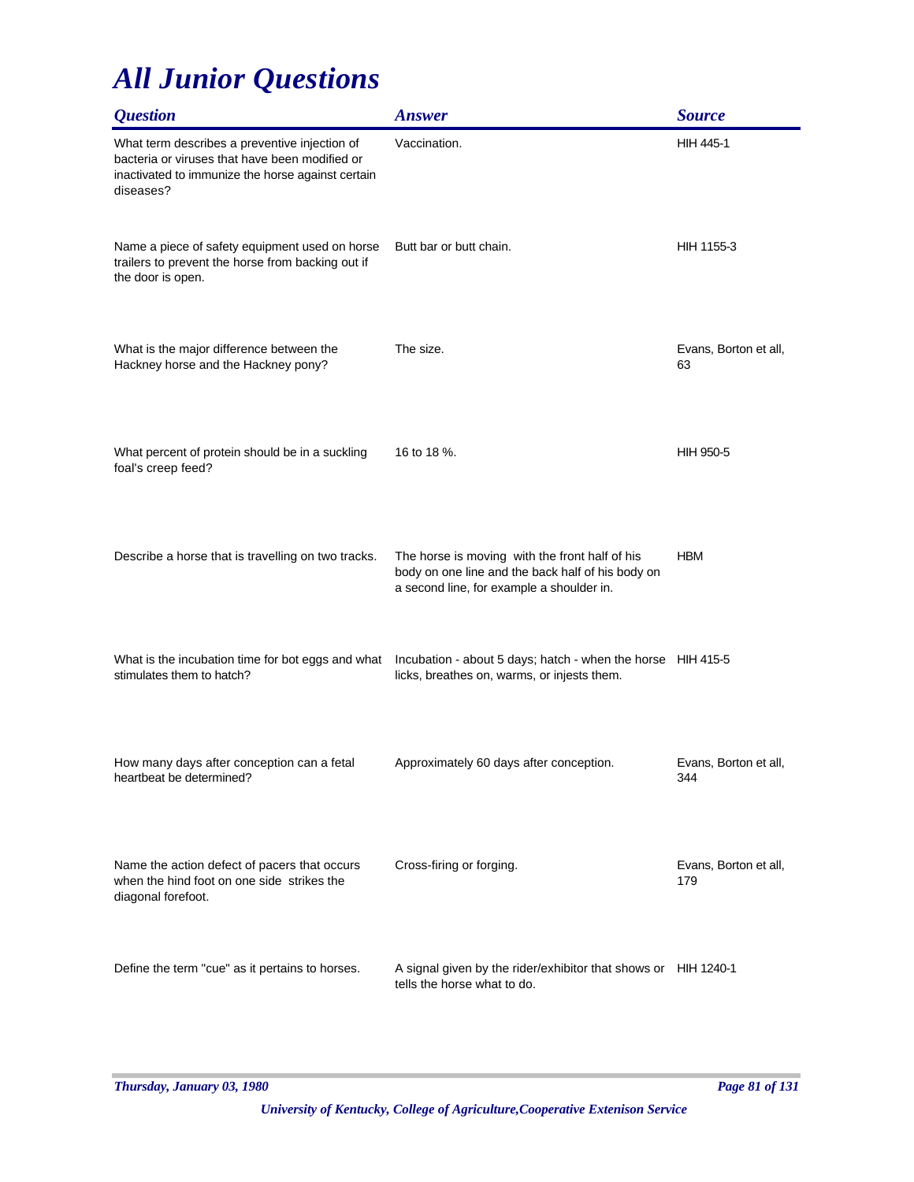# All Junior Questions

| Question | Answer | Source |
|---|---|---|
| What term describes a preventive injection of bacteria or viruses that have been modified or inactivated to immunize the horse against certain diseases? | Vaccination. | HIH 445-1 |
| Name a piece of safety equipment used on horse trailers to prevent the horse from backing out if the door is open. | Butt bar or butt chain. | HIH 1155-3 |
| What is the major difference between the Hackney horse and the Hackney pony? | The size. | Evans, Borton et all, 63 |
| What percent of protein should be in a suckling foal's creep feed? | 16 to 18 %. | HIH 950-5 |
| Describe a horse that is travelling on two tracks. | The horse is moving with the front half of his body on one line and the back half of his body on a second line, for example a shoulder in. | HBM |
| What is the incubation time for bot eggs and what stimulates them to hatch? | Incubation - about 5 days; hatch - when the horse licks, breathes on, warms, or injests them. | HIH 415-5 |
| How many days after conception can a fetal heartbeat be determined? | Approximately 60 days after conception. | Evans, Borton et all, 344 |
| Name the action defect of pacers that occurs when the hind foot on one side strikes the diagonal forefoot. | Cross-firing or forging. | Evans, Borton et all, 179 |
| Define the term "cue" as it pertains to horses. | A signal given by the rider/exhibitor that shows or tells the horse what to do. | HIH 1240-1 |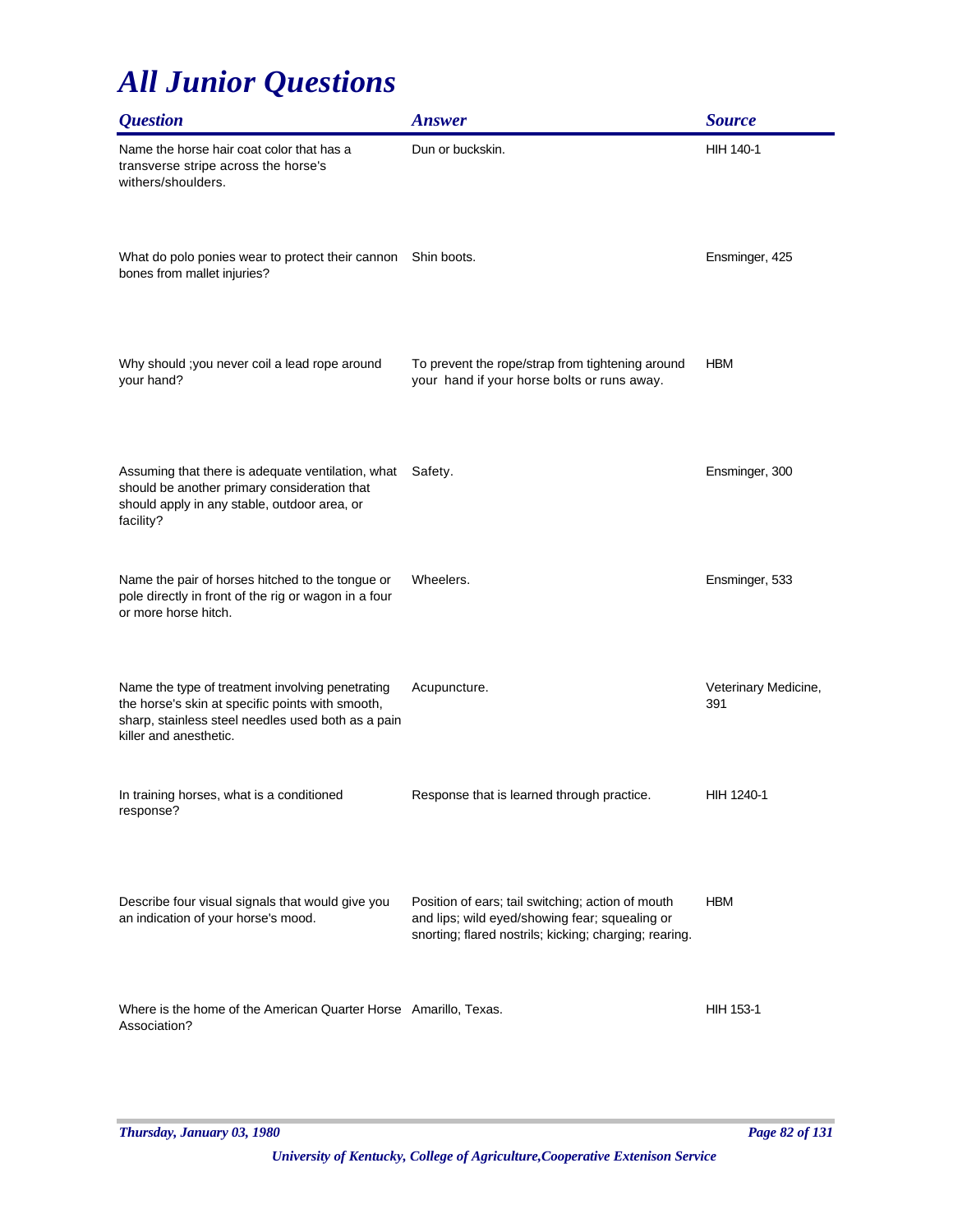# All Junior Questions

| Question | Answer | Source |
| --- | --- | --- |
| Name the horse hair coat color that has a transverse stripe across the horse's withers/shoulders. | Dun or buckskin. | HIH 140-1 |
| What do polo ponies wear to protect their cannon bones from mallet injuries? | Shin boots. | Ensminger, 425 |
| Why should ;you never coil a lead rope around your hand? | To prevent the rope/strap from tightening around your hand if your horse bolts or runs away. | HBM |
| Assuming that there is adequate ventilation, what should be another primary consideration that should apply in any stable, outdoor area, or facility? | Safety. | Ensminger, 300 |
| Name the pair of horses hitched to the tongue or pole directly in front of the rig or wagon in a four or more horse hitch. | Wheelers. | Ensminger, 533 |
| Name the type of treatment involving penetrating the horse's skin at specific points with smooth, sharp, stainless steel needles used both as a pain killer and anesthetic. | Acupuncture. | Veterinary Medicine, 391 |
| In training horses, what is a conditioned response? | Response that is learned through practice. | HIH 1240-1 |
| Describe four visual signals that would give you an indication of your horse's mood. | Position of ears; tail switching; action of mouth and lips; wild eyed/showing fear; squealing or snorting; flared nostrils; kicking; charging; rearing. | HBM |
| Where is the home of the American Quarter Horse Association? | Amarillo, Texas. | HIH 153-1 |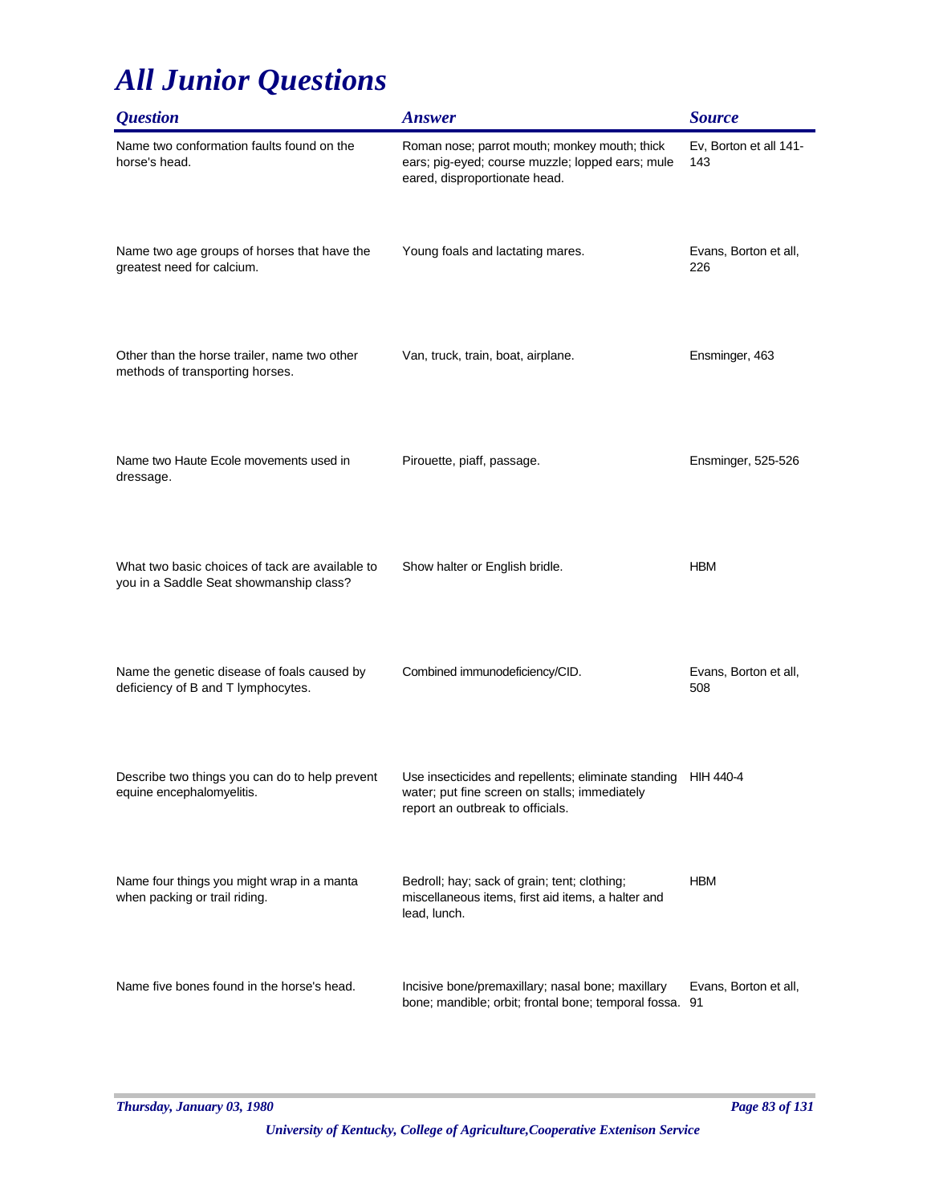# All Junior Questions

| Question | Answer | Source |
| --- | --- | --- |
| Name two conformation faults found on the horse's head. | Roman nose; parrot mouth; monkey mouth; thick ears; pig-eyed; course muzzle; lopped ears; mule eared, disproportionate head. | Ev, Borton et all 141-143 |
| Name two age groups of horses that have the greatest need for calcium. | Young foals and lactating mares. | Evans, Borton et all, 226 |
| Other than the horse trailer, name two other methods of transporting horses. | Van, truck, train, boat, airplane. | Ensminger, 463 |
| Name two Haute Ecole movements used in dressage. | Pirouette, piaff, passage. | Ensminger, 525-526 |
| What two basic choices of tack are available to you in a Saddle Seat showmanship class? | Show halter or English bridle. | HBM |
| Name the genetic disease of foals caused by deficiency of B and T lymphocytes. | Combined immunodeficiency/CID. | Evans, Borton et all, 508 |
| Describe two things you can do to help prevent equine encephalomyelitis. | Use insecticides and repellents; eliminate standing water; put fine screen on stalls; immediately report an outbreak to officials. | HIH 440-4 |
| Name four things you might wrap in a manta when packing or trail riding. | Bedroll; hay; sack of grain; tent; clothing; miscellaneous items, first aid items, a halter and lead, lunch. | HBM |
| Name five bones found in the horse's head. | Incisive bone/premaxillary; nasal bone; maxillary bone; mandible; orbit; frontal bone; temporal fossa. | Evans, Borton et all, 91 |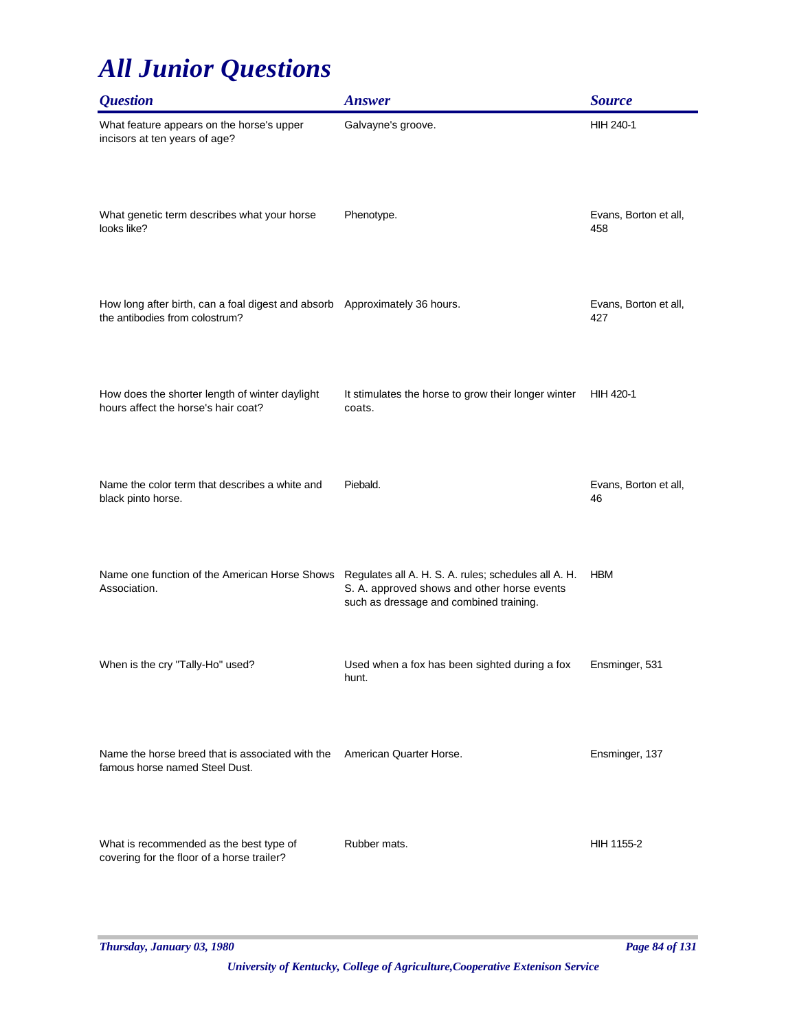# All Junior Questions

| Question | Answer | Source |
|---|---|---|
| What feature appears on the horse's upper incisors at ten years of age? | Galvayne's groove. | HIH 240-1 |
| What genetic term describes what your horse looks like? | Phenotype. | Evans, Borton et all, 458 |
| How long after birth, can a foal digest and absorb the antibodies from colostrum? | Approximately 36 hours. | Evans, Borton et all, 427 |
| How does the shorter length of winter daylight hours affect the horse's hair coat? | It stimulates the horse to grow their longer winter coats. | HIH 420-1 |
| Name the color term that describes a white and black pinto horse. | Piebald. | Evans, Borton et all, 46 |
| Name one function of the American Horse Shows Association. | Regulates all A. H. S. A. rules; schedules all A. H. S. A. approved shows and other horse events such as dressage and combined training. | HBM |
| When is the cry "Tally-Ho" used? | Used when a fox has been sighted during a fox hunt. | Ensminger, 531 |
| Name the horse breed that is associated with the famous horse named Steel Dust. | American Quarter Horse. | Ensminger, 137 |
| What is recommended as the best type of covering for the floor of a horse trailer? | Rubber mats. | HIH 1155-2 |

*Thursday, January 03, 1980*

*University of Kentucky, College of Agriculture,Cooperative Extenison Service*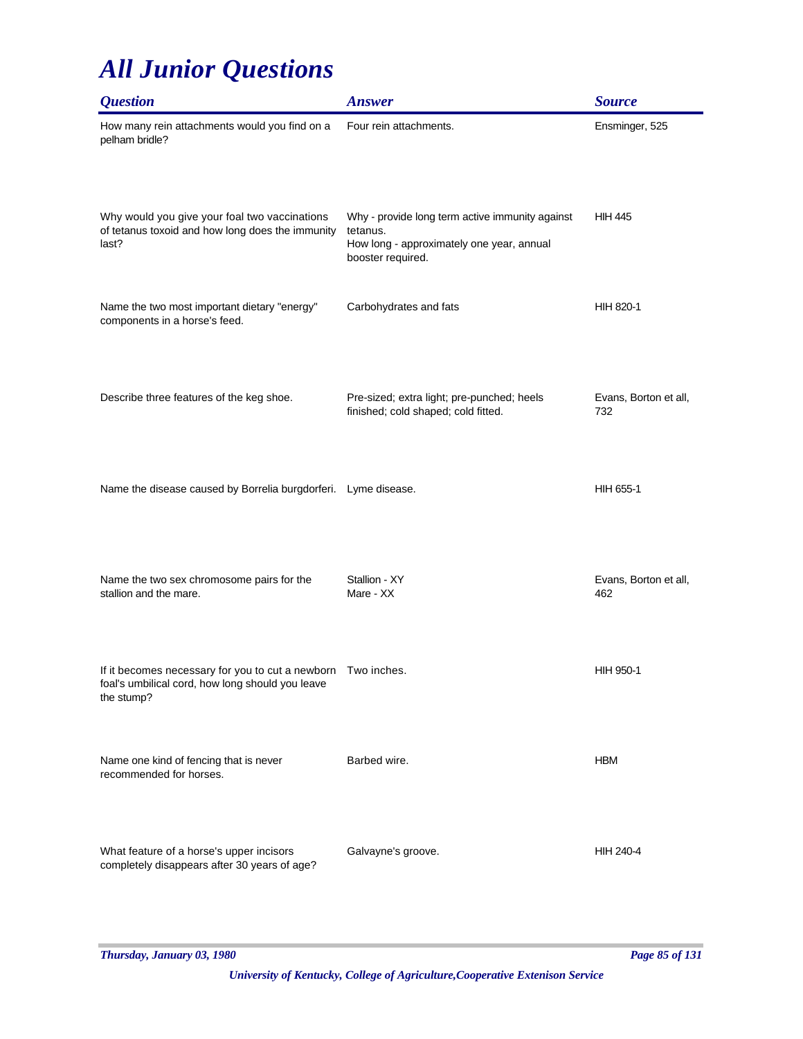# All Junior Questions

| Question | Answer | Source |
|---|---|---|
| How many rein attachments would you find on a pelham bridle? | Four rein attachments. | Ensminger, 525 |
| Why would you give your foal two vaccinations of tetanus toxoid and how long does the immunity last? | Why - provide long term active immunity against tetanus.<br>How long - approximately one year, annual booster required. | HIH 445 |
| Name the two most important dietary "energy" components in a horse's feed. | Carbohydrates and fats | HIH 820-1 |
| Describe three features of the keg shoe. | Pre-sized; extra light; pre-punched; heels finished; cold shaped; cold fitted. | Evans, Borton et all, 732 |
| Name the disease caused by Borrelia burgdorferi. | Lyme disease. | HIH 655-1 |
| Name the two sex chromosome pairs for the stallion and the mare. | Stallion - XY<br>Mare - XX | Evans, Borton et all, 462 |
| If it becomes necessary for you to cut a newborn foal's umbilical cord, how long should you leave the stump? | Two inches. | HIH 950-1 |
| Name one kind of fencing that is never recommended for horses. | Barbed wire. | HBM |
| What feature of a horse's upper incisors completely disappears after 30 years of age? | Galvayne's groove. | HIH 240-4 |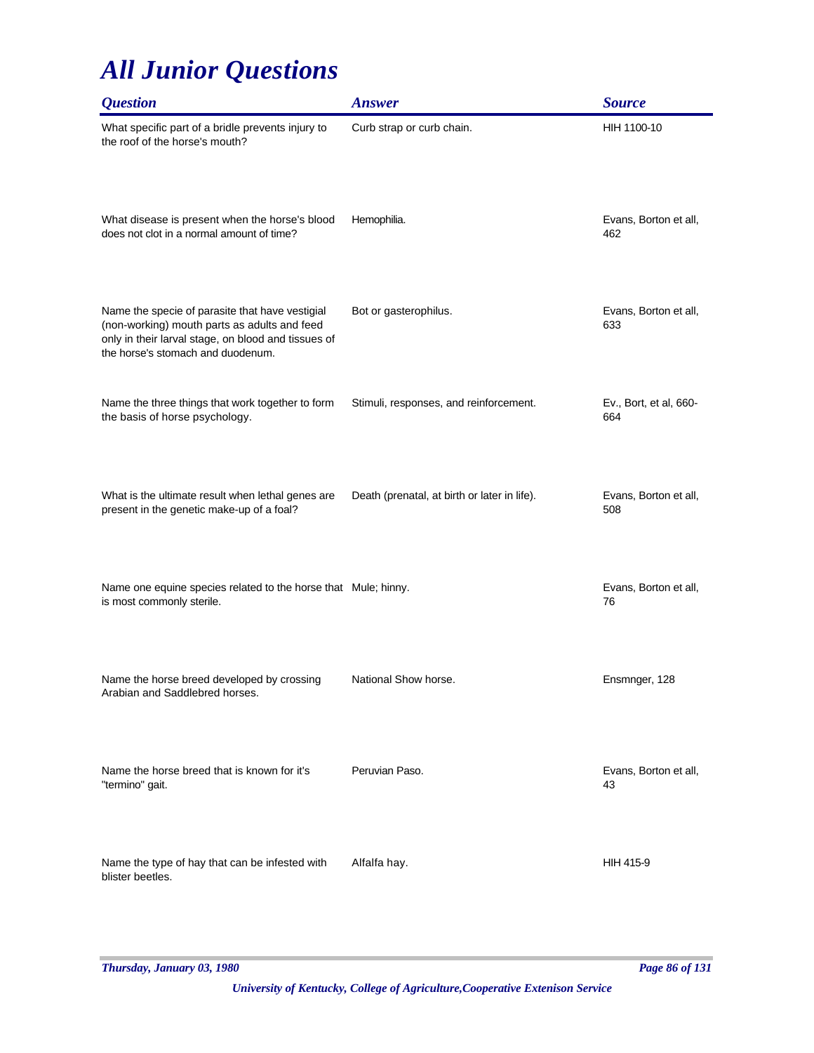# All Junior Questions

| Question | Answer | Source |
| --- | --- | --- |
| What specific part of a bridle prevents injury to the roof of the horse's mouth? | Curb strap or curb chain. | HIH 1100-10 |
| What disease is present when the horse's blood does not clot in a normal amount of time? | Hemophilia. | Evans, Borton et all, 462 |
| Name the specie of parasite that have vestigial (non-working) mouth parts as adults and feed only in their larval stage, on blood and tissues of the horse's stomach and duodenum. | Bot or gasterophilus. | Evans, Borton et all, 633 |
| Name the three things that work together to form the basis of horse psychology. | Stimuli, responses, and reinforcement. | Ev., Bort, et al, 660-664 |
| What is the ultimate result when lethal genes are present in the genetic make-up of a foal? | Death (prenatal, at birth or later in life). | Evans, Borton et all, 508 |
| Name one equine species related to the horse that is most commonly sterile. | Mule; hinny. | Evans, Borton et all, 76 |
| Name the horse breed developed by crossing Arabian and Saddlebred horses. | National Show horse. | Ensmnger, 128 |
| Name the horse breed that is known for it's "termino" gait. | Peruvian Paso. | Evans, Borton et all, 43 |
| Name the type of hay that can be infested with blister beetles. | Alfalfa hay. | HIH 415-9 |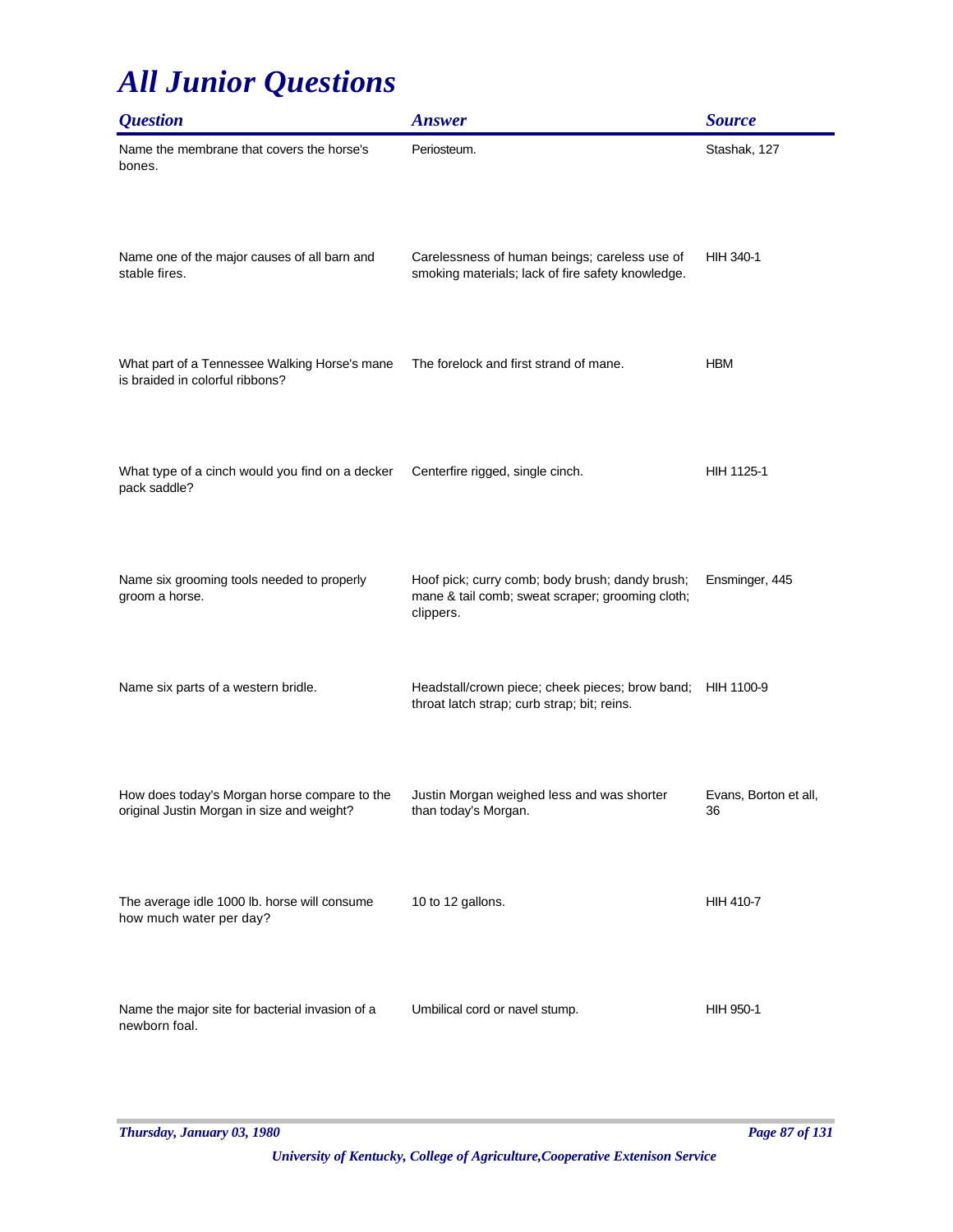# All Junior Questions

| Question | Answer | Source |
|---|---|---|
| Name the membrane that covers the horse's bones. | Periosteum. | Stashak, 127 |
| Name one of the major causes of all barn and stable fires. | Carelessness of human beings; careless use of smoking materials; lack of fire safety knowledge. | HIH 340-1 |
| What part of a Tennessee Walking Horse's mane is braided in colorful ribbons? | The forelock and first strand of mane. | HBM |
| What type of a cinch would you find on a decker pack saddle? | Centerfire rigged, single cinch. | HIH 1125-1 |
| Name six grooming tools needed to properly groom a horse. | Hoof pick; curry comb; body brush; dandy brush; mane & tail comb; sweat scraper; grooming cloth; clippers. | Ensminger, 445 |
| Name six parts of a western bridle. | Headstall/crown piece; cheek pieces; brow band; throat latch strap; curb strap; bit; reins. | HIH 1100-9 |
| How does today's Morgan horse compare to the original Justin Morgan in size and weight? | Justin Morgan weighed less and was shorter than today's Morgan. | Evans, Borton et all, 36 |
| The average idle 1000 lb. horse will consume how much water per day? | 10 to 12 gallons. | HIH 410-7 |
| Name the major site for bacterial invasion of a newborn foal. | Umbilical cord or navel stump. | HIH 950-1 |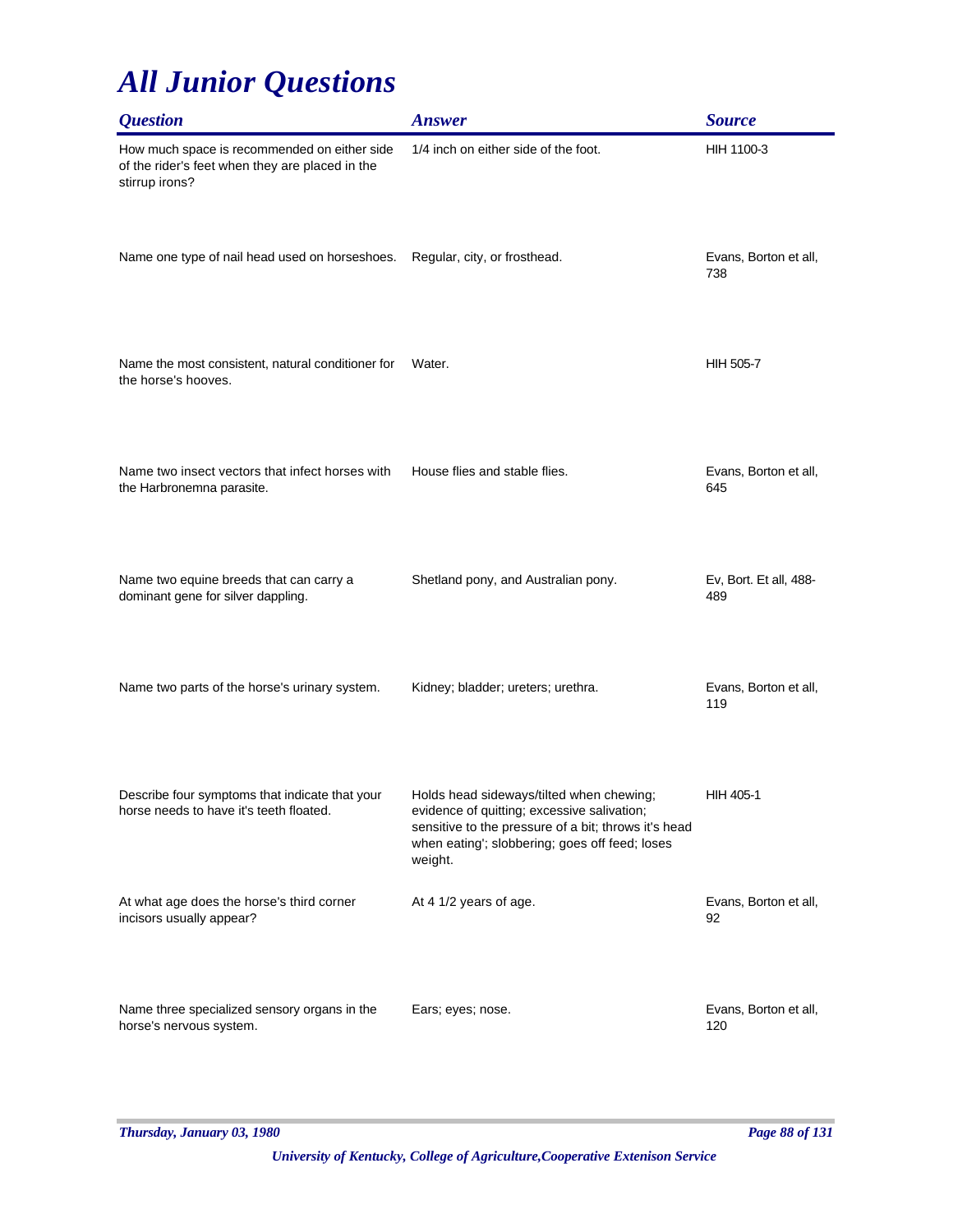# *All Junior Questions*

| *Question* | *Answer* | *Source* |
|---|---|---|
| How much space is recommended on either side of the rider's feet when they are placed in the stirrup irons? | 1/4 inch on either side of the foot. | HIH 1100-3 |
| Name one type of nail head used on horseshoes. | Regular, city, or frosthead. | Evans, Borton et all, 738 |
| Name the most consistent, natural conditioner for the horse's hooves. | Water. | HIH 505-7 |
| Name two insect vectors that infect horses with the Harbronemna parasite. | House flies and stable flies. | Evans, Borton et all, 645 |
| Name two equine breeds that can carry a dominant gene for silver dappling. | Shetland pony, and Australian pony. | Ev, Bort. Et all, 488-489 |
| Name two parts of the horse's urinary system. | Kidney; bladder; ureters; urethra. | Evans, Borton et all, 119 |
| Describe four symptoms that indicate that your horse needs to have it's teeth floated. | Holds head sideways/tilted when chewing; evidence of quitting; excessive salivation; sensitive to the pressure of a bit; throws it's head when eating'; slobbering; goes off feed; loses weight. | HIH 405-1 |
| At what age does the horse's third corner incisors usually appear? | At 4 1/2 years of age. | Evans, Borton et all, 92 |
| Name three specialized sensory organs in the horse's nervous system. | Ears; eyes; nose. | Evans, Borton et all, 120 |

*University of Kentucky, College of Agriculture,Cooperative Extension Service*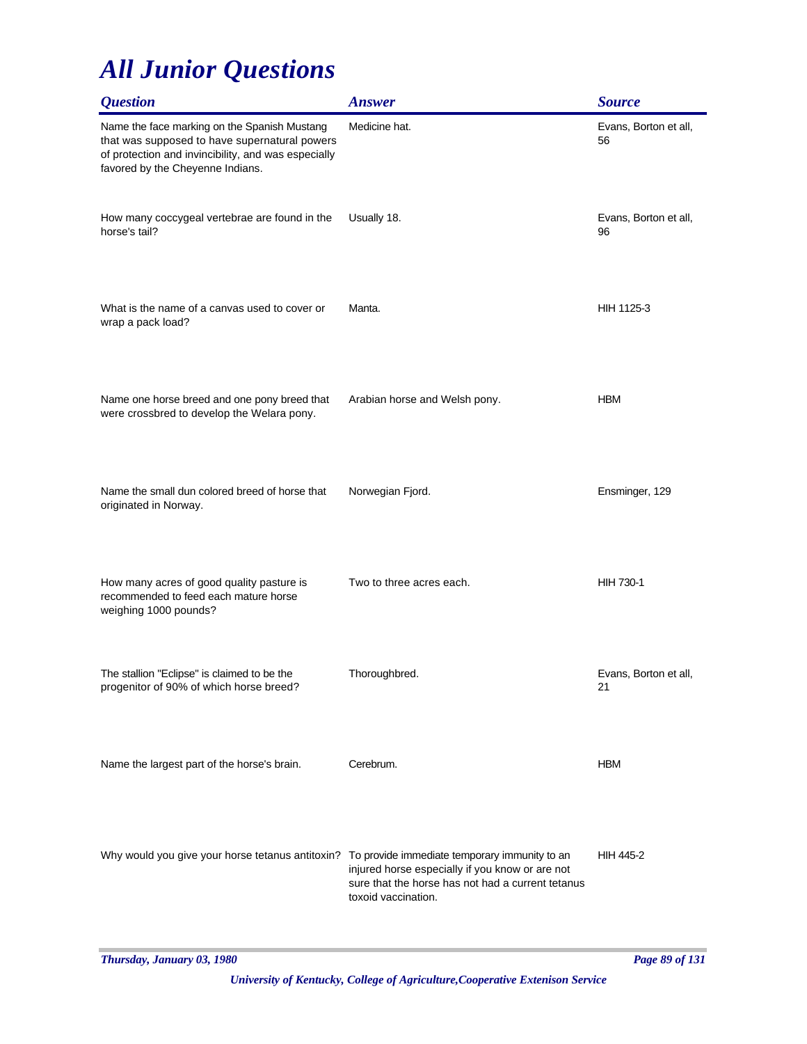# *All Junior Questions*

| *Question* | *Answer* | *Source* |
|---|---|---|
| Name the face marking on the Spanish Mustang that was supposed to have supernatural powers of protection and invincibility, and was especially favored by the Cheyenne Indians. | Medicine hat. | Evans, Borton et all, 56 |
| How many coccygeal vertebrae are found in the horse's tail? | Usually 18. | Evans, Borton et all, 96 |
| What is the name of a canvas used to cover or wrap a pack load? | Manta. | HIH 1125-3 |
| Name one horse breed and one pony breed that were crossbred to develop the Welara pony. | Arabian horse and Welsh pony. | HBM |
| Name the small dun colored breed of horse that originated in Norway. | Norwegian Fjord. | Ensminger, 129 |
| How many acres of good quality pasture is recommended to feed each mature horse weighing 1000 pounds? | Two to three acres each. | HIH 730-1 |
| The stallion "Eclipse" is claimed to be the progenitor of 90% of which horse breed? | Thoroughbred. | Evans, Borton et all, 21 |
| Name the largest part of the horse's brain. | Cerebrum. | HBM |
| Why would you give your horse tetanus antitoxin? | To provide immediate temporary immunity to an injured horse especially if you know or are not sure that the horse has not had a current tetanus toxoid vaccination. | HIH 445-2 |

*University of Kentucky, College of Agriculture,Cooperative Extenison Service*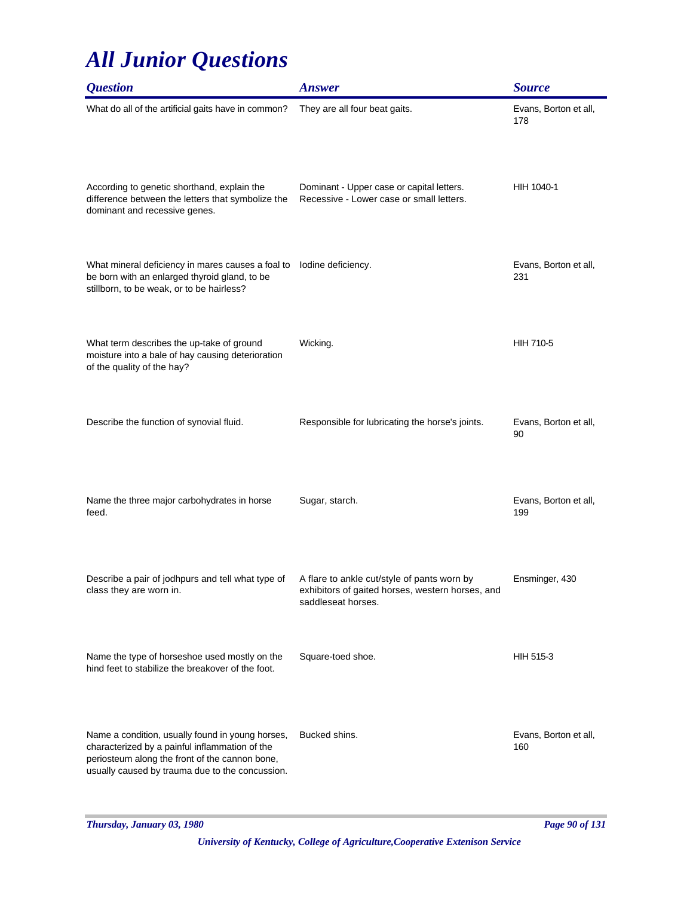# All Junior Questions

| Question | Answer | Source |
|---|---|---|
| What do all of the artificial gaits have in common? | They are all four beat gaits. | Evans, Borton et all, 178 |
| According to genetic shorthand, explain the difference between the letters that symbolize the dominant and recessive genes. | Dominant - Upper case or capital letters. Recessive - Lower case or small letters. | HIH 1040-1 |
| What mineral deficiency in mares causes a foal to be born with an enlarged thyroid gland, to be stillborn, to be weak, or to be hairless? | Iodine deficiency. | Evans, Borton et all, 231 |
| What term describes the up-take of ground moisture into a bale of hay causing deterioration of the quality of the hay? | Wicking. | HIH 710-5 |
| Describe the function of synovial fluid. | Responsible for lubricating the horse's joints. | Evans, Borton et all, 90 |
| Name the three major carbohydrates in horse feed. | Sugar, starch. | Evans, Borton et all, 199 |
| Describe a pair of jodhpurs and tell what type of class they are worn in. | A flare to ankle cut/style of pants worn by exhibitors of gaited horses, western horses, and saddleseat horses. | Ensminger, 430 |
| Name the type of horseshoe used mostly on the hind feet to stabilize the breakover of the foot. | Square-toed shoe. | HIH 515-3 |
| Name a condition, usually found in young horses, characterized by a painful inflammation of the periosteum along the front of the cannon bone, usually caused by trauma due to the concussion. | Bucked shins. | Evans, Borton et all, 160 |

*Thursday, January 03, 1980*

*University of Kentucky, College of Agriculture,Cooperative Extenison Service*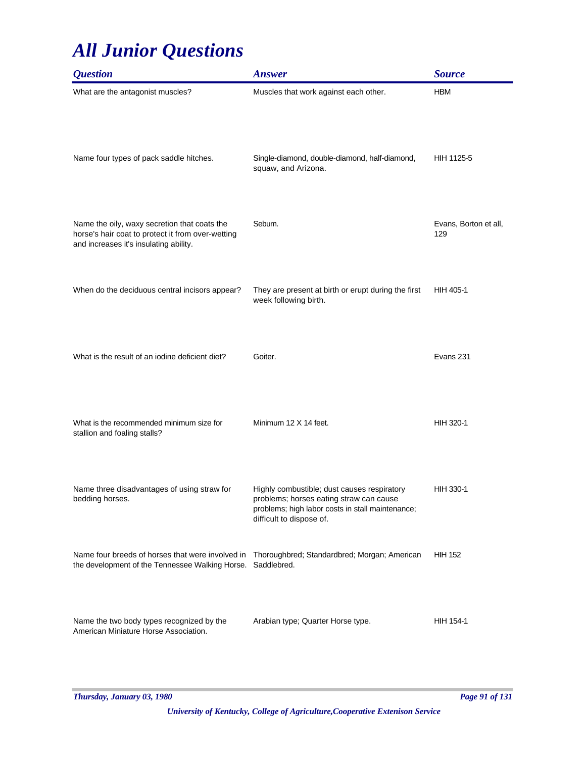# All Junior Questions

| Question | Answer | Source |
| --- | --- | --- |
| What are the antagonist muscles? | Muscles that work against each other. | HBM |
| Name four types of pack saddle hitches. | Single-diamond, double-diamond, half-diamond, squaw, and Arizona. | HIH 1125-5 |
| Name the oily, waxy secretion that coats the horse's hair coat to protect it from over-wetting and increases it's insulating ability. | Sebum. | Evans, Borton et all, 129 |
| When do the deciduous central incisors appear? | They are present at birth or erupt during the first week following birth. | HIH 405-1 |
| What is the result of an iodine deficient diet? | Goiter. | Evans 231 |
| What is the recommended minimum size for stallion and foaling stalls? | Minimum 12 X 14 feet. | HIH 320-1 |
| Name three disadvantages of using straw for bedding horses. | Highly combustible; dust causes respiratory problems; horses eating straw can cause problems; high labor costs in stall maintenance; difficult to dispose of. | HIH 330-1 |
| Name four breeds of horses that were involved in the development of the Tennessee Walking Horse. | Thoroughbred; Standardbred; Morgan; American Saddlebred. | HIH 152 |
| Name the two body types recognized by the American Miniature Horse Association. | Arabian type; Quarter Horse type. | HIH 154-1 |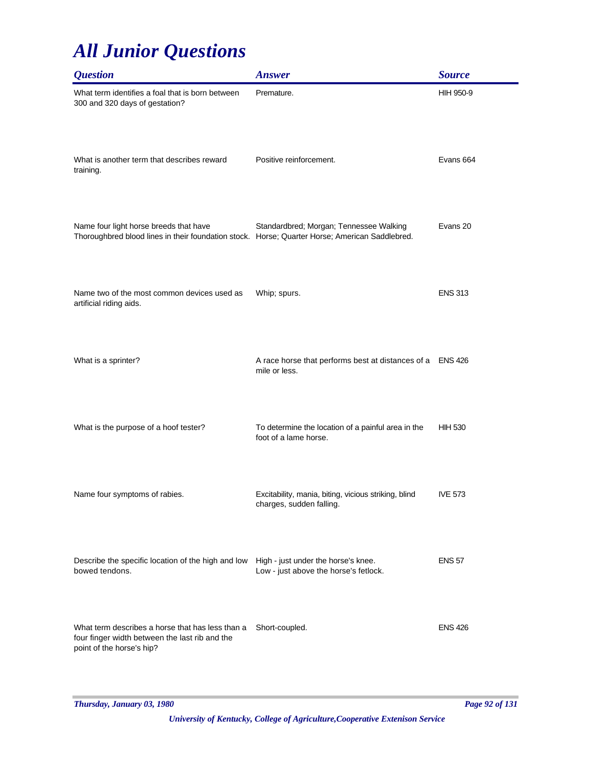# *All Junior Questions*

| *Question* | *Answer* | *Source* |
|---|---|---|
| What term identifies a foal that is born between 300 and 320 days of gestation? | Premature. | HIH 950-9 |
| What is another term that describes reward training. | Positive reinforcement. | Evans 664 |
| Name four light horse breeds that have Thoroughbred blood lines in their foundation stock. | Standardbred; Morgan; Tennessee Walking Horse; Quarter Horse; American Saddlebred. | Evans 20 |
| Name two of the most common devices used as artificial riding aids. | Whip; spurs. | ENS 313 |
| What is a sprinter? | A race horse that performs best at distances of a mile or less. | ENS 426 |
| What is the purpose of a hoof tester? | To determine the location of a painful area in the foot of a lame horse. | HIH 530 |
| Name four symptoms of rabies. | Excitability, mania, biting, vicious striking, blind charges, sudden falling. | IVE 573 |
| Describe the specific location of the high and low bowed tendons. | High - just under the horse's knee.<br>Low - just above the horse's fetlock. | ENS 57 |
| What term describes a horse that has less than a four finger width between the last rib and the point of the horse's hip? | Short-coupled. | ENS 426 |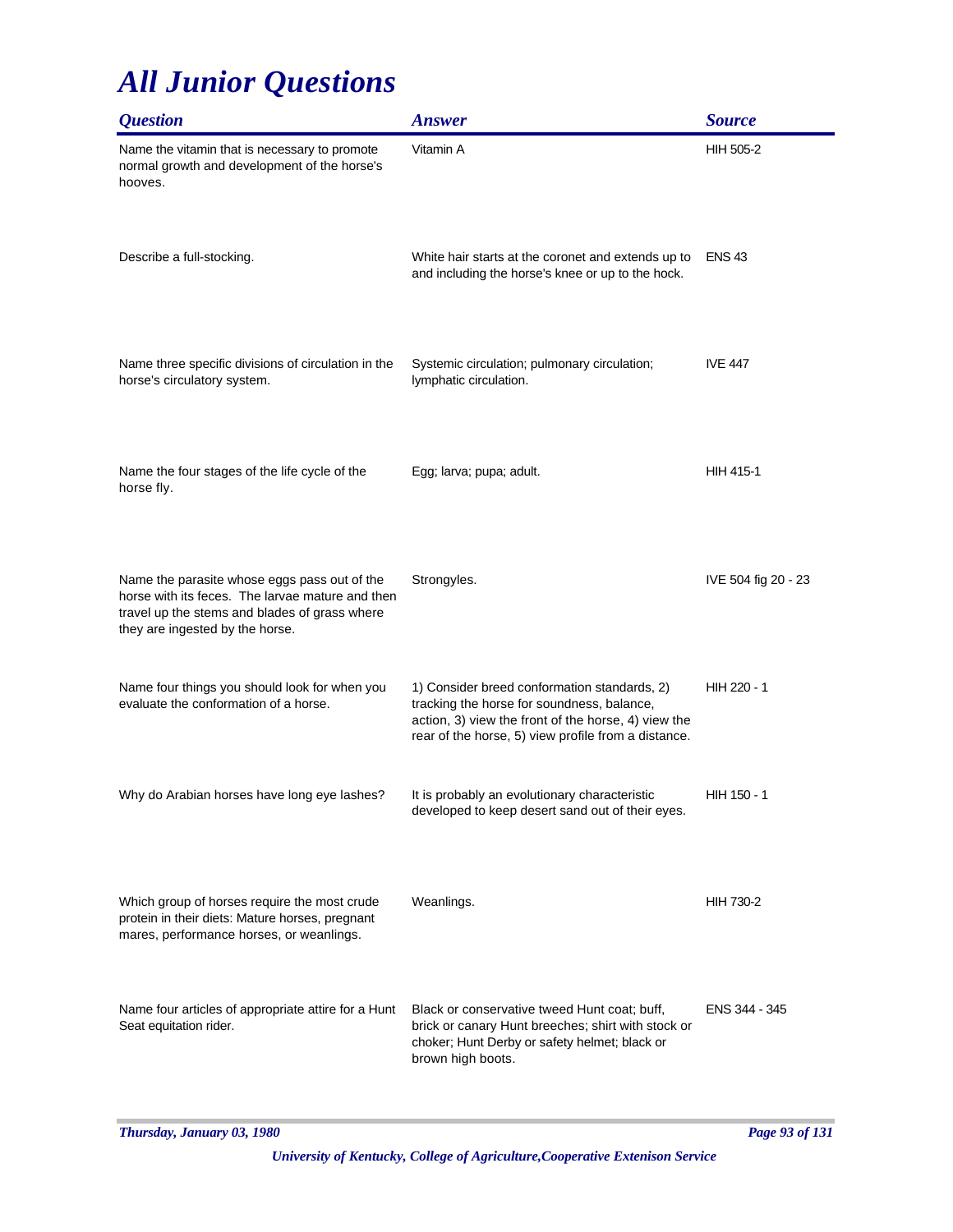# *All Junior Questions*

| *Question* | *Answer* | *Source* |
|---|---|---|
| Name the vitamin that is necessary to promote normal growth and development of the horse's hooves. | Vitamin A | HIH 505-2 |
| Describe a full-stocking. | White hair starts at the coronet and extends up to and including the horse's knee or up to the hock. | ENS 43 |
| Name three specific divisions of circulation in the horse's circulatory system. | Systemic circulation; pulmonary circulation; lymphatic circulation. | IVE 447 |
| Name the four stages of the life cycle of the horse fly. | Egg; larva; pupa; adult. | HIH 415-1 |
| Name the parasite whose eggs pass out of the horse with its feces. The larvae mature and then travel up the stems and blades of grass where they are ingested by the horse. | Strongyles. | IVE 504 fig 20 - 23 |
| Name four things you should look for when you evaluate the conformation of a horse. | 1) Consider breed conformation standards, 2) tracking the horse for soundness, balance, action, 3) view the front of the horse, 4) view the rear of the horse, 5) view profile from a distance. | HIH 220 - 1 |
| Why do Arabian horses have long eye lashes? | It is probably an evolutionary characteristic developed to keep desert sand out of their eyes. | HIH 150 - 1 |
| Which group of horses require the most crude protein in their diets: Mature horses, pregnant mares, performance horses, or weanlings. | Weanlings. | HIH 730-2 |
| Name four articles of appropriate attire for a Hunt Seat equitation rider. | Black or conservative tweed Hunt coat; buff, brick or canary Hunt breeches; shirt with stock or choker; Hunt Derby or safety helmet; black or brown high boots. | ENS 344 - 345 |

*University of Kentucky, College of Agriculture,Cooperative Extension Service*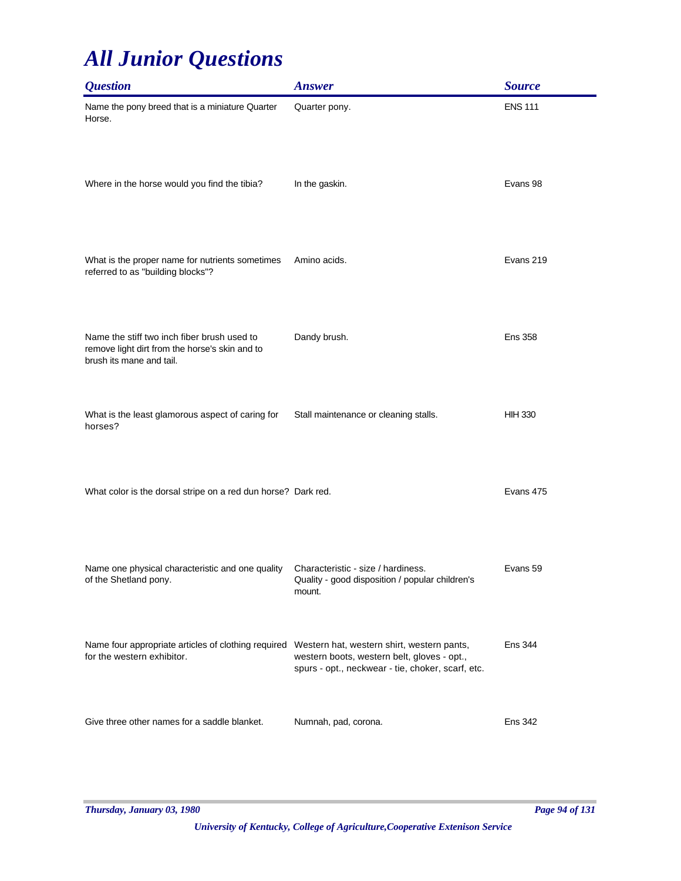# All Junior Questions

| Question | Answer | Source |
|---|---|---|
| Name the pony breed that is a miniature Quarter Horse. | Quarter pony. | ENS 111 |
| Where in the horse would you find the tibia? | In the gaskin. | Evans 98 |
| What is the proper name for nutrients sometimes referred to as "building blocks"? | Amino acids. | Evans 219 |
| Name the stiff two inch fiber brush used to remove light dirt from the horse's skin and to brush its mane and tail. | Dandy brush. | Ens 358 |
| What is the least glamorous aspect of caring for horses? | Stall maintenance or cleaning stalls. | HIH 330 |
| What color is the dorsal stripe on a red dun horse? | Dark red. | Evans 475 |
| Name one physical characteristic and one quality of the Shetland pony. | Characteristic - size / hardiness.<br>Quality - good disposition / popular children's mount. | Evans 59 |
| Name four appropriate articles of clothing required for the western exhibitor. | Western hat, western shirt, western pants, western boots, western belt, gloves - opt., spurs - opt., neckwear - tie, choker, scarf, etc. | Ens 344 |
| Give three other names for a saddle blanket. | Numnah, pad, corona. | Ens 342 |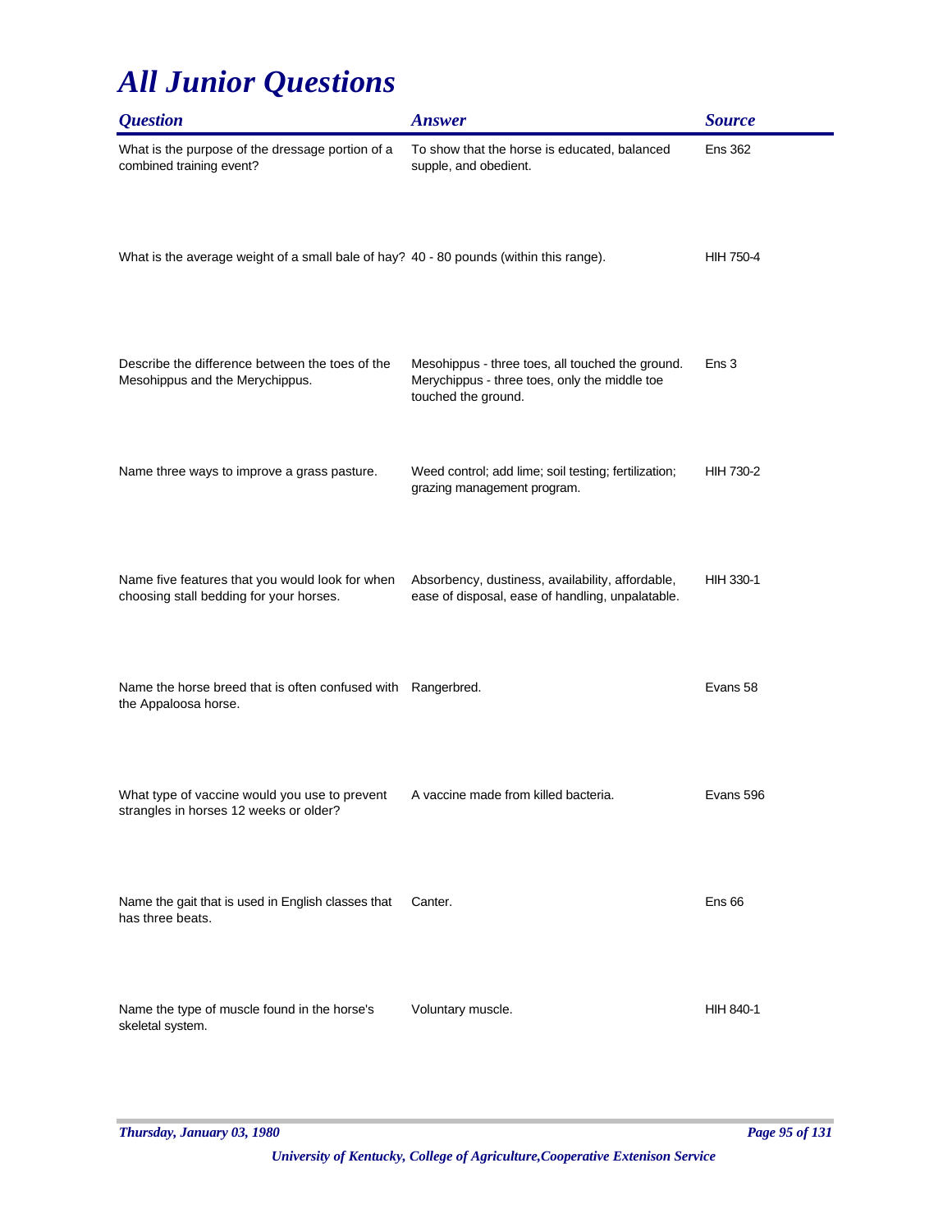# All Junior Questions

| Question | Answer | Source |
|---|---|---|
| What is the purpose of the dressage portion of a combined training event? | To show that the horse is educated, balanced supple, and obedient. | Ens 362 |
| What is the average weight of a small bale of hay? | 40 - 80 pounds (within this range). | HIH 750-4 |
| Describe the difference between the toes of the Mesohippus and the Merychippus. | Mesohippus - three toes, all touched the ground. Merychippus - three toes, only the middle toe touched the ground. | Ens 3 |
| Name three ways to improve a grass pasture. | Weed control; add lime; soil testing; fertilization; grazing management program. | HIH 730-2 |
| Name five features that you would look for when choosing stall bedding for your horses. | Absorbency, dustiness, availability, affordable, ease of disposal, ease of handling, unpalatable. | HIH 330-1 |
| Name the horse breed that is often confused with the Appaloosa horse. | Rangerbred. | Evans 58 |
| What type of vaccine would you use to prevent strangles in horses 12 weeks or older? | A vaccine made from killed bacteria. | Evans 596 |
| Name the gait that is used in English classes that has three beats. | Canter. | Ens 66 |
| Name the type of muscle found in the horse's skeletal system. | Voluntary muscle. | HIH 840-1 |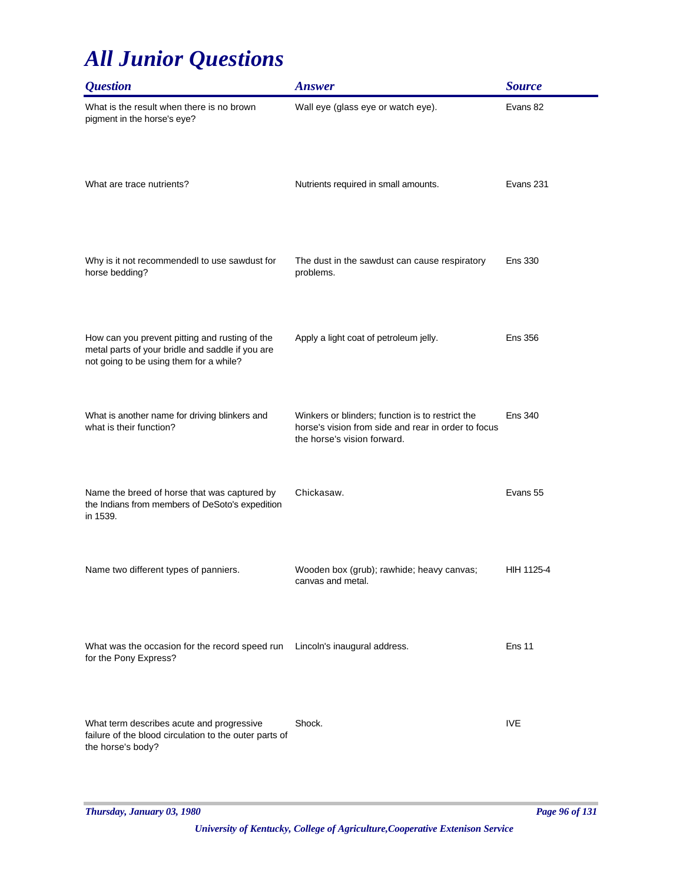# All Junior Questions

| Question | Answer | Source |
|---|---|---|
| What is the result when there is no brown pigment in the horse's eye? | Wall eye (glass eye or watch eye). | Evans 82 |
| What are trace nutrients? | Nutrients required in small amounts. | Evans 231 |
| Why is it not recommendedl to use sawdust for horse bedding? | The dust in the sawdust can cause respiratory problems. | Ens 330 |
| How can you prevent pitting and rusting of the metal parts of your bridle and saddle if you are not going to be using them for a while? | Apply a light coat of petroleum jelly. | Ens 356 |
| What is another name for driving blinkers and what is their function? | Winkers or blinders; function is to restrict the horse's vision from side and rear in order to focus the horse's vision forward. | Ens 340 |
| Name the breed of horse that was captured by the Indians from members of DeSoto's expedition in 1539. | Chickasaw. | Evans 55 |
| Name two different types of panniers. | Wooden box (grub); rawhide; heavy canvas; canvas and metal. | HIH 1125-4 |
| What was the occasion for the record speed run for the Pony Express? | Lincoln's inaugural address. | Ens 11 |
| What term describes acute and progressive failure of the blood circulation to the outer parts of the horse's body? | Shock. | IVE |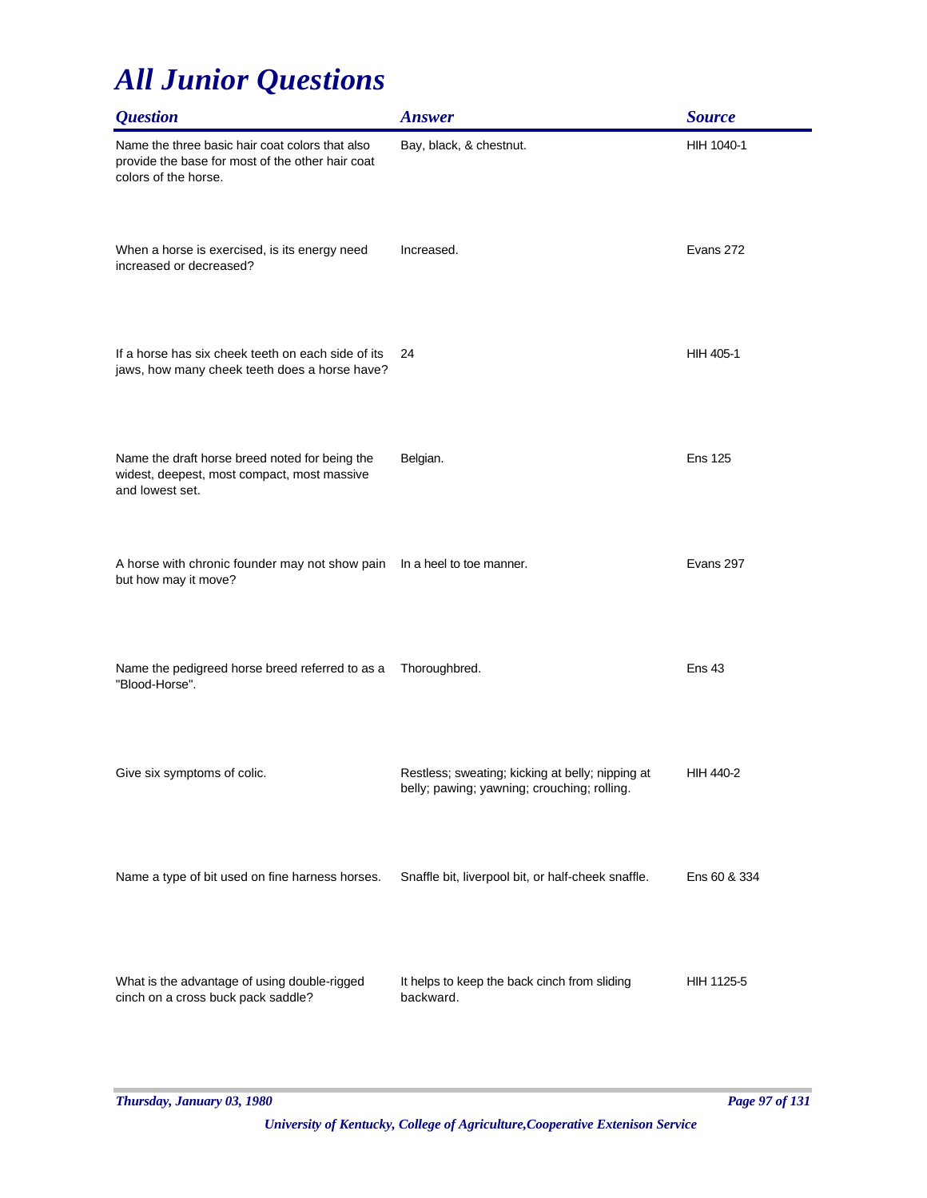# All Junior Questions

| Question | Answer | Source |
|---|---|---|
| Name the three basic hair coat colors that also provide the base for most of the other hair coat colors of the horse. | Bay, black, & chestnut. | HIH 1040-1 |
| When a horse is exercised, is its energy need increased or decreased? | Increased. | Evans 272 |
| If a horse has six cheek teeth on each side of its jaws, how many cheek teeth does a horse have? | 24 | HIH 405-1 |
| Name the draft horse breed noted for being the widest, deepest, most compact, most massive and lowest set. | Belgian. | Ens 125 |
| A horse with chronic founder may not show pain but how may it move? | In a heel to toe manner. | Evans 297 |
| Name the pedigreed horse breed referred to as a "Blood-Horse". | Thoroughbred. | Ens 43 |
| Give six symptoms of colic. | Restless; sweating; kicking at belly; nipping at belly; pawing; yawning; crouching; rolling. | HIH 440-2 |
| Name a type of bit used on fine harness horses. | Snaffle bit, liverpool bit, or half-cheek snaffle. | Ens 60 & 334 |
| What is the advantage of using double-rigged cinch on a cross buck pack saddle? | It helps to keep the back cinch from sliding backward. | HIH 1125-5 |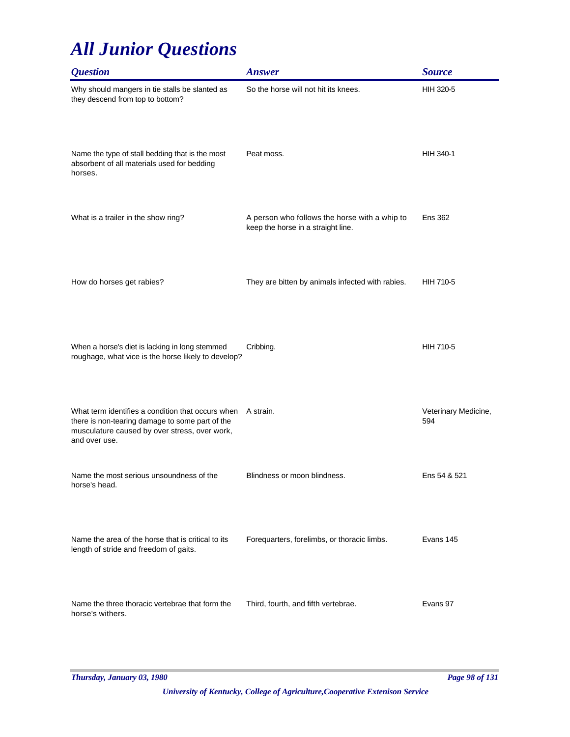# All Junior Questions

| Question | Answer | Source |
| --- | --- | --- |
| Why should mangers in tie stalls be slanted as they descend from top to bottom? | So the horse will not hit its knees. | HIH 320-5 |
| Name the type of stall bedding that is the most absorbent of all materials used for bedding horses. | Peat moss. | HIH 340-1 |
| What is a trailer in the show ring? | A person who follows the horse with a whip to keep the horse in a straight line. | Ens 362 |
| How do horses get rabies? | They are bitten by animals infected with rabies. | HIH 710-5 |
| When a horse's diet is lacking in long stemmed roughage, what vice is the horse likely to develop? | Cribbing. | HIH 710-5 |
| What term identifies a condition that occurs when there is non-tearing damage to some part of the musculature caused by over stress, over work, and over use. | A strain. | Veterinary Medicine, 594 |
| Name the most serious unsoundness of the horse's head. | Blindness or moon blindness. | Ens 54 & 521 |
| Name the area of the horse that is critical to its length of stride and freedom of gaits. | Forequarters, forelimbs, or thoracic limbs. | Evans 145 |
| Name the three thoracic vertebrae that form the horse's withers. | Third, fourth, and fifth vertebrae. | Evans 97 |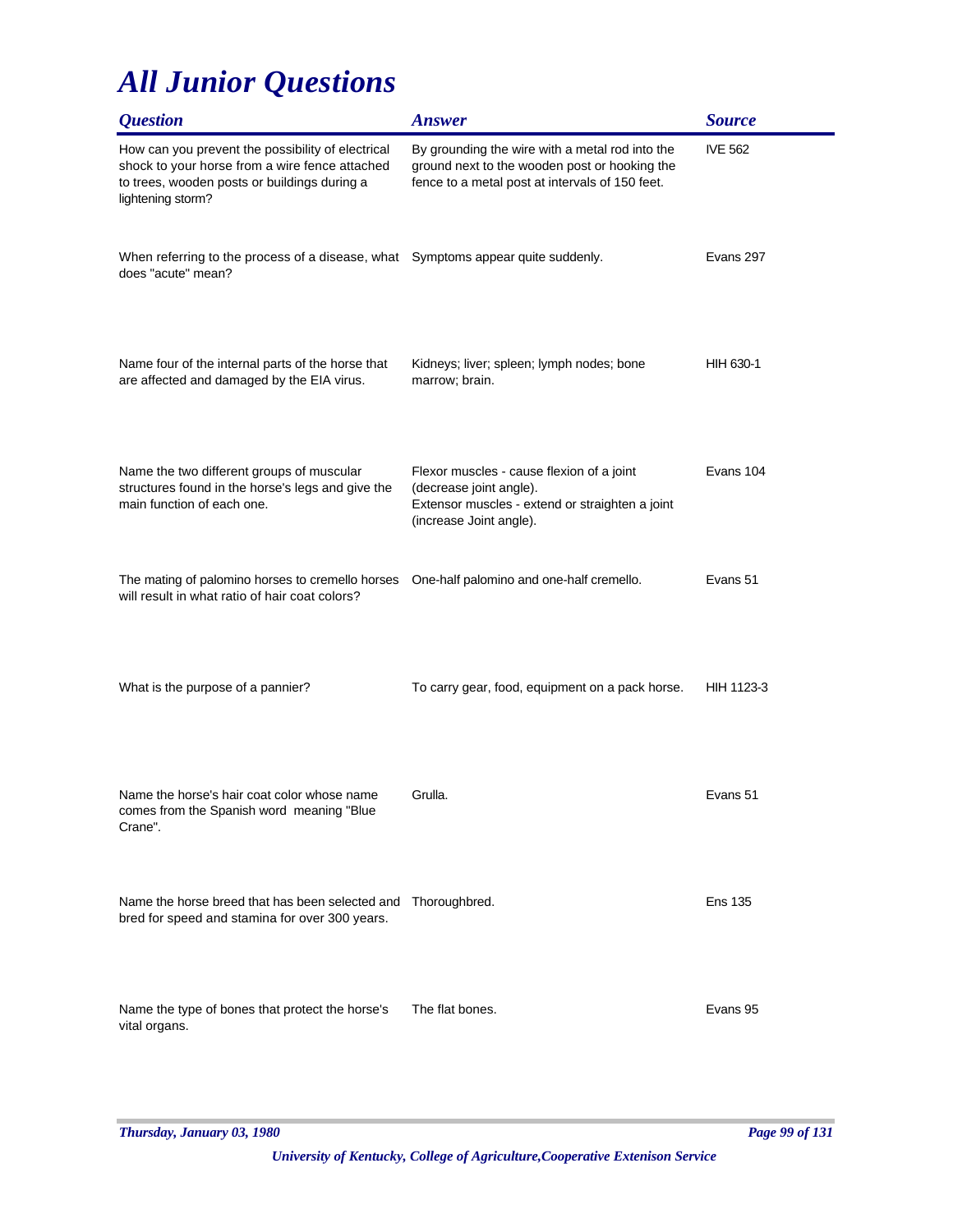# All Junior Questions

| Question | Answer | Source |
|---|---|---|
| How can you prevent the possibility of electrical shock to your horse from a wire fence attached to trees, wooden posts or buildings during a lightening storm? | By grounding the wire with a metal rod into the ground next to the wooden post or hooking the fence to a metal post at intervals of 150 feet. | IVE 562 |
| When referring to the process of a disease, what does "acute" mean? | Symptoms appear quite suddenly. | Evans 297 |
| Name four of the internal parts of the horse that are affected and damaged by the EIA virus. | Kidneys; liver; spleen; lymph nodes; bone marrow; brain. | HIH 630-1 |
| Name the two different groups of muscular structures found in the horse's legs and give the main function of each one. | Flexor muscles - cause flexion of a joint (decrease joint angle).<br>Extensor muscles - extend or straighten a joint (increase Joint angle). | Evans 104 |
| The mating of palomino horses to cremello horses will result in what ratio of hair coat colors? | One-half palomino and one-half cremello. | Evans 51 |
| What is the purpose of a pannier? | To carry gear, food, equipment on a pack horse. | HIH 1123-3 |
| Name the horse's hair coat color whose name comes from the Spanish word meaning "Blue Crane". | Grulla. | Evans 51 |
| Name the horse breed that has been selected and bred for speed and stamina for over 300 years. | Thoroughbred. | Ens 135 |
| Name the type of bones that protect the horse's vital organs. | The flat bones. | Evans 95 |

*University of Kentucky, College of Agriculture,Cooperative Extenison Service*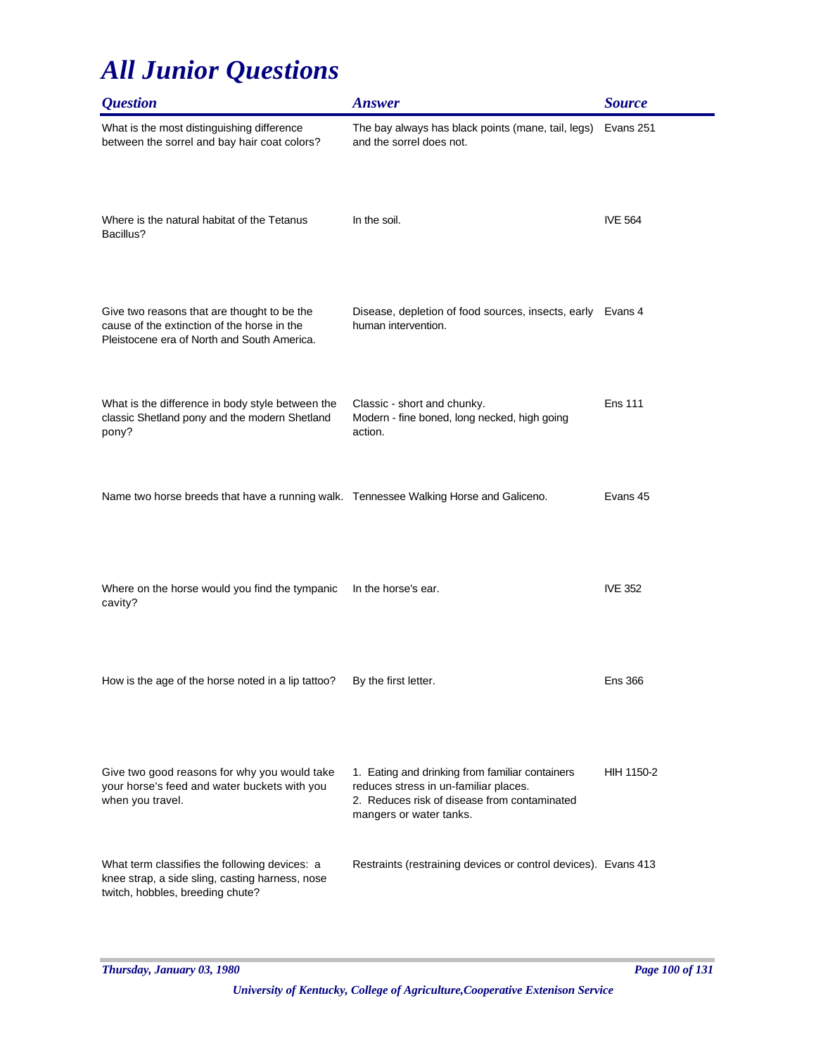# All Junior Questions

| Question | Answer | Source |
|---|---|---|
| What is the most distinguishing difference between the sorrel and bay hair coat colors? | The bay always has black points (mane, tail, legs) and the sorrel does not. | Evans 251 |
| Where is the natural habitat of the Tetanus Bacillus? | In the soil. | IVE 564 |
| Give two reasons that are thought to be the cause of the extinction of the horse in the Pleistocene era of North and South America. | Disease, depletion of food sources, insects, early human intervention. | Evans 4 |
| What is the difference in body style between the classic Shetland pony and the modern Shetland pony? | Classic - short and chunky.<br>Modern - fine boned, long necked, high going action. | Ens 111 |
| Name two horse breeds that have a running walk. | Tennessee Walking Horse and Galiceno. | Evans 45 |
| Where on the horse would you find the tympanic cavity? | In the horse's ear. | IVE 352 |
| How is the age of the horse noted in a lip tattoo? | By the first letter. | Ens 366 |
| Give two good reasons for why you would take your horse's feed and water buckets with you when you travel. | 1. Eating and drinking from familiar containers reduces stress in un-familiar places.<br>2. Reduces risk of disease from contaminated mangers or water tanks. | HIH 1150-2 |
| What term classifies the following devices: a knee strap, a side sling, casting harness, nose twitch, hobbles, breeding chute? | Restraints (restraining devices or control devices). | Evans 413 |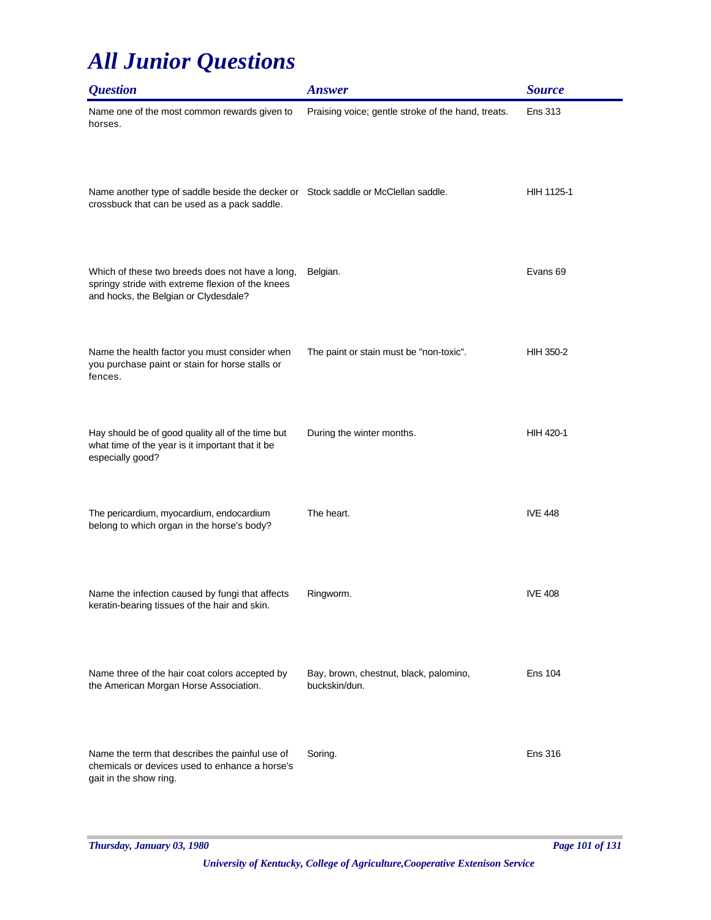# All Junior Questions

| Question | Answer | Source |
| --- | --- | --- |
| Name one of the most common rewards given to horses. | Praising voice; gentle stroke of the hand, treats. | Ens 313 |
| Name another type of saddle beside the decker or crossbuck that can be used as a pack saddle. | Stock saddle or McClellan saddle. | HIH 1125-1 |
| Which of these two breeds does not have a long, springy stride with extreme flexion of the knees and hocks, the Belgian or Clydesdale? | Belgian. | Evans 69 |
| Name the health factor you must consider when you purchase paint or stain for horse stalls or fences. | The paint or stain must be "non-toxic". | HIH 350-2 |
| Hay should be of good quality all of the time but what time of the year is it important that it be especially good? | During the winter months. | HIH 420-1 |
| The pericardium, myocardium, endocardium belong to which organ in the horse's body? | The heart. | IVE 448 |
| Name the infection caused by fungi that affects keratin-bearing tissues of the hair and skin. | Ringworm. | IVE 408 |
| Name three of the hair coat colors accepted by the American Morgan Horse Association. | Bay, brown, chestnut, black, palomino, buckskin/dun. | Ens 104 |
| Name the term that describes the painful use of chemicals or devices used to enhance a horse's gait in the show ring. | Soring. | Ens 316 |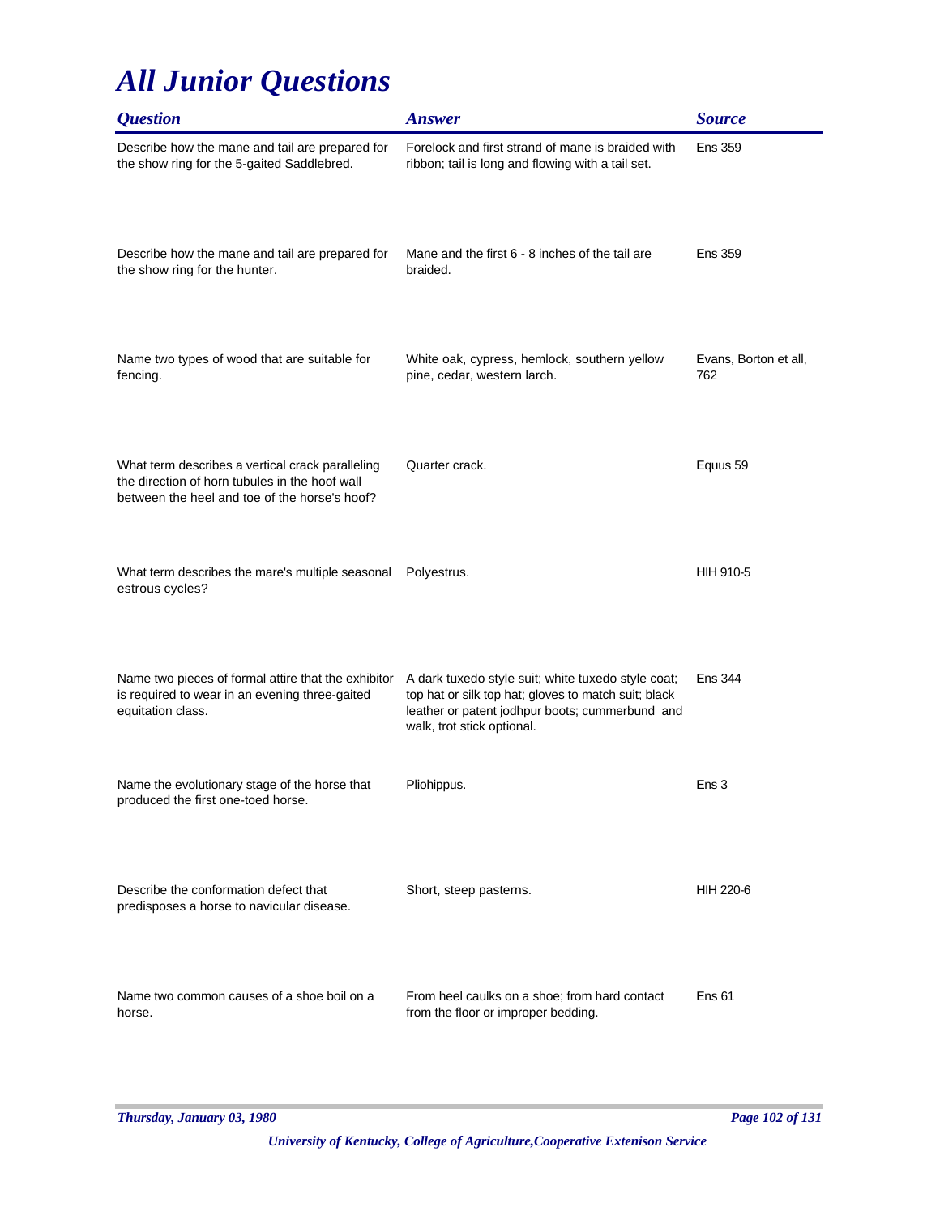# All Junior Questions

| Question | Answer | Source |
|---|---|---|
| Describe how the mane and tail are prepared for the show ring for the 5-gaited Saddlebred. | Forelock and first strand of mane is braided with ribbon; tail is long and flowing with a tail set. | Ens 359 |
| Describe how the mane and tail are prepared for the show ring for the hunter. | Mane and the first 6 - 8 inches of the tail are braided. | Ens 359 |
| Name two types of wood that are suitable for fencing. | White oak, cypress, hemlock, southern yellow pine, cedar, western larch. | Evans, Borton et all, 762 |
| What term describes a vertical crack paralleling the direction of horn tubules in the hoof wall between the heel and toe of the horse's hoof? | Quarter crack. | Equus 59 |
| What term describes the mare's multiple seasonal estrous cycles? | Polyestrus. | HIH 910-5 |
| Name two pieces of formal attire that the exhibitor is required to wear in an evening three-gaited equitation class. | A dark tuxedo style suit; white tuxedo style coat; top hat or silk top hat; gloves to match suit; black leather or patent jodhpur boots; cummerbund and walk, trot stick optional. | Ens 344 |
| Name the evolutionary stage of the horse that produced the first one-toed horse. | Pliohippus. | Ens 3 |
| Describe the conformation defect that predisposes a horse to navicular disease. | Short, steep pasterns. | HIH 220-6 |
| Name two common causes of a shoe boil on a horse. | From heel caulks on a shoe; from hard contact from the floor or improper bedding. | Ens 61 |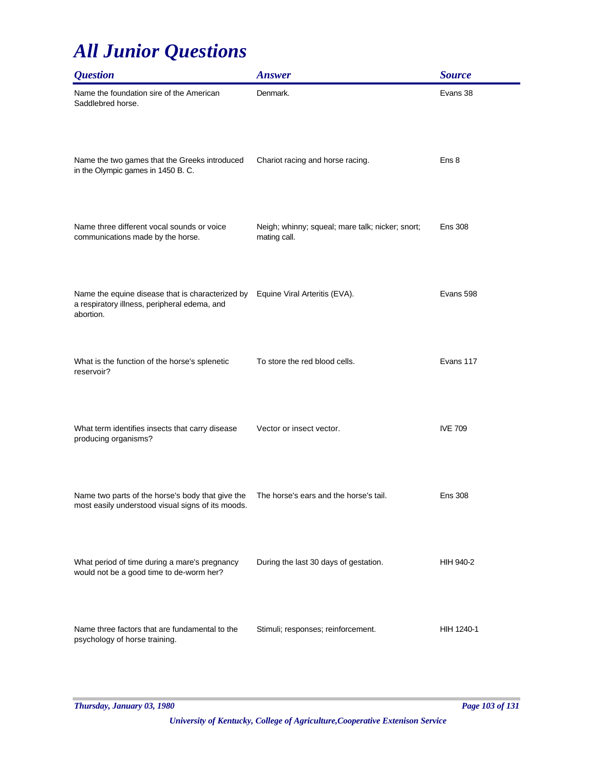# All Junior Questions

| Question | Answer | Source |
|---|---|---|
| Name the foundation sire of the American Saddlebred horse. | Denmark. | Evans 38 |
| Name the two games that the Greeks introduced in the Olympic games in 1450 B. C. | Chariot racing and horse racing. | Ens 8 |
| Name three different vocal sounds or voice communications made by the horse. | Neigh; whinny; squeal; mare talk; nicker; snort; mating call. | Ens 308 |
| Name the equine disease that is characterized by a respiratory illness, peripheral edema, and abortion. | Equine Viral Arteritis (EVA). | Evans 598 |
| What is the function of the horse's splenetic reservoir? | To store the red blood cells. | Evans 117 |
| What term identifies insects that carry disease producing organisms? | Vector or insect vector. | IVE 709 |
| Name two parts of the horse's body that give the most easily understood visual signs of its moods. | The horse's ears and the horse's tail. | Ens 308 |
| What period of time during a mare's pregnancy would not be a good time to de-worm her? | During the last 30 days of gestation. | HIH 940-2 |
| Name three factors that are fundamental to the psychology of horse training. | Stimuli; responses; reinforcement. | HIH 1240-1 |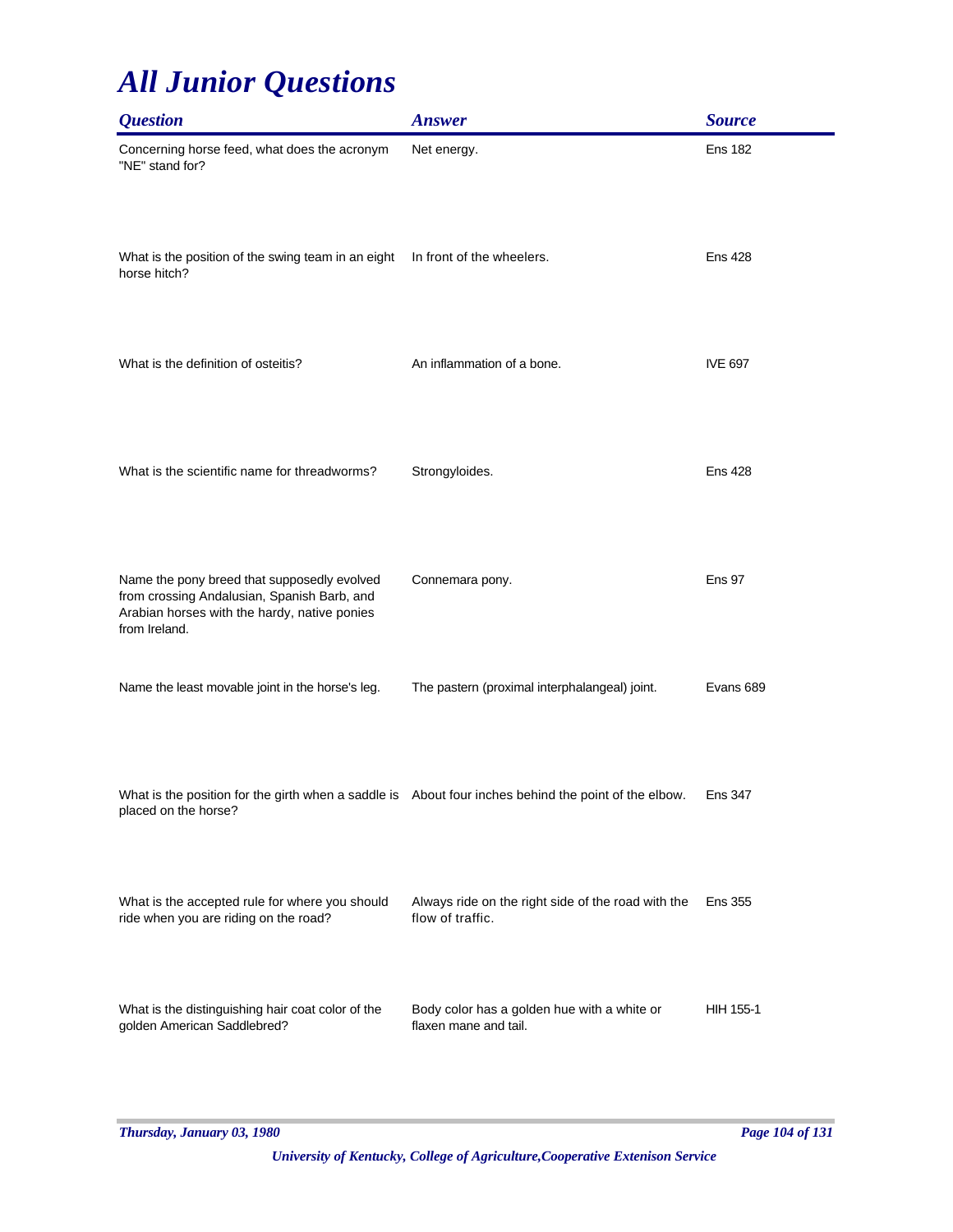# All Junior Questions

| Question | Answer | Source |
| --- | --- | --- |
| Concerning horse feed, what does the acronym "NE" stand for? | Net energy. | Ens 182 |
| What is the position of the swing team in an eight horse hitch? | In front of the wheelers. | Ens 428 |
| What is the definition of osteitis? | An inflammation of a bone. | IVE 697 |
| What is the scientific name for threadworms? | Strongyloides. | Ens 428 |
| Name the pony breed that supposedly evolved from crossing Andalusian, Spanish Barb, and Arabian horses with the hardy, native ponies from Ireland. | Connemara pony. | Ens 97 |
| Name the least movable joint in the horse's leg. | The pastern (proximal interphalangeal) joint. | Evans 689 |
| What is the position for the girth when a saddle is placed on the horse? | About four inches behind the point of the elbow. | Ens 347 |
| What is the accepted rule for where you should ride when you are riding on the road? | Always ride on the right side of the road with the flow of traffic. | Ens 355 |
| What is the distinguishing hair coat color of the golden American Saddlebred? | Body color has a golden hue with a white or flaxen mane and tail. | HIH 155-1 |

*University of Kentucky, College of Agriculture,Cooperative Extenison Service*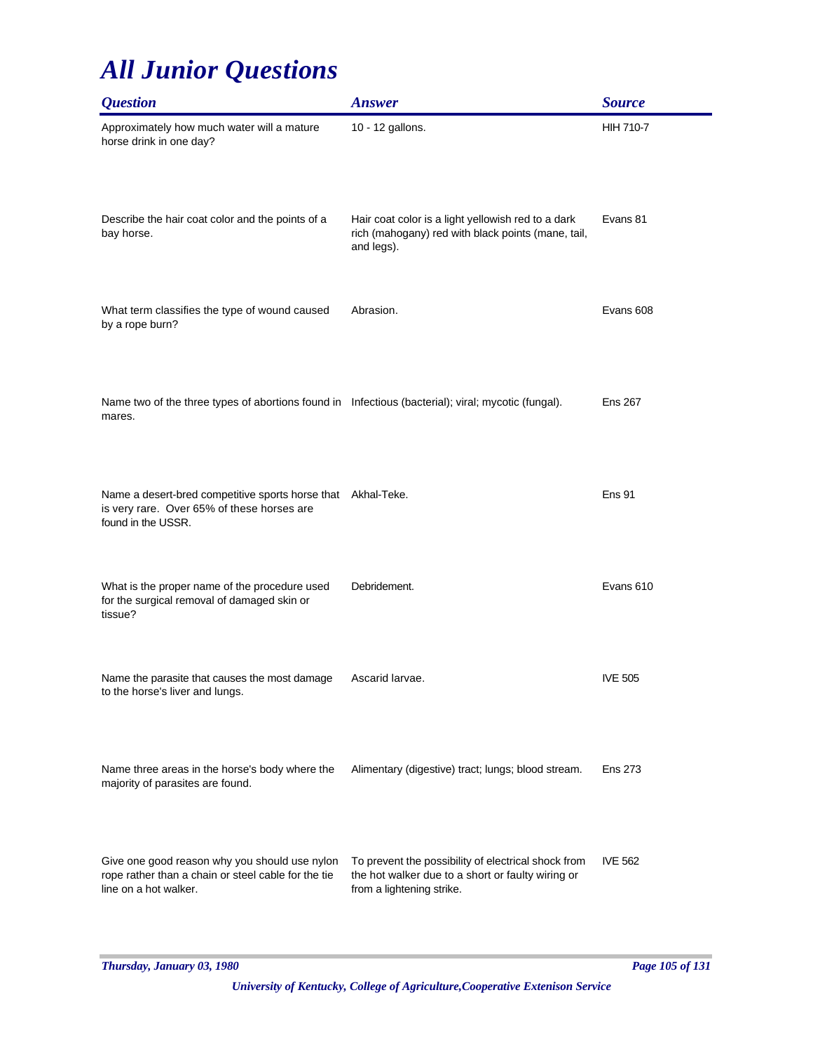# *All Junior Questions*

| *Question* | *Answer* | *Source* |
|---|---|---|
| Approximately how much water will a mature horse drink in one day? | 10 - 12 gallons. | HIH 710-7 |
| Describe the hair coat color and the points of a bay horse. | Hair coat color is a light yellowish red to a dark rich (mahogany) red with black points (mane, tail, and legs). | Evans 81 |
| What term classifies the type of wound caused by a rope burn? | Abrasion. | Evans 608 |
| Name two of the three types of abortions found in mares. | Infectious (bacterial); viral; mycotic (fungal). | Ens 267 |
| Name a desert-bred competitive sports horse that is very rare. Over 65% of these horses are found in the USSR. | Akhal-Teke. | Ens 91 |
| What is the proper name of the procedure used for the surgical removal of damaged skin or tissue? | Debridement. | Evans 610 |
| Name the parasite that causes the most damage to the horse's liver and lungs. | Ascarid larvae. | IVE 505 |
| Name three areas in the horse's body where the majority of parasites are found. | Alimentary (digestive) tract; lungs; blood stream. | Ens 273 |
| Give one good reason why you should use nylon rope rather than a chain or steel cable for the tie line on a hot walker. | To prevent the possibility of electrical shock from the hot walker due to a short or faulty wiring or from a lightening strike. | IVE 562 |

*University of Kentucky, College of Agriculture,Cooperative Extenison Service*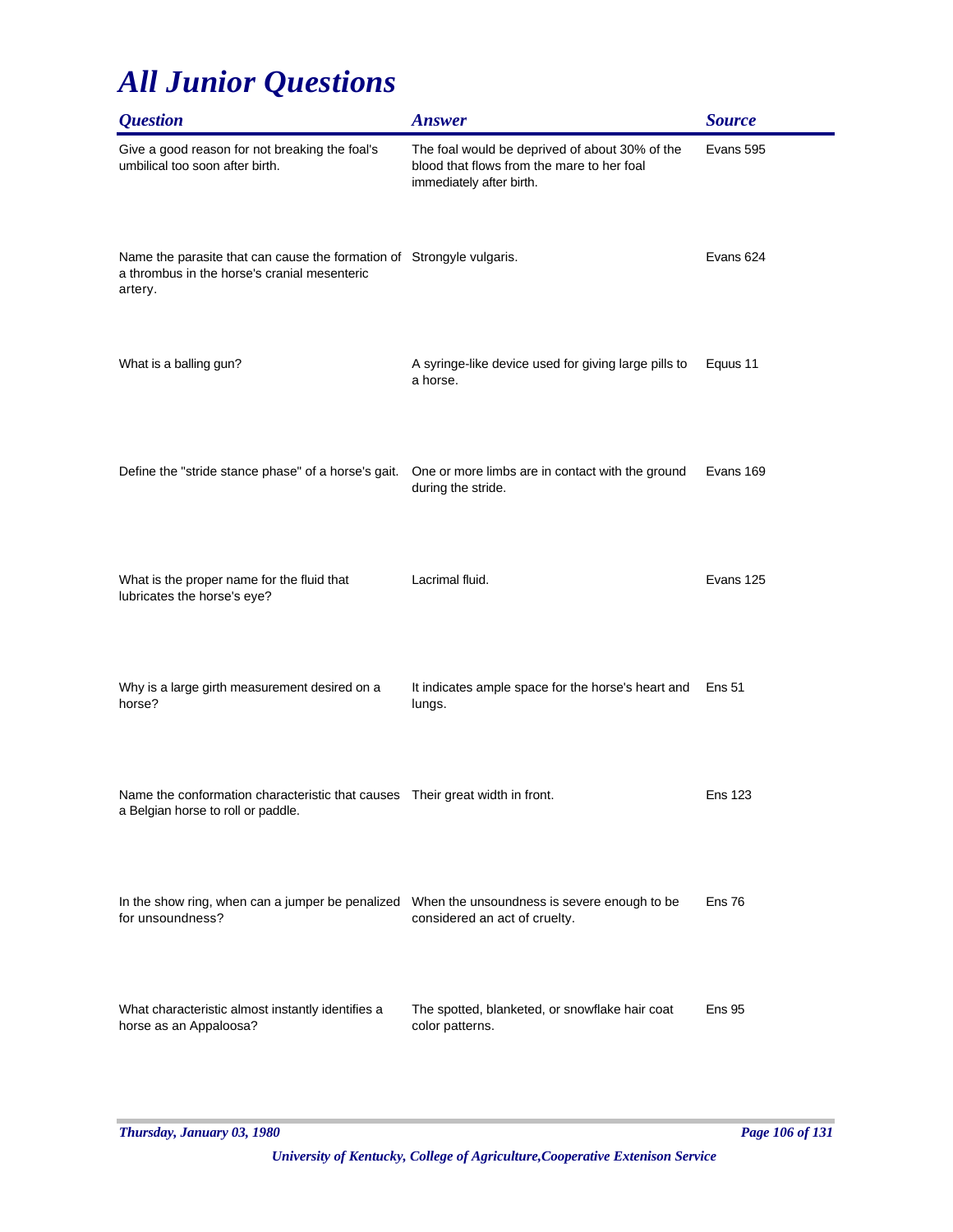# All Junior Questions

| Question | Answer | Source |
|---|---|---|
| Give a good reason for not breaking the foal's umbilical too soon after birth. | The foal would be deprived of about 30% of the blood that flows from the mare to her foal immediately after birth. | Evans 595 |
| Name the parasite that can cause the formation of a thrombus in the horse's cranial mesenteric artery. | Strongyle vulgaris. | Evans 624 |
| What is a balling gun? | A syringe-like device used for giving large pills to a horse. | Equus 11 |
| Define the "stride stance phase" of a horse's gait. | One or more limbs are in contact with the ground during the stride. | Evans 169 |
| What is the proper name for the fluid that lubricates the horse's eye? | Lacrimal fluid. | Evans 125 |
| Why is a large girth measurement desired on a horse? | It indicates ample space for the horse's heart and lungs. | Ens 51 |
| Name the conformation characteristic that causes a Belgian horse to roll or paddle. | Their great width in front. | Ens 123 |
| In the show ring, when can a jumper be penalized for unsoundness? | When the unsoundness is severe enough to be considered an act of cruelty. | Ens 76 |
| What characteristic almost instantly identifies a horse as an Appaloosa? | The spotted, blanketed, or snowflake hair coat color patterns. | Ens 95 |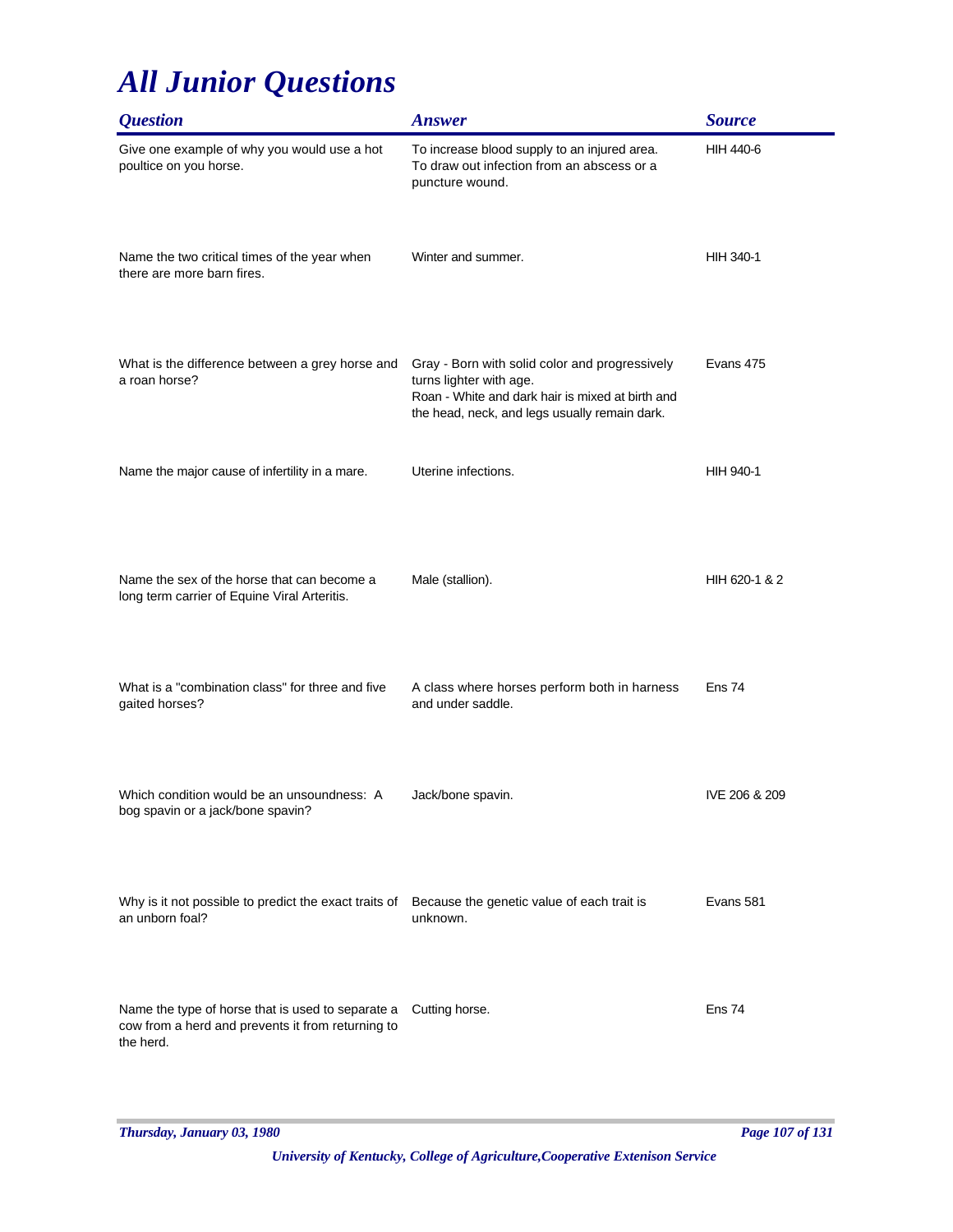# All Junior Questions

| Question | Answer | Source |
|---|---|---|
| Give one example of why you would use a hot poultice on you horse. | To increase blood supply to an injured area. To draw out infection from an abscess or a puncture wound. | HIH 440-6 |
| Name the two critical times of the year when there are more barn fires. | Winter and summer. | HIH 340-1 |
| What is the difference between a grey horse and a roan horse? | Gray - Born with solid color and progressively turns lighter with age. Roan - White and dark hair is mixed at birth and the head, neck, and legs usually remain dark. | Evans 475 |
| Name the major cause of infertility in a mare. | Uterine infections. | HIH 940-1 |
| Name the sex of the horse that can become a long term carrier of Equine Viral Arteritis. | Male (stallion). | HIH 620-1 & 2 |
| What is a "combination class" for three and five gaited horses? | A class where horses perform both in harness and under saddle. | Ens 74 |
| Which condition would be an unsoundness: A bog spavin or a jack/bone spavin? | Jack/bone spavin. | IVE 206 & 209 |
| Why is it not possible to predict the exact traits of an unborn foal? | Because the genetic value of each trait is unknown. | Evans 581 |
| Name the type of horse that is used to separate a cow from a herd and prevents it from returning to the herd. | Cutting horse. | Ens 74 |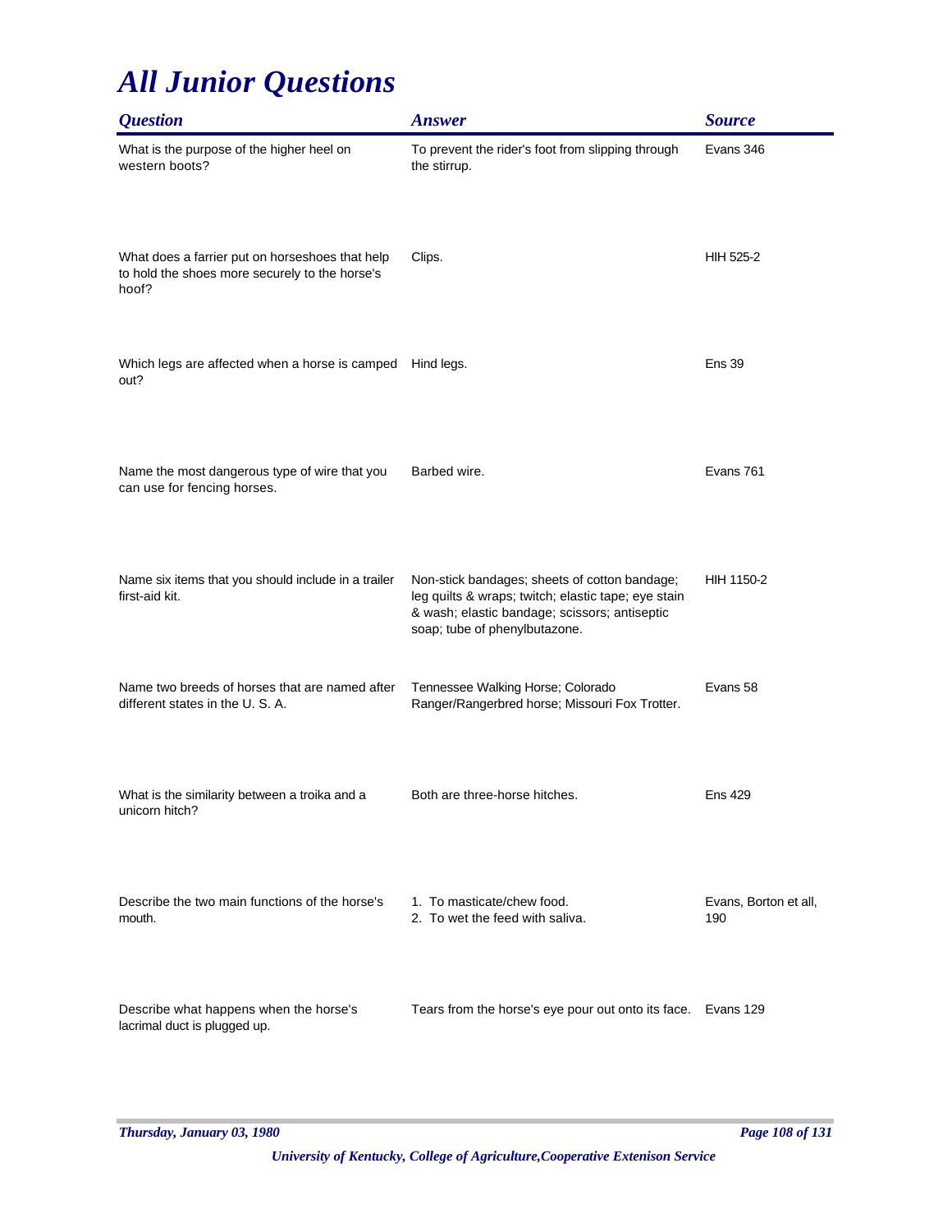# *All Junior Questions*

| *Question* | *Answer* | *Source* |
| --- | --- | --- |
| What is the purpose of the higher heel on western boots? | To prevent the rider's foot from slipping through the stirrup. | Evans 346 |
| What does a farrier put on horseshoes that help to hold the shoes more securely to the horse's hoof? | Clips. | HIH 525-2 |
| Which legs are affected when a horse is camped out? | Hind legs. | Ens 39 |
| Name the most dangerous type of wire that you can use for fencing horses. | Barbed wire. | Evans 761 |
| Name six items that you should include in a trailer first-aid kit. | Non-stick bandages; sheets of cotton bandage; leg quilts & wraps; twitch; elastic tape; eye stain & wash; elastic bandage; scissors; antiseptic soap; tube of phenylbutazone. | HIH 1150-2 |
| Name two breeds of horses that are named after different states in the U. S. A. | Tennessee Walking Horse; Colorado Ranger/Rangerbred horse; Missouri Fox Trotter. | Evans 58 |
| What is the similarity between a troika and a unicorn hitch? | Both are three-horse hitches. | Ens 429 |
| Describe the two main functions of the horse's mouth. | 1. To masticate/chew food.<br>2. To wet the feed with saliva. | Evans, Borton et all, 190 |
| Describe what happens when the horse's lacrimal duct is plugged up. | Tears from the horse's eye pour out onto its face. | Evans 129 |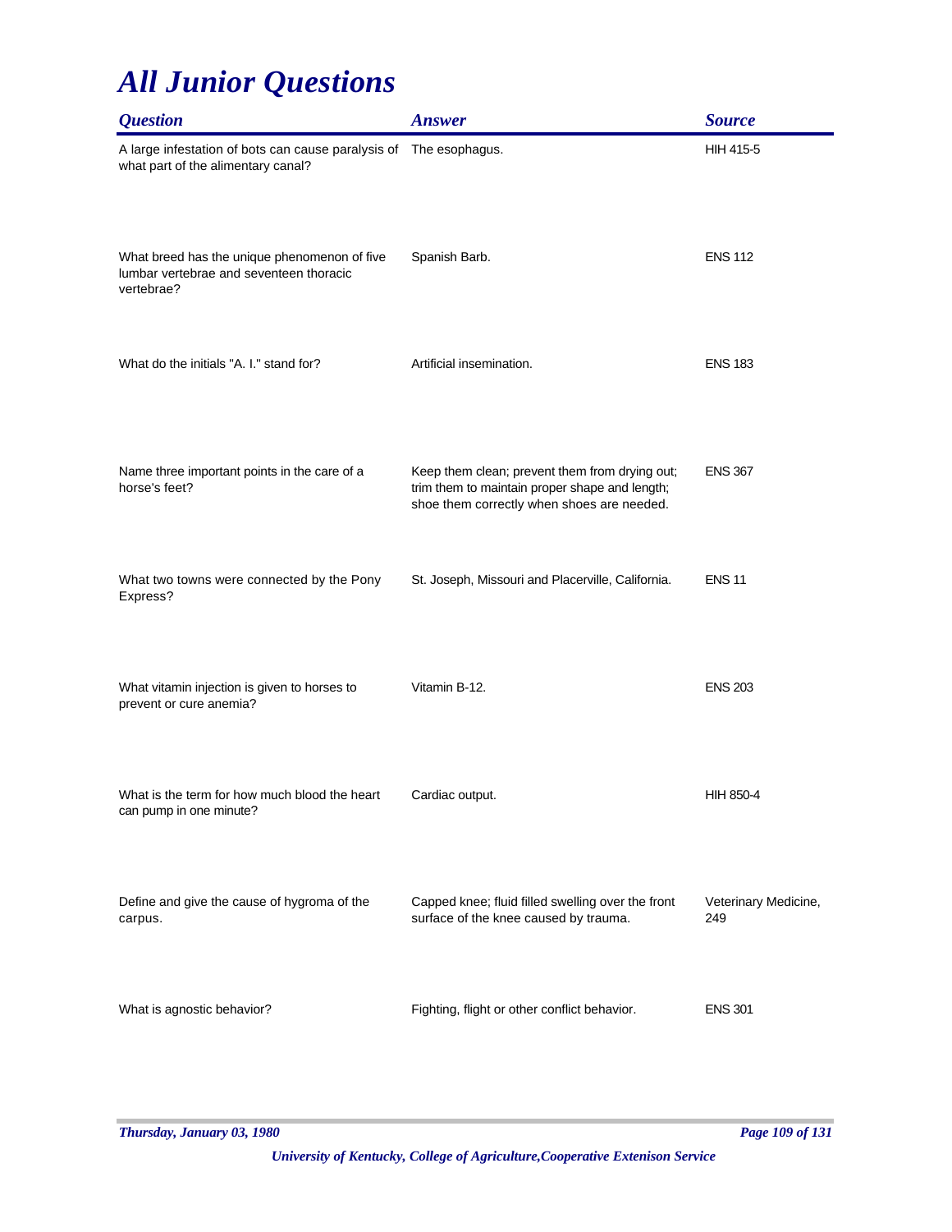# *All Junior Questions*

| *Question* | *Answer* | *Source* |
|---|---|---|
| A large infestation of bots can cause paralysis of what part of the alimentary canal? | The esophagus. | HIH 415-5 |
| What breed has the unique phenomenon of five lumbar vertebrae and seventeen thoracic vertebrae? | Spanish Barb. | ENS 112 |
| What do the initials "A. I." stand for? | Artificial insemination. | ENS 183 |
| Name three important points in the care of a horse's feet? | Keep them clean; prevent them from drying out; trim them to maintain proper shape and length; shoe them correctly when shoes are needed. | ENS 367 |
| What two towns were connected by the Pony Express? | St. Joseph, Missouri and Placerville, California. | ENS 11 |
| What vitamin injection is given to horses to prevent or cure anemia? | Vitamin B-12. | ENS 203 |
| What is the term for how much blood the heart can pump in one minute? | Cardiac output. | HIH 850-4 |
| Define and give the cause of hygroma of the carpus. | Capped knee; fluid filled swelling over the front surface of the knee caused by trauma. | Veterinary Medicine, 249 |
| What is agnostic behavior? | Fighting, flight or other conflict behavior. | ENS 301 |

*Thursday, January 03, 1980*

*University of Kentucky, College of Agriculture,Cooperative Extenison Service*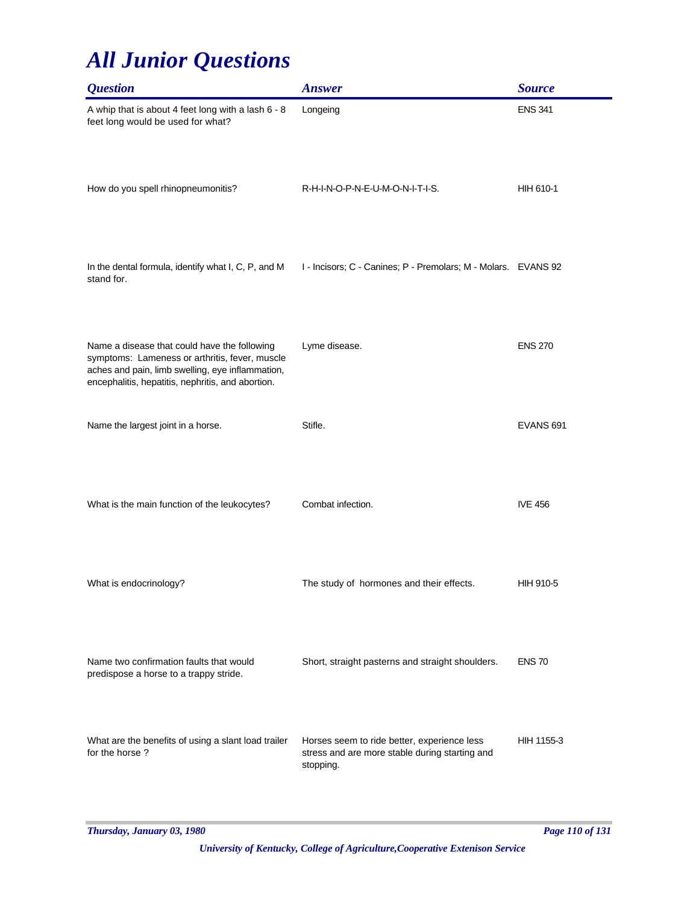# All Junior Questions

| Question | Answer | Source |
| --- | --- | --- |
| A whip that is about 4 feet long with a lash 6 - 8 feet long would be used for what? | Longeing | ENS 341 |
| How do you spell rhinopneumonitis? | R-H-I-N-O-P-N-E-U-M-O-N-I-T-I-S. | HIH 610-1 |
| In the dental formula, identify what I, C, P, and M stand for. | I - Incisors; C - Canines; P - Premolars; M - Molars. | EVANS 92 |
| Name a disease that could have the following symptoms: Lameness or arthritis, fever, muscle aches and pain, limb swelling, eye inflammation, encephalitis, hepatitis, nephritis, and abortion. | Lyme disease. | ENS 270 |
| Name the largest joint in a horse. | Stifle. | EVANS 691 |
| What is the main function of the leukocytes? | Combat infection. | IVE 456 |
| What is endocrinology? | The study of hormones and their effects. | HIH 910-5 |
| Name two confirmation faults that would predispose a horse to a trappy stride. | Short, straight pasterns and straight shoulders. | ENS 70 |
| What are the benefits of using a slant load trailer for the horse ? | Horses seem to ride better, experience less stress and are more stable during starting and stopping. | HIH 1155-3 |

*Thursday, January 03, 1980*

*University of Kentucky, College of Agriculture,Cooperative Extenison Service*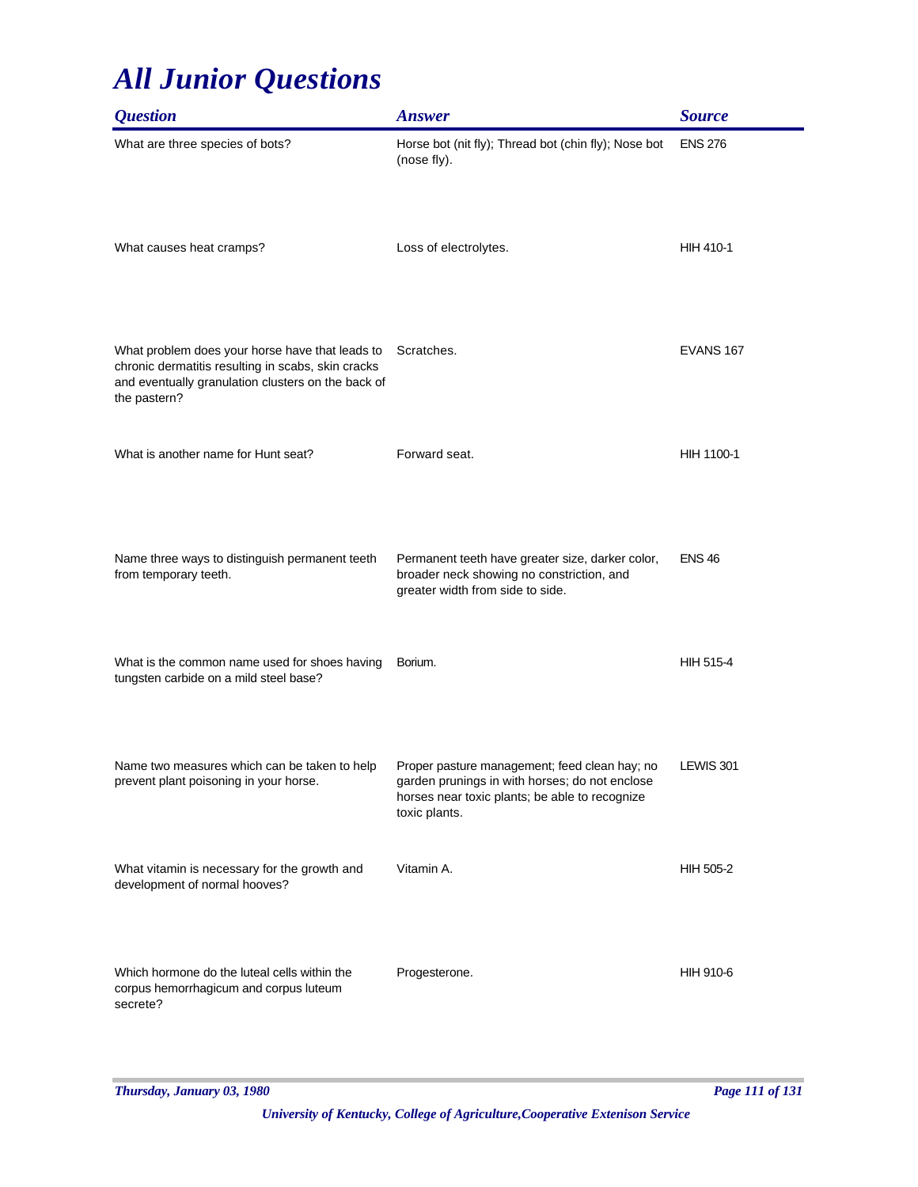# *All Junior Questions*

| *Question* | *Answer* | *Source* |
|---|---|---|
| What are three species of bots? | Horse bot (nit fly); Thread bot (chin fly); Nose bot (nose fly). | ENS 276 |
| What causes heat cramps? | Loss of electrolytes. | HIH 410-1 |
| What problem does your horse have that leads to chronic dermatitis resulting in scabs, skin cracks and eventually granulation clusters on the back of the pastern? | Scratches. | EVANS 167 |
| What is another name for Hunt seat? | Forward seat. | HIH 1100-1 |
| Name three ways to distinguish permanent teeth from temporary teeth. | Permanent teeth have greater size, darker color, broader neck showing no constriction, and greater width from side to side. | ENS 46 |
| What is the common name used for shoes having tungsten carbide on a mild steel base? | Borium. | HIH 515-4 |
| Name two measures which can be taken to help prevent plant poisoning in your horse. | Proper pasture management; feed clean hay; no garden prunings in with horses; do not enclose horses near toxic plants; be able to recognize toxic plants. | LEWIS 301 |
| What vitamin is necessary for the growth and development of normal hooves? | Vitamin A. | HIH 505-2 |
| Which hormone do the luteal cells within the corpus hemorrhagicum and corpus luteum secrete? | Progesterone. | HIH 910-6 |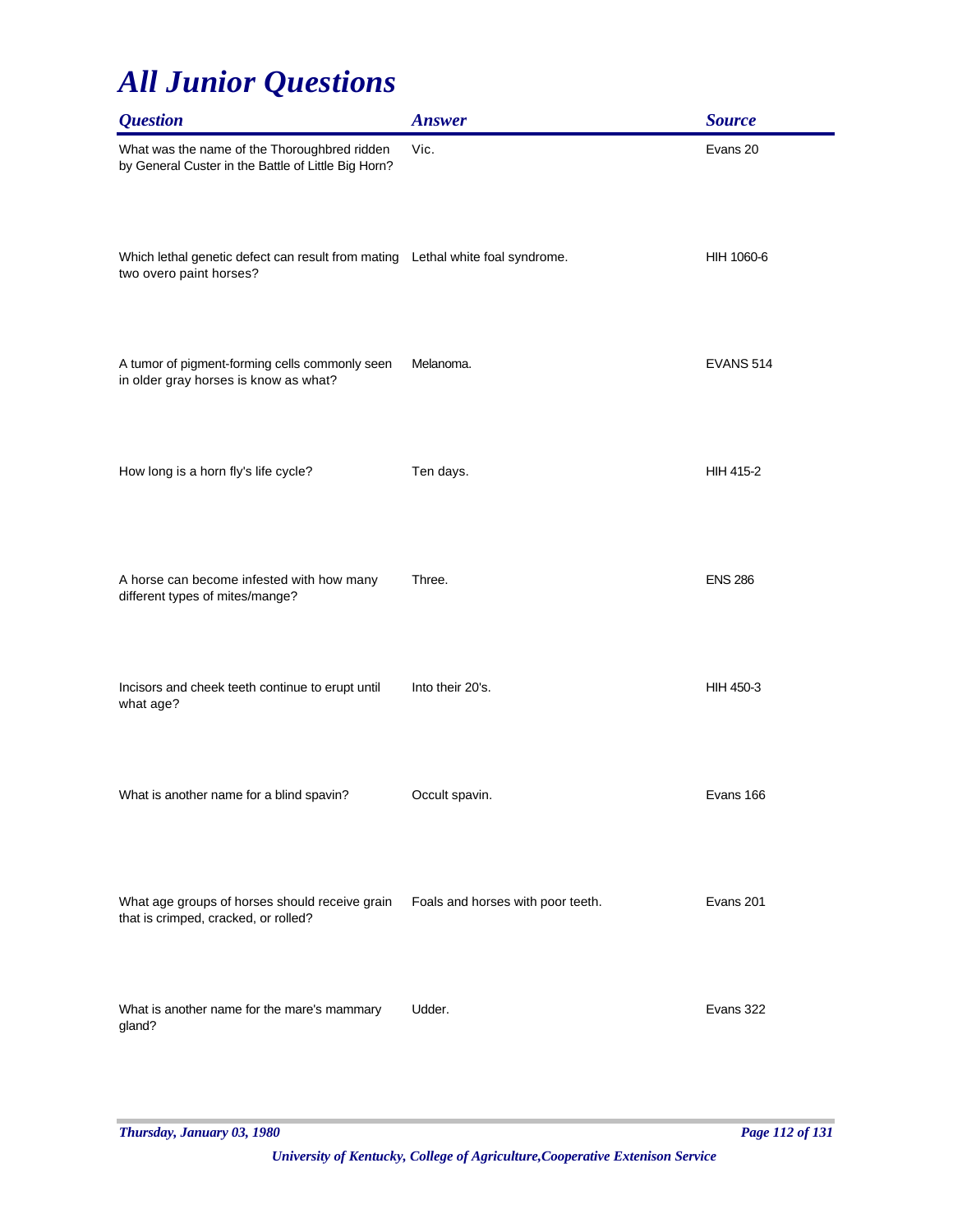# All Junior Questions

| Question | Answer | Source |
|---|---|---|
| What was the name of the Thoroughbred ridden by General Custer in the Battle of Little Big Horn? | Vic. | Evans 20 |
| Which lethal genetic defect can result from mating two overo paint horses? | Lethal white foal syndrome. | HIH 1060-6 |
| A tumor of pigment-forming cells commonly seen in older gray horses is know as what? | Melanoma. | EVANS 514 |
| How long is a horn fly's life cycle? | Ten days. | HIH 415-2 |
| A horse can become infested with how many different types of mites/mange? | Three. | ENS 286 |
| Incisors and cheek teeth continue to erupt until what age? | Into their 20's. | HIH 450-3 |
| What is another name for a blind spavin? | Occult spavin. | Evans 166 |
| What age groups of horses should receive grain that is crimped, cracked, or rolled? | Foals and horses with poor teeth. | Evans 201 |
| What is another name for the mare's mammary gland? | Udder. | Evans 322 |

*Thursday, January 03, 1980*

*University of Kentucky, College of Agriculture,Cooperative Extenison Service*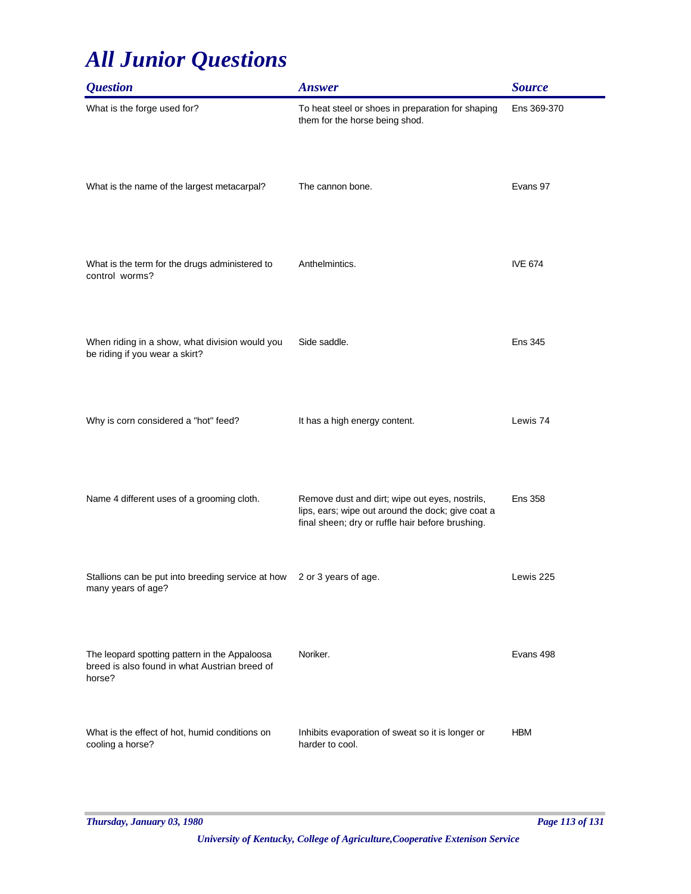# *All Junior Questions*

| *Question* | *Answer* | *Source* |
|---|---|---|
| What is the forge used for? | To heat steel or shoes in preparation for shaping them for the horse being shod. | Ens 369-370 |
| What is the name of the largest metacarpal? | The cannon bone. | Evans 97 |
| What is the term for the drugs administered to control worms? | Anthelmintics. | IVE 674 |
| When riding in a show, what division would you be riding if you wear a skirt? | Side saddle. | Ens 345 |
| Why is corn considered a "hot" feed? | It has a high energy content. | Lewis 74 |
| Name 4 different uses of a grooming cloth. | Remove dust and dirt; wipe out eyes, nostrils, lips, ears; wipe out around the dock; give coat a final sheen; dry or ruffle hair before brushing. | Ens 358 |
| Stallions can be put into breeding service at how many years of age? | 2 or 3 years of age. | Lewis 225 |
| The leopard spotting pattern in the Appaloosa breed is also found in what Austrian breed of horse? | Noriker. | Evans 498 |
| What is the effect of hot, humid conditions on cooling a horse? | Inhibits evaporation of sweat so it is longer or harder to cool. | HBM |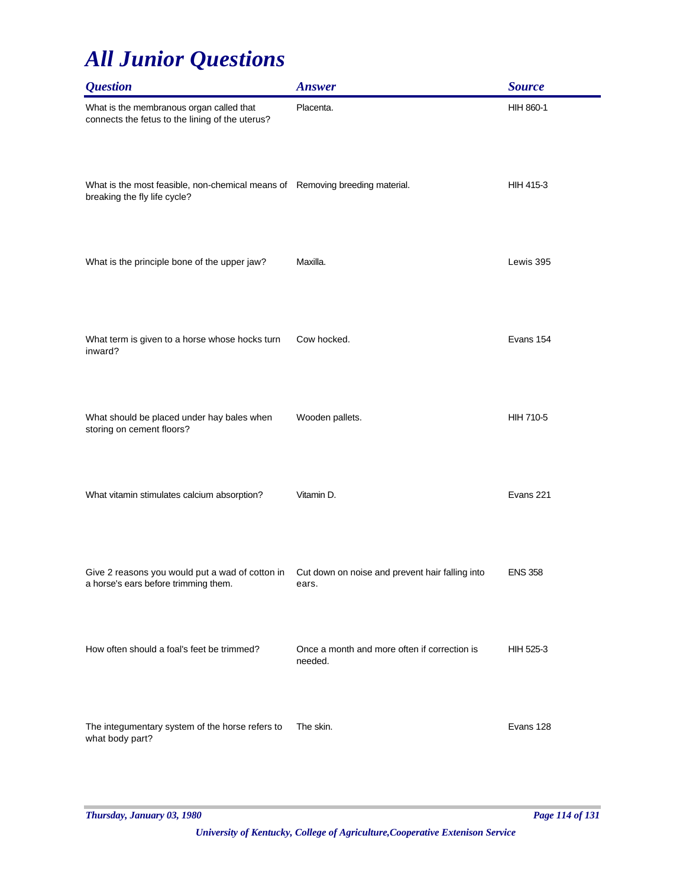# All Junior Questions

| Question | Answer | Source |
|---|---|---|
| What is the membranous organ called that connects the fetus to the lining of the uterus? | Placenta. | HIH 860-1 |
| What is the most feasible, non-chemical means of breaking the fly life cycle? | Removing breeding material. | HIH 415-3 |
| What is the principle bone of the upper jaw? | Maxilla. | Lewis 395 |
| What term is given to a horse whose hocks turn inward? | Cow hocked. | Evans 154 |
| What should be placed under hay bales when storing on cement floors? | Wooden pallets. | HIH 710-5 |
| What vitamin stimulates calcium absorption? | Vitamin D. | Evans 221 |
| Give 2 reasons you would put a wad of cotton in a horse's ears before trimming them. | Cut down on noise and prevent hair falling into ears. | ENS 358 |
| How often should a foal's feet be trimmed? | Once a month and more often if correction is needed. | HIH 525-3 |
| The integumentary system of the horse refers to what body part? | The skin. | Evans 128 |

*University of Kentucky, College of Agriculture,Cooperative Extension Service*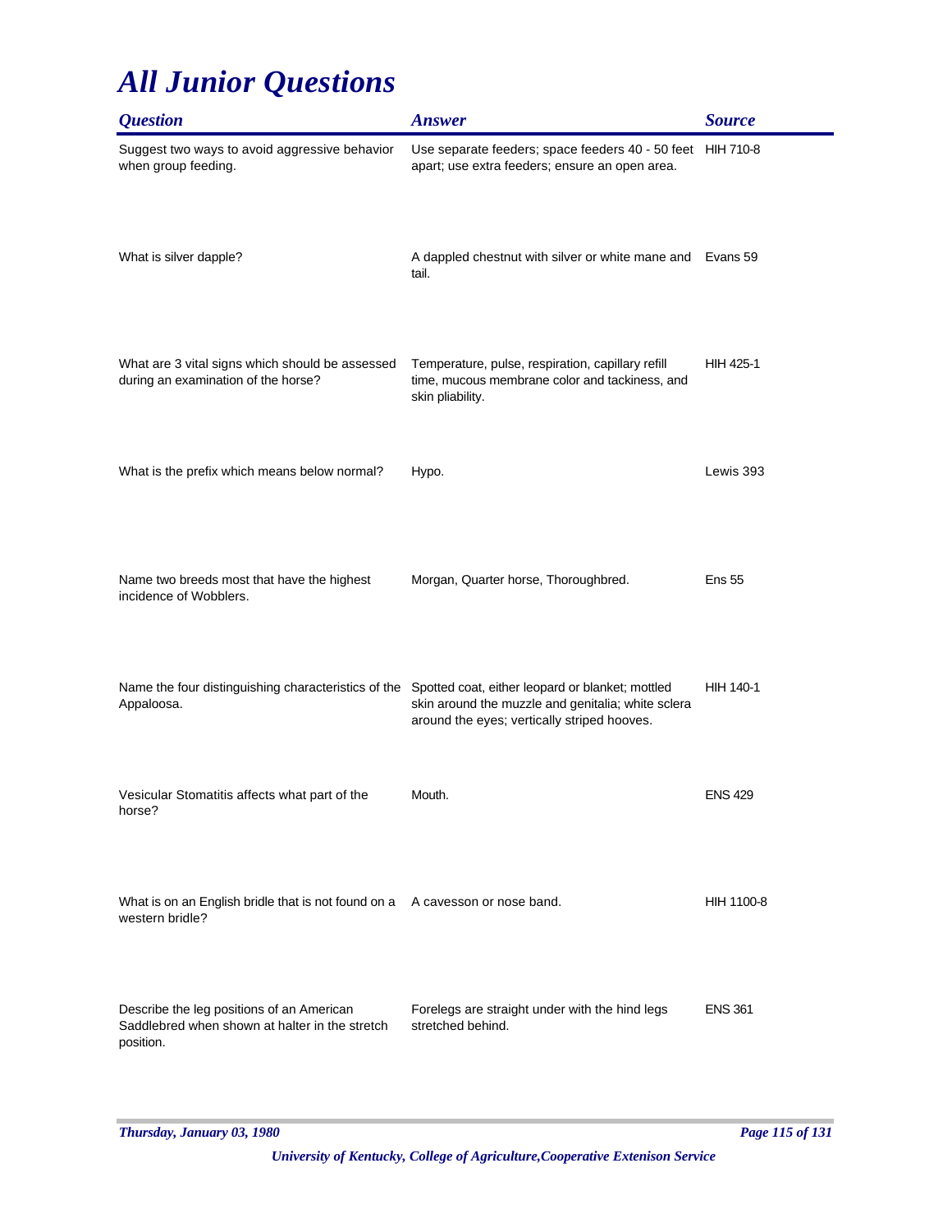# All Junior Questions

| Question | Answer | Source |
|---|---|---|
| Suggest two ways to avoid aggressive behavior when group feeding. | Use separate feeders; space feeders 40 - 50 feet apart; use extra feeders; ensure an open area. | HIH 710-8 |
| What is silver dapple? | A dappled chestnut with silver or white mane and tail. | Evans 59 |
| What are 3 vital signs which should be assessed during an examination of the horse? | Temperature, pulse, respiration, capillary refill time, mucous membrane color and tackiness, and skin pliability. | HIH 425-1 |
| What is the prefix which means below normal? | Hypo. | Lewis 393 |
| Name two breeds most that have the highest incidence of Wobblers. | Morgan, Quarter horse, Thoroughbred. | Ens 55 |
| Name the four distinguishing characteristics of the Appaloosa. | Spotted coat, either leopard or blanket; mottled skin around the muzzle and genitalia; white sclera around the eyes; vertically striped hooves. | HIH 140-1 |
| Vesicular Stomatitis affects what part of the horse? | Mouth. | ENS 429 |
| What is on an English bridle that is not found on a western bridle? | A cavesson or nose band. | HIH 1100-8 |
| Describe the leg positions of an American Saddlebred when shown at halter in the stretch position. | Forelegs are straight under with the hind legs stretched behind. | ENS 361 |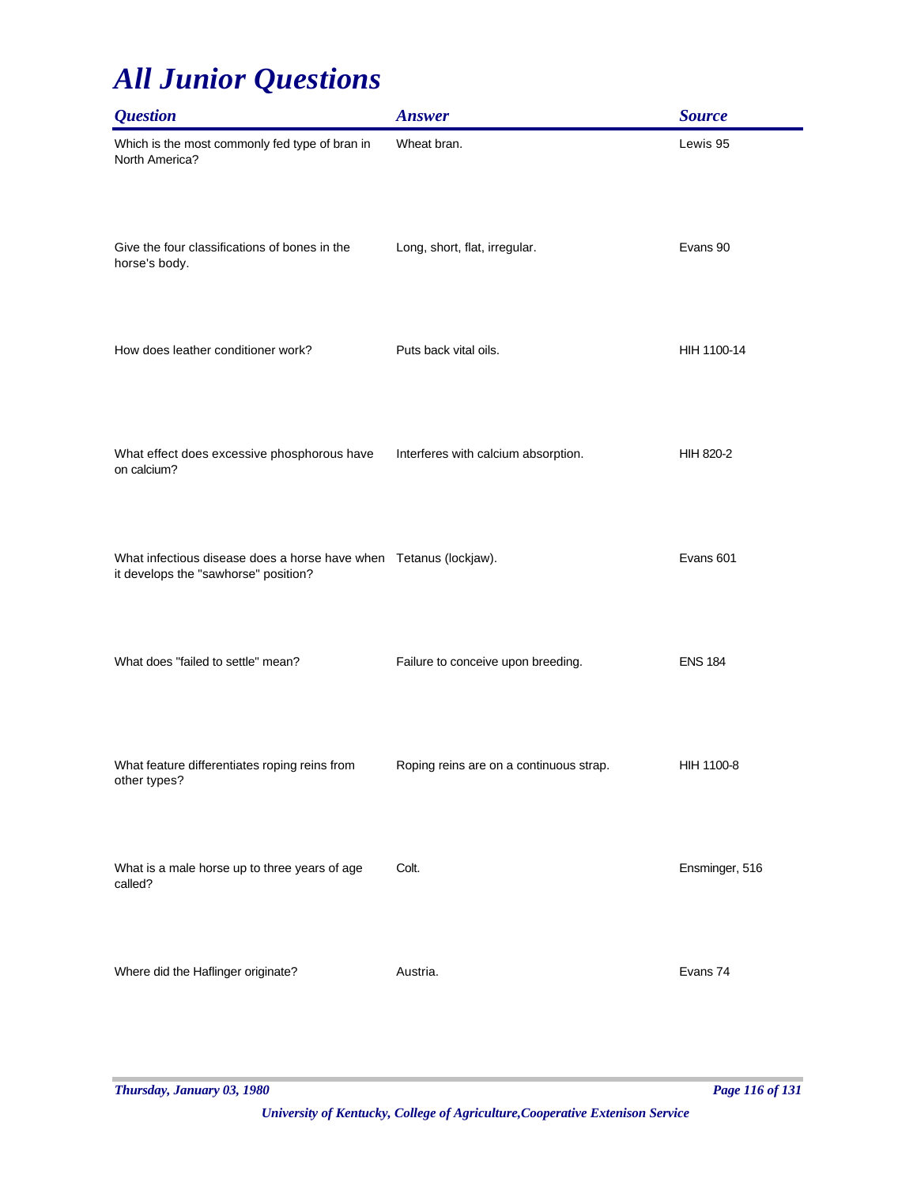# *All Junior Questions*

| *Question* | *Answer* | *Source* |
| --- | --- | --- |
| Which is the most commonly fed type of bran in North America? | Wheat bran. | Lewis 95 |
| Give the four classifications of bones in the horse's body. | Long, short, flat, irregular. | Evans 90 |
| How does leather conditioner work? | Puts back vital oils. | HIH 1100-14 |
| What effect does excessive phosphorous have on calcium? | Interferes with calcium absorption. | HIH 820-2 |
| What infectious disease does a horse have when it develops the "sawhorse" position? | Tetanus (lockjaw). | Evans 601 |
| What does "failed to settle" mean? | Failure to conceive upon breeding. | ENS 184 |
| What feature differentiates roping reins from other types? | Roping reins are on a continuous strap. | HIH 1100-8 |
| What is a male horse up to three years of age called? | Colt. | Ensminger, 516 |
| Where did the Haflinger originate? | Austria. | Evans 74 |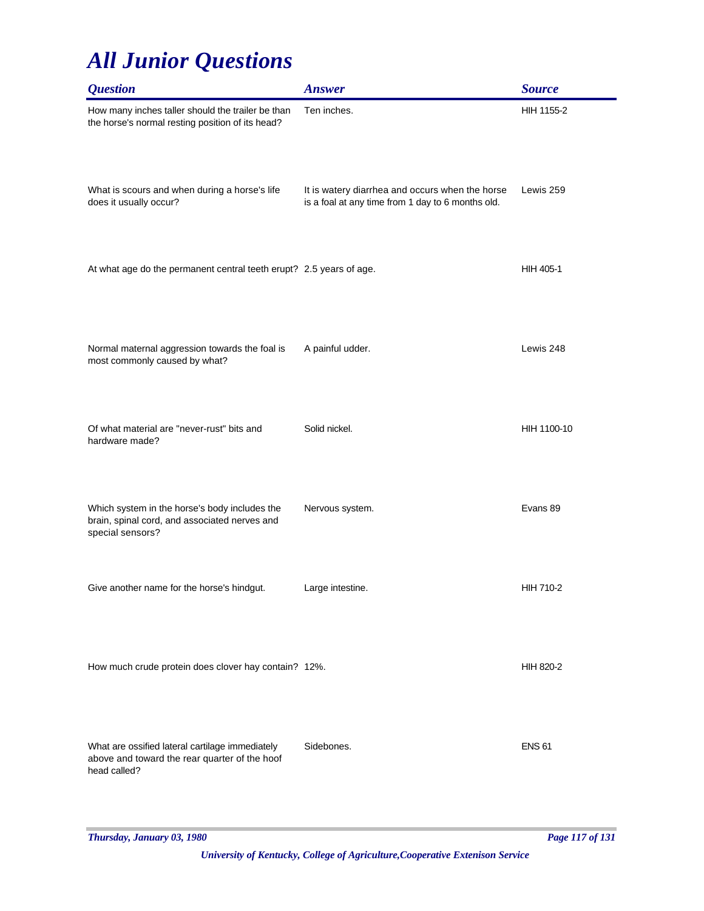# All Junior Questions

| Question | Answer | Source |
|---|---|---|
| How many inches taller should the trailer be than the horse's normal resting position of its head? | Ten inches. | HIH 1155-2 |
| What is scours and when during a horse's life does it usually occur? | It is watery diarrhea and occurs when the horse is a foal at any time from 1 day to 6 months old. | Lewis 259 |
| At what age do the permanent central teeth erupt? | 2.5 years of age. | HIH 405-1 |
| Normal maternal aggression towards the foal is most commonly caused by what? | A painful udder. | Lewis 248 |
| Of what material are "never-rust" bits and hardware made? | Solid nickel. | HIH 1100-10 |
| Which system in the horse's body includes the brain, spinal cord, and associated nerves and special sensors? | Nervous system. | Evans 89 |
| Give another name for the horse's hindgut. | Large intestine. | HIH 710-2 |
| How much crude protein does clover hay contain? | 12%. | HIH 820-2 |
| What are ossified lateral cartilage immediately above and toward the rear quarter of the hoof head called? | Sidebones. | ENS 61 |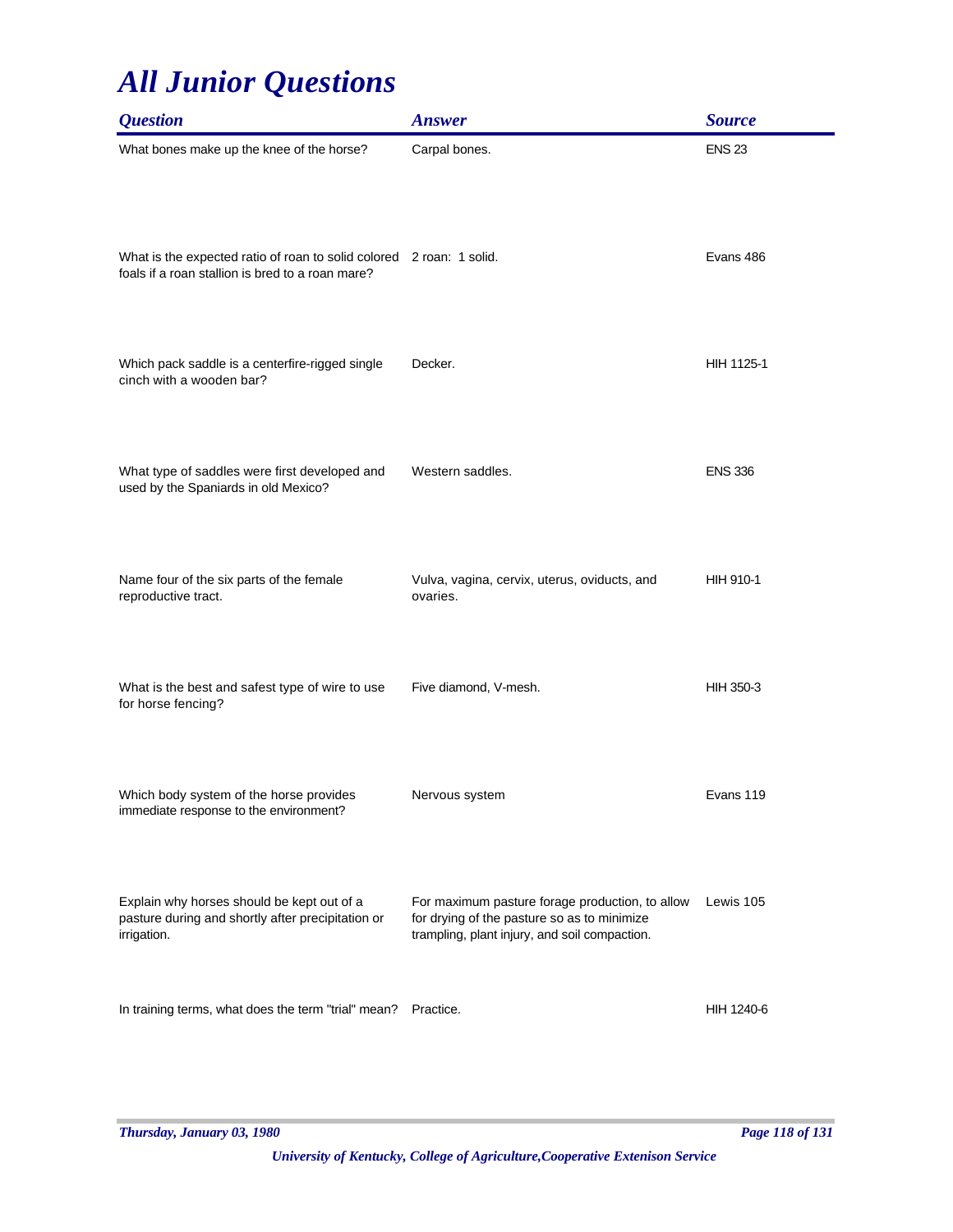# All Junior Questions

| Question | Answer | Source |
|---|---|---|
| What bones make up the knee of the horse? | Carpal bones. | ENS 23 |
| What is the expected ratio of roan to solid colored foals if a roan stallion is bred to a roan mare? | 2 roan: 1 solid. | Evans 486 |
| Which pack saddle is a centerfire-rigged single cinch with a wooden bar? | Decker. | HIH 1125-1 |
| What type of saddles were first developed and used by the Spaniards in old Mexico? | Western saddles. | ENS 336 |
| Name four of the six parts of the female reproductive tract. | Vulva, vagina, cervix, uterus, oviducts, and ovaries. | HIH 910-1 |
| What is the best and safest type of wire to use for horse fencing? | Five diamond, V-mesh. | HIH 350-3 |
| Which body system of the horse provides immediate response to the environment? | Nervous system | Evans 119 |
| Explain why horses should be kept out of a pasture during and shortly after precipitation or irrigation. | For maximum pasture forage production, to allow for drying of the pasture so as to minimize trampling, plant injury, and soil compaction. | Lewis 105 |
| In training terms, what does the term "trial" mean? | Practice. | HIH 1240-6 |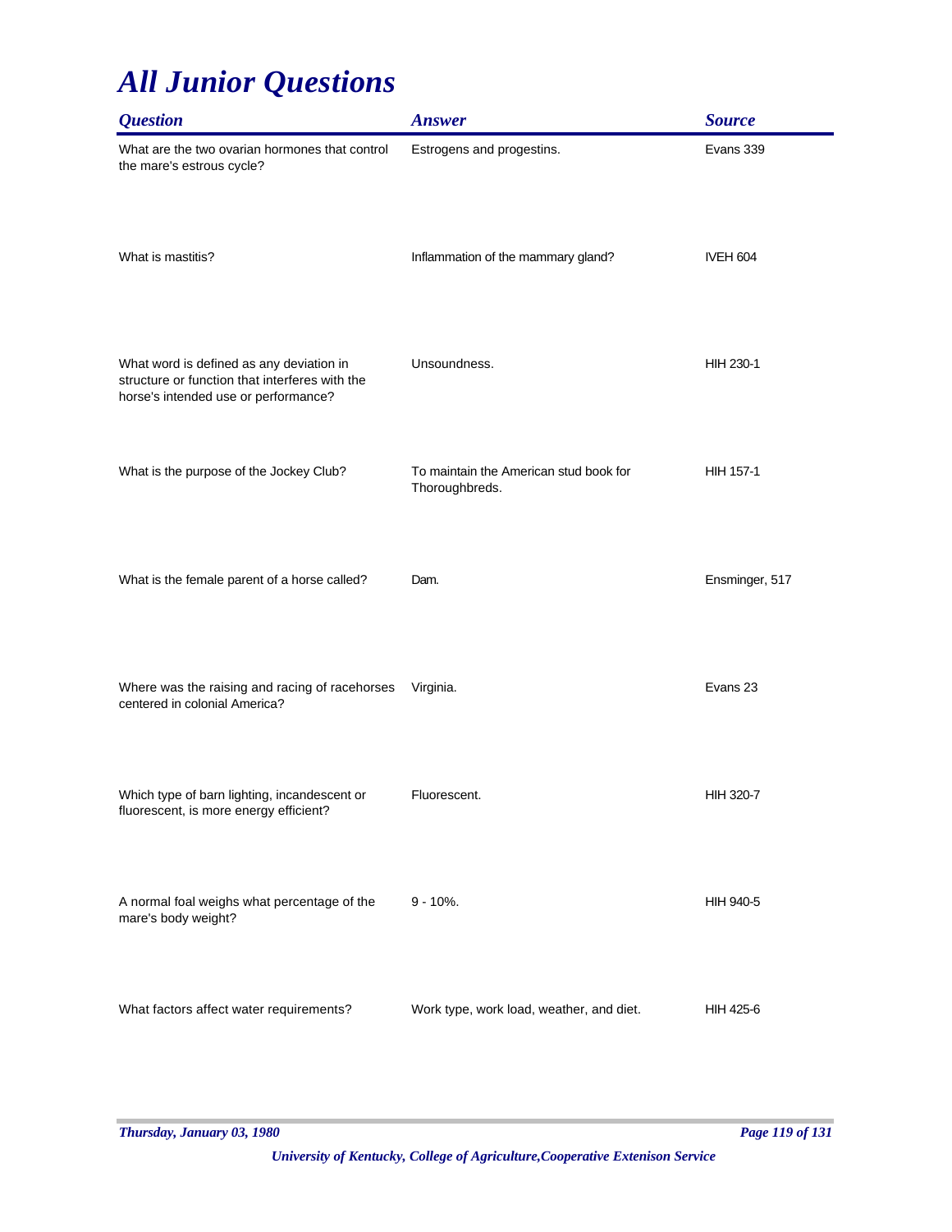# *All Junior Questions*

| *Question* | *Answer* | *Source* |
| --- | --- | --- |
| What are the two ovarian hormones that control the mare's estrous cycle? | Estrogens and progestins. | Evans 339 |
| What is mastitis? | Inflammation of the mammary gland? | IVEH 604 |
| What word is defined as any deviation in structure or function that interferes with the horse's intended use or performance? | Unsoundness. | HIH 230-1 |
| What is the purpose of the Jockey Club? | To maintain the American stud book for Thoroughbreds. | HIH 157-1 |
| What is the female parent of a horse called? | Dam. | Ensminger, 517 |
| Where was the raising and racing of racehorses centered in colonial America? | Virginia. | Evans 23 |
| Which type of barn lighting, incandescent or fluorescent, is more energy efficient? | Fluorescent. | HIH 320-7 |
| A normal foal weighs what percentage of the mare's body weight? | 9 - 10%. | HIH 940-5 |
| What factors affect water requirements? | Work type, work load, weather, and diet. | HIH 425-6 |

*University of Kentucky, College of Agriculture,Cooperative Extenison Service*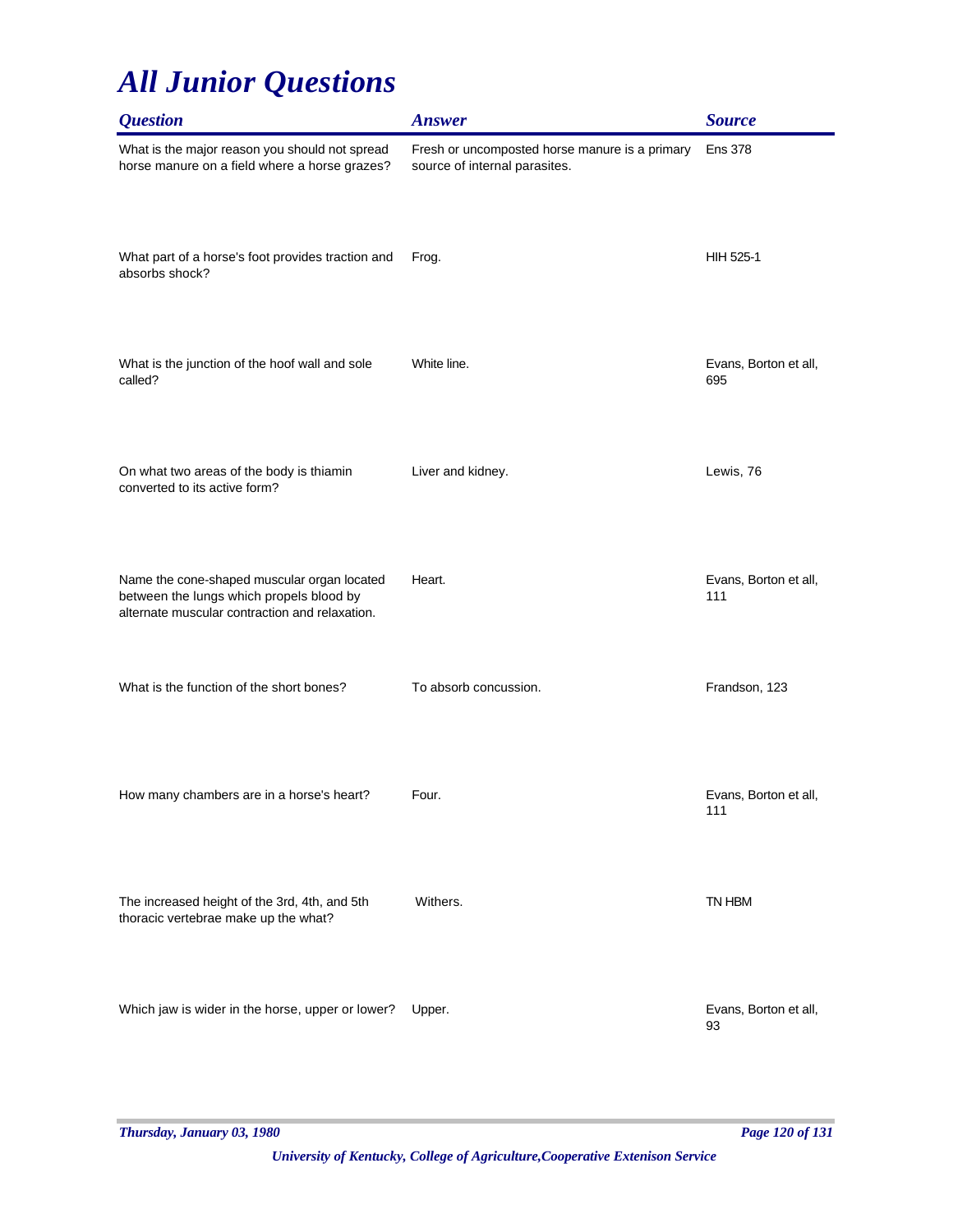# All Junior Questions

| Question | Answer | Source |
|---|---|---|
| What is the major reason you should not spread horse manure on a field where a horse grazes? | Fresh or uncomposted horse manure is a primary source of internal parasites. | Ens 378 |
| What part of a horse's foot provides traction and absorbs shock? | Frog. | HIH 525-1 |
| What is the junction of the hoof wall and sole called? | White line. | Evans, Borton et all, 695 |
| On what two areas of the body is thiamin converted to its active form? | Liver and kidney. | Lewis, 76 |
| Name the cone-shaped muscular organ located between the lungs which propels blood by alternate muscular contraction and relaxation. | Heart. | Evans, Borton et all, 111 |
| What is the function of the short bones? | To absorb concussion. | Frandson, 123 |
| How many chambers are in a horse's heart? | Four. | Evans, Borton et all, 111 |
| The increased height of the 3rd, 4th, and 5th thoracic vertebrae make up the what? | Withers. | TN HBM |
| Which jaw is wider in the horse, upper or lower? | Upper. | Evans, Borton et all, 93 |

*University of Kentucky, College of Agriculture,Cooperative Extenison Service*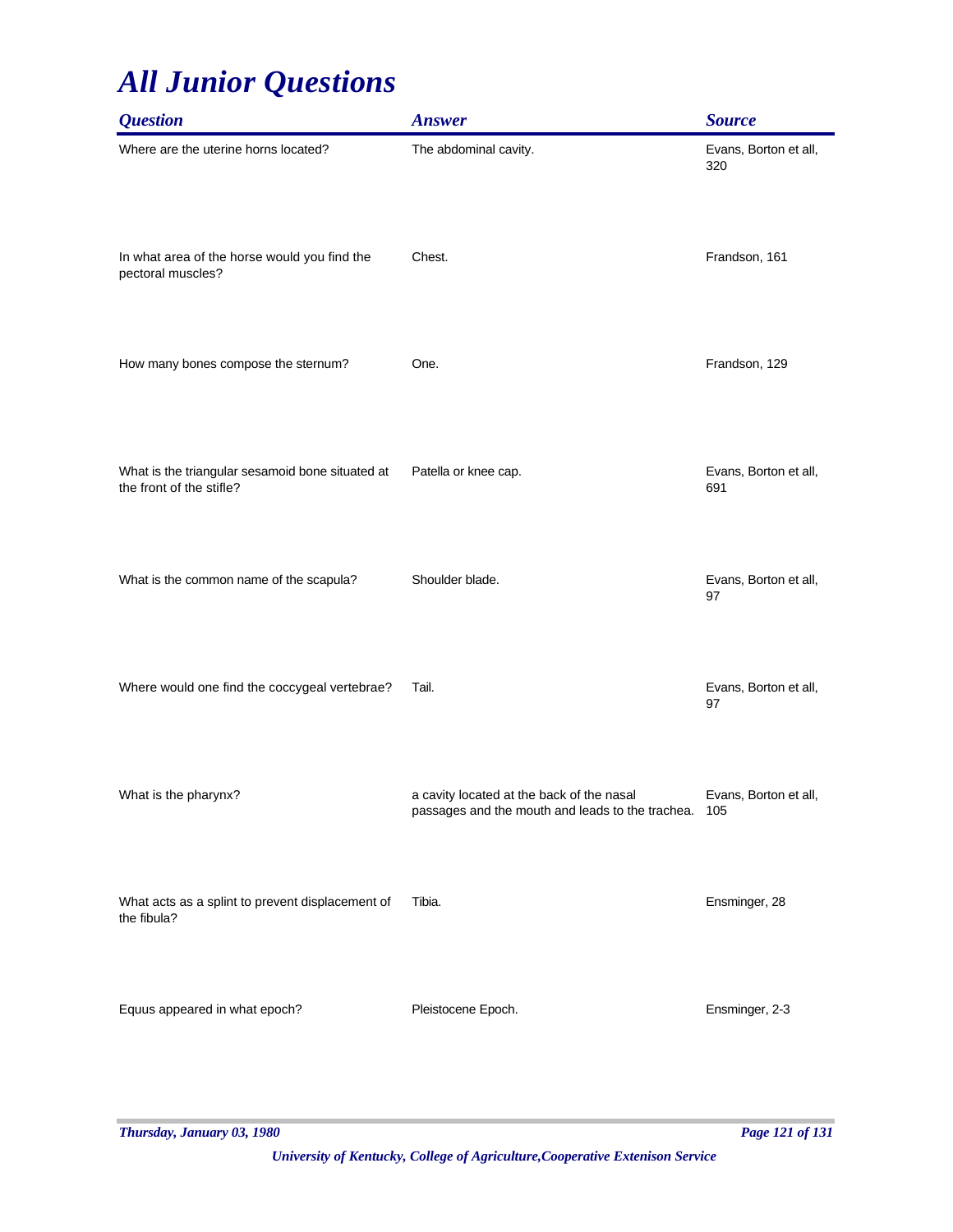# *All Junior Questions*

| *Question* | *Answer* | *Source* |
| --- | --- | --- |
| Where are the uterine horns located? | The abdominal cavity. | Evans, Borton et all, 320 |
| In what area of the horse would you find the pectoral muscles? | Chest. | Frandson, 161 |
| How many bones compose the sternum? | One. | Frandson, 129 |
| What is the triangular sesamoid bone situated at the front of the stifle? | Patella or knee cap. | Evans, Borton et all, 691 |
| What is the common name of the scapula? | Shoulder blade. | Evans, Borton et all, 97 |
| Where would one find the coccygeal vertebrae? | Tail. | Evans, Borton et all, 97 |
| What is the pharynx? | a cavity located at the back of the nasal passages and the mouth and leads to the trachea. | Evans, Borton et all, 105 |
| What acts as a splint to prevent displacement of the fibula? | Tibia. | Ensminger, 28 |
| Equus appeared in what epoch? | Pleistocene Epoch. | Ensminger, 2-3 |

*Thursday, January 03, 1980*

*University of Kentucky, College of Agriculture,Cooperative Extenison Service*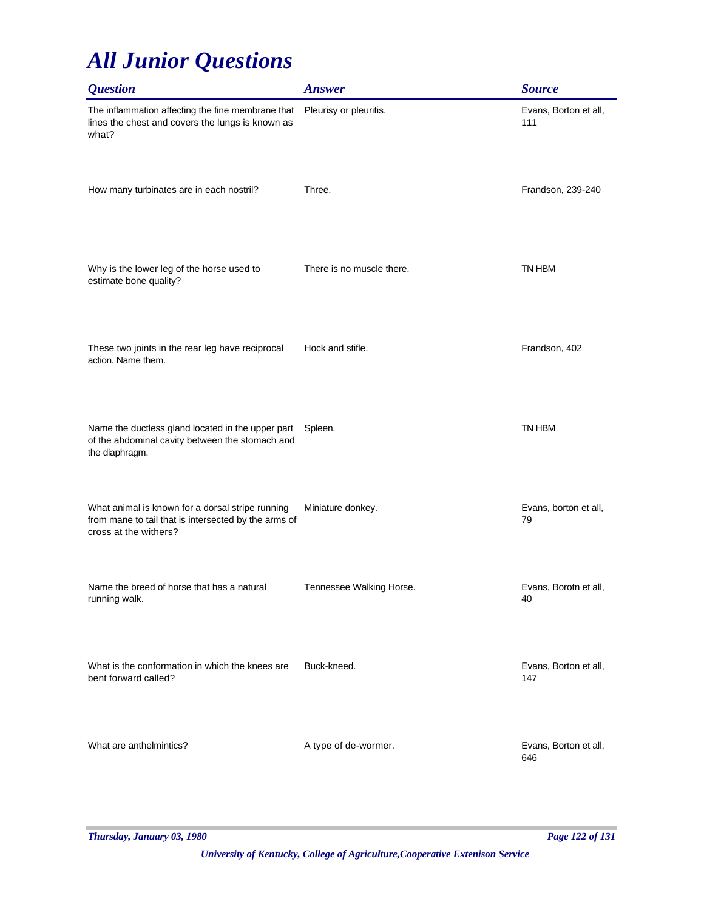# All Junior Questions

| Question | Answer | Source |
| --- | --- | --- |
| The inflammation affecting the fine membrane that lines the chest and covers the lungs is known as what? | Pleurisy or pleuritis. | Evans, Borton et all, 111 |
| How many turbinates are in each nostril? | Three. | Frandson, 239-240 |
| Why is the lower leg of the horse used to estimate bone quality? | There is no muscle there. | TN HBM |
| These two joints in the rear leg have reciprocal action. Name them. | Hock and stifle. | Frandson, 402 |
| Name the ductless gland located in the upper part of the abdominal cavity between the stomach and the diaphragm. | Spleen. | TN HBM |
| What animal is known for a dorsal stripe running from mane to tail that is intersected by the arms of cross at the withers? | Miniature donkey. | Evans, borton et all, 79 |
| Name the breed of horse that has a natural running walk. | Tennessee Walking Horse. | Evans, Borotn et all, 40 |
| What is the conformation in which the knees are bent forward called? | Buck-kneed. | Evans, Borton et all, 147 |
| What are anthelmintics? | A type of de-wormer. | Evans, Borton et all, 646 |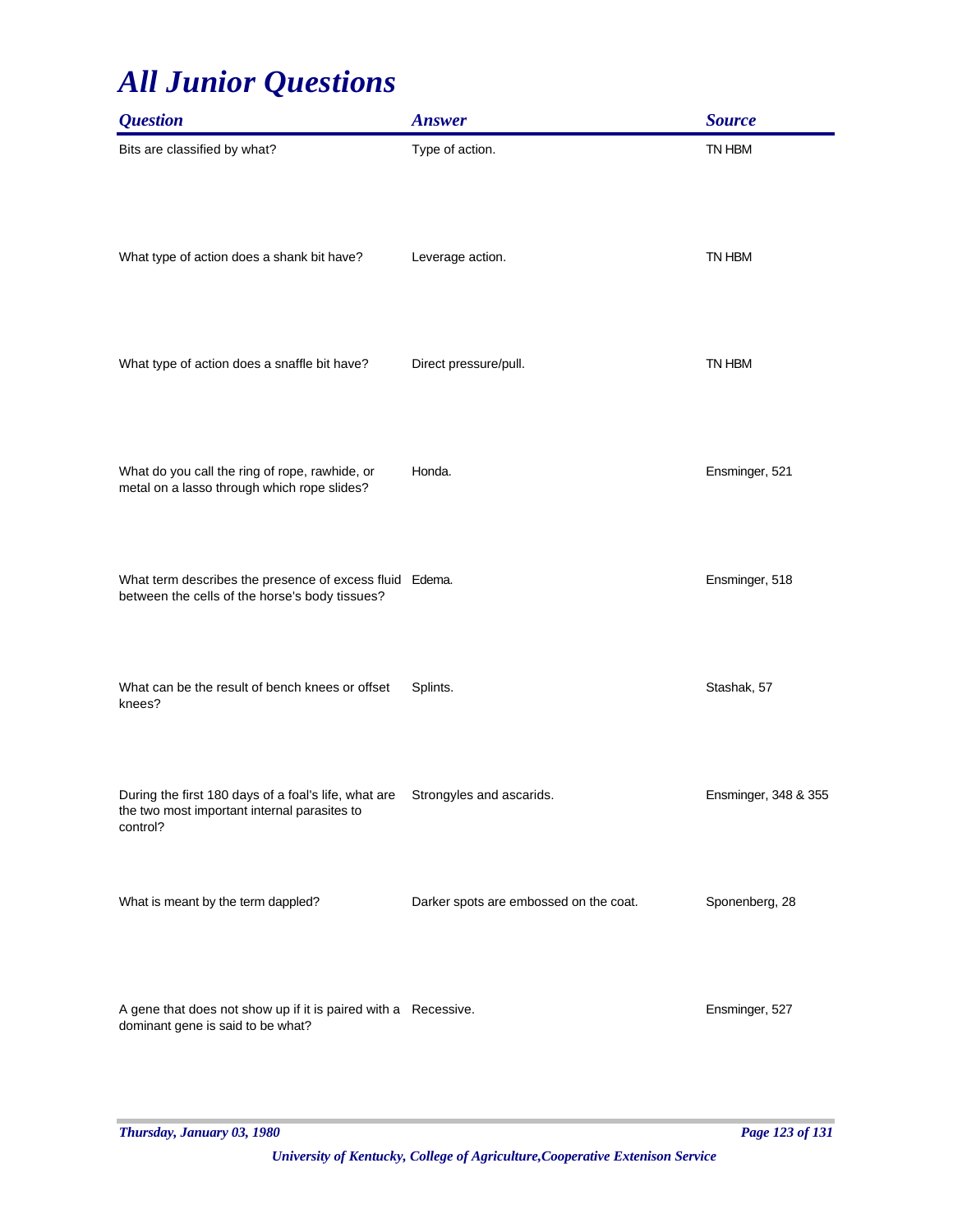# All Junior Questions

| Question | Answer | Source |
|---|---|---|
| Bits are classified by what? | Type of action. | TN HBM |
| What type of action does a shank bit have? | Leverage action. | TN HBM |
| What type of action does a snaffle bit have? | Direct pressure/pull. | TN HBM |
| What do you call the ring of rope, rawhide, or metal on a lasso through which rope slides? | Honda. | Ensminger, 521 |
| What term describes the presence of excess fluid between the cells of the horse's body tissues? | Edema. | Ensminger, 518 |
| What can be the result of bench knees or offset knees? | Splints. | Stashak, 57 |
| During the first 180 days of a foal's life, what are the two most important internal parasites to control? | Strongyles and ascarids. | Ensminger, 348 & 355 |
| What is meant by the term dappled? | Darker spots are embossed on the coat. | Sponenberg, 28 |
| A gene that does not show up if it is paired with a dominant gene is said to be what? | Recessive. | Ensminger, 527 |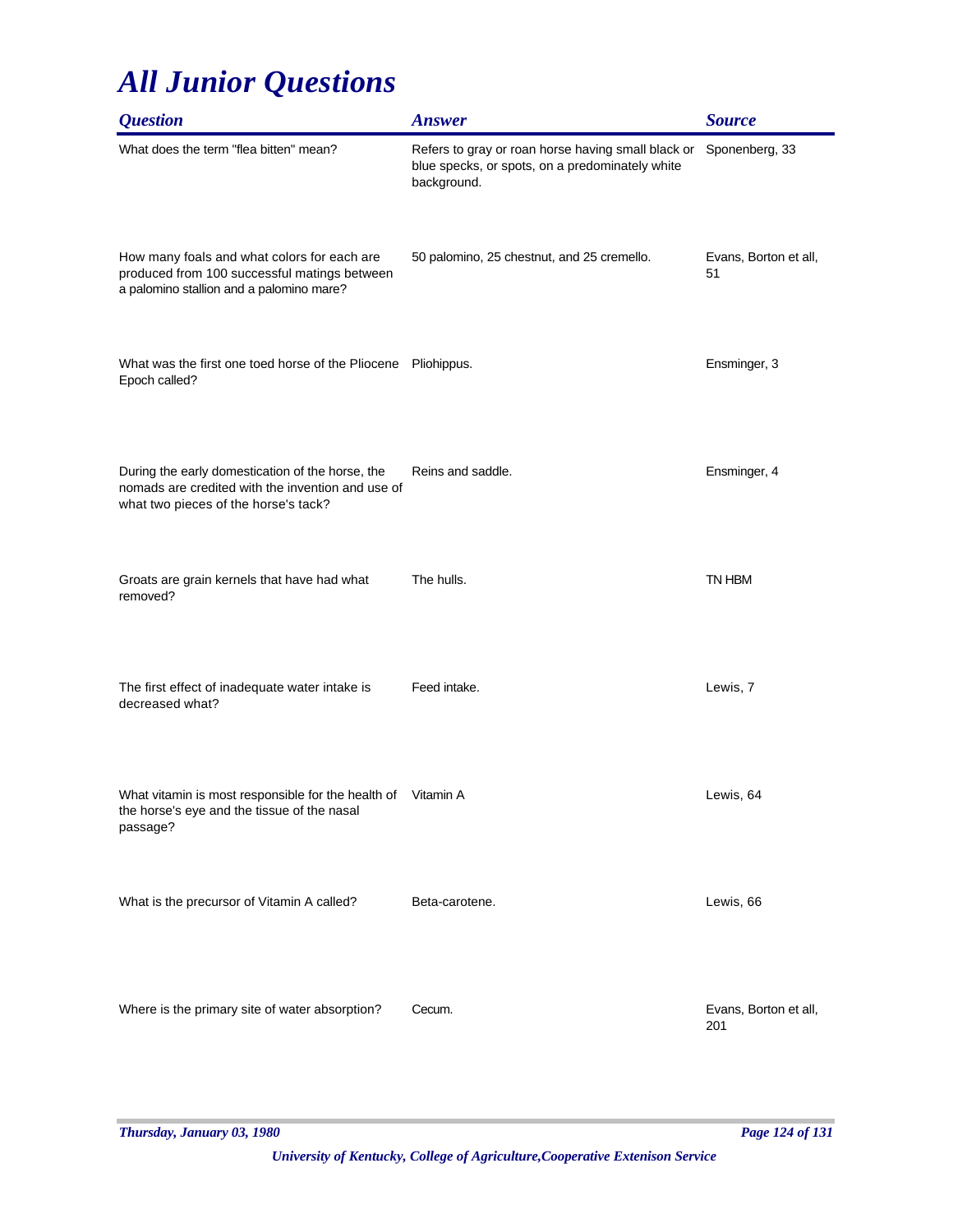# All Junior Questions

| Question | Answer | Source |
|---|---|---|
| What does the term "flea bitten" mean? | Refers to gray or roan horse having small black or blue specks, or spots, on a predominately white background. | Sponenberg, 33 |
| How many foals and what colors for each are produced from 100 successful matings between a palomino stallion and a palomino mare? | 50 palomino, 25 chestnut, and 25 cremello. | Evans, Borton et all, 51 |
| What was the first one toed horse of the Pliocene Epoch called? | Pliohippus. | Ensminger, 3 |
| During the early domestication of the horse, the nomads are credited with the invention and use of what two pieces of the horse's tack? | Reins and saddle. | Ensminger, 4 |
| Groats are grain kernels that have had what removed? | The hulls. | TN HBM |
| The first effect of inadequate water intake is decreased what? | Feed intake. | Lewis, 7 |
| What vitamin is most responsible for the health of the horse's eye and the tissue of the nasal passage? | Vitamin A | Lewis, 64 |
| What is the precursor of Vitamin A called? | Beta-carotene. | Lewis, 66 |
| Where is the primary site of water absorption? | Cecum. | Evans, Borton et all, 201 |

*Thursday, January 03, 1980*

*University of Kentucky, College of Agriculture,Cooperative Extenison Service*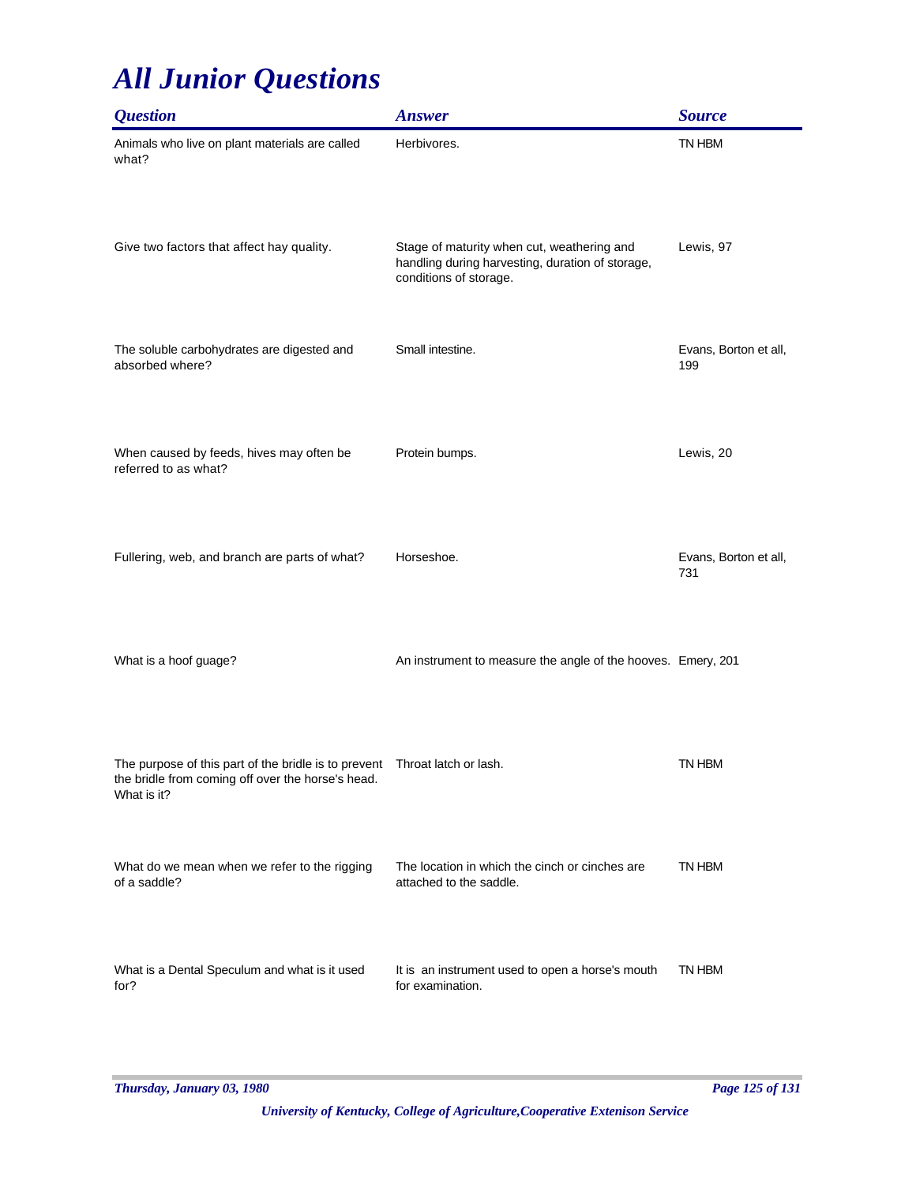# All Junior Questions

| Question | Answer | Source |
|---|---|---|
| Animals who live on plant materials are called what? | Herbivores. | TN HBM |
| Give two factors that affect hay quality. | Stage of maturity when cut, weathering and handling during harvesting, duration of storage, conditions of storage. | Lewis, 97 |
| The soluble carbohydrates are digested and absorbed where? | Small intestine. | Evans, Borton et all, 199 |
| When caused by feeds, hives may often be referred to as what? | Protein bumps. | Lewis, 20 |
| Fullering, web, and branch are parts of what? | Horseshoe. | Evans, Borton et all, 731 |
| What is a hoof guage? | An instrument to measure the angle of the hooves. | Emery, 201 |
| The purpose of this part of the bridle is to prevent the bridle from coming off over the horse's head. What is it? | Throat latch or lash. | TN HBM |
| What do we mean when we refer to the rigging of a saddle? | The location in which the cinch or cinches are attached to the saddle. | TN HBM |
| What is a Dental Speculum and what is it used for? | It is an instrument used to open a horse's mouth for examination. | TN HBM |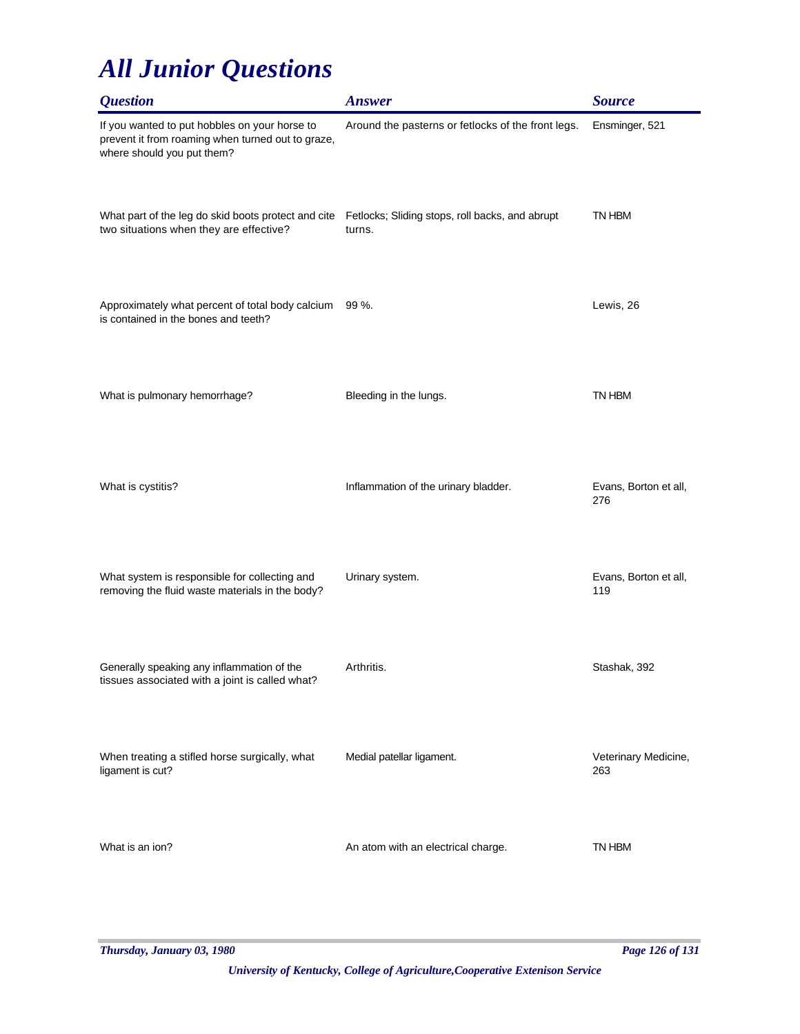# All Junior Questions

| Question | Answer | Source |
|---|---|---|
| If you wanted to put hobbles on your horse to prevent it from roaming when turned out to graze, where should you put them? | Around the pasterns or fetlocks of the front legs. | Ensminger, 521 |
| What part of the leg do skid boots protect and cite two situations when they are effective? | Fetlocks; Sliding stops, roll backs, and abrupt turns. | TN HBM |
| Approximately what percent of total body calcium is contained in the bones and teeth? | 99 %. | Lewis, 26 |
| What is pulmonary hemorrhage? | Bleeding in the lungs. | TN HBM |
| What is cystitis? | Inflammation of the urinary bladder. | Evans, Borton et all, 276 |
| What system is responsible for collecting and removing the fluid waste materials in the body? | Urinary system. | Evans, Borton et all, 119 |
| Generally speaking any inflammation of the tissues associated with a joint is called what? | Arthritis. | Stashak, 392 |
| When treating a stifled horse surgically, what ligament is cut? | Medial patellar ligament. | Veterinary Medicine, 263 |
| What is an ion? | An atom with an electrical charge. | TN HBM |

*University of Kentucky, College of Agriculture,Cooperative Extenison Service*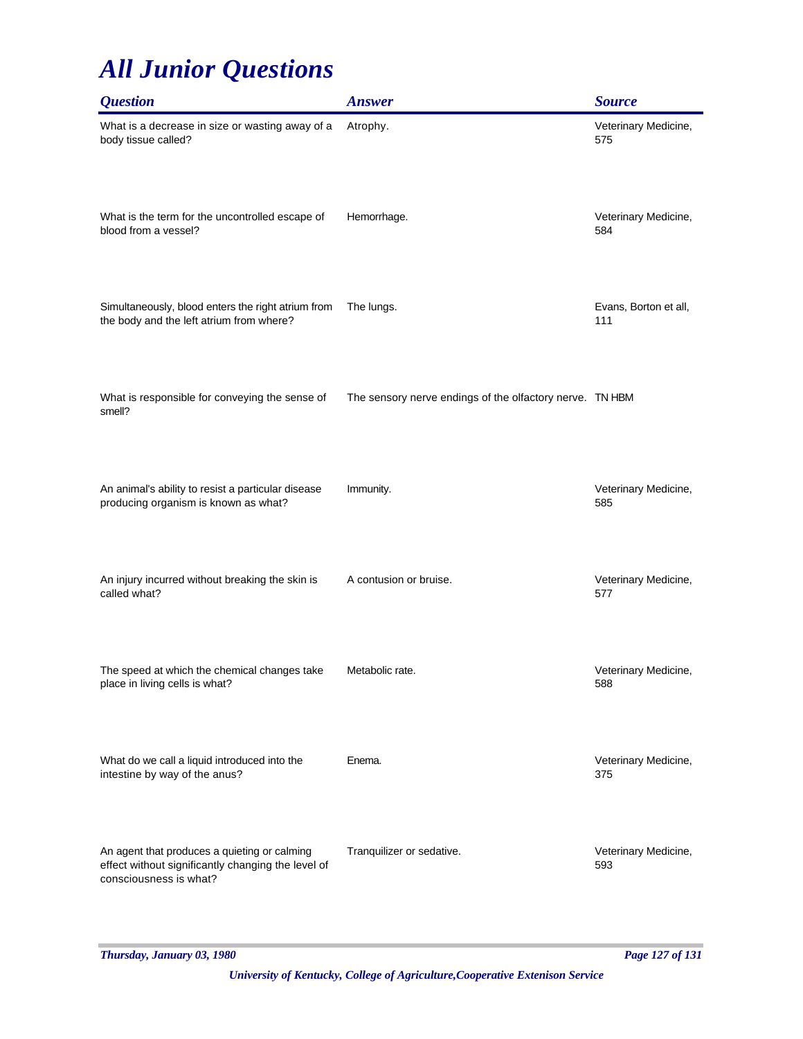# *All Junior Questions*

| *Question* | *Answer* | *Source* |
|---|---|---|
| What is a decrease in size or wasting away of a body tissue called? | Atrophy. | Veterinary Medicine, 575 |
| What is the term for the uncontrolled escape of blood from a vessel? | Hemorrhage. | Veterinary Medicine, 584 |
| Simultaneously, blood enters the right atrium from the body and the left atrium from where? | The lungs. | Evans, Borton et all, 111 |
| What is responsible for conveying the sense of smell? | The sensory nerve endings of the olfactory nerve. | TN HBM |
| An animal's ability to resist a particular disease producing organism is known as what? | Immunity. | Veterinary Medicine, 585 |
| An injury incurred without breaking the skin is called what? | A contusion or bruise. | Veterinary Medicine, 577 |
| The speed at which the chemical changes take place in living cells is what? | Metabolic rate. | Veterinary Medicine, 588 |
| What do we call a liquid introduced into the intestine by way of the anus? | Enema. | Veterinary Medicine, 375 |
| An agent that produces a quieting or calming effect without significantly changing the level of consciousness is what? | Tranquilizer or sedative. | Veterinary Medicine, 593 |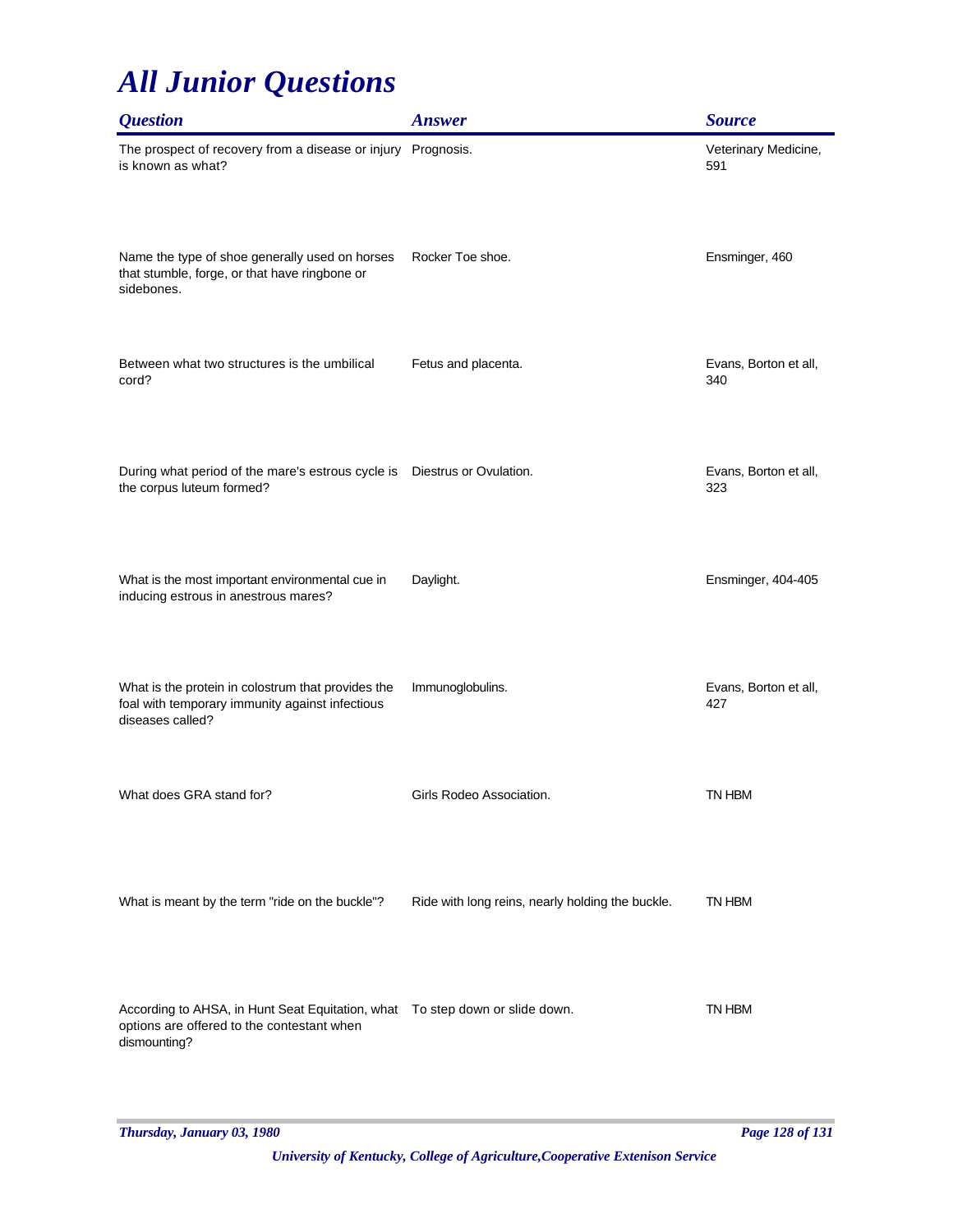# All Junior Questions

| Question | Answer | Source |
|---|---|---|
| The prospect of recovery from a disease or injury is known as what? | Prognosis. | Veterinary Medicine, 591 |
| Name the type of shoe generally used on horses that stumble, forge, or that have ringbone or sidebones. | Rocker Toe shoe. | Ensminger, 460 |
| Between what two structures is the umbilical cord? | Fetus and placenta. | Evans, Borton et all, 340 |
| During what period of the mare's estrous cycle is the corpus luteum formed? | Diestrus or Ovulation. | Evans, Borton et all, 323 |
| What is the most important environmental cue in inducing estrous in anestrous mares? | Daylight. | Ensminger, 404-405 |
| What is the protein in colostrum that provides the foal with temporary immunity against infectious diseases called? | Immunoglobulins. | Evans, Borton et all, 427 |
| What does GRA stand for? | Girls Rodeo Association. | TN HBM |
| What is meant by the term "ride on the buckle"? | Ride with long reins, nearly holding the buckle. | TN HBM |
| According to AHSA, in Hunt Seat Equitation, what options are offered to the contestant when dismounting? | To step down or slide down. | TN HBM |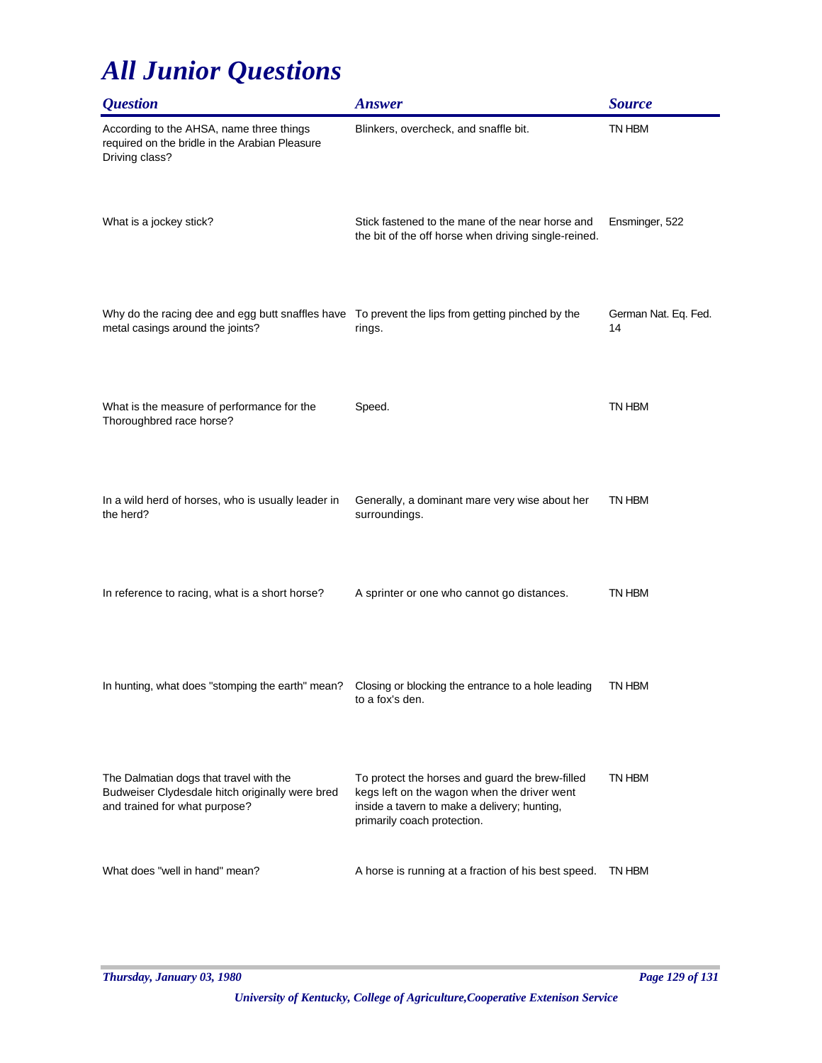# All Junior Questions

| Question | Answer | Source |
|---|---|---|
| According to the AHSA, name three things required on the bridle in the Arabian Pleasure Driving class? | Blinkers, overcheck, and snaffle bit. | TN HBM |
| What is a jockey stick? | Stick fastened to the mane of the near horse and the bit of the off horse when driving single-reined. | Ensminger, 522 |
| Why do the racing dee and egg butt snaffles have metal casings around the joints? | To prevent the lips from getting pinched by the rings. | German Nat. Eq. Fed. 14 |
| What is the measure of performance for the Thoroughbred race horse? | Speed. | TN HBM |
| In a wild herd of horses, who is usually leader in the herd? | Generally, a dominant mare very wise about her surroundings. | TN HBM |
| In reference to racing, what is a short horse? | A sprinter or one who cannot go distances. | TN HBM |
| In hunting, what does "stomping the earth" mean? | Closing or blocking the entrance to a hole leading to a fox's den. | TN HBM |
| The Dalmatian dogs that travel with the Budweiser Clydesdale hitch originally were bred and trained for what purpose? | To protect the horses and guard the brew-filled kegs left on the wagon when the driver went inside a tavern to make a delivery; hunting, primarily coach protection. | TN HBM |
| What does "well in hand" mean? | A horse is running at a fraction of his best speed. | TN HBM |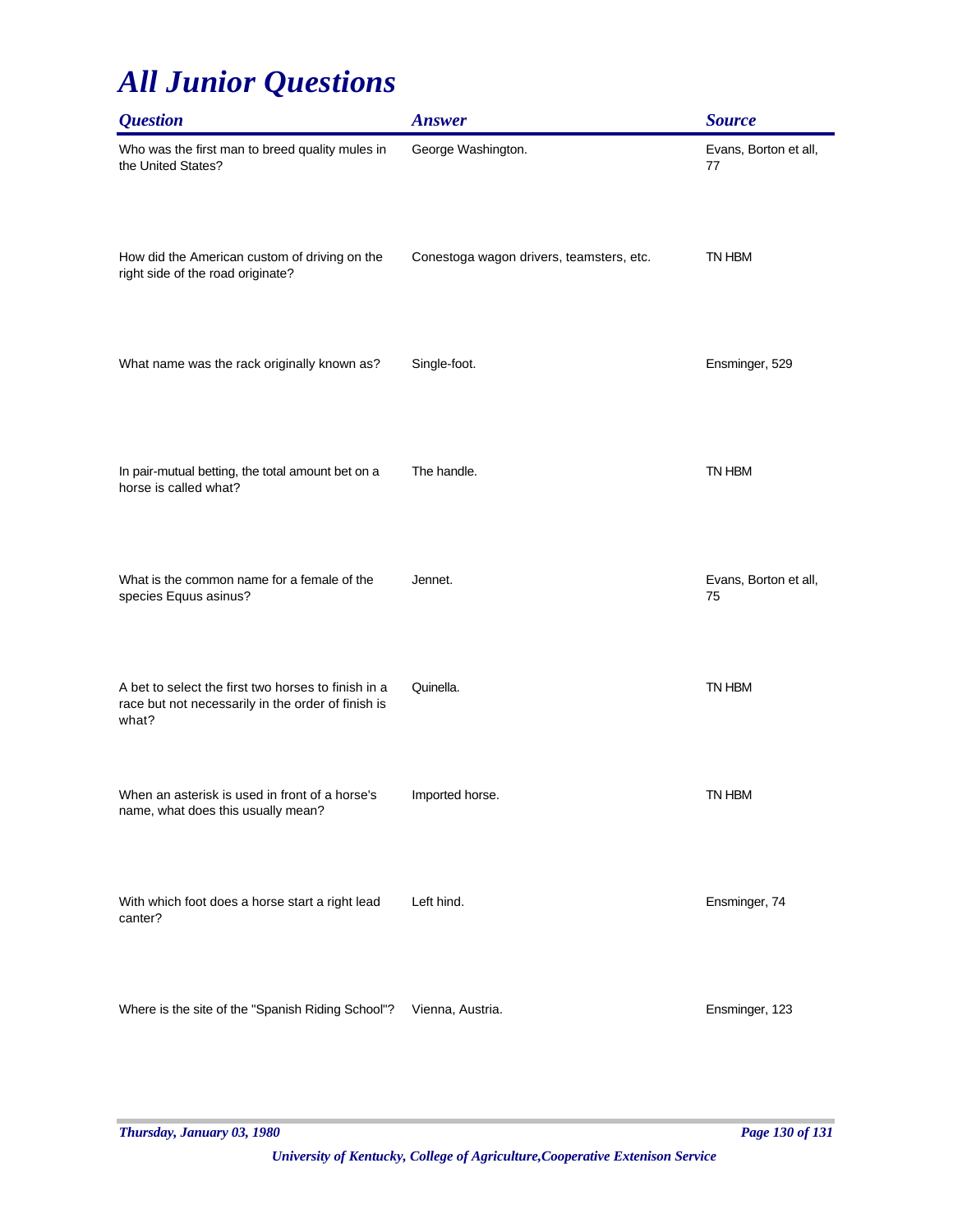# All Junior Questions

| Question | Answer | Source |
|---|---|---|
| Who was the first man to breed quality mules in the United States? | George Washington. | Evans, Borton et all, 77 |
| How did the American custom of driving on the right side of the road originate? | Conestoga wagon drivers, teamsters, etc. | TN HBM |
| What name was the rack originally known as? | Single-foot. | Ensminger, 529 |
| In pair-mutual betting, the total amount bet on a horse is called what? | The handle. | TN HBM |
| What is the common name for a female of the species Equus asinus? | Jennet. | Evans, Borton et all, 75 |
| A bet to select the first two horses to finish in a race but not necessarily in the order of finish is what? | Quinella. | TN HBM |
| When an asterisk is used in front of a horse's name, what does this usually mean? | Imported horse. | TN HBM |
| With which foot does a horse start a right lead canter? | Left hind. | Ensminger, 74 |
| Where is the site of the "Spanish Riding School"? | Vienna, Austria. | Ensminger, 123 |

*Thursday, January 03, 1980*

*University of Kentucky, College of Agriculture,Cooperative Extenison Service*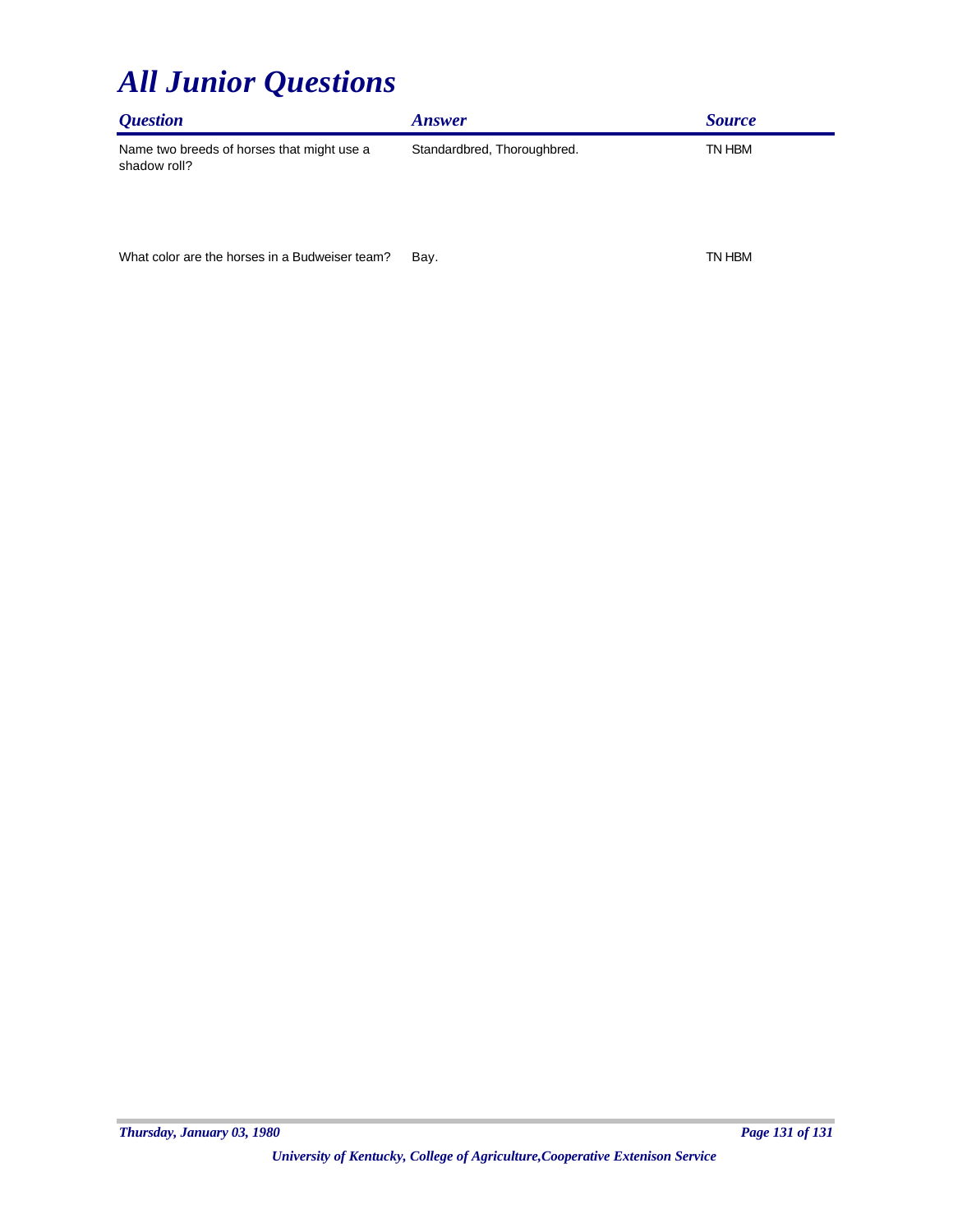# All Junior Questions

| Question | Answer | Source |
| --- | --- | --- |
| Name two breeds of horses that might use a shadow roll? | Standardbred, Thoroughbred. | TN HBM |
| What color are the horses in a Budweiser team? | Bay. | TN HBM |